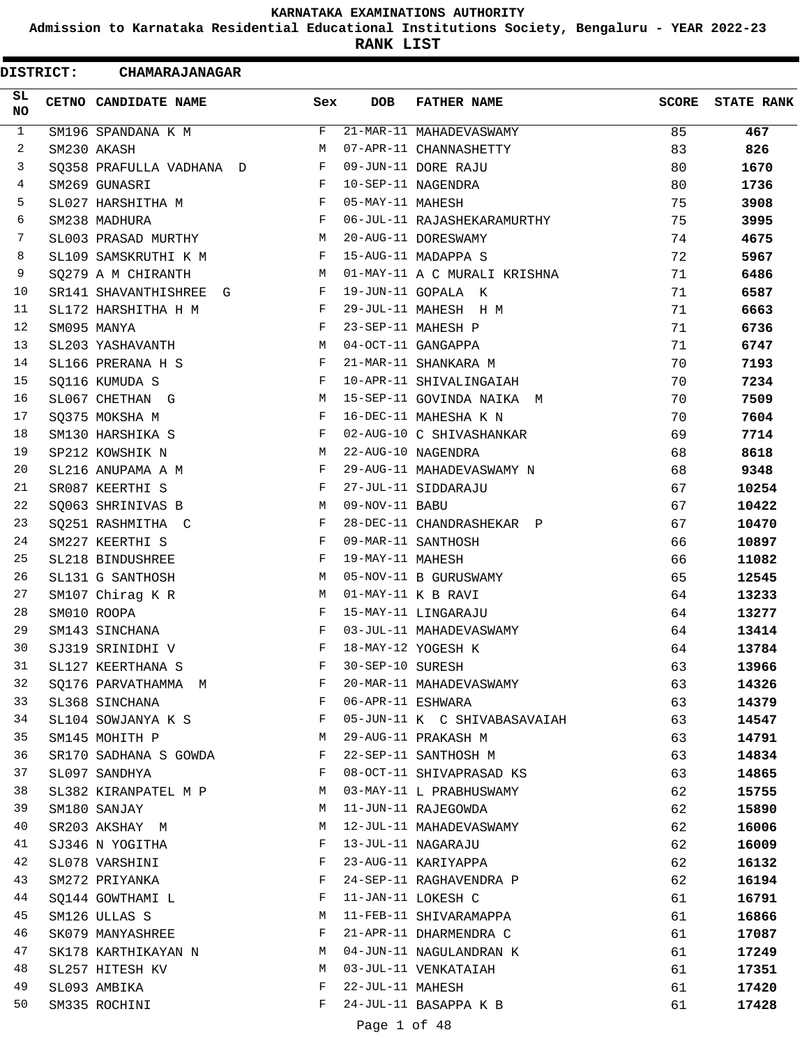# KARNATAKA EXAMINATIONS AUTHORITY

## Admission to Karnataka Residential Educational Institutions Society, Bengaluru - YEAR 2022-23

## RANK LIST

**DISTRICT: CHAMARAJANAGAR**

| SL NO | CETNO | CANDIDATE NAME | Sex | DOB | FATHER NAME | SCORE | STATE RANK |
|---|---|---|---|---|---|---|---|
| 1 | SM196 | SPANDANA K M | F | 21-MAR-11 | MAHADEVASWAMY | 85 | **467** |
| 2 | SM230 | AKASH | M | 07-APR-11 | CHANNASHETTY | 83 | **826** |
| 3 | SQ358 | PRAFULLA VADHANA D | F | 09-JUN-11 | DORE RAJU | 80 | **1670** |
| 4 | SM269 | GUNASRI | F | 10-SEP-11 | NAGENDRA | 80 | **1736** |
| 5 | SL027 | HARSHITHA M | F | 05-MAY-11 | MAHESH | 75 | **3908** |
| 6 | SM238 | MADHURA | F | 06-JUL-11 | RAJASHEKARAMURTHY | 75 | **3995** |
| 7 | SL003 | PRASAD MURTHY | M | 20-AUG-11 | DORESWAMY | 74 | **4675** |
| 8 | SL109 | SAMSKRUTHI K M | F | 15-AUG-11 | MADAPPA S | 72 | **5967** |
| 9 | SQ279 | A M CHIRANTH | M | 01-MAY-11 | A C MURALI KRISHNA | 71 | **6486** |
| 10 | SR141 | SHAVANTHISHREE G | F | 19-JUN-11 | GOPALA K | 71 | **6587** |
| 11 | SL172 | HARSHITHA H M | F | 29-JUL-11 | MAHESH H M | 71 | **6663** |
| 12 | SM095 | MANYA | F | 23-SEP-11 | MAHESH P | 71 | **6736** |
| 13 | SL203 | YASHAVANTH | M | 04-OCT-11 | GANGAPPA | 71 | **6747** |
| 14 | SL166 | PRERANA H S | F | 21-MAR-11 | SHANKARA M | 70 | **7193** |
| 15 | SQ116 | KUMUDA S | F | 10-APR-11 | SHIVALINGAIAH | 70 | **7234** |
| 16 | SL067 | CHETHAN G | M | 15-SEP-11 | GOVINDA NAIKA M | 70 | **7509** |
| 17 | SQ375 | MOKSHA M | F | 16-DEC-11 | MAHESHA K N | 70 | **7604** |
| 18 | SM130 | HARSHIKA S | F | 02-AUG-10 | C SHIVASHANKAR | 69 | **7714** |
| 19 | SP212 | KOWSHIK N | M | 22-AUG-10 | NAGENDRA | 68 | **8618** |
| 20 | SL216 | ANUPAMA A M | F | 29-AUG-11 | MAHADEVASWAMY N | 68 | **9348** |
| 21 | SR087 | KEERTHI S | F | 27-JUL-11 | SIDDARAJU | 67 | **10254** |
| 22 | SQ063 | SHRINIVAS B | M | 09-NOV-11 | BABU | 67 | **10422** |
| 23 | SQ251 | RASHMITHA C | F | 28-DEC-11 | CHANDRASHEKAR P | 67 | **10470** |
| 24 | SM227 | KEERTHI S | F | 09-MAR-11 | SANTHOSH | 66 | **10897** |
| 25 | SL218 | BINDUSHREE | F | 19-MAY-11 | MAHESH | 66 | **11082** |
| 26 | SL131 | G SANTHOSH | M | 05-NOV-11 | B GURUSWAMY | 65 | **12545** |
| 27 | SM107 | Chirag K R | M | 01-MAY-11 | K B RAVI | 64 | **13233** |
| 28 | SM010 | ROOPA | F | 15-MAY-11 | LINGARAJU | 64 | **13277** |
| 29 | SM143 | SINCHANA | F | 03-JUL-11 | MAHADEVASWAMY | 64 | **13414** |
| 30 | SJ319 | SRINIDHI V | F | 18-MAY-12 | YOGESH K | 64 | **13784** |
| 31 | SL127 | KEERTHANA S | F | 30-SEP-10 | SURESH | 63 | **13966** |
| 32 | SQ176 | PARVATHAMMA M | F | 20-MAR-11 | MAHADEVASWAMY | 63 | **14326** |
| 33 | SL368 | SINCHANA | F | 06-APR-11 | ESHWARA | 63 | **14379** |
| 34 | SL104 | SOWJANYA K S | F | 05-JUN-11 | K C SHIVABASAVAIAH | 63 | **14547** |
| 35 | SM145 | MOHITH P | M | 29-AUG-11 | PRAKASH M | 63 | **14791** |
| 36 | SR170 | SADHANA S GOWDA | F | 22-SEP-11 | SANTHOSH M | 63 | **14834** |
| 37 | SL097 | SANDHYA | F | 08-OCT-11 | SHIVAPRASAD KS | 63 | **14865** |
| 38 | SL382 | KIRANPATEL M P | M | 03-MAY-11 | L PRABHUSWAMY | 62 | **15755** |
| 39 | SM180 | SANJAY | M | 11-JUN-11 | RAJEGOWDA | 62 | **15890** |
| 40 | SR203 | AKSHAY M | M | 12-JUL-11 | MAHADEVASWAMY | 62 | **16006** |
| 41 | SJ346 | N YOGITHA | F | 13-JUL-11 | NAGARAJU | 62 | **16009** |
| 42 | SL078 | VARSHINI | F | 23-AUG-11 | KARIYAPPA | 62 | **16132** |
| 43 | SM272 | PRIYANKA | F | 24-SEP-11 | RAGHAVENDRA P | 62 | **16194** |
| 44 | SQ144 | GOWTHAMI L | F | 11-JAN-11 | LOKESH C | 61 | **16791** |
| 45 | SM126 | ULLAS S | M | 11-FEB-11 | SHIVARAMAPPA | 61 | **16866** |
| 46 | SK079 | MANYASHREE | F | 21-APR-11 | DHARMENDRA C | 61 | **17087** |
| 47 | SK178 | KARTHIKAYAN N | M | 04-JUN-11 | NAGULANDRAN K | 61 | **17249** |
| 48 | SL257 | HITESH KV | M | 03-JUL-11 | VENKATAIAH | 61 | **17351** |
| 49 | SL093 | AMBIKA | F | 22-JUL-11 | MAHESH | 61 | **17420** |
| 50 | SM335 | ROCHINI | F | 24-JUL-11 | BASAPPA K B | 61 | **17428** |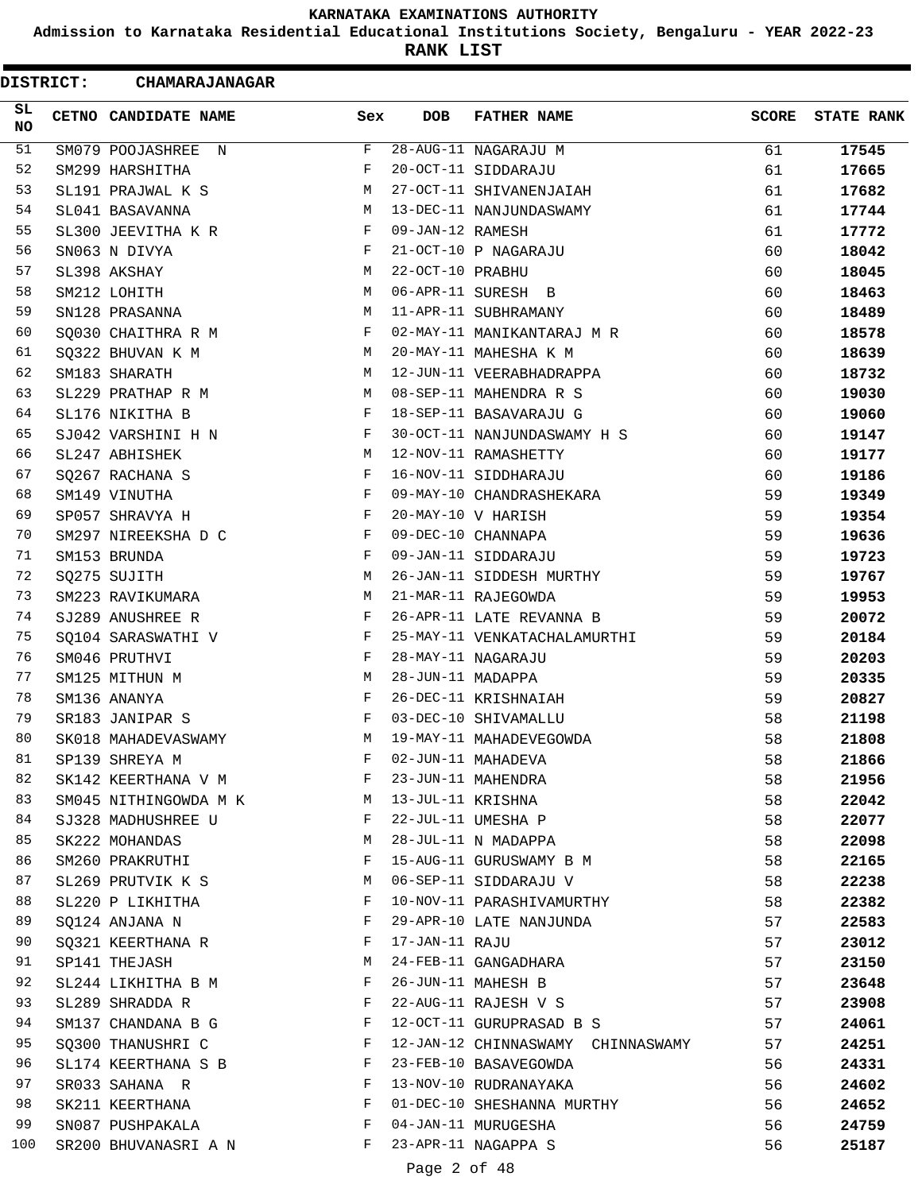KARNATAKA EXAMINATIONS AUTHORITY

Admission to Karnataka Residential Educational Institutions Society, Bengaluru - YEAR 2022-23

RANK LIST

**DISTRICT: CHAMARAJANAGAR**

| SL NO | CETNO | CANDIDATE NAME | Sex | DOB | FATHER NAME | SCORE | STATE RANK |
|---|---|---|---|---|---|---|---|
| 51 | SM079 | POOJASHREE N | F | 28-AUG-11 | NAGARAJU M | 61 | **17545** |
| 52 | SM299 | HARSHITHA | F | 20-OCT-11 | SIDDARAJU | 61 | **17665** |
| 53 | SL191 | PRAJWAL K S | M | 27-OCT-11 | SHIVANENJAIAH | 61 | **17682** |
| 54 | SL041 | BASAVANNA | M | 13-DEC-11 | NANJUNDASWAMY | 61 | **17744** |
| 55 | SL300 | JEEVITHA K R | F | 09-JAN-12 | RAMESH | 61 | **17772** |
| 56 | SN063 | N DIVYA | F | 21-OCT-10 | P NAGARAJU | 60 | **18042** |
| 57 | SL398 | AKSHAY | M | 22-OCT-10 | PRABHU | 60 | **18045** |
| 58 | SM212 | LOHITH | M | 06-APR-11 | SURESH B | 60 | **18463** |
| 59 | SN128 | PRASANNA | M | 11-APR-11 | SUBHRAMANY | 60 | **18489** |
| 60 | SQ030 | CHAITHRA R M | F | 02-MAY-11 | MANIKANTARAJ M R | 60 | **18578** |
| 61 | SQ322 | BHUVAN K M | M | 20-MAY-11 | MAHESHA K M | 60 | **18639** |
| 62 | SM183 | SHARATH | M | 12-JUN-11 | VEERABHADRAPPA | 60 | **18732** |
| 63 | SL229 | PRATHAP R M | M | 08-SEP-11 | MAHENDRA R S | 60 | **19030** |
| 64 | SL176 | NIKITHA B | F | 18-SEP-11 | BASAVARAJU G | 60 | **19060** |
| 65 | SJ042 | VARSHINI H N | F | 30-OCT-11 | NANJUNDASWAMY H S | 60 | **19147** |
| 66 | SL247 | ABHISHEK | M | 12-NOV-11 | RAMASHETTY | 60 | **19177** |
| 67 | SQ267 | RACHANA S | F | 16-NOV-11 | SIDDHARAJU | 60 | **19186** |
| 68 | SM149 | VINUTHA | F | 09-MAY-10 | CHANDRASHEKARA | 59 | **19349** |
| 69 | SP057 | SHRAVYA H | F | 20-MAY-10 | V HARISH | 59 | **19354** |
| 70 | SM297 | NIREEKSHA D C | F | 09-DEC-10 | CHANNAPA | 59 | **19636** |
| 71 | SM153 | BRUNDA | F | 09-JAN-11 | SIDDARAJU | 59 | **19723** |
| 72 | SQ275 | SUJITH | M | 26-JAN-11 | SIDDESH MURTHY | 59 | **19767** |
| 73 | SM223 | RAVIKUMARA | M | 21-MAR-11 | RAJEGOWDA | 59 | **19953** |
| 74 | SJ289 | ANUSHREE R | F | 26-APR-11 | LATE REVANNA B | 59 | **20072** |
| 75 | SQ104 | SARASWATHI V | F | 25-MAY-11 | VENKATACHALAMURTHI | 59 | **20184** |
| 76 | SM046 | PRUTHVI | F | 28-MAY-11 | NAGARAJU | 59 | **20203** |
| 77 | SM125 | MITHUN M | M | 28-JUN-11 | MADAPPA | 59 | **20335** |
| 78 | SM136 | ANANYA | F | 26-DEC-11 | KRISHNAIAH | 59 | **20827** |
| 79 | SR183 | JANIPAR S | F | 03-DEC-10 | SHIVAMALLU | 58 | **21198** |
| 80 | SK018 | MAHADEVASWAMY | M | 19-MAY-11 | MAHADEVEGOWDA | 58 | **21808** |
| 81 | SP139 | SHREYA M | F | 02-JUN-11 | MAHADEVA | 58 | **21866** |
| 82 | SK142 | KEERTHANA V M | F | 23-JUN-11 | MAHENDRA | 58 | **21956** |
| 83 | SM045 | NITHINGOWDA M K | M | 13-JUL-11 | KRISHNA | 58 | **22042** |
| 84 | SJ328 | MADHUSHREE U | F | 22-JUL-11 | UMESHA P | 58 | **22077** |
| 85 | SK222 | MOHANDAS | M | 28-JUL-11 | N MADAPPA | 58 | **22098** |
| 86 | SM260 | PRAKRUTHI | F | 15-AUG-11 | GURUSWAMY B M | 58 | **22165** |
| 87 | SL269 | PRUTVIK K S | M | 06-SEP-11 | SIDDARAJU V | 58 | **22238** |
| 88 | SL220 | P LIKHITHA | F | 10-NOV-11 | PARASHIVAMURTHY | 58 | **22382** |
| 89 | SQ124 | ANJANA N | F | 29-APR-10 | LATE NANJUNDA | 57 | **22583** |
| 90 | SQ321 | KEERTHANA R | F | 17-JAN-11 | RAJU | 57 | **23012** |
| 91 | SP141 | THEJASH | M | 24-FEB-11 | GANGADHARA | 57 | **23150** |
| 92 | SL244 | LIKHITHA B M | F | 26-JUN-11 | MAHESH B | 57 | **23648** |
| 93 | SL289 | SHRADDA R | F | 22-AUG-11 | RAJESH V S | 57 | **23908** |
| 94 | SM137 | CHANDANA B G | F | 12-OCT-11 | GURUPRASAD B S | 57 | **24061** |
| 95 | SQ300 | THANUSHRI C | F | 12-JAN-12 | CHINNASWAMY CHINNASWAMY | 57 | **24251** |
| 96 | SL174 | KEERTHANA S B | F | 23-FEB-10 | BASAVEGOWDA | 56 | **24331** |
| 97 | SR033 | SAHANA R | F | 13-NOV-10 | RUDRANAYAKA | 56 | **24602** |
| 98 | SK211 | KEERTHANA | F | 01-DEC-10 | SHESHANNA MURTHY | 56 | **24652** |
| 99 | SN087 | PUSHPAKALA | F | 04-JAN-11 | MURUGESHA | 56 | **24759** |
| 100 | SR200 | BHUVANASRI A N | F | 23-APR-11 | NAGAPPA S | 56 | **25187** |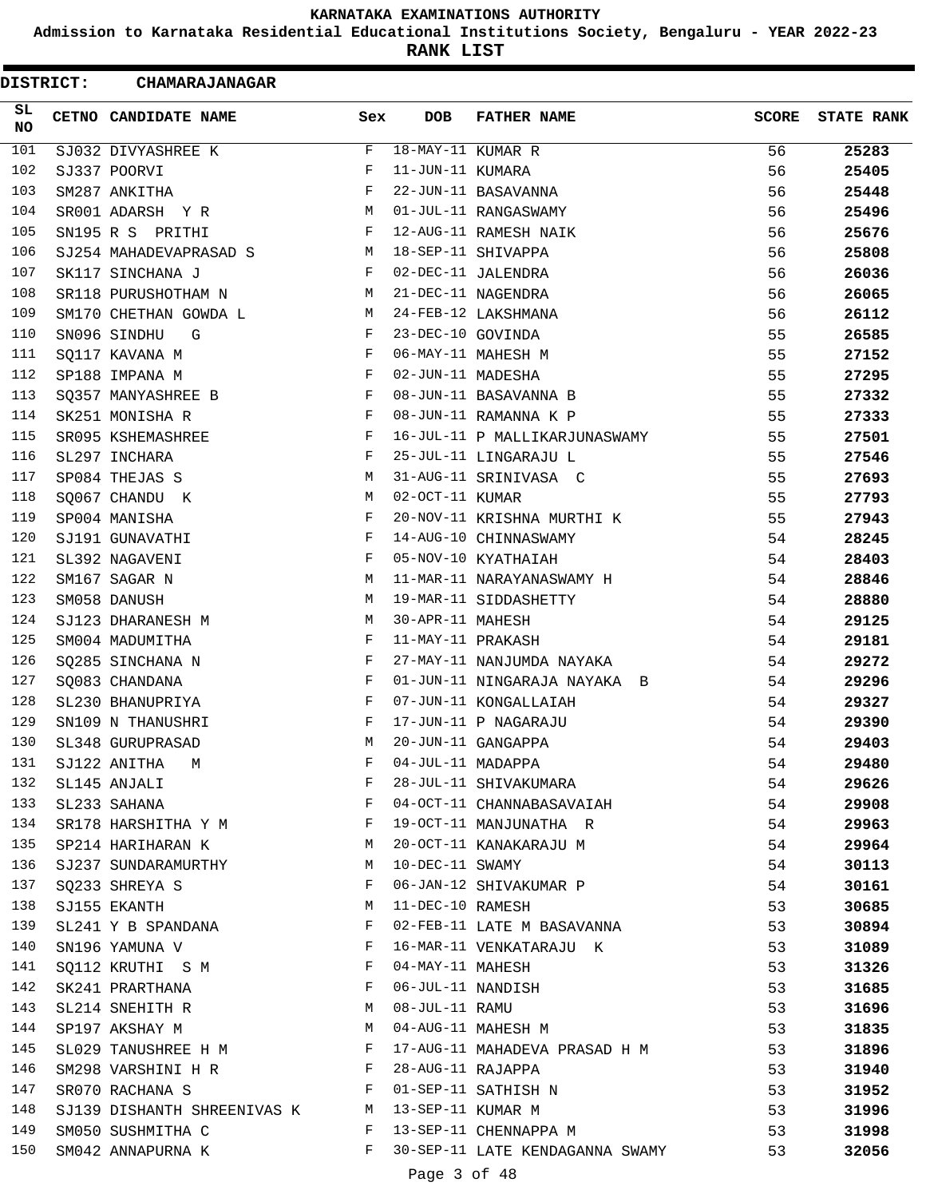KARNATAKA EXAMINATIONS AUTHORITY

Admission to Karnataka Residential Educational Institutions Society, Bengaluru - YEAR 2022-23

**RANK LIST**

**DISTRICT: CHAMARAJANAGAR**

| SL NO | CETNO | CANDIDATE NAME | Sex | DOB | FATHER NAME | SCORE | STATE RANK |
|---|---|---|---|---|---|---|---|
| 101 | SJ032 | DIVYASHREE K | F | 18-MAY-11 | KUMAR R | 56 | **25283** |
| 102 | SJ337 | POORVI | F | 11-JUN-11 | KUMARA | 56 | **25405** |
| 103 | SM287 | ANKITHA | F | 22-JUN-11 | BASAVANNA | 56 | **25448** |
| 104 | SR001 | ADARSH Y R | M | 01-JUL-11 | RANGASWAMY | 56 | **25496** |
| 105 | SN195 | R S PRITHI | F | 12-AUG-11 | RAMESH NAIK | 56 | **25676** |
| 106 | SJ254 | MAHADEVAPRASAD S | M | 18-SEP-11 | SHIVAPPA | 56 | **25808** |
| 107 | SK117 | SINCHANA J | F | 02-DEC-11 | JALENDRA | 56 | **26036** |
| 108 | SR118 | PURUSHOTHAM N | M | 21-DEC-11 | NAGENDRA | 56 | **26065** |
| 109 | SM170 | CHETHAN GOWDA L | M | 24-FEB-12 | LAKSHMANA | 56 | **26112** |
| 110 | SN096 | SINDHU G | F | 23-DEC-10 | GOVINDA | 55 | **26585** |
| 111 | SQ117 | KAVANA M | F | 06-MAY-11 | MAHESH M | 55 | **27152** |
| 112 | SP188 | IMPANA M | F | 02-JUN-11 | MADESHA | 55 | **27295** |
| 113 | SQ357 | MANYASHREE B | F | 08-JUN-11 | BASAVANNA B | 55 | **27332** |
| 114 | SK251 | MONISHA R | F | 08-JUN-11 | RAMANNA K P | 55 | **27333** |
| 115 | SR095 | KSHEMASHREE | F | 16-JUL-11 | P MALLIKARJUNASWAMY | 55 | **27501** |
| 116 | SL297 | INCHARA | F | 25-JUL-11 | LINGARAJU L | 55 | **27546** |
| 117 | SP084 | THEJAS S | M | 31-AUG-11 | SRINIVASA C | 55 | **27693** |
| 118 | SQ067 | CHANDU K | M | 02-OCT-11 | KUMAR | 55 | **27793** |
| 119 | SP004 | MANISHA | F | 20-NOV-11 | KRISHNA MURTHI K | 55 | **27943** |
| 120 | SJ191 | GUNAVATHI | F | 14-AUG-10 | CHINNASWAMY | 54 | **28245** |
| 121 | SL392 | NAGAVENI | F | 05-NOV-10 | KYATHAIAH | 54 | **28403** |
| 122 | SM167 | SAGAR N | M | 11-MAR-11 | NARAYANASWAMY H | 54 | **28846** |
| 123 | SM058 | DANUSH | M | 19-MAR-11 | SIDDASHETTY | 54 | **28880** |
| 124 | SJ123 | DHARANESH M | M | 30-APR-11 | MAHESH | 54 | **29125** |
| 125 | SM004 | MADUMITHA | F | 11-MAY-11 | PRAKASH | 54 | **29181** |
| 126 | SQ285 | SINCHANA N | F | 27-MAY-11 | NANJUMDA NAYAKA | 54 | **29272** |
| 127 | SQ083 | CHANDANA | F | 01-JUN-11 | NINGARAJA NAYAKA B | 54 | **29296** |
| 128 | SL230 | BHANUPRIYA | F | 07-JUN-11 | KONGALLAIAH | 54 | **29327** |
| 129 | SN109 | N THANUSHRI | F | 17-JUN-11 | P NAGARAJU | 54 | **29390** |
| 130 | SL348 | GURUPRASAD | M | 20-JUN-11 | GANGAPPA | 54 | **29403** |
| 131 | SJ122 | ANITHA M | F | 04-JUL-11 | MADAPPA | 54 | **29480** |
| 132 | SL145 | ANJALI | F | 28-JUL-11 | SHIVAKUMARA | 54 | **29626** |
| 133 | SL233 | SAHANA | F | 04-OCT-11 | CHANNABASAVAIAH | 54 | **29908** |
| 134 | SR178 | HARSHITHA Y M | F | 19-OCT-11 | MANJUNATHA R | 54 | **29963** |
| 135 | SP214 | HARIHARAN K | M | 20-OCT-11 | KANAKARAJU M | 54 | **29964** |
| 136 | SJ237 | SUNDARAMURTHY | M | 10-DEC-11 | SWAMY | 54 | **30113** |
| 137 | SQ233 | SHREYA S | F | 06-JAN-12 | SHIVAKUMAR P | 54 | **30161** |
| 138 | SJ155 | EKANTH | M | 11-DEC-10 | RAMESH | 53 | **30685** |
| 139 | SL241 | Y B SPANDANA | F | 02-FEB-11 | LATE M BASAVANNA | 53 | **30894** |
| 140 | SN196 | YAMUNA V | F | 16-MAR-11 | VENKATARAJU K | 53 | **31089** |
| 141 | SQ112 | KRUTHI S M | F | 04-MAY-11 | MAHESH | 53 | **31326** |
| 142 | SK241 | PRARTHANA | F | 06-JUL-11 | NANDISH | 53 | **31685** |
| 143 | SL214 | SNEHITH R | M | 08-JUL-11 | RAMU | 53 | **31696** |
| 144 | SP197 | AKSHAY M | M | 04-AUG-11 | MAHESH M | 53 | **31835** |
| 145 | SL029 | TANUSHREE H M | F | 17-AUG-11 | MAHADEVA PRASAD H M | 53 | **31896** |
| 146 | SM298 | VARSHINI H R | F | 28-AUG-11 | RAJAPPA | 53 | **31940** |
| 147 | SR070 | RACHANA S | F | 01-SEP-11 | SATHISH N | 53 | **31952** |
| 148 | SJ139 | DISHANTH SHREENIVAS K | M | 13-SEP-11 | KUMAR M | 53 | **31996** |
| 149 | SM050 | SUSHMITHA C | F | 13-SEP-11 | CHENNAPPA M | 53 | **31998** |
| 150 | SM042 | ANNAPURNA K | F | 30-SEP-11 | LATE KENDAGANNA SWAMY | 53 | **32056** |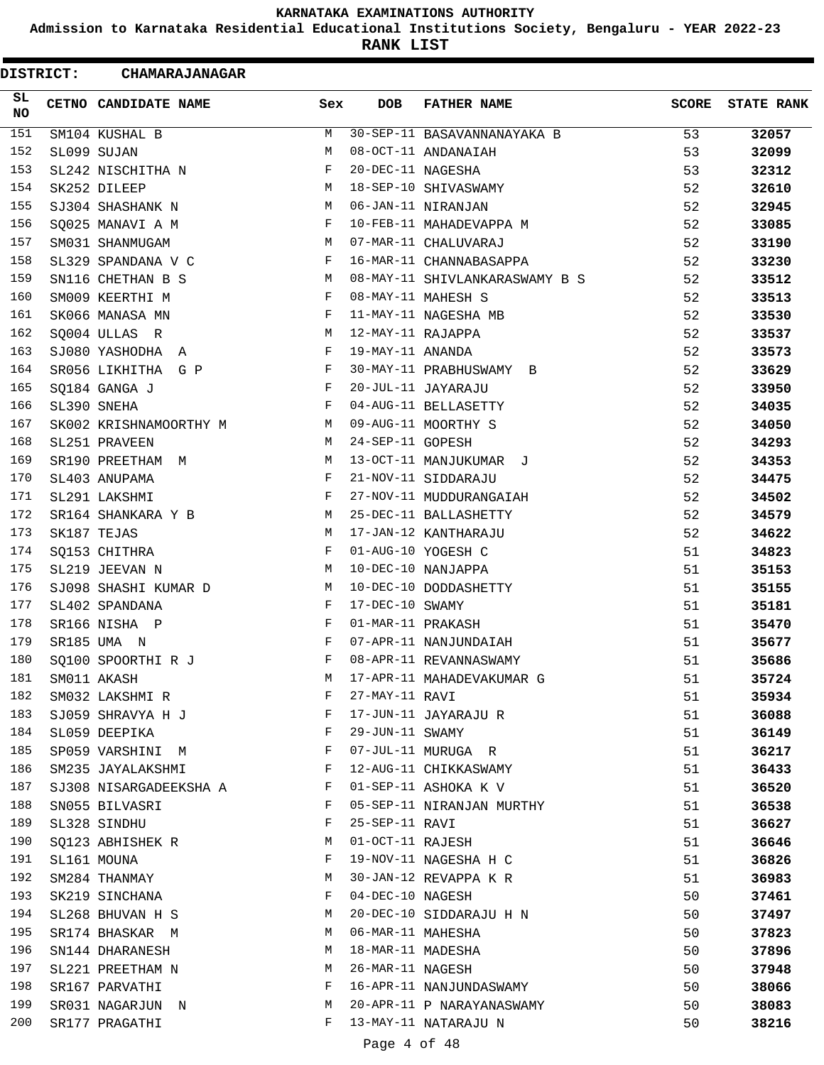**KARNATAKA EXAMINATIONS AUTHORITY**

**Admission to Karnataka Residential Educational Institutions Society, Bengaluru - YEAR 2022-23**

**RANK LIST**

**DISTRICT: CHAMARAJANAGAR**

| SL NO | CETNO | CANDIDATE NAME | Sex | DOB | FATHER NAME | SCORE | STATE RANK |
|---|---|---|---|---|---|---|---|
| 151 | SM104 | KUSHAL B | M | 30-SEP-11 | BASAVANNANAYAKA B | 53 | 32057 |
| 152 | SL099 | SUJAN | M | 08-OCT-11 | ANDANAIAH | 53 | 32099 |
| 153 | SL242 | NISCHITHA N | F | 20-DEC-11 | NAGESHA | 53 | 32312 |
| 154 | SK252 | DILEEP | M | 18-SEP-10 | SHIVASWAMY | 52 | 32610 |
| 155 | SJ304 | SHASHANK N | M | 06-JAN-11 | NIRANJAN | 52 | 32945 |
| 156 | SQ025 | MANAVI A M | F | 10-FEB-11 | MAHADEVAPPA M | 52 | 33085 |
| 157 | SM031 | SHANMUGAM | M | 07-MAR-11 | CHALUVARAJ | 52 | 33190 |
| 158 | SL329 | SPANDANA V C | F | 16-MAR-11 | CHANNABASAPPA | 52 | 33230 |
| 159 | SN116 | CHETHAN B S | M | 08-MAY-11 | SHIVLANKARASWAMY B S | 52 | 33512 |
| 160 | SM009 | KEERTHI M | F | 08-MAY-11 | MAHESH S | 52 | 33513 |
| 161 | SK066 | MANASA MN | F | 11-MAY-11 | NAGESHA MB | 52 | 33530 |
| 162 | SQ004 | ULLAS R | M | 12-MAY-11 | RAJAPPA | 52 | 33537 |
| 163 | SJ080 | YASHODHA A | F | 19-MAY-11 | ANANDA | 52 | 33573 |
| 164 | SR056 | LIKHITHA G P | F | 30-MAY-11 | PRABHUSWAMY B | 52 | 33629 |
| 165 | SQ184 | GANGA J | F | 20-JUL-11 | JAYARAJU | 52 | 33950 |
| 166 | SL390 | SNEHA | F | 04-AUG-11 | BELLASETTY | 52 | 34035 |
| 167 | SK002 | KRISHNAMOORTHY M | M | 09-AUG-11 | MOORTHY S | 52 | 34050 |
| 168 | SL251 | PRAVEEN | M | 24-SEP-11 | GOPESH | 52 | 34293 |
| 169 | SR190 | PREETHAM M | M | 13-OCT-11 | MANJUKUMAR J | 52 | 34353 |
| 170 | SL403 | ANUPAMA | F | 21-NOV-11 | SIDDARAJU | 52 | 34475 |
| 171 | SL291 | LAKSHMI | F | 27-NOV-11 | MUDDURANGAIAH | 52 | 34502 |
| 172 | SR164 | SHANKARA Y B | M | 25-DEC-11 | BALLASHETTY | 52 | 34579 |
| 173 | SK187 | TEJAS | M | 17-JAN-12 | KANTHARAJU | 52 | 34622 |
| 174 | SQ153 | CHITHRA | F | 01-AUG-10 | YOGESH C | 51 | 34823 |
| 175 | SL219 | JEEVAN N | M | 10-DEC-10 | NANJAPPA | 51 | 35153 |
| 176 | SJ098 | SHASHI KUMAR D | M | 10-DEC-10 | DODDASHETTY | 51 | 35155 |
| 177 | SL402 | SPANDANA | F | 17-DEC-10 | SWAMY | 51 | 35181 |
| 178 | SR166 | NISHA P | F | 01-MAR-11 | PRAKASH | 51 | 35470 |
| 179 | SR185 | UMA N | F | 07-APR-11 | NANJUNDAIAH | 51 | 35677 |
| 180 | SQ100 | SPOORTHI R J | F | 08-APR-11 | REVANNASWAMY | 51 | 35686 |
| 181 | SM011 | AKASH | M | 17-APR-11 | MAHADEVAKUMAR G | 51 | 35724 |
| 182 | SM032 | LAKSHMI R | F | 27-MAY-11 | RAVI | 51 | 35934 |
| 183 | SJ059 | SHRAVYA H J | F | 17-JUN-11 | JAYARAJU R | 51 | 36088 |
| 184 | SL059 | DEEPIKA | F | 29-JUN-11 | SWAMY | 51 | 36149 |
| 185 | SP059 | VARSHINI M | F | 07-JUL-11 | MURUGA R | 51 | 36217 |
| 186 | SM235 | JAYALAKSHMI | F | 12-AUG-11 | CHIKKASWAMY | 51 | 36433 |
| 187 | SJ308 | NISARGADEEKSHA A | F | 01-SEP-11 | ASHOKA K V | 51 | 36520 |
| 188 | SN055 | BILVASRI | F | 05-SEP-11 | NIRANJAN MURTHY | 51 | 36538 |
| 189 | SL328 | SINDHU | F | 25-SEP-11 | RAVI | 51 | 36627 |
| 190 | SQ123 | ABHISHEK R | M | 01-OCT-11 | RAJESH | 51 | 36646 |
| 191 | SL161 | MOUNA | F | 19-NOV-11 | NAGESHA H C | 51 | 36826 |
| 192 | SM284 | THANMAY | M | 30-JAN-12 | REVAPPA K R | 51 | 36983 |
| 193 | SK219 | SINCHANA | F | 04-DEC-10 | NAGESH | 50 | 37461 |
| 194 | SL268 | BHUVAN H S | M | 20-DEC-10 | SIDDARAJU H N | 50 | 37497 |
| 195 | SR174 | BHASKAR M | M | 06-MAR-11 | MAHESHA | 50 | 37823 |
| 196 | SN144 | DHARANESH | M | 18-MAR-11 | MADESHA | 50 | 37896 |
| 197 | SL221 | PREETHAM N | M | 26-MAR-11 | NAGESH | 50 | 37948 |
| 198 | SR167 | PARVATHI | F | 16-APR-11 | NANJUNDASWAMY | 50 | 38066 |
| 199 | SR031 | NAGARJUN N | M | 20-APR-11 | P NARAYANASWAMY | 50 | 38083 |
| 200 | SR177 | PRAGATHI | F | 13-MAY-11 | NATARAJU N | 50 | 38216 |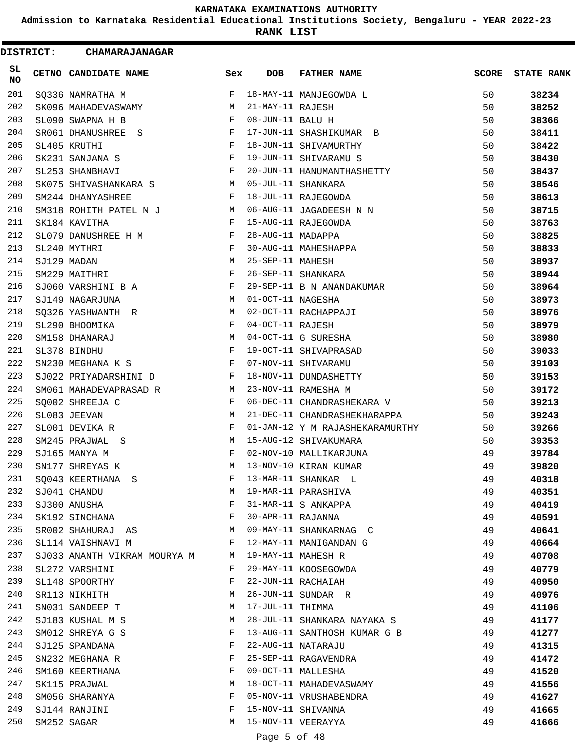# KARNATAKA EXAMINATIONS AUTHORITY

**Admission to Karnataka Residential Educational Institutions Society, Bengaluru - YEAR 2022-23**

**RANK LIST**

**DISTRICT: CHAMARAJANAGAR**

| SL NO | CETNO | CANDIDATE NAME | Sex | DOB | FATHER NAME | SCORE | STATE RANK |
|---|---|---|---|---|---|---|---|
| 201 | SQ336 | NAMRATHA M | F | 18-MAY-11 | MANJEGOWDA L | 50 | 38234 |
| 202 | SK096 | MAHADEVASWAMY | M | 21-MAY-11 | RAJESH | 50 | 38252 |
| 203 | SL090 | SWAPNA H B | F | 08-JUN-11 | BALU H | 50 | 38366 |
| 204 | SR061 | DHANUSHREE S | F | 17-JUN-11 | SHASHIKUMAR B | 50 | 38411 |
| 205 | SL405 | KRUTHI | F | 18-JUN-11 | SHIVAMURTHY | 50 | 38422 |
| 206 | SK231 | SANJANA S | F | 19-JUN-11 | SHIVARAMU S | 50 | 38430 |
| 207 | SL253 | SHANBHAVI | F | 20-JUN-11 | HANUMANTHASHETTY | 50 | 38437 |
| 208 | SK075 | SHIVASHANKARA S | M | 05-JUL-11 | SHANKARA | 50 | 38546 |
| 209 | SM244 | DHANYASHREE | F | 18-JUL-11 | RAJEGOWDA | 50 | 38613 |
| 210 | SM318 | ROHITH PATEL N J | M | 06-AUG-11 | JAGADEESH N N | 50 | 38715 |
| 211 | SK184 | KAVITHA | F | 15-AUG-11 | RAJEGOWDA | 50 | 38763 |
| 212 | SL079 | DANUSHREE H M | F | 28-AUG-11 | MADAPPA | 50 | 38825 |
| 213 | SL240 | MYTHRI | F | 30-AUG-11 | MAHESHAPPA | 50 | 38833 |
| 214 | SJ129 | MADAN | M | 25-SEP-11 | MAHESH | 50 | 38937 |
| 215 | SM229 | MAITHRI | F | 26-SEP-11 | SHANKARA | 50 | 38944 |
| 216 | SJ060 | VARSHINI B A | F | 29-SEP-11 | B N ANANDAKUMAR | 50 | 38964 |
| 217 | SJ149 | NAGARJUNA | M | 01-OCT-11 | NAGESHA | 50 | 38973 |
| 218 | SQ326 | YASHWANTH R | M | 02-OCT-11 | RACHAPPAJI | 50 | 38976 |
| 219 | SL290 | BHOOMIKA | F | 04-OCT-11 | RAJESH | 50 | 38979 |
| 220 | SM158 | DHANARAJ | M | 04-OCT-11 | G SURESHA | 50 | 38980 |
| 221 | SL378 | BINDHU | F | 19-OCT-11 | SHIVAPRASAD | 50 | 39033 |
| 222 | SN230 | MEGHANA K S | F | 07-NOV-11 | SHIVARAMU | 50 | 39103 |
| 223 | SJ022 | PRIYADARSHINI D | F | 18-NOV-11 | DUNDASHETTY | 50 | 39153 |
| 224 | SM061 | MAHADEVAPRASAD R | M | 23-NOV-11 | RAMESHA M | 50 | 39172 |
| 225 | SQ002 | SHREEJA C | F | 06-DEC-11 | CHANDRASHEKARA V | 50 | 39213 |
| 226 | SL083 | JEEVAN | M | 21-DEC-11 | CHANDRASHEKHARAPPA | 50 | 39243 |
| 227 | SL001 | DEVIKA R | F | 01-JAN-12 | Y M RAJASHEKARAMURTHY | 50 | 39266 |
| 228 | SM245 | PRAJWAL S | M | 15-AUG-12 | SHIVAKUMARA | 50 | 39353 |
| 229 | SJ165 | MANYA M | F | 02-NOV-10 | MALLIKARJUNA | 49 | 39784 |
| 230 | SN177 | SHREYAS K | M | 13-NOV-10 | KIRAN KUMAR | 49 | 39820 |
| 231 | SQ043 | KEERTHANA S | F | 13-MAR-11 | SHANKAR L | 49 | 40318 |
| 232 | SJ041 | CHANDU | M | 19-MAR-11 | PARASHIVA | 49 | 40351 |
| 233 | SJ300 | ANUSHA | F | 31-MAR-11 | S ANKAPPA | 49 | 40419 |
| 234 | SK192 | SINCHANA | F | 30-APR-11 | RAJANNA | 49 | 40591 |
| 235 | SR002 | SHAHURAJ AS | M | 09-MAY-11 | SHANKARNAG C | 49 | 40641 |
| 236 | SL114 | VAISHNAVI M | F | 12-MAY-11 | MANIGANDAN G | 49 | 40664 |
| 237 | SJ033 | ANANTH VIKRAM MOURYA M | M | 19-MAY-11 | MAHESH R | 49 | 40708 |
| 238 | SL272 | VARSHINI | F | 29-MAY-11 | KOOSEGOWDA | 49 | 40779 |
| 239 | SL148 | SPOORTHY | F | 22-JUN-11 | RACHAIAH | 49 | 40950 |
| 240 | SR113 | NIKHITH | M | 26-JUN-11 | SUNDAR R | 49 | 40976 |
| 241 | SN031 | SANDEEP T | M | 17-JUL-11 | THIMMA | 49 | 41106 |
| 242 | SJ183 | KUSHAL M S | M | 28-JUL-11 | SHANKARA NAYAKA S | 49 | 41177 |
| 243 | SM012 | SHREYA G S | F | 13-AUG-11 | SANTHOSH KUMAR G B | 49 | 41277 |
| 244 | SJ125 | SPANDANA | F | 22-AUG-11 | NATARAJU | 49 | 41315 |
| 245 | SN232 | MEGHANA R | F | 25-SEP-11 | RAGAVENDRA | 49 | 41472 |
| 246 | SM160 | KEERTHANA | F | 09-OCT-11 | MALLESHA | 49 | 41520 |
| 247 | SK115 | PRAJWAL | M | 18-OCT-11 | MAHADEVASWAMY | 49 | 41556 |
| 248 | SM056 | SHARANYA | F | 05-NOV-11 | VRUSHABENDRA | 49 | 41627 |
| 249 | SJ144 | RANJINI | F | 15-NOV-11 | SHIVANNA | 49 | 41665 |
| 250 | SM252 | SAGAR | M | 15-NOV-11 | VEERAYYA | 49 | 41666 |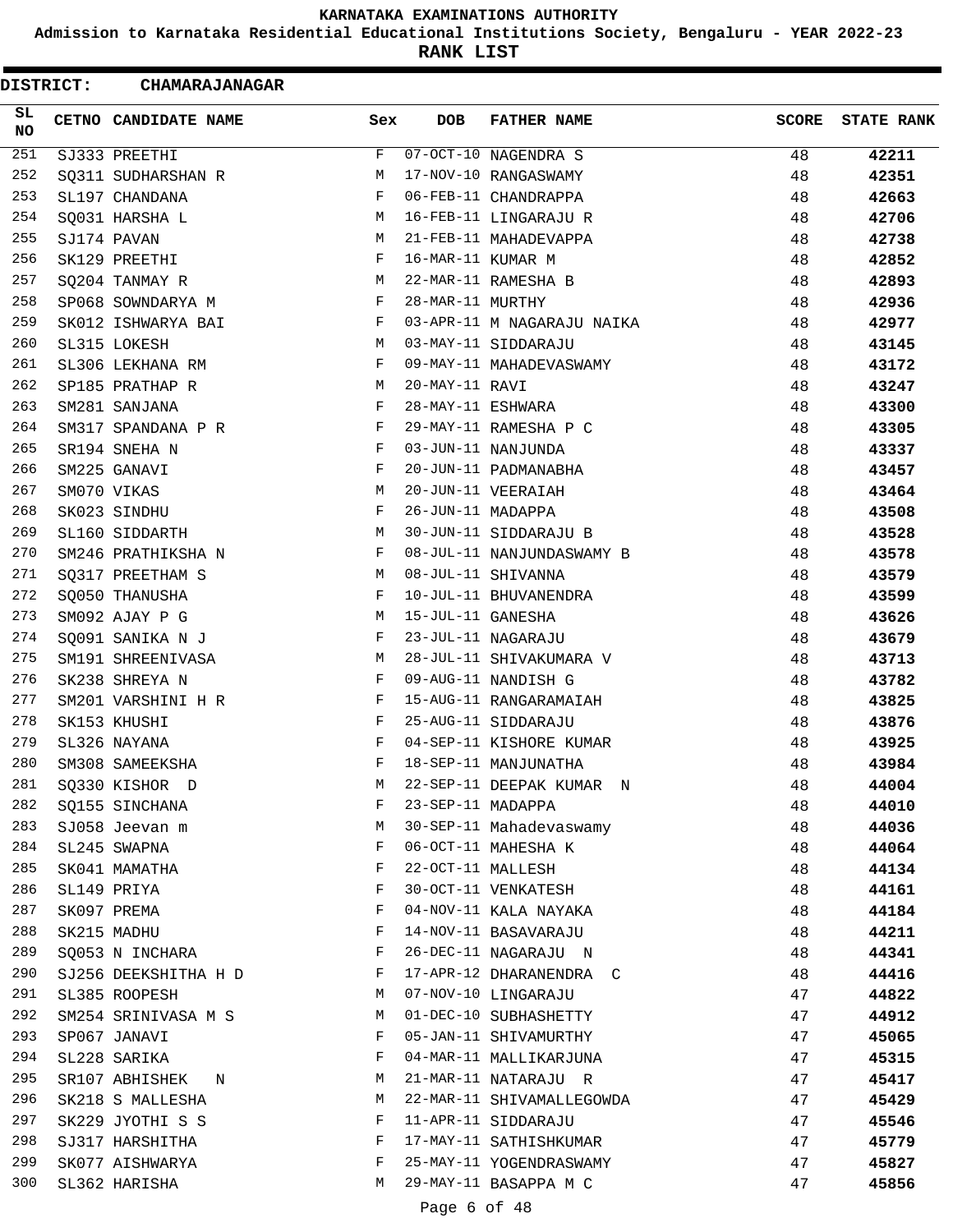KARNATAKA EXAMINATIONS AUTHORITY

Admission to Karnataka Residential Educational Institutions Society, Bengaluru - YEAR 2022-23

RANK LIST

**DISTRICT: CHAMARAJANAGAR**

| SL NO | CETNO | CANDIDATE NAME | Sex | DOB | FATHER NAME | SCORE | STATE RANK |
|---|---|---|---|---|---|---|---|
| 251 | SJ333 | PREETHI | F | 07-OCT-10 | NAGENDRA S | 48 | **42211** |
| 252 | SQ311 | SUDHARSHAN R | M | 17-NOV-10 | RANGASWAMY | 48 | **42351** |
| 253 | SL197 | CHANDANA | F | 06-FEB-11 | CHANDRAPPA | 48 | **42663** |
| 254 | SQ031 | HARSHA L | M | 16-FEB-11 | LINGARAJU R | 48 | **42706** |
| 255 | SJ174 | PAVAN | M | 21-FEB-11 | MAHADEVAPPA | 48 | **42738** |
| 256 | SK129 | PREETHI | F | 16-MAR-11 | KUMAR M | 48 | **42852** |
| 257 | SQ204 | TANMAY R | M | 22-MAR-11 | RAMESHA B | 48 | **42893** |
| 258 | SP068 | SOWNDARYA M | F | 28-MAR-11 | MURTHY | 48 | **42936** |
| 259 | SK012 | ISHWARYA BAI | F | 03-APR-11 | M NAGARAJU NAIKA | 48 | **42977** |
| 260 | SL315 | LOKESH | M | 03-MAY-11 | SIDDARAJU | 48 | **43145** |
| 261 | SL306 | LEKHANA RM | F | 09-MAY-11 | MAHADEVASWAMY | 48 | **43172** |
| 262 | SP185 | PRATHAP R | M | 20-MAY-11 | RAVI | 48 | **43247** |
| 263 | SM281 | SANJANA | F | 28-MAY-11 | ESHWARA | 48 | **43300** |
| 264 | SM317 | SPANDANA P R | F | 29-MAY-11 | RAMESHA P C | 48 | **43305** |
| 265 | SR194 | SNEHA N | F | 03-JUN-11 | NANJUNDA | 48 | **43337** |
| 266 | SM225 | GANAVI | F | 20-JUN-11 | PADMANABHA | 48 | **43457** |
| 267 | SM070 | VIKAS | M | 20-JUN-11 | VEERAIAH | 48 | **43464** |
| 268 | SK023 | SINDHU | F | 26-JUN-11 | MADAPPA | 48 | **43508** |
| 269 | SL160 | SIDDARTH | M | 30-JUN-11 | SIDDARAJU B | 48 | **43528** |
| 270 | SM246 | PRATHIKSHA N | F | 08-JUL-11 | NANJUNDASWAMY B | 48 | **43578** |
| 271 | SQ317 | PREETHAM S | M | 08-JUL-11 | SHIVANNA | 48 | **43579** |
| 272 | SQ050 | THANUSHA | F | 10-JUL-11 | BHUVANENDRA | 48 | **43599** |
| 273 | SM092 | AJAY P G | M | 15-JUL-11 | GANESHA | 48 | **43626** |
| 274 | SQ091 | SANIKA N J | F | 23-JUL-11 | NAGARAJU | 48 | **43679** |
| 275 | SM191 | SHREENIVASA | M | 28-JUL-11 | SHIVAKUMARA V | 48 | **43713** |
| 276 | SK238 | SHREYA N | F | 09-AUG-11 | NANDISH G | 48 | **43782** |
| 277 | SM201 | VARSHINI H R | F | 15-AUG-11 | RANGARAMAIAH | 48 | **43825** |
| 278 | SK153 | KHUSHI | F | 25-AUG-11 | SIDDARAJU | 48 | **43876** |
| 279 | SL326 | NAYANA | F | 04-SEP-11 | KISHORE KUMAR | 48 | **43925** |
| 280 | SM308 | SAMEEKSHA | F | 18-SEP-11 | MANJUNATHA | 48 | **43984** |
| 281 | SQ330 | KISHOR D | M | 22-SEP-11 | DEEPAK KUMAR N | 48 | **44004** |
| 282 | SQ155 | SINCHANA | F | 23-SEP-11 | MADAPPA | 48 | **44010** |
| 283 | SJ058 | Jeevan m | M | 30-SEP-11 | Mahadevaswamy | 48 | **44036** |
| 284 | SL245 | SWAPNA | F | 06-OCT-11 | MAHESHA K | 48 | **44064** |
| 285 | SK041 | MAMATHA | F | 22-OCT-11 | MALLESH | 48 | **44134** |
| 286 | SL149 | PRIYA | F | 30-OCT-11 | VENKATESH | 48 | **44161** |
| 287 | SK097 | PREMA | F | 04-NOV-11 | KALA NAYAKA | 48 | **44184** |
| 288 | SK215 | MADHU | F | 14-NOV-11 | BASAVARAJU | 48 | **44211** |
| 289 | SQ053 | N INCHARA | F | 26-DEC-11 | NAGARAJU N | 48 | **44341** |
| 290 | SJ256 | DEEKSHITHA H D | F | 17-APR-12 | DHARANENDRA C | 48 | **44416** |
| 291 | SL385 | ROOPESH | M | 07-NOV-10 | LINGARAJU | 47 | **44822** |
| 292 | SM254 | SRINIVASA M S | M | 01-DEC-10 | SUBHASHETTY | 47 | **44912** |
| 293 | SP067 | JANAVI | F | 05-JAN-11 | SHIVAMURTHY | 47 | **45065** |
| 294 | SL228 | SARIKA | F | 04-MAR-11 | MALLIKARJUNA | 47 | **45315** |
| 295 | SR107 | ABHISHEK N | M | 21-MAR-11 | NATARAJU R | 47 | **45417** |
| 296 | SK218 | S MALLESHA | M | 22-MAR-11 | SHIVAMALLEGOWDA | 47 | **45429** |
| 297 | SK229 | JYOTHI S S | F | 11-APR-11 | SIDDARAJU | 47 | **45546** |
| 298 | SJ317 | HARSHITHA | F | 17-MAY-11 | SATHISHKUMAR | 47 | **45779** |
| 299 | SK077 | AISHWARYA | F | 25-MAY-11 | YOGENDRASWAMY | 47 | **45827** |
| 300 | SL362 | HARISHA | M | 29-MAY-11 | BASAPPA M C | 47 | **45856** |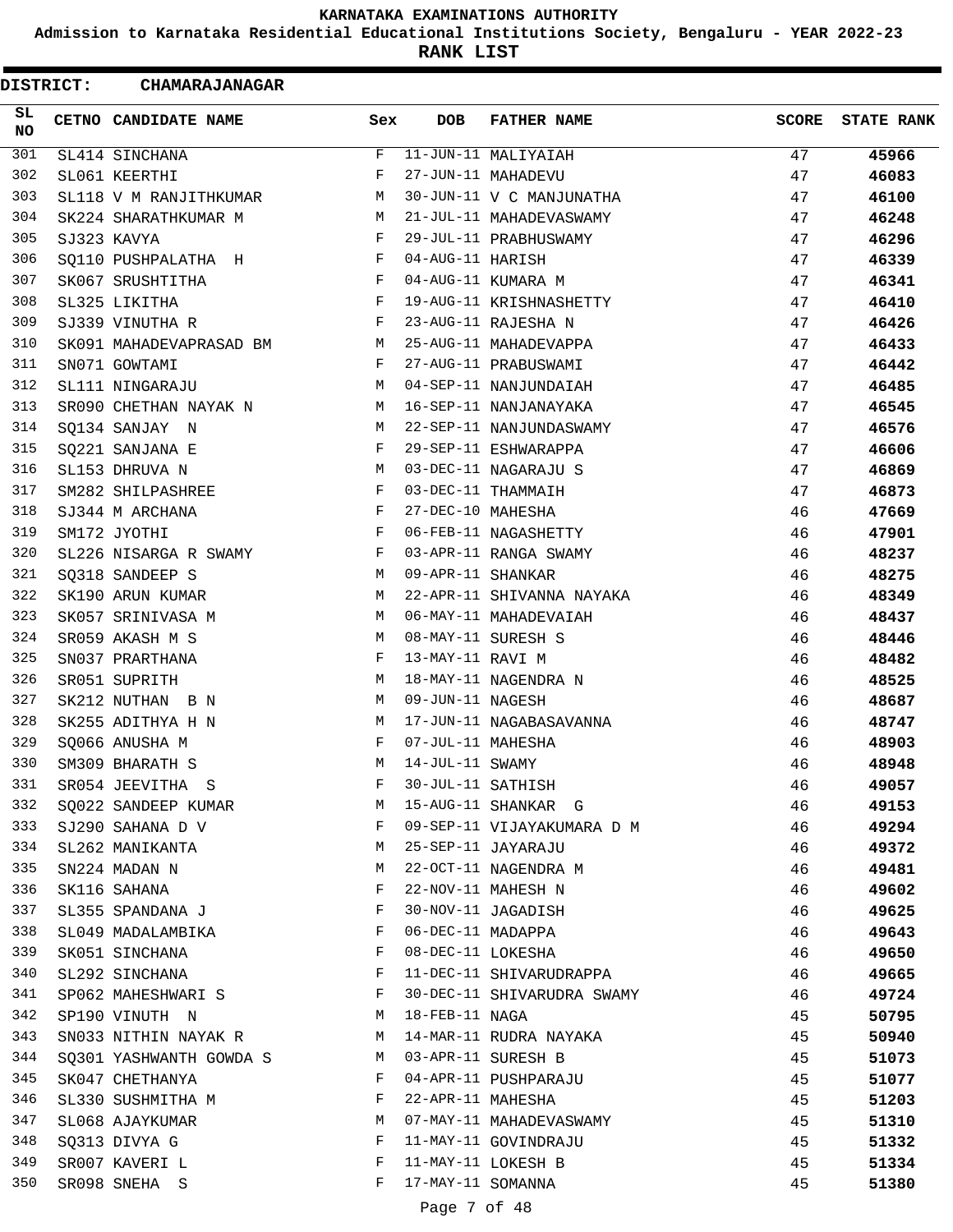**KARNATAKA EXAMINATIONS AUTHORITY**

**Admission to Karnataka Residential Educational Institutions Society, Bengaluru - YEAR 2022-23**

**RANK LIST**

**DISTRICT: CHAMARAJANAGAR**

| SL NO | CETNO | CANDIDATE NAME | Sex | DOB | FATHER NAME | SCORE | STATE RANK |
|---|---|---|---|---|---|---|---|
| 301 | SL414 | SINCHANA | F | 11-JUN-11 | MALIYAIAH | 47 | 45966 |
| 302 | SL061 | KEERTHI | F | 27-JUN-11 | MAHADEVU | 47 | 46083 |
| 303 | SL118 | V M RANJITHKUMAR | M | 30-JUN-11 | V C MANJUNATHA | 47 | 46100 |
| 304 | SK224 | SHARATHKUMAR M | M | 21-JUL-11 | MAHADEVASWAMY | 47 | 46248 |
| 305 | SJ323 | KAVYA | F | 29-JUL-11 | PRABHUSWAMY | 47 | 46296 |
| 306 | SQ110 | PUSHPALATHA H | F | 04-AUG-11 | HARISH | 47 | 46339 |
| 307 | SK067 | SRUSHTITHA | F | 04-AUG-11 | KUMARA M | 47 | 46341 |
| 308 | SL325 | LIKITHA | F | 19-AUG-11 | KRISHNASHETTY | 47 | 46410 |
| 309 | SJ339 | VINUTHA R | F | 23-AUG-11 | RAJESHA N | 47 | 46426 |
| 310 | SK091 | MAHADEVAPRASAD BM | M | 25-AUG-11 | MAHADEVAPPA | 47 | 46433 |
| 311 | SN071 | GOWTAMI | F | 27-AUG-11 | PRABUSWAMI | 47 | 46442 |
| 312 | SL111 | NINGARAJU | M | 04-SEP-11 | NANJUNDAIAH | 47 | 46485 |
| 313 | SR090 | CHETHAN NAYAK N | M | 16-SEP-11 | NANJANAYAKA | 47 | 46545 |
| 314 | SQ134 | SANJAY N | M | 22-SEP-11 | NANJUNDASWAMY | 47 | 46576 |
| 315 | SQ221 | SANJANA E | F | 29-SEP-11 | ESHWARAPPA | 47 | 46606 |
| 316 | SL153 | DHRUVA N | M | 03-DEC-11 | NAGARAJU S | 47 | 46869 |
| 317 | SM282 | SHILPASHREE | F | 03-DEC-11 | THAMMAIH | 47 | 46873 |
| 318 | SJ344 | M ARCHANA | F | 27-DEC-10 | MAHESHA | 46 | 47669 |
| 319 | SM172 | JYOTHI | F | 06-FEB-11 | NAGASHETTY | 46 | 47901 |
| 320 | SL226 | NISARGA R SWAMY | F | 03-APR-11 | RANGA SWAMY | 46 | 48237 |
| 321 | SQ318 | SANDEEP S | M | 09-APR-11 | SHANKAR | 46 | 48275 |
| 322 | SK190 | ARUN KUMAR | M | 22-APR-11 | SHIVANNA NAYAKA | 46 | 48349 |
| 323 | SK057 | SRINIVASA M | M | 06-MAY-11 | MAHADEVAIAH | 46 | 48437 |
| 324 | SR059 | AKASH M S | M | 08-MAY-11 | SURESH S | 46 | 48446 |
| 325 | SN037 | PRARTHANA | F | 13-MAY-11 | RAVI M | 46 | 48482 |
| 326 | SR051 | SUPRITH | M | 18-MAY-11 | NAGENDRA N | 46 | 48525 |
| 327 | SK212 | NUTHAN B N | M | 09-JUN-11 | NAGESH | 46 | 48687 |
| 328 | SK255 | ADITHYA H N | M | 17-JUN-11 | NAGABASAVANNA | 46 | 48747 |
| 329 | SQ066 | ANUSHA M | F | 07-JUL-11 | MAHESHA | 46 | 48903 |
| 330 | SM309 | BHARATH S | M | 14-JUL-11 | SWAMY | 46 | 48948 |
| 331 | SR054 | JEEVITHA S | F | 30-JUL-11 | SATHISH | 46 | 49057 |
| 332 | SQ022 | SANDEEP KUMAR | M | 15-AUG-11 | SHANKAR G | 46 | 49153 |
| 333 | SJ290 | SAHANA D V | F | 09-SEP-11 | VIJAYAKUMARA D M | 46 | 49294 |
| 334 | SL262 | MANIKANTA | M | 25-SEP-11 | JAYARAJU | 46 | 49372 |
| 335 | SN224 | MADAN N | M | 22-OCT-11 | NAGENDRA M | 46 | 49481 |
| 336 | SK116 | SAHANA | F | 22-NOV-11 | MAHESH N | 46 | 49602 |
| 337 | SL355 | SPANDANA J | F | 30-NOV-11 | JAGADISH | 46 | 49625 |
| 338 | SL049 | MADALAMBIKA | F | 06-DEC-11 | MADAPPA | 46 | 49643 |
| 339 | SK051 | SINCHANA | F | 08-DEC-11 | LOKESHA | 46 | 49650 |
| 340 | SL292 | SINCHANA | F | 11-DEC-11 | SHIVARUDRAPPA | 46 | 49665 |
| 341 | SP062 | MAHESHWARI S | F | 30-DEC-11 | SHIVARUDRA SWAMY | 46 | 49724 |
| 342 | SP190 | VINUTH N | M | 18-FEB-11 | NAGA | 45 | 50795 |
| 343 | SN033 | NITHIN NAYAK R | M | 14-MAR-11 | RUDRA NAYAKA | 45 | 50940 |
| 344 | SQ301 | YASHWANTH GOWDA S | M | 03-APR-11 | SURESH B | 45 | 51073 |
| 345 | SK047 | CHETHANYA | F | 04-APR-11 | PUSHPARAJU | 45 | 51077 |
| 346 | SL330 | SUSHMITHA M | F | 22-APR-11 | MAHESHA | 45 | 51203 |
| 347 | SL068 | AJAYKUMAR | M | 07-MAY-11 | MAHADEVASWAMY | 45 | 51310 |
| 348 | SQ313 | DIVYA G | F | 11-MAY-11 | GOVINDRAJU | 45 | 51332 |
| 349 | SR007 | KAVERI L | F | 11-MAY-11 | LOKESH B | 45 | 51334 |
| 350 | SR098 | SNEHA S | F | 17-MAY-11 | SOMANNA | 45 | 51380 |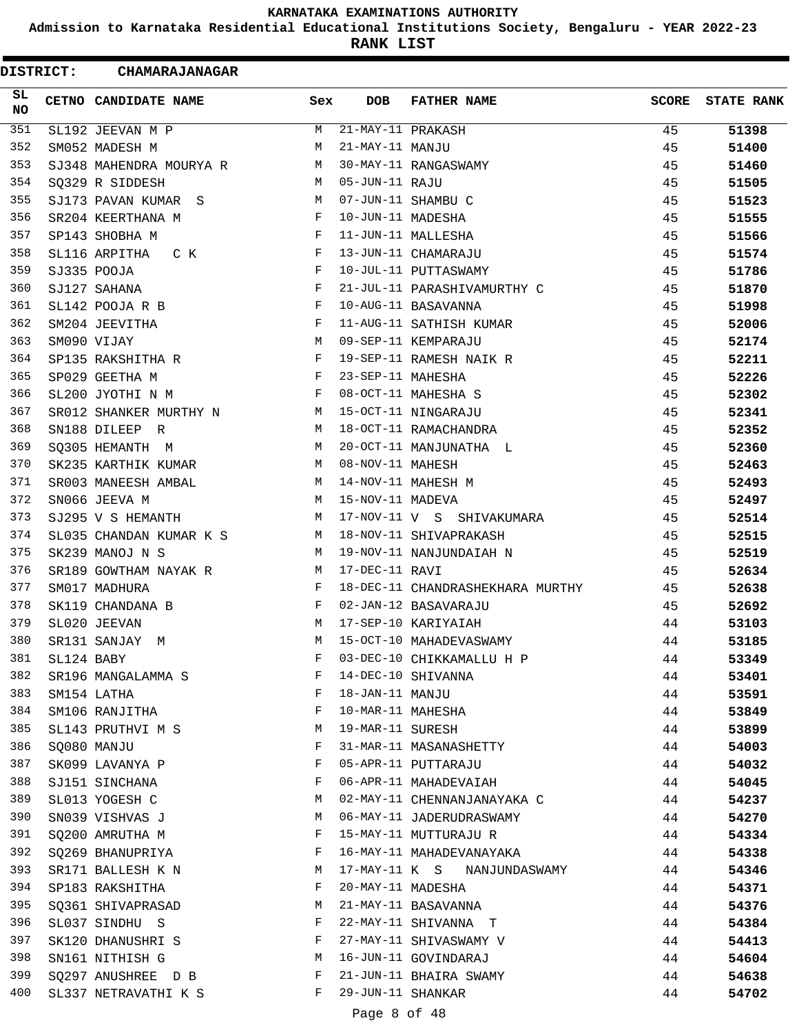# KARNATAKA EXAMINATIONS AUTHORITY

**Admission to Karnataka Residential Educational Institutions Society, Bengaluru - YEAR 2022-23**

**RANK LIST**

**DISTRICT: CHAMARAJANAGAR**

| SL NO | CETNO | CANDIDATE NAME | Sex | DOB | FATHER NAME | SCORE | STATE RANK |
|---|---|---|---|---|---|---|---|
| 351 | SL192 | JEEVAN M P | M | 21-MAY-11 | PRAKASH | 45 | **51398** |
| 352 | SM052 | MADESH M | M | 21-MAY-11 | MANJU | 45 | **51400** |
| 353 | SJ348 | MAHENDRA MOURYA R | M | 30-MAY-11 | RANGASWAMY | 45 | **51460** |
| 354 | SQ329 | R SIDDESH | M | 05-JUN-11 | RAJU | 45 | **51505** |
| 355 | SJ173 | PAVAN KUMAR S | M | 07-JUN-11 | SHAMBU C | 45 | **51523** |
| 356 | SR204 | KEERTHANA M | F | 10-JUN-11 | MADESHA | 45 | **51555** |
| 357 | SP143 | SHOBHA M | F | 11-JUN-11 | MALLESHA | 45 | **51566** |
| 358 | SL116 | ARPITHA C K | F | 13-JUN-11 | CHAMARAJU | 45 | **51574** |
| 359 | SJ335 | POOJA | F | 10-JUL-11 | PUTTASWAMY | 45 | **51786** |
| 360 | SJ127 | SAHANA | F | 21-JUL-11 | PARASHIVAMURTHY C | 45 | **51870** |
| 361 | SL142 | POOJA R B | F | 10-AUG-11 | BASAVANNA | 45 | **51998** |
| 362 | SM204 | JEEVITHA | F | 11-AUG-11 | SATHISH KUMAR | 45 | **52006** |
| 363 | SM090 | VIJAY | M | 09-SEP-11 | KEMPARAJU | 45 | **52174** |
| 364 | SP135 | RAKSHITHA R | F | 19-SEP-11 | RAMESH NAIK R | 45 | **52211** |
| 365 | SP029 | GEETHA M | F | 23-SEP-11 | MAHESHA | 45 | **52226** |
| 366 | SL200 | JYOTHI N M | F | 08-OCT-11 | MAHESHA S | 45 | **52302** |
| 367 | SR012 | SHANKER MURTHY N | M | 15-OCT-11 | NINGARAJU | 45 | **52341** |
| 368 | SN188 | DILEEP R | M | 18-OCT-11 | RAMACHANDRA | 45 | **52352** |
| 369 | SQ305 | HEMANTH M | M | 20-OCT-11 | MANJUNATHA L | 45 | **52360** |
| 370 | SK235 | KARTHIK KUMAR | M | 08-NOV-11 | MAHESH | 45 | **52463** |
| 371 | SR003 | MANEESH AMBAL | M | 14-NOV-11 | MAHESH M | 45 | **52493** |
| 372 | SN066 | JEEVA M | M | 15-NOV-11 | MADEVA | 45 | **52497** |
| 373 | SJ295 | V S HEMANTH | M | 17-NOV-11 | V S SHIVAKUMARA | 45 | **52514** |
| 374 | SL035 | CHANDAN KUMAR K S | M | 18-NOV-11 | SHIVAPRAKASH | 45 | **52515** |
| 375 | SK239 | MANOJ N S | M | 19-NOV-11 | NANJUNDAIAH N | 45 | **52519** |
| 376 | SR189 | GOWTHAM NAYAK R | M | 17-DEC-11 | RAVI | 45 | **52634** |
| 377 | SM017 | MADHURA | F | 18-DEC-11 | CHANDRASHEKHARA MURTHY | 45 | **52638** |
| 378 | SK119 | CHANDANA B | F | 02-JAN-12 | BASAVARAJU | 45 | **52692** |
| 379 | SL020 | JEEVAN | M | 17-SEP-10 | KARIYAIAH | 44 | **53103** |
| 380 | SR131 | SANJAY M | M | 15-OCT-10 | MAHADEVASWAMY | 44 | **53185** |
| 381 | SL124 | BABY | F | 03-DEC-10 | CHIKKAMALLU H P | 44 | **53349** |
| 382 | SR196 | MANGALAMMA S | F | 14-DEC-10 | SHIVANNA | 44 | **53401** |
| 383 | SM154 | LATHA | F | 18-JAN-11 | MANJU | 44 | **53591** |
| 384 | SM106 | RANJITHA | F | 10-MAR-11 | MAHESHA | 44 | **53849** |
| 385 | SL143 | PRUTHVI M S | M | 19-MAR-11 | SURESH | 44 | **53899** |
| 386 | SQ080 | MANJU | F | 31-MAR-11 | MASANASHETTY | 44 | **54003** |
| 387 | SK099 | LAVANYA P | F | 05-APR-11 | PUTTARAJU | 44 | **54032** |
| 388 | SJ151 | SINCHANA | F | 06-APR-11 | MAHADEVAIAH | 44 | **54045** |
| 389 | SL013 | YOGESH C | M | 02-MAY-11 | CHENNANJANAYAKA C | 44 | **54237** |
| 390 | SN039 | VISHVAS J | M | 06-MAY-11 | JADERUDRASWAMY | 44 | **54270** |
| 391 | SQ200 | AMRUTHA M | F | 15-MAY-11 | MUTTURAJU R | 44 | **54334** |
| 392 | SQ269 | BHANUPRIYA | F | 16-MAY-11 | MAHADEVANAYAKA | 44 | **54338** |
| 393 | SR171 | BALLESH K N | M | 17-MAY-11 | K S NANJUNDASWAMY | 44 | **54346** |
| 394 | SP183 | RAKSHITHA | F | 20-MAY-11 | MADESHA | 44 | **54371** |
| 395 | SQ361 | SHIVAPRASAD | M | 21-MAY-11 | BASAVANNA | 44 | **54376** |
| 396 | SL037 | SINDHU S | F | 22-MAY-11 | SHIVANNA T | 44 | **54384** |
| 397 | SK120 | DHANUSHRI S | F | 27-MAY-11 | SHIVASWAMY V | 44 | **54413** |
| 398 | SN161 | NITHISH G | M | 16-JUN-11 | GOVINDARAJ | 44 | **54604** |
| 399 | SQ297 | ANUSHREE D B | F | 21-JUN-11 | BHAIRA SWAMY | 44 | **54638** |
| 400 | SL337 | NETRAVATHI K S | F | 29-JUN-11 | SHANKAR | 44 | **54702** |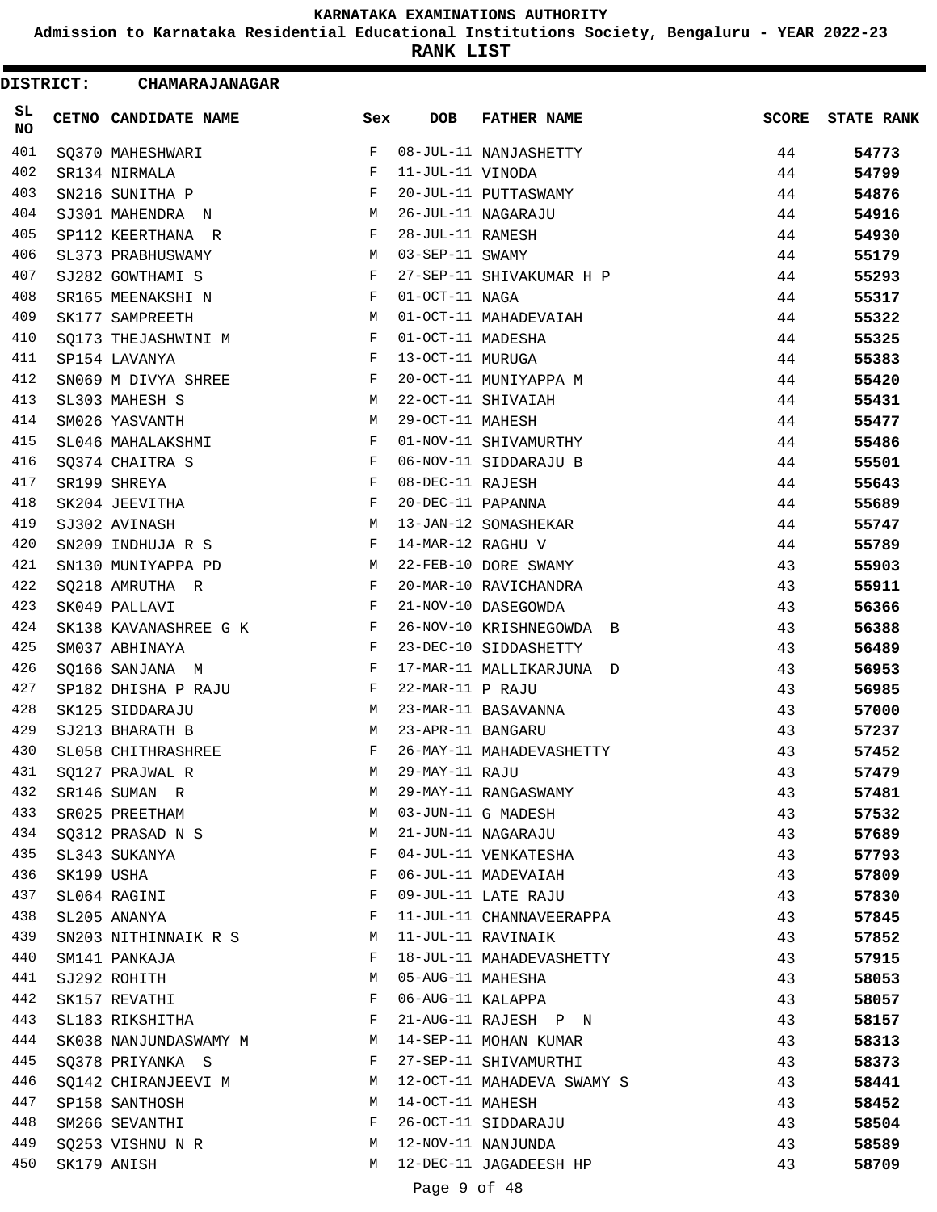# KARNATAKA EXAMINATIONS AUTHORITY

**Admission to Karnataka Residential Educational Institutions Society, Bengaluru - YEAR 2022-23**

**RANK LIST**

**DISTRICT: CHAMARAJANAGAR**

| SL NO | CETNO | CANDIDATE NAME | Sex | DOB | FATHER NAME | SCORE | STATE RANK |
|---|---|---|---|---|---|---|---|
| 401 | SQ370 | MAHESHWARI | F | 08-JUL-11 | NANJASHETTY | 44 | **54773** |
| 402 | SR134 | NIRMALA | F | 11-JUL-11 | VINODA | 44 | **54799** |
| 403 | SN216 | SUNITHA P | F | 20-JUL-11 | PUTTASWAMY | 44 | **54876** |
| 404 | SJ301 | MAHENDRA N | M | 26-JUL-11 | NAGARAJU | 44 | **54916** |
| 405 | SP112 | KEERTHANA R | F | 28-JUL-11 | RAMESH | 44 | **54930** |
| 406 | SL373 | PRABHUSWAMY | M | 03-SEP-11 | SWAMY | 44 | **55179** |
| 407 | SJ282 | GOWTHAMI S | F | 27-SEP-11 | SHIVAKUMAR H P | 44 | **55293** |
| 408 | SR165 | MEENAKSHI N | F | 01-OCT-11 | NAGA | 44 | **55317** |
| 409 | SK177 | SAMPREETH | M | 01-OCT-11 | MAHADEVAIAH | 44 | **55322** |
| 410 | SQ173 | THEJASHWINI M | F | 01-OCT-11 | MADESHA | 44 | **55325** |
| 411 | SP154 | LAVANYA | F | 13-OCT-11 | MURUGA | 44 | **55383** |
| 412 | SN069 | M DIVYA SHREE | F | 20-OCT-11 | MUNIYAPPA M | 44 | **55420** |
| 413 | SL303 | MAHESH S | M | 22-OCT-11 | SHIVAIAH | 44 | **55431** |
| 414 | SM026 | YASVANTH | M | 29-OCT-11 | MAHESH | 44 | **55477** |
| 415 | SL046 | MAHALAKSHMI | F | 01-NOV-11 | SHIVAMURTHY | 44 | **55486** |
| 416 | SQ374 | CHAITRA S | F | 06-NOV-11 | SIDDARAJU B | 44 | **55501** |
| 417 | SR199 | SHREYA | F | 08-DEC-11 | RAJESH | 44 | **55643** |
| 418 | SK204 | JEEVITHA | F | 20-DEC-11 | PAPANNA | 44 | **55689** |
| 419 | SJ302 | AVINASH | M | 13-JAN-12 | SOMASHEKAR | 44 | **55747** |
| 420 | SN209 | INDHUJA R S | F | 14-MAR-12 | RAGHU V | 44 | **55789** |
| 421 | SN130 | MUNIYAPPA PD | M | 22-FEB-10 | DORE SWAMY | 43 | **55903** |
| 422 | SQ218 | AMRUTHA R | F | 20-MAR-10 | RAVICHANDRA | 43 | **55911** |
| 423 | SK049 | PALLAVI | F | 21-NOV-10 | DASEGOWDA | 43 | **56366** |
| 424 | SK138 | KAVANASHREE G K | F | 26-NOV-10 | KRISHNEGOWDA B | 43 | **56388** |
| 425 | SM037 | ABHINAYA | F | 23-DEC-10 | SIDDASHETTY | 43 | **56489** |
| 426 | SQ166 | SANJANA M | F | 17-MAR-11 | MALLIKARJUNA D | 43 | **56953** |
| 427 | SP182 | DHISHA P RAJU | F | 22-MAR-11 | P RAJU | 43 | **56985** |
| 428 | SK125 | SIDDARAJU | M | 23-MAR-11 | BASAVANNA | 43 | **57000** |
| 429 | SJ213 | BHARATH B | M | 23-APR-11 | BANGARU | 43 | **57237** |
| 430 | SL058 | CHITHRASHREE | F | 26-MAY-11 | MAHADEVASHETTY | 43 | **57452** |
| 431 | SQ127 | PRAJWAL R | M | 29-MAY-11 | RAJU | 43 | **57479** |
| 432 | SR146 | SUMAN R | M | 29-MAY-11 | RANGASWAMY | 43 | **57481** |
| 433 | SR025 | PREETHAM | M | 03-JUN-11 | G MADESH | 43 | **57532** |
| 434 | SQ312 | PRASAD N S | M | 21-JUN-11 | NAGARAJU | 43 | **57689** |
| 435 | SL343 | SUKANYA | F | 04-JUL-11 | VENKATESHA | 43 | **57793** |
| 436 | SK199 | USHA | F | 06-JUL-11 | MADEVAIAH | 43 | **57809** |
| 437 | SL064 | RAGINI | F | 09-JUL-11 | LATE RAJU | 43 | **57830** |
| 438 | SL205 | ANANYA | F | 11-JUL-11 | CHANNAVEERAPPA | 43 | **57845** |
| 439 | SN203 | NITHINNAIK R S | M | 11-JUL-11 | RAVINAIK | 43 | **57852** |
| 440 | SM141 | PANKAJA | F | 18-JUL-11 | MAHADEVASHETTY | 43 | **57915** |
| 441 | SJ292 | ROHITH | M | 05-AUG-11 | MAHESHA | 43 | **58053** |
| 442 | SK157 | REVATHI | F | 06-AUG-11 | KALAPPA | 43 | **58057** |
| 443 | SL183 | RIKSHITHA | F | 21-AUG-11 | RAJESH P N | 43 | **58157** |
| 444 | SK038 | NANJUNDASWAMY M | M | 14-SEP-11 | MOHAN KUMAR | 43 | **58313** |
| 445 | SQ378 | PRIYANKA S | F | 27-SEP-11 | SHIVAMURTHI | 43 | **58373** |
| 446 | SQ142 | CHIRANJEEVI M | M | 12-OCT-11 | MAHADEVA SWAMY S | 43 | **58441** |
| 447 | SP158 | SANTHOSH | M | 14-OCT-11 | MAHESH | 43 | **58452** |
| 448 | SM266 | SEVANTHI | F | 26-OCT-11 | SIDDARAJU | 43 | **58504** |
| 449 | SQ253 | VISHNU N R | M | 12-NOV-11 | NANJUNDA | 43 | **58589** |
| 450 | SK179 | ANISH | M | 12-DEC-11 | JAGADEESH HP | 43 | **58709** |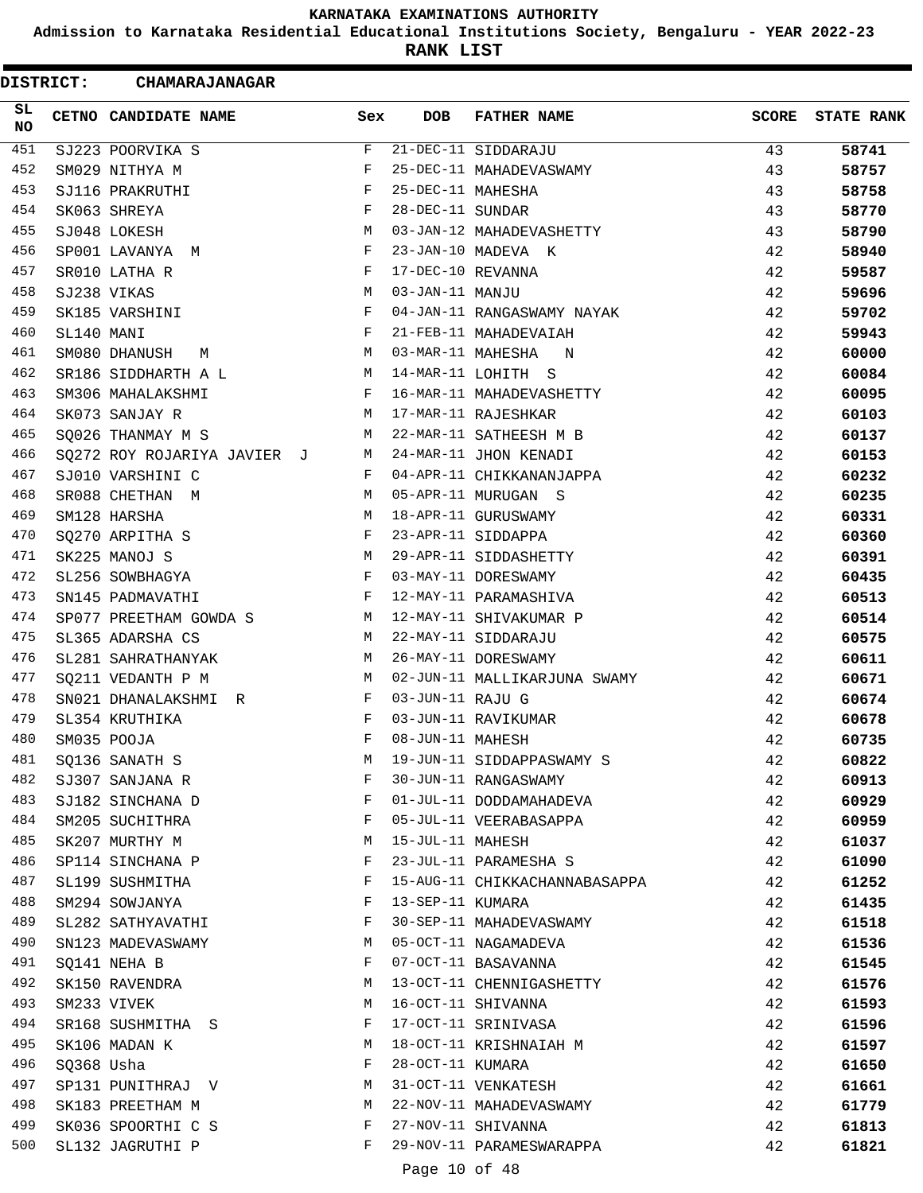# KARNATAKA EXAMINATIONS AUTHORITY

**Admission to Karnataka Residential Educational Institutions Society, Bengaluru - YEAR 2022-23**

**RANK LIST**

**DISTRICT: CHAMARAJANAGAR**

| SL NO | CETNO | CANDIDATE NAME | Sex | DOB | FATHER NAME | SCORE | STATE RANK |
|---|---|---|---|---|---|---|---|
| 451 | SJ223 | POORVIKA S | F | 21-DEC-11 | SIDDARAJU | 43 | 58741 |
| 452 | SM029 | NITHYA M | F | 25-DEC-11 | MAHADEVASWAMY | 43 | 58757 |
| 453 | SJ116 | PRAKRUTHI | F | 25-DEC-11 | MAHESHA | 43 | 58758 |
| 454 | SK063 | SHREYA | F | 28-DEC-11 | SUNDAR | 43 | 58770 |
| 455 | SJ048 | LOKESH | M | 03-JAN-12 | MAHADEVASHETTY | 43 | 58790 |
| 456 | SP001 | LAVANYA M | F | 23-JAN-10 | MADEVA K | 42 | 58940 |
| 457 | SR010 | LATHA R | F | 17-DEC-10 | REVANNA | 42 | 59587 |
| 458 | SJ238 | VIKAS | M | 03-JAN-11 | MANJU | 42 | 59696 |
| 459 | SK185 | VARSHINI | F | 04-JAN-11 | RANGASWAMY NAYAK | 42 | 59702 |
| 460 | SL140 | MANI | F | 21-FEB-11 | MAHADEVAIAH | 42 | 59943 |
| 461 | SM080 | DHANUSH M | M | 03-MAR-11 | MAHESHA N | 42 | 60000 |
| 462 | SR186 | SIDDHARTH A L | M | 14-MAR-11 | LOHITH S | 42 | 60084 |
| 463 | SM306 | MAHALAKSHMI | F | 16-MAR-11 | MAHADEVASHETTY | 42 | 60095 |
| 464 | SK073 | SANJAY R | M | 17-MAR-11 | RAJESHKAR | 42 | 60103 |
| 465 | SQ026 | THANMAY M S | M | 22-MAR-11 | SATHEESH M B | 42 | 60137 |
| 466 | SQ272 | ROY ROJARIYA JAVIER J | M | 24-MAR-11 | JHON KENADI | 42 | 60153 |
| 467 | SJ010 | VARSHINI C | F | 04-APR-11 | CHIKKANANJAPPA | 42 | 60232 |
| 468 | SR088 | CHETHAN M | M | 05-APR-11 | MURUGAN S | 42 | 60235 |
| 469 | SM128 | HARSHA | M | 18-APR-11 | GURUSWAMY | 42 | 60331 |
| 470 | SQ270 | ARPITHA S | F | 23-APR-11 | SIDDAPPA | 42 | 60360 |
| 471 | SK225 | MANOJ S | M | 29-APR-11 | SIDDASHETTY | 42 | 60391 |
| 472 | SL256 | SOWBHAGYA | F | 03-MAY-11 | DORESWAMY | 42 | 60435 |
| 473 | SN145 | PADMAVATHI | F | 12-MAY-11 | PARAMASHIVA | 42 | 60513 |
| 474 | SP077 | PREETHAM GOWDA S | M | 12-MAY-11 | SHIVAKUMAR P | 42 | 60514 |
| 475 | SL365 | ADARSHA CS | M | 22-MAY-11 | SIDDARAJU | 42 | 60575 |
| 476 | SL281 | SAHRATHANYAK | M | 26-MAY-11 | DORESWAMY | 42 | 60611 |
| 477 | SQ211 | VEDANTH P M | M | 02-JUN-11 | MALLIKARJUNA SWAMY | 42 | 60671 |
| 478 | SN021 | DHANALAKSHMI R | F | 03-JUN-11 | RAJU G | 42 | 60674 |
| 479 | SL354 | KRUTHIKA | F | 03-JUN-11 | RAVIKUMAR | 42 | 60678 |
| 480 | SM035 | POOJA | F | 08-JUN-11 | MAHESH | 42 | 60735 |
| 481 | SQ136 | SANATH S | M | 19-JUN-11 | SIDDAPPASWAMY S | 42 | 60822 |
| 482 | SJ307 | SANJANA R | F | 30-JUN-11 | RANGASWAMY | 42 | 60913 |
| 483 | SJ182 | SINCHANA D | F | 01-JUL-11 | DODDAMAHADEVA | 42 | 60929 |
| 484 | SM205 | SUCHITHRA | F | 05-JUL-11 | VEERABASAPPA | 42 | 60959 |
| 485 | SK207 | MURTHY M | M | 15-JUL-11 | MAHESH | 42 | 61037 |
| 486 | SP114 | SINCHANA P | F | 23-JUL-11 | PARAMESHA S | 42 | 61090 |
| 487 | SL199 | SUSHMITHA | F | 15-AUG-11 | CHIKKACHANNABASAPPA | 42 | 61252 |
| 488 | SM294 | SOWJANYA | F | 13-SEP-11 | KUMARA | 42 | 61435 |
| 489 | SL282 | SATHYAVATHI | F | 30-SEP-11 | MAHADEVASWAMY | 42 | 61518 |
| 490 | SN123 | MADEVASWAMY | M | 05-OCT-11 | NAGAMADEVA | 42 | 61536 |
| 491 | SQ141 | NEHA B | F | 07-OCT-11 | BASAVANNA | 42 | 61545 |
| 492 | SK150 | RAVENDRA | M | 13-OCT-11 | CHENNIGASHETTY | 42 | 61576 |
| 493 | SM233 | VIVEK | M | 16-OCT-11 | SHIVANNA | 42 | 61593 |
| 494 | SR168 | SUSHMITHA S | F | 17-OCT-11 | SRINIVASA | 42 | 61596 |
| 495 | SK106 | MADAN K | M | 18-OCT-11 | KRISHNAIAH M | 42 | 61597 |
| 496 | SQ368 | Usha | F | 28-OCT-11 | KUMARA | 42 | 61650 |
| 497 | SP131 | PUNITHRAJ V | M | 31-OCT-11 | VENKATESH | 42 | 61661 |
| 498 | SK183 | PREETHAM M | M | 22-NOV-11 | MAHADEVASWAMY | 42 | 61779 |
| 499 | SK036 | SPOORTHI C S | F | 27-NOV-11 | SHIVANNA | 42 | 61813 |
| 500 | SL132 | JAGRUTHI P | F | 29-NOV-11 | PARAMESWARAPPA | 42 | 61821 |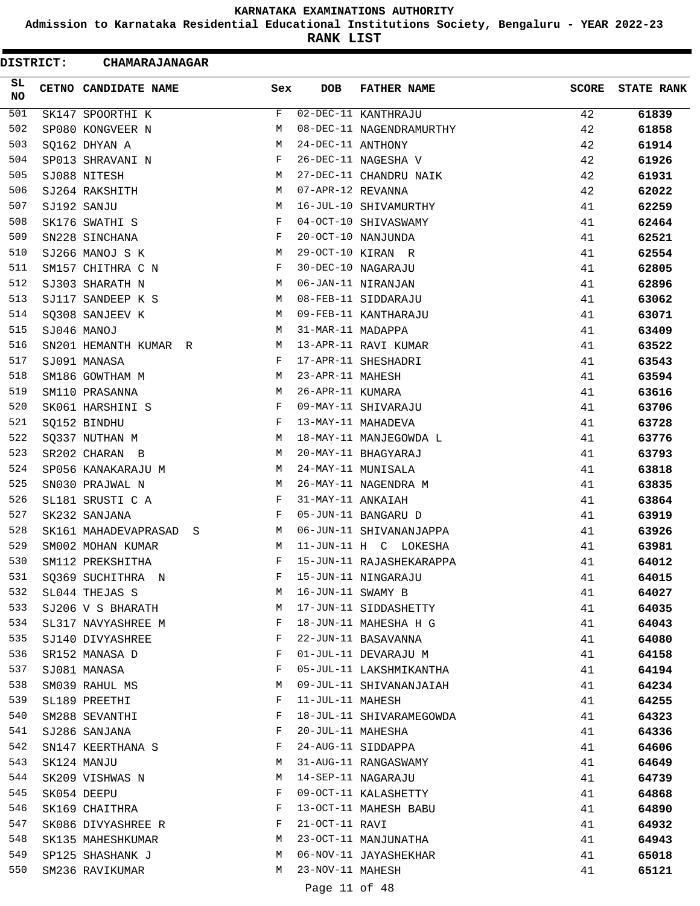**KARNATAKA EXAMINATIONS AUTHORITY**

**Admission to Karnataka Residential Educational Institutions Society, Bengaluru - YEAR 2022-23**

**RANK LIST**

**DISTRICT: CHAMARAJANAGAR**

| SL NO | CETNO | CANDIDATE NAME | Sex | DOB | FATHER NAME | SCORE | STATE RANK |
|---|---|---|---|---|---|---|---|
| 501 | SK147 | SPOORTHI K | F | 02-DEC-11 | KANTHRAJU | 42 | **61839** |
| 502 | SP080 | KONGVEER N | M | 08-DEC-11 | NAGENDRAMURTHY | 42 | **61858** |
| 503 | SQ162 | DHYAN A | M | 24-DEC-11 | ANTHONY | 42 | **61914** |
| 504 | SP013 | SHRAVANI N | F | 26-DEC-11 | NAGESHA V | 42 | **61926** |
| 505 | SJ088 | NITESH | M | 27-DEC-11 | CHANDRU NAIK | 42 | **61931** |
| 506 | SJ264 | RAKSHITH | M | 07-APR-12 | REVANNA | 42 | **62022** |
| 507 | SJ192 | SANJU | M | 16-JUL-10 | SHIVAMURTHY | 41 | **62259** |
| 508 | SK176 | SWATHI S | F | 04-OCT-10 | SHIVASWAMY | 41 | **62464** |
| 509 | SN228 | SINCHANA | F | 20-OCT-10 | NANJUNDA | 41 | **62521** |
| 510 | SJ266 | MANOJ S K | M | 29-OCT-10 | KIRAN R | 41 | **62554** |
| 511 | SM157 | CHITHRA C N | F | 30-DEC-10 | NAGARAJU | 41 | **62805** |
| 512 | SJ303 | SHARATH N | M | 06-JAN-11 | NIRANJAN | 41 | **62896** |
| 513 | SJ117 | SANDEEP K S | M | 08-FEB-11 | SIDDARAJU | 41 | **63062** |
| 514 | SQ308 | SANJEEV K | M | 09-FEB-11 | KANTHARAJU | 41 | **63071** |
| 515 | SJ046 | MANOJ | M | 31-MAR-11 | MADAPPA | 41 | **63409** |
| 516 | SN201 | HEMANTH KUMAR R | M | 13-APR-11 | RAVI KUMAR | 41 | **63522** |
| 517 | SJ091 | MANASA | F | 17-APR-11 | SHESHADRI | 41 | **63543** |
| 518 | SM186 | GOWTHAM M | M | 23-APR-11 | MAHESH | 41 | **63594** |
| 519 | SM110 | PRASANNA | M | 26-APR-11 | KUMARA | 41 | **63616** |
| 520 | SK061 | HARSHINI S | F | 09-MAY-11 | SHIVARAJU | 41 | **63706** |
| 521 | SQ152 | BINDHU | F | 13-MAY-11 | MAHADEVA | 41 | **63728** |
| 522 | SQ337 | NUTHAN M | M | 18-MAY-11 | MANJEGOWDA L | 41 | **63776** |
| 523 | SR202 | CHARAN B | M | 20-MAY-11 | BHAGYARAJ | 41 | **63793** |
| 524 | SP056 | KANAKARAJU M | M | 24-MAY-11 | MUNISALA | 41 | **63818** |
| 525 | SN030 | PRAJWAL N | M | 26-MAY-11 | NAGENDRA M | 41 | **63835** |
| 526 | SL181 | SRUSTI C A | F | 31-MAY-11 | ANKAIAH | 41 | **63864** |
| 527 | SK232 | SANJANA | F | 05-JUN-11 | BANGARU D | 41 | **63919** |
| 528 | SK161 | MAHADEVAPRASAD S | M | 06-JUN-11 | SHIVANANJAPPA | 41 | **63926** |
| 529 | SM002 | MOHAN KUMAR | M | 11-JUN-11 | H C LOKESHA | 41 | **63981** |
| 530 | SM112 | PREKSHITHA | F | 15-JUN-11 | RAJASHEKARAPPA | 41 | **64012** |
| 531 | SQ369 | SUCHITHRA N | F | 15-JUN-11 | NINGARAJU | 41 | **64015** |
| 532 | SL044 | THEJAS S | M | 16-JUN-11 | SWAMY B | 41 | **64027** |
| 533 | SJ206 | V S BHARATH | M | 17-JUN-11 | SIDDASHETTY | 41 | **64035** |
| 534 | SL317 | NAVYASHREE M | F | 18-JUN-11 | MAHESHA H G | 41 | **64043** |
| 535 | SJ140 | DIVYASHREE | F | 22-JUN-11 | BASAVANNA | 41 | **64080** |
| 536 | SR152 | MANASA D | F | 01-JUL-11 | DEVARAJU M | 41 | **64158** |
| 537 | SJ081 | MANASA | F | 05-JUL-11 | LAKSHMIKANTHA | 41 | **64194** |
| 538 | SM039 | RAHUL MS | M | 09-JUL-11 | SHIVANANJAIAH | 41 | **64234** |
| 539 | SL189 | PREETHI | F | 11-JUL-11 | MAHESH | 41 | **64255** |
| 540 | SM288 | SEVANTHI | F | 18-JUL-11 | SHIVARAMEGOWDA | 41 | **64323** |
| 541 | SJ286 | SANJANA | F | 20-JUL-11 | MAHESHA | 41 | **64336** |
| 542 | SN147 | KEERTHANA S | F | 24-AUG-11 | SIDDAPPA | 41 | **64606** |
| 543 | SK124 | MANJU | M | 31-AUG-11 | RANGASWAMY | 41 | **64649** |
| 544 | SK209 | VISHWAS N | M | 14-SEP-11 | NAGARAJU | 41 | **64739** |
| 545 | SK054 | DEEPU | F | 09-OCT-11 | KALASHETTY | 41 | **64868** |
| 546 | SK169 | CHAITHRA | F | 13-OCT-11 | MAHESH BABU | 41 | **64890** |
| 547 | SK086 | DIVYASHREE R | F | 21-OCT-11 | RAVI | 41 | **64932** |
| 548 | SK135 | MAHESHKUMAR | M | 23-OCT-11 | MANJUNATHA | 41 | **64943** |
| 549 | SP125 | SHASHANK J | M | 06-NOV-11 | JAYASHEKHAR | 41 | **65018** |
| 550 | SM236 | RAVIKUMAR | M | 23-NOV-11 | MAHESH | 41 | **65121** |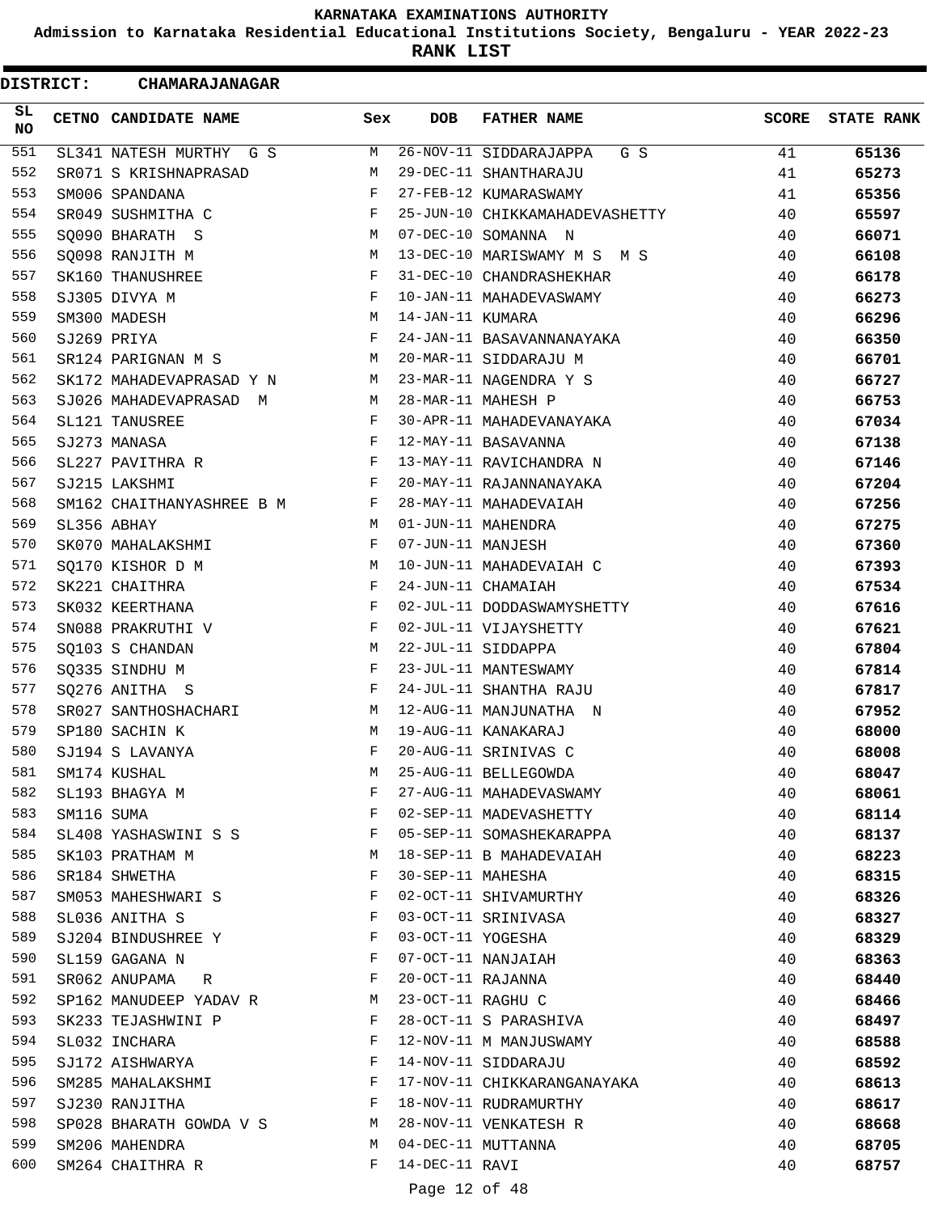KARNATAKA EXAMINATIONS AUTHORITY

Admission to Karnataka Residential Educational Institutions Society, Bengaluru - YEAR 2022-23

**RANK LIST**

**DISTRICT: CHAMARAJANAGAR**

| SL NO | CETNO | CANDIDATE NAME | Sex | DOB | FATHER NAME | SCORE | STATE RANK |
|---|---|---|---|---|---|---|---|
| 551 | SL341 | NATESH MURTHY G S | M | 26-NOV-11 | SIDDARAJAPPA G S | 41 | **65136** |
| 552 | SR071 | S KRISHNAPRASAD | M | 29-DEC-11 | SHANTHARAJU | 41 | **65273** |
| 553 | SM006 | SPANDANA | F | 27-FEB-12 | KUMARASWAMY | 41 | **65356** |
| 554 | SR049 | SUSHMITHA C | F | 25-JUN-10 | CHIKKAMAHADEVASHETTY | 40 | **65597** |
| 555 | SQ090 | BHARATH S | M | 07-DEC-10 | SOMANNA N | 40 | **66071** |
| 556 | SQ098 | RANJITH M | M | 13-DEC-10 | MARISWAMY M S M S | 40 | **66108** |
| 557 | SK160 | THANUSHREE | F | 31-DEC-10 | CHANDRASHEKHAR | 40 | **66178** |
| 558 | SJ305 | DIVYA M | F | 10-JAN-11 | MAHADEVASWAMY | 40 | **66273** |
| 559 | SM300 | MADESH | M | 14-JAN-11 | KUMARA | 40 | **66296** |
| 560 | SJ269 | PRIYA | F | 24-JAN-11 | BASAVANNANAYAKA | 40 | **66350** |
| 561 | SR124 | PARIGNAN M S | M | 20-MAR-11 | SIDDARAJU M | 40 | **66701** |
| 562 | SK172 | MAHADEVAPRASAD Y N | M | 23-MAR-11 | NAGENDRA Y S | 40 | **66727** |
| 563 | SJ026 | MAHADEVAPRASAD M | M | 28-MAR-11 | MAHESH P | 40 | **66753** |
| 564 | SL121 | TANUSREE | F | 30-APR-11 | MAHADEVANAYAKA | 40 | **67034** |
| 565 | SJ273 | MANASA | F | 12-MAY-11 | BASAVANNA | 40 | **67138** |
| 566 | SL227 | PAVITHRA R | F | 13-MAY-11 | RAVICHANDRA N | 40 | **67146** |
| 567 | SJ215 | LAKSHMI | F | 20-MAY-11 | RAJANNANAYAKA | 40 | **67204** |
| 568 | SM162 | CHAITHANYASHREE B M | F | 28-MAY-11 | MAHADEVAIAH | 40 | **67256** |
| 569 | SL356 | ABHAY | M | 01-JUN-11 | MAHENDRA | 40 | **67275** |
| 570 | SK070 | MAHALAKSHMI | F | 07-JUN-11 | MANJESH | 40 | **67360** |
| 571 | SQ170 | KISHOR D M | M | 10-JUN-11 | MAHADEVAIAH C | 40 | **67393** |
| 572 | SK221 | CHAITHRA | F | 24-JUN-11 | CHAMAIAH | 40 | **67534** |
| 573 | SK032 | KEERTHANA | F | 02-JUL-11 | DODDASWAMYSHETTY | 40 | **67616** |
| 574 | SN088 | PRAKRUTHI V | F | 02-JUL-11 | VIJAYSHETTY | 40 | **67621** |
| 575 | SQ103 | S CHANDAN | M | 22-JUL-11 | SIDDAPPA | 40 | **67804** |
| 576 | SQ335 | SINDHU M | F | 23-JUL-11 | MANTESWAMY | 40 | **67814** |
| 577 | SQ276 | ANITHA S | F | 24-JUL-11 | SHANTHA RAJU | 40 | **67817** |
| 578 | SR027 | SANTHOSHACHARI | M | 12-AUG-11 | MANJUNATHA N | 40 | **67952** |
| 579 | SP180 | SACHIN K | M | 19-AUG-11 | KANAKARAJ | 40 | **68000** |
| 580 | SJ194 | S LAVANYA | F | 20-AUG-11 | SRINIVAS C | 40 | **68008** |
| 581 | SM174 | KUSHAL | M | 25-AUG-11 | BELLEGOWDA | 40 | **68047** |
| 582 | SL193 | BHAGYA M | F | 27-AUG-11 | MAHADEVASWAMY | 40 | **68061** |
| 583 | SM116 | SUMA | F | 02-SEP-11 | MADEVASHETTY | 40 | **68114** |
| 584 | SL408 | YASHASWINI S S | F | 05-SEP-11 | SOMASHEKARAPPA | 40 | **68137** |
| 585 | SK103 | PRATHAM M | M | 18-SEP-11 | B MAHADEVAIAH | 40 | **68223** |
| 586 | SR184 | SHWETHA | F | 30-SEP-11 | MAHESHA | 40 | **68315** |
| 587 | SM053 | MAHESHWARI S | F | 02-OCT-11 | SHIVAMURTHY | 40 | **68326** |
| 588 | SL036 | ANITHA S | F | 03-OCT-11 | SRINIVASA | 40 | **68327** |
| 589 | SJ204 | BINDUSHREE Y | F | 03-OCT-11 | YOGESHA | 40 | **68329** |
| 590 | SL159 | GAGANA N | F | 07-OCT-11 | NANJAIAH | 40 | **68363** |
| 591 | SR062 | ANUPAMA R | F | 20-OCT-11 | RAJANNA | 40 | **68440** |
| 592 | SP162 | MANUDEEP YADAV R | M | 23-OCT-11 | RAGHU C | 40 | **68466** |
| 593 | SK233 | TEJASHWINI P | F | 28-OCT-11 | S PARASHIVA | 40 | **68497** |
| 594 | SL032 | INCHARA | F | 12-NOV-11 | M MANJUSWAMY | 40 | **68588** |
| 595 | SJ172 | AISHWARYA | F | 14-NOV-11 | SIDDARAJU | 40 | **68592** |
| 596 | SM285 | MAHALAKSHMI | F | 17-NOV-11 | CHIKKARANGANAYAKA | 40 | **68613** |
| 597 | SJ230 | RANJITHA | F | 18-NOV-11 | RUDRAMURTHY | 40 | **68617** |
| 598 | SP028 | BHARATH GOWDA V S | M | 28-NOV-11 | VENKATESH R | 40 | **68668** |
| 599 | SM206 | MAHENDRA | M | 04-DEC-11 | MUTTANNA | 40 | **68705** |
| 600 | SM264 | CHAITHRA R | F | 14-DEC-11 | RAVI | 40 | **68757** |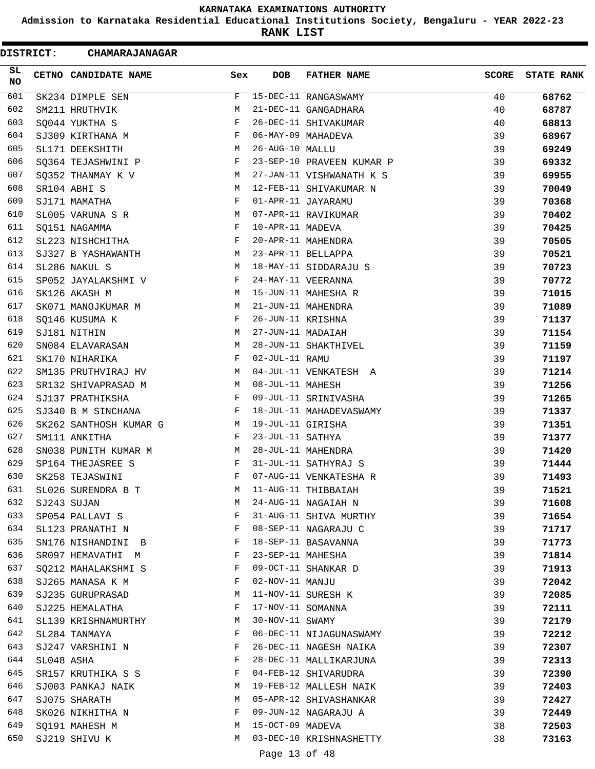# KARNATAKA EXAMINATIONS AUTHORITY

**Admission to Karnataka Residential Educational Institutions Society, Bengaluru - YEAR 2022-23**

**RANK LIST**

**DISTRICT: CHAMARAJANAGAR**

| SL NO | CETNO | CANDIDATE NAME | Sex | DOB | FATHER NAME | SCORE | STATE RANK |
|---|---|---|---|---|---|---|---|
| 601 | SK234 | DIMPLE SEN | F | 15-DEC-11 | RANGASWAMY | 40 | 68762 |
| 602 | SM211 | HRUTHVIK | M | 21-DEC-11 | GANGADHARA | 40 | 68787 |
| 603 | SQ044 | YUKTHA S | F | 26-DEC-11 | SHIVAKUMAR | 40 | 68813 |
| 604 | SJ309 | KIRTHANA M | F | 06-MAY-09 | MAHADEVA | 39 | 68967 |
| 605 | SL171 | DEEKSHITH | M | 26-AUG-10 | MALLU | 39 | 69249 |
| 606 | SQ364 | TEJASHWINI P | F | 23-SEP-10 | PRAVEEN KUMAR P | 39 | 69332 |
| 607 | SQ352 | THANMAY K V | M | 27-JAN-11 | VISHWANATH K S | 39 | 69955 |
| 608 | SR104 | ABHI S | M | 12-FEB-11 | SHIVAKUMAR N | 39 | 70049 |
| 609 | SJ171 | MAMATHA | F | 01-APR-11 | JAYARAMU | 39 | 70368 |
| 610 | SL005 | VARUNA S R | M | 07-APR-11 | RAVIKUMAR | 39 | 70402 |
| 611 | SQ151 | NAGAMMA | F | 10-APR-11 | MADEVA | 39 | 70425 |
| 612 | SL223 | NISHCHITHA | F | 20-APR-11 | MAHENDRA | 39 | 70505 |
| 613 | SJ327 | B YASHAWANTH | M | 23-APR-11 | BELLAPPA | 39 | 70521 |
| 614 | SL286 | NAKUL S | M | 18-MAY-11 | SIDDARAJU S | 39 | 70723 |
| 615 | SP052 | JAYALAKSHMI V | F | 24-MAY-11 | VEERANNA | 39 | 70772 |
| 616 | SK126 | AKASH M | M | 15-JUN-11 | MAHESHA R | 39 | 71015 |
| 617 | SK071 | MANOJKUMAR M | M | 21-JUN-11 | MAHENDRA | 39 | 71089 |
| 618 | SQ146 | KUSUMA K | F | 26-JUN-11 | KRISHNA | 39 | 71137 |
| 619 | SJ181 | NITHIN | M | 27-JUN-11 | MADAIAH | 39 | 71154 |
| 620 | SN084 | ELAVARASAN | M | 28-JUN-11 | SHAKTHIVEL | 39 | 71159 |
| 621 | SK170 | NIHARIKA | F | 02-JUL-11 | RAMU | 39 | 71197 |
| 622 | SM135 | PRUTHVIRAJ HV | M | 04-JUL-11 | VENKATESH A | 39 | 71214 |
| 623 | SR132 | SHIVAPRASAD M | M | 08-JUL-11 | MAHESH | 39 | 71256 |
| 624 | SJ137 | PRATHIKSHA | F | 09-JUL-11 | SRINIVASHA | 39 | 71265 |
| 625 | SJ340 | B M SINCHANA | F | 18-JUL-11 | MAHADEVASWAMY | 39 | 71337 |
| 626 | SK262 | SANTHOSH KUMAR G | M | 19-JUL-11 | GIRISHA | 39 | 71351 |
| 627 | SM111 | ANKITHA | F | 23-JUL-11 | SATHYA | 39 | 71377 |
| 628 | SN038 | PUNITH KUMAR M | M | 28-JUL-11 | MAHENDRA | 39 | 71420 |
| 629 | SP164 | THEJASREE S | F | 31-JUL-11 | SATHYRAJ S | 39 | 71444 |
| 630 | SK258 | TEJASWINI | F | 07-AUG-11 | VENKATESHA R | 39 | 71493 |
| 631 | SL026 | SURENDRA B T | M | 11-AUG-11 | THIBBAIAH | 39 | 71521 |
| 632 | SJ243 | SUJAN | M | 24-AUG-11 | NAGAIAH N | 39 | 71608 |
| 633 | SP054 | PALLAVI S | F | 31-AUG-11 | SHIVA MURTHY | 39 | 71654 |
| 634 | SL123 | PRANATHI N | F | 08-SEP-11 | NAGARAJU C | 39 | 71717 |
| 635 | SN176 | NISHANDINI B | F | 18-SEP-11 | BASAVANNA | 39 | 71773 |
| 636 | SR097 | HEMAVATHI M | F | 23-SEP-11 | MAHESHA | 39 | 71814 |
| 637 | SQ212 | MAHALAKSHMI S | F | 09-OCT-11 | SHANKAR D | 39 | 71913 |
| 638 | SJ265 | MANASA K M | F | 02-NOV-11 | MANJU | 39 | 72042 |
| 639 | SJ235 | GURUPRASAD | M | 11-NOV-11 | SURESH K | 39 | 72085 |
| 640 | SJ225 | HEMALATHA | F | 17-NOV-11 | SOMANNA | 39 | 72111 |
| 641 | SL139 | KRISHNAMURTHY | M | 30-NOV-11 | SWAMY | 39 | 72179 |
| 642 | SL284 | TANMAYA | F | 06-DEC-11 | NIJAGUNASWAMY | 39 | 72212 |
| 643 | SJ247 | VARSHINI N | F | 26-DEC-11 | NAGESH NAIKA | 39 | 72307 |
| 644 | SL048 | ASHA | F | 28-DEC-11 | MALLIKARJUNA | 39 | 72313 |
| 645 | SR157 | KRUTHIKA S S | F | 04-FEB-12 | SHIVARUDRA | 39 | 72390 |
| 646 | SJ003 | PANKAJ NAIK | M | 19-FEB-12 | MALLESH NAIK | 39 | 72403 |
| 647 | SJ075 | SHARATH | M | 05-APR-12 | SHIVASHANKAR | 39 | 72427 |
| 648 | SK026 | NIKHITHA N | F | 09-JUN-12 | NAGARAJU A | 39 | 72449 |
| 649 | SQ191 | MAHESH M | M | 15-OCT-09 | MADEVA | 38 | 72503 |
| 650 | SJ219 | SHIVU K | M | 03-DEC-10 | KRISHNASHETTY | 38 | 73163 |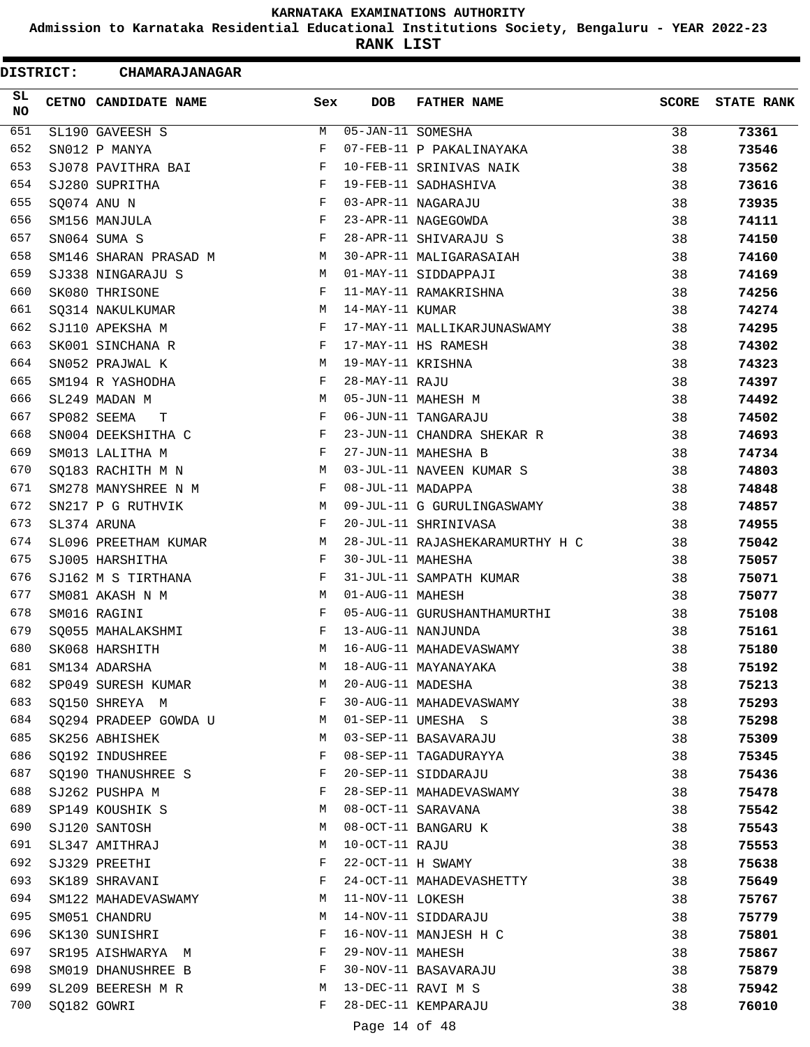# KARNATAKA EXAMINATIONS AUTHORITY

**Admission to Karnataka Residential Educational Institutions Society, Bengaluru - YEAR 2022-23**

**RANK LIST**

**DISTRICT: CHAMARAJANAGAR**

| SL NO | CETNO | CANDIDATE NAME | Sex | DOB | FATHER NAME | SCORE | STATE RANK |
|---|---|---|---|---|---|---|---|
| 651 | SL190 | GAVEESH S | M | 05-JAN-11 | SOMESHA | 38 | **73361** |
| 652 | SN012 | P MANYA | F | 07-FEB-11 | P PAKALINAYAKA | 38 | **73546** |
| 653 | SJ078 | PAVITHRA BAI | F | 10-FEB-11 | SRINIVAS NAIK | 38 | **73562** |
| 654 | SJ280 | SUPRITHA | F | 19-FEB-11 | SADHASHIVA | 38 | **73616** |
| 655 | SQ074 | ANU N | F | 03-APR-11 | NAGARAJU | 38 | **73935** |
| 656 | SM156 | MANJULA | F | 23-APR-11 | NAGEGOWDA | 38 | **74111** |
| 657 | SN064 | SUMA S | F | 28-APR-11 | SHIVARAJU S | 38 | **74150** |
| 658 | SM146 | SHARAN PRASAD M | M | 30-APR-11 | MALIGARASAIAH | 38 | **74160** |
| 659 | SJ338 | NINGARAJU S | M | 01-MAY-11 | SIDDAPPAJI | 38 | **74169** |
| 660 | SK080 | THRISONE | F | 11-MAY-11 | RAMAKRISHNA | 38 | **74256** |
| 661 | SQ314 | NAKULKUMAR | M | 14-MAY-11 | KUMAR | 38 | **74274** |
| 662 | SJ110 | APEKSHA M | F | 17-MAY-11 | MALLIKARJUNASWAMY | 38 | **74295** |
| 663 | SK001 | SINCHANA R | F | 17-MAY-11 | HS RAMESH | 38 | **74302** |
| 664 | SN052 | PRAJWAL K | M | 19-MAY-11 | KRISHNA | 38 | **74323** |
| 665 | SM194 | R YASHODHA | F | 28-MAY-11 | RAJU | 38 | **74397** |
| 666 | SL249 | MADAN M | M | 05-JUN-11 | MAHESH M | 38 | **74492** |
| 667 | SP082 | SEEMA T | F | 06-JUN-11 | TANGARAJU | 38 | **74502** |
| 668 | SN004 | DEEKSHITHA C | F | 23-JUN-11 | CHANDRA SHEKAR R | 38 | **74693** |
| 669 | SM013 | LALITHA M | F | 27-JUN-11 | MAHESHA B | 38 | **74734** |
| 670 | SQ183 | RACHITH M N | M | 03-JUL-11 | NAVEEN KUMAR S | 38 | **74803** |
| 671 | SM278 | MANYSHREE N M | F | 08-JUL-11 | MADAPPA | 38 | **74848** |
| 672 | SN217 | P G RUTHVIK | M | 09-JUL-11 | G GURULINGASWAMY | 38 | **74857** |
| 673 | SL374 | ARUNA | F | 20-JUL-11 | SHRINIVASA | 38 | **74955** |
| 674 | SL096 | PREETHAM KUMAR | M | 28-JUL-11 | RAJASHEKARAMURTHY H C | 38 | **75042** |
| 675 | SJ005 | HARSHITHA | F | 30-JUL-11 | MAHESHA | 38 | **75057** |
| 676 | SJ162 | M S TIRTHANA | F | 31-JUL-11 | SAMPATH KUMAR | 38 | **75071** |
| 677 | SM081 | AKASH N M | M | 01-AUG-11 | MAHESH | 38 | **75077** |
| 678 | SM016 | RAGINI | F | 05-AUG-11 | GURUSHANTHAMURTHI | 38 | **75108** |
| 679 | SQ055 | MAHALAKSHMI | F | 13-AUG-11 | NANJUNDA | 38 | **75161** |
| 680 | SK068 | HARSHITH | M | 16-AUG-11 | MAHADEVASWAMY | 38 | **75180** |
| 681 | SM134 | ADARSHA | M | 18-AUG-11 | MAYANAYAKA | 38 | **75192** |
| 682 | SP049 | SURESH KUMAR | M | 20-AUG-11 | MADESHA | 38 | **75213** |
| 683 | SQ150 | SHREYA M | F | 30-AUG-11 | MAHADEVASWAMY | 38 | **75293** |
| 684 | SQ294 | PRADEEP GOWDA U | M | 01-SEP-11 | UMESHA S | 38 | **75298** |
| 685 | SK256 | ABHISHEK | M | 03-SEP-11 | BASAVARAJU | 38 | **75309** |
| 686 | SQ192 | INDUSHREE | F | 08-SEP-11 | TAGADURAYYA | 38 | **75345** |
| 687 | SQ190 | THANUSHREE S | F | 20-SEP-11 | SIDDARAJU | 38 | **75436** |
| 688 | SJ262 | PUSHPA M | F | 28-SEP-11 | MAHADEVASWAMY | 38 | **75478** |
| 689 | SP149 | KOUSHIK S | M | 08-OCT-11 | SARAVANA | 38 | **75542** |
| 690 | SJ120 | SANTOSH | M | 08-OCT-11 | BANGARU K | 38 | **75543** |
| 691 | SL347 | AMITHRAJ | M | 10-OCT-11 | RAJU | 38 | **75553** |
| 692 | SJ329 | PREETHI | F | 22-OCT-11 | H SWAMY | 38 | **75638** |
| 693 | SK189 | SHRAVANI | F | 24-OCT-11 | MAHADEVASHETTY | 38 | **75649** |
| 694 | SM122 | MAHADEVASWAMY | M | 11-NOV-11 | LOKESH | 38 | **75767** |
| 695 | SM051 | CHANDRU | M | 14-NOV-11 | SIDDARAJU | 38 | **75779** |
| 696 | SK130 | SUNISHRI | F | 16-NOV-11 | MANJESH H C | 38 | **75801** |
| 697 | SR195 | AISHWARYA M | F | 29-NOV-11 | MAHESH | 38 | **75867** |
| 698 | SM019 | DHANUSHREE B | F | 30-NOV-11 | BASAVARAJU | 38 | **75879** |
| 699 | SL209 | BEERESH M R | M | 13-DEC-11 | RAVI M S | 38 | **75942** |
| 700 | SQ182 | GOWRI | F | 28-DEC-11 | KEMPARAJU | 38 | **76010** |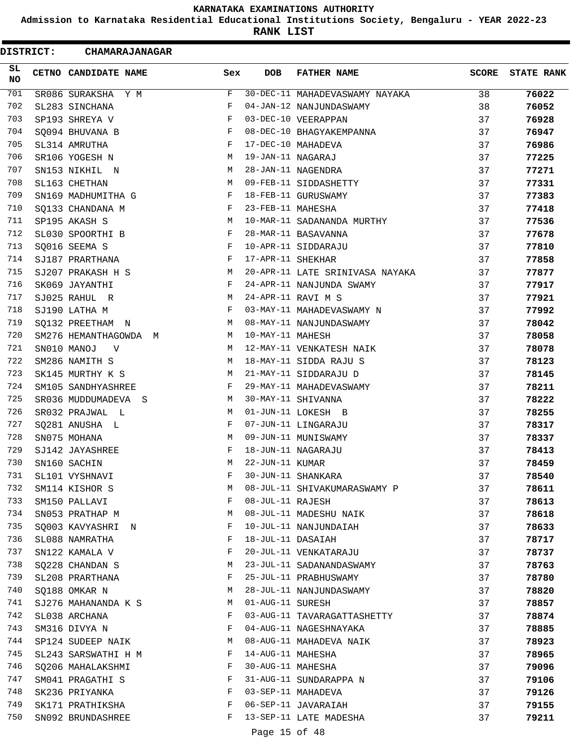# KARNATAKA EXAMINATIONS AUTHORITY

## Admission to Karnataka Residential Educational Institutions Society, Bengaluru - YEAR 2022-23

## RANK LIST

**DISTRICT: CHAMARAJANAGAR**

| SL NO | CETNO | CANDIDATE NAME | Sex | DOB | FATHER NAME | SCORE | STATE RANK |
|---|---|---|---|---|---|---|---|
| 701 | SR086 | SURAKSHA Y M | F | 30-DEC-11 | MAHADEVASWAMY NAYAKA | 38 | **76022** |
| 702 | SL283 | SINCHANA | F | 04-JAN-12 | NANJUNDASWAMY | 38 | **76052** |
| 703 | SP193 | SHREYA V | F | 03-DEC-10 | VEERAPPAN | 37 | **76928** |
| 704 | SQ094 | BHUVANA B | F | 08-DEC-10 | BHAGYAKEMPANNA | 37 | **76947** |
| 705 | SL314 | AMRUTHA | F | 17-DEC-10 | MAHADEVA | 37 | **76986** |
| 706 | SR106 | YOGESH N | M | 19-JAN-11 | NAGARAJ | 37 | **77225** |
| 707 | SN153 | NIKHIL N | M | 28-JAN-11 | NAGENDRA | 37 | **77271** |
| 708 | SL163 | CHETHAN | M | 09-FEB-11 | SIDDASHETTY | 37 | **77331** |
| 709 | SN169 | MADHUMITHA G | F | 18-FEB-11 | GURUSWAMY | 37 | **77383** |
| 710 | SQ133 | CHANDANA M | F | 23-FEB-11 | MAHESHA | 37 | **77418** |
| 711 | SP195 | AKASH S | M | 10-MAR-11 | SADANANDA MURTHY | 37 | **77536** |
| 712 | SL030 | SPOORTHI B | F | 28-MAR-11 | BASAVANNA | 37 | **77678** |
| 713 | SQ016 | SEEMA S | F | 10-APR-11 | SIDDARAJU | 37 | **77810** |
| 714 | SJ187 | PRARTHANA | F | 17-APR-11 | SHEKHAR | 37 | **77858** |
| 715 | SJ207 | PRAKASH H S | M | 20-APR-11 | LATE SRINIVASA NAYAKA | 37 | **77877** |
| 716 | SK069 | JAYANTHI | F | 24-APR-11 | NANJUNDA SWAMY | 37 | **77917** |
| 717 | SJ025 | RAHUL R | M | 24-APR-11 | RAVI M S | 37 | **77921** |
| 718 | SJ190 | LATHA M | F | 03-MAY-11 | MAHADEVASWAMY N | 37 | **77992** |
| 719 | SQ132 | PREETHAM N | M | 08-MAY-11 | NANJUNDASWAMY | 37 | **78042** |
| 720 | SM276 | HEMANTHAGOWDA M | M | 10-MAY-11 | MAHESH | 37 | **78058** |
| 721 | SN010 | MANOJ V | M | 12-MAY-11 | VENKATESH NAIK | 37 | **78078** |
| 722 | SM286 | NAMITH S | M | 18-MAY-11 | SIDDA RAJU S | 37 | **78123** |
| 723 | SK145 | MURTHY K S | M | 21-MAY-11 | SIDDARAJU D | 37 | **78145** |
| 724 | SM105 | SANDHYASHREE | F | 29-MAY-11 | MAHADEVASWAMY | 37 | **78211** |
| 725 | SR036 | MUDDUMADEVA S | M | 30-MAY-11 | SHIVANNA | 37 | **78222** |
| 726 | SR032 | PRAJWAL L | M | 01-JUN-11 | LOKESH B | 37 | **78255** |
| 727 | SQ281 | ANUSHA L | F | 07-JUN-11 | LINGARAJU | 37 | **78317** |
| 728 | SN075 | MOHANA | M | 09-JUN-11 | MUNISWAMY | 37 | **78337** |
| 729 | SJ142 | JAYASHREE | F | 18-JUN-11 | NAGARAJU | 37 | **78413** |
| 730 | SN160 | SACHIN | M | 22-JUN-11 | KUMAR | 37 | **78459** |
| 731 | SL101 | VYSHNAVI | F | 30-JUN-11 | SHANKARA | 37 | **78540** |
| 732 | SM114 | KISHOR S | M | 08-JUL-11 | SHIVAKUMARASWAMY P | 37 | **78611** |
| 733 | SM150 | PALLAVI | F | 08-JUL-11 | RAJESH | 37 | **78613** |
| 734 | SN053 | PRATHAP M | M | 08-JUL-11 | MADESHU NAIK | 37 | **78618** |
| 735 | SQ003 | KAVYASHRI N | F | 10-JUL-11 | NANJUNDAIAH | 37 | **78633** |
| 736 | SL088 | NAMRATHA | F | 18-JUL-11 | DASAIAH | 37 | **78717** |
| 737 | SN122 | KAMALA V | F | 20-JUL-11 | VENKATARAJU | 37 | **78737** |
| 738 | SQ228 | CHANDAN S | M | 23-JUL-11 | SADANANDASWAMY | 37 | **78763** |
| 739 | SL208 | PRARTHANA | F | 25-JUL-11 | PRABHUSWAMY | 37 | **78780** |
| 740 | SQ188 | OMKAR N | M | 28-JUL-11 | NANJUNDASWAMY | 37 | **78820** |
| 741 | SJ276 | MAHANANDA K S | M | 01-AUG-11 | SURESH | 37 | **78857** |
| 742 | SL038 | ARCHANA | F | 03-AUG-11 | TAVARAGATTASHETTY | 37 | **78874** |
| 743 | SM316 | DIVYA N | F | 04-AUG-11 | NAGESHNAYAKA | 37 | **78885** |
| 744 | SP124 | SUDEEP NAIK | M | 08-AUG-11 | MAHADEVA NAIK | 37 | **78923** |
| 745 | SL243 | SARSWATHI H M | F | 14-AUG-11 | MAHESHA | 37 | **78965** |
| 746 | SQ206 | MAHALAKSHMI | F | 30-AUG-11 | MAHESHA | 37 | **79096** |
| 747 | SM041 | PRAGATHI S | F | 31-AUG-11 | SUNDARAPPA N | 37 | **79106** |
| 748 | SK236 | PRIYANKA | F | 03-SEP-11 | MAHADEVA | 37 | **79126** |
| 749 | SK171 | PRATHIKSHA | F | 06-SEP-11 | JAVARAIAH | 37 | **79155** |
| 750 | SN092 | BRUNDASHREE | F | 13-SEP-11 | LATE MADESHA | 37 | **79211** |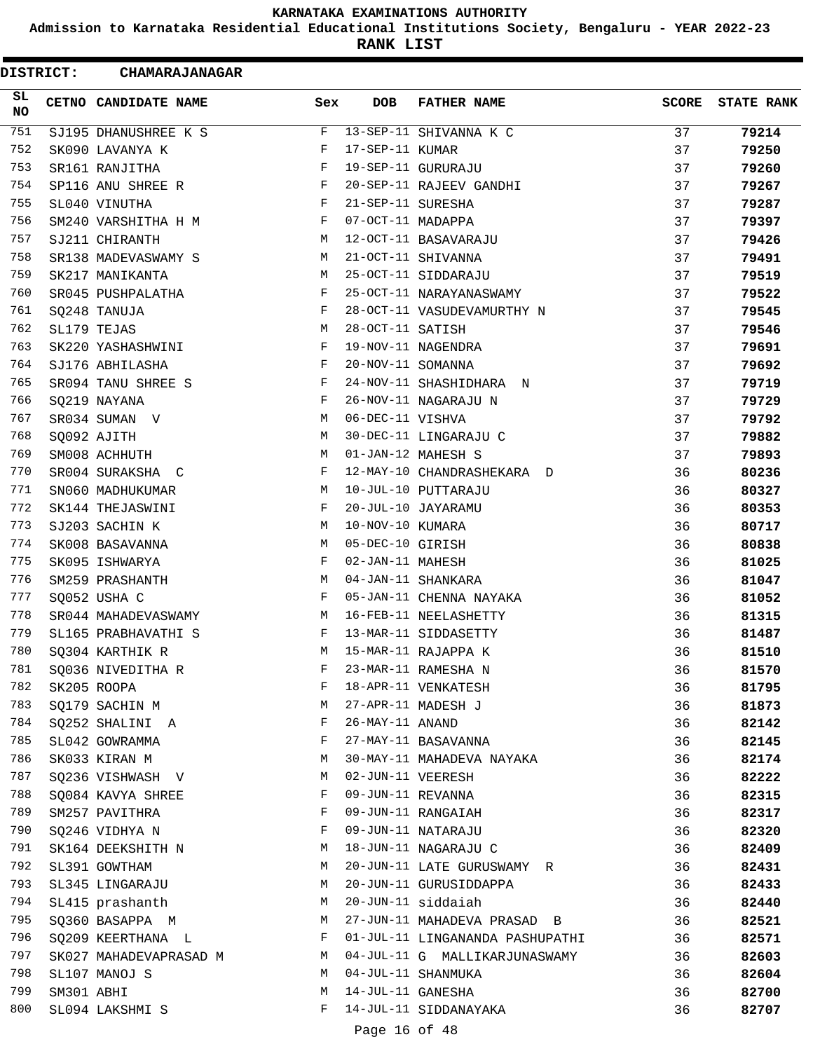# KARNATAKA EXAMINATIONS AUTHORITY

**Admission to Karnataka Residential Educational Institutions Society, Bengaluru - YEAR 2022-23**

**RANK LIST**

**DISTRICT: CHAMARAJANAGAR**

| SL NO | CETNO | CANDIDATE NAME | Sex | DOB | FATHER NAME | SCORE | STATE RANK |
|---|---|---|---|---|---|---|---|
| 751 | SJ195 | DHANUSHREE K S | F | 13-SEP-11 | SHIVANNA K C | 37 | 79214 |
| 752 | SK090 | LAVANYA K | F | 17-SEP-11 | KUMAR | 37 | 79250 |
| 753 | SR161 | RANJITHA | F | 19-SEP-11 | GURURAJU | 37 | 79260 |
| 754 | SP116 | ANU SHREE R | F | 20-SEP-11 | RAJEEV GANDHI | 37 | 79267 |
| 755 | SL040 | VINUTHA | F | 21-SEP-11 | SURESHA | 37 | 79287 |
| 756 | SM240 | VARSHITHA H M | F | 07-OCT-11 | MADAPPA | 37 | 79397 |
| 757 | SJ211 | CHIRANTH | M | 12-OCT-11 | BASAVARAJU | 37 | 79426 |
| 758 | SR138 | MADEVASWAMY S | M | 21-OCT-11 | SHIVANNA | 37 | 79491 |
| 759 | SK217 | MANIKANTA | M | 25-OCT-11 | SIDDARAJU | 37 | 79519 |
| 760 | SR045 | PUSHPALATHA | F | 25-OCT-11 | NARAYANASWAMY | 37 | 79522 |
| 761 | SQ248 | TANUJA | F | 28-OCT-11 | VASUDEVAMURTHY N | 37 | 79545 |
| 762 | SL179 | TEJAS | M | 28-OCT-11 | SATISH | 37 | 79546 |
| 763 | SK220 | YASHASHWINI | F | 19-NOV-11 | NAGENDRA | 37 | 79691 |
| 764 | SJ176 | ABHILASHA | F | 20-NOV-11 | SOMANNA | 37 | 79692 |
| 765 | SR094 | TANU SHREE S | F | 24-NOV-11 | SHASHIDHARA N | 37 | 79719 |
| 766 | SQ219 | NAYANA | F | 26-NOV-11 | NAGARAJU N | 37 | 79729 |
| 767 | SR034 | SUMAN V | M | 06-DEC-11 | VISHVA | 37 | 79792 |
| 768 | SQ092 | AJITH | M | 30-DEC-11 | LINGARAJU C | 37 | 79882 |
| 769 | SM008 | ACHHUTH | M | 01-JAN-12 | MAHESH S | 37 | 79893 |
| 770 | SR004 | SURAKSHA C | F | 12-MAY-10 | CHANDRASHEKARA D | 36 | 80236 |
| 771 | SN060 | MADHUKUMAR | M | 10-JUL-10 | PUTTARAJU | 36 | 80327 |
| 772 | SK144 | THEJASWINI | F | 20-JUL-10 | JAYARAMU | 36 | 80353 |
| 773 | SJ203 | SACHIN K | M | 10-NOV-10 | KUMARA | 36 | 80717 |
| 774 | SK008 | BASAVANNA | M | 05-DEC-10 | GIRISH | 36 | 80838 |
| 775 | SK095 | ISHWARYA | F | 02-JAN-11 | MAHESH | 36 | 81025 |
| 776 | SM259 | PRASHANTH | M | 04-JAN-11 | SHANKARA | 36 | 81047 |
| 777 | SQ052 | USHA C | F | 05-JAN-11 | CHENNA NAYAKA | 36 | 81052 |
| 778 | SR044 | MAHADEVASWAMY | M | 16-FEB-11 | NEELASHETTY | 36 | 81315 |
| 779 | SL165 | PRABHAVATHI S | F | 13-MAR-11 | SIDDASETTY | 36 | 81487 |
| 780 | SQ304 | KARTHIK R | M | 15-MAR-11 | RAJAPPA K | 36 | 81510 |
| 781 | SQ036 | NIVEDITHA R | F | 23-MAR-11 | RAMESHA N | 36 | 81570 |
| 782 | SK205 | ROOPA | F | 18-APR-11 | VENKATESH | 36 | 81795 |
| 783 | SQ179 | SACHIN M | M | 27-APR-11 | MADESH J | 36 | 81873 |
| 784 | SQ252 | SHALINI A | F | 26-MAY-11 | ANAND | 36 | 82142 |
| 785 | SL042 | GOWRAMMA | F | 27-MAY-11 | BASAVANNA | 36 | 82145 |
| 786 | SK033 | KIRAN M | M | 30-MAY-11 | MAHADEVA NAYAKA | 36 | 82174 |
| 787 | SQ236 | VISHWASH V | M | 02-JUN-11 | VEERESH | 36 | 82222 |
| 788 | SQ084 | KAVYA SHREE | F | 09-JUN-11 | REVANNA | 36 | 82315 |
| 789 | SM257 | PAVITHRA | F | 09-JUN-11 | RANGAIAH | 36 | 82317 |
| 790 | SQ246 | VIDHYA N | F | 09-JUN-11 | NATARAJU | 36 | 82320 |
| 791 | SK164 | DEEKSHITH N | M | 18-JUN-11 | NAGARAJU C | 36 | 82409 |
| 792 | SL391 | GOWTHAM | M | 20-JUN-11 | LATE GURUSWAMY R | 36 | 82431 |
| 793 | SL345 | LINGARAJU | M | 20-JUN-11 | GURUSIDDAPPA | 36 | 82433 |
| 794 | SL415 | prashanth | M | 20-JUN-11 | siddaiah | 36 | 82440 |
| 795 | SQ360 | BASAPPA M | M | 27-JUN-11 | MAHADEVA PRASAD B | 36 | 82521 |
| 796 | SQ209 | KEERTHANA L | F | 01-JUL-11 | LINGANANDA PASHUPATHI | 36 | 82571 |
| 797 | SK027 | MAHADEVAPRASAD M | M | 04-JUL-11 | G MALLIKARJUNASWAMY | 36 | 82603 |
| 798 | SL107 | MANOJ S | M | 04-JUL-11 | SHANMUKA | 36 | 82604 |
| 799 | SM301 | ABHI | M | 14-JUL-11 | GANESHA | 36 | 82700 |
| 800 | SL094 | LAKSHMI S | F | 14-JUL-11 | SIDDANAYAKA | 36 | 82707 |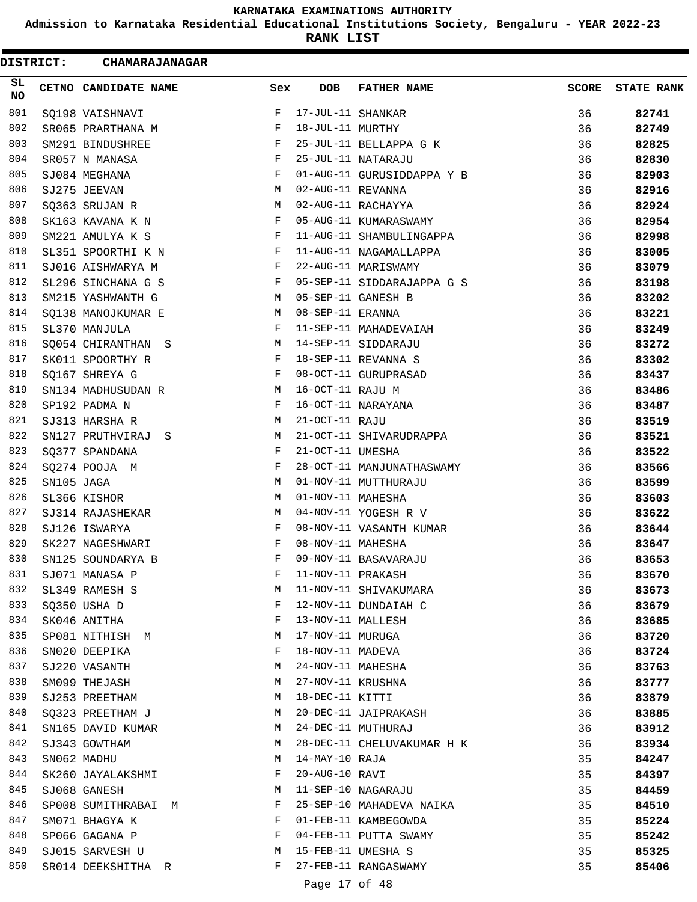# KARNATAKA EXAMINATIONS AUTHORITY

## Admission to Karnataka Residential Educational Institutions Society, Bengaluru - YEAR 2022-23

## RANK LIST

**DISTRICT: CHAMARAJANAGAR**

| SL NO | CETNO | CANDIDATE NAME | Sex | DOB | FATHER NAME | SCORE | STATE RANK |
|---|---|---|---|---|---|---|---|
| 801 | SQ198 | VAISHNAVI | F | 17-JUL-11 | SHANKAR | 36 | 82741 |
| 802 | SR065 | PRARTHANA M | F | 18-JUL-11 | MURTHY | 36 | 82749 |
| 803 | SM291 | BINDUSHREE | F | 25-JUL-11 | BELLAPPA G K | 36 | 82825 |
| 804 | SR057 | N MANASA | F | 25-JUL-11 | NATARAJU | 36 | 82830 |
| 805 | SJ084 | MEGHANA | F | 01-AUG-11 | GURUSIDDAPPA Y B | 36 | 82903 |
| 806 | SJ275 | JEEVAN | M | 02-AUG-11 | REVANNA | 36 | 82916 |
| 807 | SQ363 | SRUJAN R | M | 02-AUG-11 | RACHAYYA | 36 | 82924 |
| 808 | SK163 | KAVANA K N | F | 05-AUG-11 | KUMARASWAMY | 36 | 82954 |
| 809 | SM221 | AMULYA K S | F | 11-AUG-11 | SHAMBULINGAPPA | 36 | 82998 |
| 810 | SL351 | SPOORTHI K N | F | 11-AUG-11 | NAGAMALLAPPA | 36 | 83005 |
| 811 | SJ016 | AISHWARYA M | F | 22-AUG-11 | MARISWAMY | 36 | 83079 |
| 812 | SL296 | SINCHANA G S | F | 05-SEP-11 | SIDDARAJAPPA G S | 36 | 83198 |
| 813 | SM215 | YASHWANTH G | M | 05-SEP-11 | GANESH B | 36 | 83202 |
| 814 | SQ138 | MANOJKUMAR E | M | 08-SEP-11 | ERANNA | 36 | 83221 |
| 815 | SL370 | MANJULA | F | 11-SEP-11 | MAHADEVAIAH | 36 | 83249 |
| 816 | SQ054 | CHIRANTHAN S | M | 14-SEP-11 | SIDDARAJU | 36 | 83272 |
| 817 | SK011 | SPOORTHY R | F | 18-SEP-11 | REVANNA S | 36 | 83302 |
| 818 | SQ167 | SHREYA G | F | 08-OCT-11 | GURUPRASAD | 36 | 83437 |
| 819 | SN134 | MADHUSUDAN R | M | 16-OCT-11 | RAJU M | 36 | 83486 |
| 820 | SP192 | PADMA N | F | 16-OCT-11 | NARAYANA | 36 | 83487 |
| 821 | SJ313 | HARSHA R | M | 21-OCT-11 | RAJU | 36 | 83519 |
| 822 | SN127 | PRUTHVIRAJ S | M | 21-OCT-11 | SHIVARUDRAPPA | 36 | 83521 |
| 823 | SQ377 | SPANDANA | F | 21-OCT-11 | UMESHA | 36 | 83522 |
| 824 | SQ274 | POOJA M | F | 28-OCT-11 | MANJUNATHASWAMY | 36 | 83566 |
| 825 | SN105 | JAGA | M | 01-NOV-11 | MUTTHURAJU | 36 | 83599 |
| 826 | SL366 | KISHOR | M | 01-NOV-11 | MAHESHA | 36 | 83603 |
| 827 | SJ314 | RAJASHEKAR | M | 04-NOV-11 | YOGESH R V | 36 | 83622 |
| 828 | SJ126 | ISWARYA | F | 08-NOV-11 | VASANTH KUMAR | 36 | 83644 |
| 829 | SK227 | NAGESHWARI | F | 08-NOV-11 | MAHESHA | 36 | 83647 |
| 830 | SN125 | SOUNDARYA B | F | 09-NOV-11 | BASAVARAJU | 36 | 83653 |
| 831 | SJ071 | MANASA P | F | 11-NOV-11 | PRAKASH | 36 | 83670 |
| 832 | SL349 | RAMESH S | M | 11-NOV-11 | SHIVAKUMARA | 36 | 83673 |
| 833 | SQ350 | USHA D | F | 12-NOV-11 | DUNDAIAH C | 36 | 83679 |
| 834 | SK046 | ANITHA | F | 13-NOV-11 | MALLESH | 36 | 83685 |
| 835 | SP081 | NITHISH M | M | 17-NOV-11 | MURUGA | 36 | 83720 |
| 836 | SN020 | DEEPIKA | F | 18-NOV-11 | MADEVA | 36 | 83724 |
| 837 | SJ220 | VASANTH | M | 24-NOV-11 | MAHESHA | 36 | 83763 |
| 838 | SM099 | THEJASH | M | 27-NOV-11 | KRUSHNA | 36 | 83777 |
| 839 | SJ253 | PREETHAM | M | 18-DEC-11 | KITTI | 36 | 83879 |
| 840 | SQ323 | PREETHAM J | M | 20-DEC-11 | JAIPRAKASH | 36 | 83885 |
| 841 | SN165 | DAVID KUMAR | M | 24-DEC-11 | MUTHURAJ | 36 | 83912 |
| 842 | SJ343 | GOWTHAM | M | 28-DEC-11 | CHELUVAKUMAR H K | 36 | 83934 |
| 843 | SN062 | MADHU | M | 14-MAY-10 | RAJA | 35 | 84247 |
| 844 | SK260 | JAYALAKSHMI | F | 20-AUG-10 | RAVI | 35 | 84397 |
| 845 | SJ068 | GANESH | M | 11-SEP-10 | NAGARAJU | 35 | 84459 |
| 846 | SP008 | SUMITHRABAI M | F | 25-SEP-10 | MAHADEVA NAIKA | 35 | 84510 |
| 847 | SM071 | BHAGYA K | F | 01-FEB-11 | KAMBEGOWDA | 35 | 85224 |
| 848 | SP066 | GAGANA P | F | 04-FEB-11 | PUTTA SWAMY | 35 | 85242 |
| 849 | SJ015 | SARVESH U | M | 15-FEB-11 | UMESHA S | 35 | 85325 |
| 850 | SR014 | DEEKSHITHA R | F | 27-FEB-11 | RANGASWAMY | 35 | 85406 |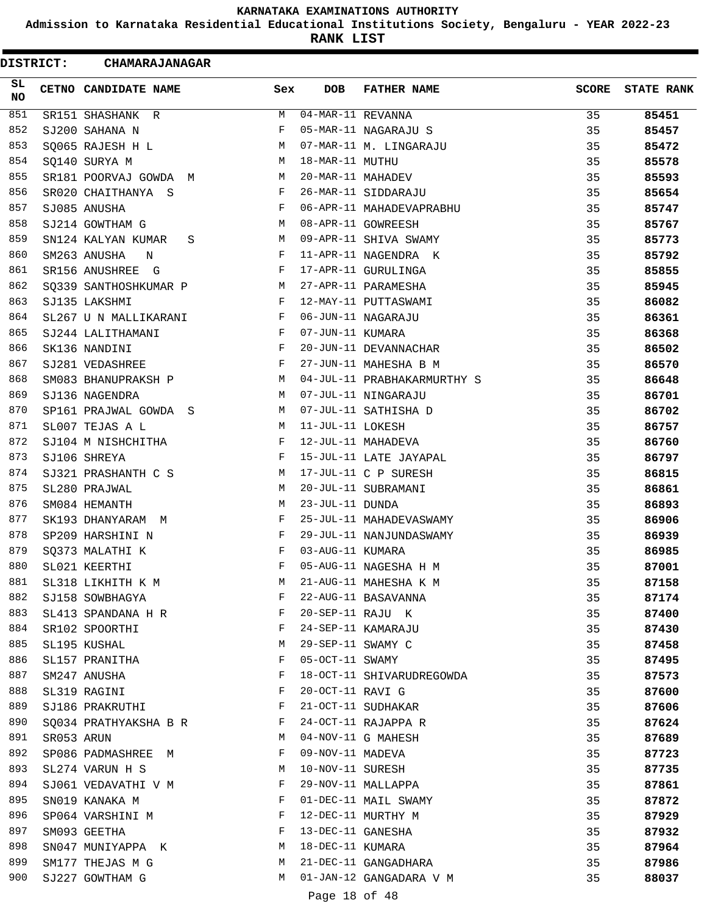KARNATAKA EXAMINATIONS AUTHORITY

Admission to Karnataka Residential Educational Institutions Society, Bengaluru - YEAR 2022-23

**RANK LIST**

**DISTRICT: CHAMARAJANAGAR**

| SL NO | CETNO | CANDIDATE NAME | Sex | DOB | FATHER NAME | SCORE | STATE RANK |
|---|---|---|---|---|---|---|---|
| 851 | SR151 | SHASHANK R | M | 04-MAR-11 | REVANNA | 35 | 85451 |
| 852 | SJ200 | SAHANA N | F | 05-MAR-11 | NAGARAJU S | 35 | 85457 |
| 853 | SQ065 | RAJESH H L | M | 07-MAR-11 | M. LINGARAJU | 35 | 85472 |
| 854 | SQ140 | SURYA M | M | 18-MAR-11 | MUTHU | 35 | 85578 |
| 855 | SR181 | POORVAJ GOWDA M | M | 20-MAR-11 | MAHADEV | 35 | 85593 |
| 856 | SR020 | CHAITHANYA S | F | 26-MAR-11 | SIDDARAJU | 35 | 85654 |
| 857 | SJ085 | ANUSHA | F | 06-APR-11 | MAHADEVAPRABHU | 35 | 85747 |
| 858 | SJ214 | GOWTHAM G | M | 08-APR-11 | GOWREESH | 35 | 85767 |
| 859 | SN124 | KALYAN KUMAR S | M | 09-APR-11 | SHIVA SWAMY | 35 | 85773 |
| 860 | SM263 | ANUSHA N | F | 11-APR-11 | NAGENDRA K | 35 | 85792 |
| 861 | SR156 | ANUSHREE G | F | 17-APR-11 | GURULINGA | 35 | 85855 |
| 862 | SQ339 | SANTHOSHKUMAR P | M | 27-APR-11 | PARAMESHA | 35 | 85945 |
| 863 | SJ135 | LAKSHMI | F | 12-MAY-11 | PUTTASWAMI | 35 | 86082 |
| 864 | SL267 | U N MALLIKARANI | F | 06-JUN-11 | NAGARAJU | 35 | 86361 |
| 865 | SJ244 | LALITHAMANI | F | 07-JUN-11 | KUMARA | 35 | 86368 |
| 866 | SK136 | NANDINI | F | 20-JUN-11 | DEVANNACHAR | 35 | 86502 |
| 867 | SJ281 | VEDASHREE | F | 27-JUN-11 | MAHESHA B M | 35 | 86570 |
| 868 | SM083 | BHANUPRAKSH P | M | 04-JUL-11 | PRABHAKARMURTHY S | 35 | 86648 |
| 869 | SJ136 | NAGENDRA | M | 07-JUL-11 | NINGARAJU | 35 | 86701 |
| 870 | SP161 | PRAJWAL GOWDA S | M | 07-JUL-11 | SATHISHA D | 35 | 86702 |
| 871 | SL007 | TEJAS A L | M | 11-JUL-11 | LOKESH | 35 | 86757 |
| 872 | SJ104 | M NISHCHITHA | F | 12-JUL-11 | MAHADEVA | 35 | 86760 |
| 873 | SJ106 | SHREYA | F | 15-JUL-11 | LATE JAYAPAL | 35 | 86797 |
| 874 | SJ321 | PRASHANTH C S | M | 17-JUL-11 | C P SURESH | 35 | 86815 |
| 875 | SL280 | PRAJWAL | M | 20-JUL-11 | SUBRAMANI | 35 | 86861 |
| 876 | SM084 | HEMANTH | M | 23-JUL-11 | DUNDA | 35 | 86893 |
| 877 | SK193 | DHANYARAM M | F | 25-JUL-11 | MAHADEVASWAMY | 35 | 86906 |
| 878 | SP209 | HARSHINI N | F | 29-JUL-11 | NANJUNDASWAMY | 35 | 86939 |
| 879 | SQ373 | MALATHI K | F | 03-AUG-11 | KUMARA | 35 | 86985 |
| 880 | SL021 | KEERTHI | F | 05-AUG-11 | NAGESHA H M | 35 | 87001 |
| 881 | SL318 | LIKHITH K M | M | 21-AUG-11 | MAHESHA K M | 35 | 87158 |
| 882 | SJ158 | SOWBHAGYA | F | 22-AUG-11 | BASAVANNA | 35 | 87174 |
| 883 | SL413 | SPANDANA H R | F | 20-SEP-11 | RAJU K | 35 | 87400 |
| 884 | SR102 | SPOORTHI | F | 24-SEP-11 | KAMARAJU | 35 | 87430 |
| 885 | SL195 | KUSHAL | M | 29-SEP-11 | SWAMY C | 35 | 87458 |
| 886 | SL157 | PRANITHA | F | 05-OCT-11 | SWAMY | 35 | 87495 |
| 887 | SM247 | ANUSHA | F | 18-OCT-11 | SHIVARUDREGOWDA | 35 | 87573 |
| 888 | SL319 | RAGINI | F | 20-OCT-11 | RAVI G | 35 | 87600 |
| 889 | SJ186 | PRAKRUTHI | F | 21-OCT-11 | SUDHAKAR | 35 | 87606 |
| 890 | SQ034 | PRATHYAKSHA B R | F | 24-OCT-11 | RAJAPPA R | 35 | 87624 |
| 891 | SR053 | ARUN | M | 04-NOV-11 | G MAHESH | 35 | 87689 |
| 892 | SP086 | PADMASHREE M | F | 09-NOV-11 | MADEVA | 35 | 87723 |
| 893 | SL274 | VARUN H S | M | 10-NOV-11 | SURESH | 35 | 87735 |
| 894 | SJ061 | VEDAVATHI V M | F | 29-NOV-11 | MALLAPPA | 35 | 87861 |
| 895 | SN019 | KANAKA M | F | 01-DEC-11 | MAIL SWAMY | 35 | 87872 |
| 896 | SP064 | VARSHINI M | F | 12-DEC-11 | MURTHY M | 35 | 87929 |
| 897 | SM093 | GEETHA | F | 13-DEC-11 | GANESHA | 35 | 87932 |
| 898 | SN047 | MUNIYAPPA K | M | 18-DEC-11 | KUMARA | 35 | 87964 |
| 899 | SM177 | THEJAS M G | M | 21-DEC-11 | GANGADHARA | 35 | 87986 |
| 900 | SJ227 | GOWTHAM G | M | 01-JAN-12 | GANGADARA V M | 35 | 88037 |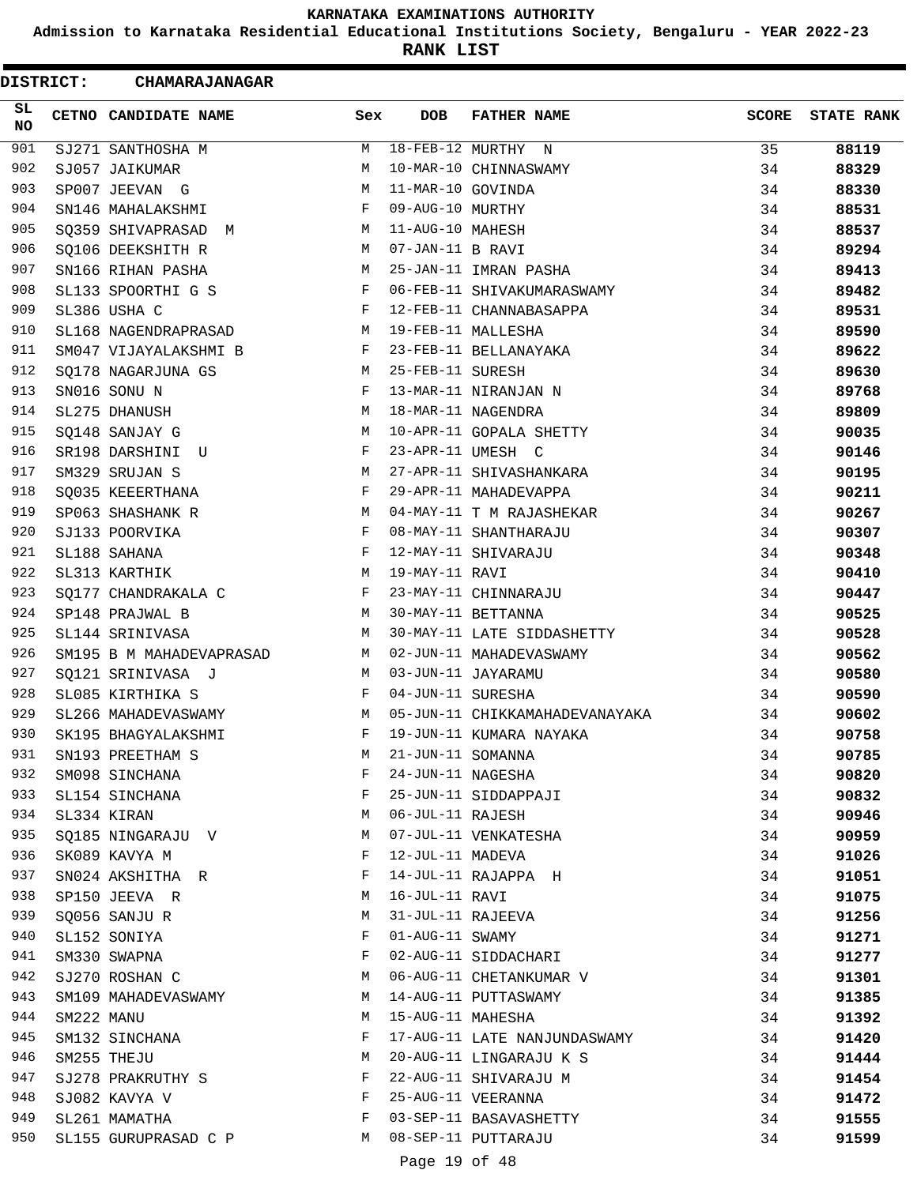**KARNATAKA EXAMINATIONS AUTHORITY**

**Admission to Karnataka Residential Educational Institutions Society, Bengaluru - YEAR 2022-23**

**RANK LIST**

**DISTRICT: CHAMARAJANAGAR**

| SL NO | CETNO | CANDIDATE NAME | Sex | DOB | FATHER NAME | SCORE | STATE RANK |
|---|---|---|---|---|---|---|---|
| 901 | SJ271 | SANTHOSHA M | M | 18-FEB-12 | MURTHY N | 35 | **88119** |
| 902 | SJ057 | JAIKUMAR | M | 10-MAR-10 | CHINNASWAMY | 34 | **88329** |
| 903 | SP007 | JEEVAN G | M | 11-MAR-10 | GOVINDA | 34 | **88330** |
| 904 | SN146 | MAHALAKSHMI | F | 09-AUG-10 | MURTHY | 34 | **88531** |
| 905 | SQ359 | SHIVAPRASAD M | M | 11-AUG-10 | MAHESH | 34 | **88537** |
| 906 | SQ106 | DEEKSHITH R | M | 07-JAN-11 | B RAVI | 34 | **89294** |
| 907 | SN166 | RIHAN PASHA | M | 25-JAN-11 | IMRAN PASHA | 34 | **89413** |
| 908 | SL133 | SPOORTHI G S | F | 06-FEB-11 | SHIVAKUMARASWAMY | 34 | **89482** |
| 909 | SL386 | USHA C | F | 12-FEB-11 | CHANNABASAPPA | 34 | **89531** |
| 910 | SL168 | NAGENDRAPRASAD | M | 19-FEB-11 | MALLESHA | 34 | **89590** |
| 911 | SM047 | VIJAYALAKSHMI B | F | 23-FEB-11 | BELLANAYAKA | 34 | **89622** |
| 912 | SQ178 | NAGARJUNA GS | M | 25-FEB-11 | SURESH | 34 | **89630** |
| 913 | SN016 | SONU N | F | 13-MAR-11 | NIRANJAN N | 34 | **89768** |
| 914 | SL275 | DHANUSH | M | 18-MAR-11 | NAGENDRA | 34 | **89809** |
| 915 | SQ148 | SANJAY G | M | 10-APR-11 | GOPALA SHETTY | 34 | **90035** |
| 916 | SR198 | DARSHINI U | F | 23-APR-11 | UMESH C | 34 | **90146** |
| 917 | SM329 | SRUJAN S | M | 27-APR-11 | SHIVASHANKARA | 34 | **90195** |
| 918 | SQ035 | KEEERTHANA | F | 29-APR-11 | MAHADEVAPPA | 34 | **90211** |
| 919 | SP063 | SHASHANK R | M | 04-MAY-11 | T M RAJASHEKAR | 34 | **90267** |
| 920 | SJ133 | POORVIKA | F | 08-MAY-11 | SHANTHARAJU | 34 | **90307** |
| 921 | SL188 | SAHANA | F | 12-MAY-11 | SHIVARAJU | 34 | **90348** |
| 922 | SL313 | KARTHIK | M | 19-MAY-11 | RAVI | 34 | **90410** |
| 923 | SQ177 | CHANDRAKALA C | F | 23-MAY-11 | CHINNARAJU | 34 | **90447** |
| 924 | SP148 | PRAJWAL B | M | 30-MAY-11 | BETTANNA | 34 | **90525** |
| 925 | SL144 | SRINIVASA | M | 30-MAY-11 | LATE SIDDASHETTY | 34 | **90528** |
| 926 | SM195 | B M MAHADEVAPRASAD | M | 02-JUN-11 | MAHADEVASWAMY | 34 | **90562** |
| 927 | SQ121 | SRINIVASA J | M | 03-JUN-11 | JAYARAMU | 34 | **90580** |
| 928 | SL085 | KIRTHIKA S | F | 04-JUN-11 | SURESHA | 34 | **90590** |
| 929 | SL266 | MAHADEVASWAMY | M | 05-JUN-11 | CHIKKAMAHADEVANAYAKA | 34 | **90602** |
| 930 | SK195 | BHAGYALAKSHMI | F | 19-JUN-11 | KUMARA NAYAKA | 34 | **90758** |
| 931 | SN193 | PREETHAM S | M | 21-JUN-11 | SOMANNA | 34 | **90785** |
| 932 | SM098 | SINCHANA | F | 24-JUN-11 | NAGESHA | 34 | **90820** |
| 933 | SL154 | SINCHANA | F | 25-JUN-11 | SIDDAPPAJI | 34 | **90832** |
| 934 | SL334 | KIRAN | M | 06-JUL-11 | RAJESH | 34 | **90946** |
| 935 | SQ185 | NINGARAJU V | M | 07-JUL-11 | VENKATESHA | 34 | **90959** |
| 936 | SK089 | KAVYA M | F | 12-JUL-11 | MADEVA | 34 | **91026** |
| 937 | SN024 | AKSHITHA R | F | 14-JUL-11 | RAJAPPA H | 34 | **91051** |
| 938 | SP150 | JEEVA R | M | 16-JUL-11 | RAVI | 34 | **91075** |
| 939 | SQ056 | SANJU R | M | 31-JUL-11 | RAJEEVA | 34 | **91256** |
| 940 | SL152 | SONIYA | F | 01-AUG-11 | SWAMY | 34 | **91271** |
| 941 | SM330 | SWAPNA | F | 02-AUG-11 | SIDDACHARI | 34 | **91277** |
| 942 | SJ270 | ROSHAN C | M | 06-AUG-11 | CHETANKUMAR V | 34 | **91301** |
| 943 | SM109 | MAHADEVASWAMY | M | 14-AUG-11 | PUTTASWAMY | 34 | **91385** |
| 944 | SM222 | MANU | M | 15-AUG-11 | MAHESHA | 34 | **91392** |
| 945 | SM132 | SINCHANA | F | 17-AUG-11 | LATE NANJUNDASWAMY | 34 | **91420** |
| 946 | SM255 | THEJU | M | 20-AUG-11 | LINGARAJU K S | 34 | **91444** |
| 947 | SJ278 | PRAKRUTHY S | F | 22-AUG-11 | SHIVARAJU M | 34 | **91454** |
| 948 | SJ082 | KAVYA V | F | 25-AUG-11 | VEERANNA | 34 | **91472** |
| 949 | SL261 | MAMATHA | F | 03-SEP-11 | BASAVASHETTY | 34 | **91555** |
| 950 | SL155 | GURUPRASAD C P | M | 08-SEP-11 | PUTTARAJU | 34 | **91599** |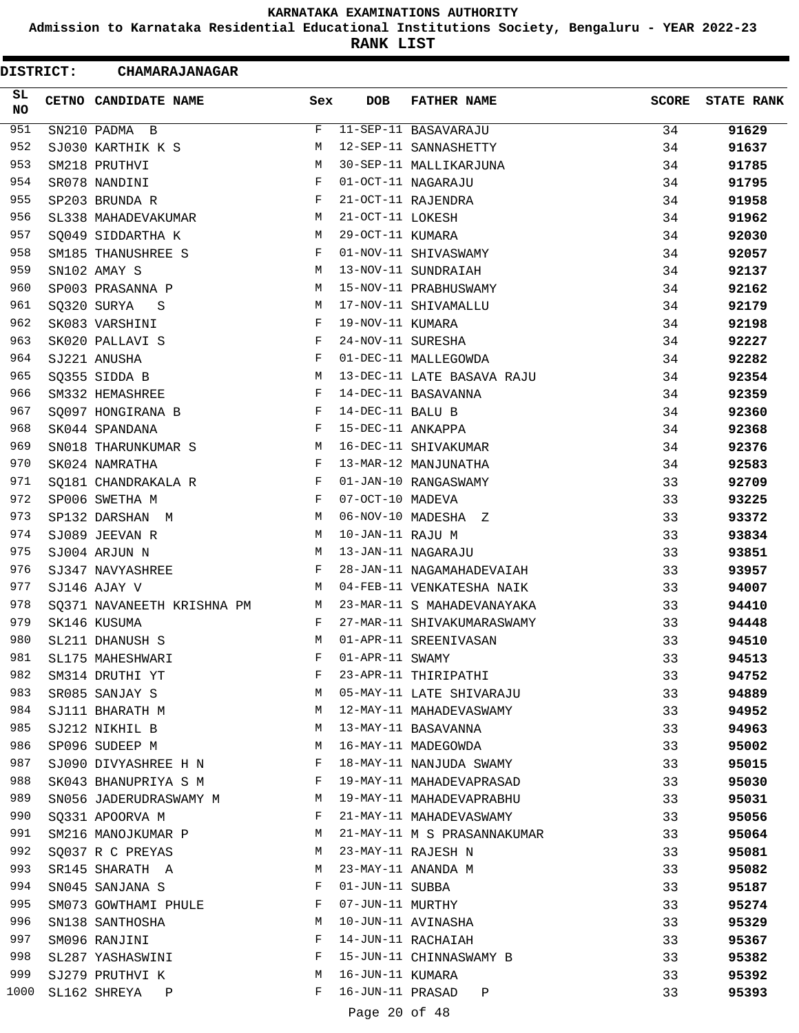# KARNATAKA EXAMINATIONS AUTHORITY

**Admission to Karnataka Residential Educational Institutions Society, Bengaluru - YEAR 2022-23**

**RANK LIST**

**DISTRICT: CHAMARAJANAGAR**

| SL NO | CETNO | CANDIDATE NAME | Sex | DOB | FATHER NAME | SCORE | STATE RANK |
|---|---|---|---|---|---|---|---|
| 951 | SN210 | PADMA B | F | 11-SEP-11 | BASAVARAJU | 34 | 91629 |
| 952 | SJ030 | KARTHIK K S | M | 12-SEP-11 | SANNASHETTY | 34 | 91637 |
| 953 | SM218 | PRUTHVI | M | 30-SEP-11 | MALLIKARJUNA | 34 | 91785 |
| 954 | SR078 | NANDINI | F | 01-OCT-11 | NAGARAJU | 34 | 91795 |
| 955 | SP203 | BRUNDA R | F | 21-OCT-11 | RAJENDRA | 34 | 91958 |
| 956 | SL338 | MAHADEVAKUMAR | M | 21-OCT-11 | LOKESH | 34 | 91962 |
| 957 | SQ049 | SIDDARTHA K | M | 29-OCT-11 | KUMARA | 34 | 92030 |
| 958 | SM185 | THANUSHREE S | F | 01-NOV-11 | SHIVASWAMY | 34 | 92057 |
| 959 | SN102 | AMAY S | M | 13-NOV-11 | SUNDRAIAH | 34 | 92137 |
| 960 | SP003 | PRASANNA P | M | 15-NOV-11 | PRABHUSWAMY | 34 | 92162 |
| 961 | SQ320 | SURYA S | M | 17-NOV-11 | SHIVAMALLU | 34 | 92179 |
| 962 | SK083 | VARSHINI | F | 19-NOV-11 | KUMARA | 34 | 92198 |
| 963 | SK020 | PALLAVI S | F | 24-NOV-11 | SURESHA | 34 | 92227 |
| 964 | SJ221 | ANUSHA | F | 01-DEC-11 | MALLEGOWDA | 34 | 92282 |
| 965 | SQ355 | SIDDA B | M | 13-DEC-11 | LATE BASAVA RAJU | 34 | 92354 |
| 966 | SM332 | HEMASHREE | F | 14-DEC-11 | BASAVANNA | 34 | 92359 |
| 967 | SQ097 | HONGIRANA B | F | 14-DEC-11 | BALU B | 34 | 92360 |
| 968 | SK044 | SPANDANA | F | 15-DEC-11 | ANKAPPA | 34 | 92368 |
| 969 | SN018 | THARUNKUMAR S | M | 16-DEC-11 | SHIVAKUMAR | 34 | 92376 |
| 970 | SK024 | NAMRATHA | F | 13-MAR-12 | MANJUNATHA | 34 | 92583 |
| 971 | SQ181 | CHANDRAKALA R | F | 01-JAN-10 | RANGASWAMY | 33 | 92709 |
| 972 | SP006 | SWETHA M | F | 07-OCT-10 | MADEVA | 33 | 93225 |
| 973 | SP132 | DARSHAN M | M | 06-NOV-10 | MADESHA Z | 33 | 93372 |
| 974 | SJ089 | JEEVAN R | M | 10-JAN-11 | RAJU M | 33 | 93834 |
| 975 | SJ004 | ARJUN N | M | 13-JAN-11 | NAGARAJU | 33 | 93851 |
| 976 | SJ347 | NAVYASHREE | F | 28-JAN-11 | NAGAMAHADEVAIAH | 33 | 93957 |
| 977 | SJ146 | AJAY V | M | 04-FEB-11 | VENKATESHA NAIK | 33 | 94007 |
| 978 | SQ371 | NAVANEETH KRISHNA PM | M | 23-MAR-11 | S MAHADEVANAYAKA | 33 | 94410 |
| 979 | SK146 | KUSUMA | F | 27-MAR-11 | SHIVAKUMARASWAMY | 33 | 94448 |
| 980 | SL211 | DHANUSH S | M | 01-APR-11 | SREENIVASAN | 33 | 94510 |
| 981 | SL175 | MAHESHWARI | F | 01-APR-11 | SWAMY | 33 | 94513 |
| 982 | SM314 | DRUTHI YT | F | 23-APR-11 | THIRIPATHI | 33 | 94752 |
| 983 | SR085 | SANJAY S | M | 05-MAY-11 | LATE SHIVARAJU | 33 | 94889 |
| 984 | SJ111 | BHARATH M | M | 12-MAY-11 | MAHADEVASWAMY | 33 | 94952 |
| 985 | SJ212 | NIKHIL B | M | 13-MAY-11 | BASAVANNA | 33 | 94963 |
| 986 | SP096 | SUDEEP M | M | 16-MAY-11 | MADEGOWDA | 33 | 95002 |
| 987 | SJ090 | DIVYASHREE H N | F | 18-MAY-11 | NANJUDA SWAMY | 33 | 95015 |
| 988 | SK043 | BHANUPRIYA S M | F | 19-MAY-11 | MAHADEVAPRASAD | 33 | 95030 |
| 989 | SN056 | JADERUDRASWAMY M | M | 19-MAY-11 | MAHADEVAPRABHU | 33 | 95031 |
| 990 | SQ331 | APOORVA M | F | 21-MAY-11 | MAHADEVASWAMY | 33 | 95056 |
| 991 | SM216 | MANOJKUMAR P | M | 21-MAY-11 | M S PRASANNAKUMAR | 33 | 95064 |
| 992 | SQ037 | R C PREYAS | M | 23-MAY-11 | RAJESH N | 33 | 95081 |
| 993 | SR145 | SHARATH A | M | 23-MAY-11 | ANANDA M | 33 | 95082 |
| 994 | SN045 | SANJANA S | F | 01-JUN-11 | SUBBA | 33 | 95187 |
| 995 | SM073 | GOWTHAMI PHULE | F | 07-JUN-11 | MURTHY | 33 | 95274 |
| 996 | SN138 | SANTHOSHA | M | 10-JUN-11 | AVINASHA | 33 | 95329 |
| 997 | SM096 | RANJINI | F | 14-JUN-11 | RACHAIAH | 33 | 95367 |
| 998 | SL287 | YASHASWINI | F | 15-JUN-11 | CHINNASWAMY B | 33 | 95382 |
| 999 | SJ279 | PRUTHVI K | M | 16-JUN-11 | KUMARA | 33 | 95392 |
| 1000 | SL162 | SHREYA P | F | 16-JUN-11 | PRASAD P | 33 | 95393 |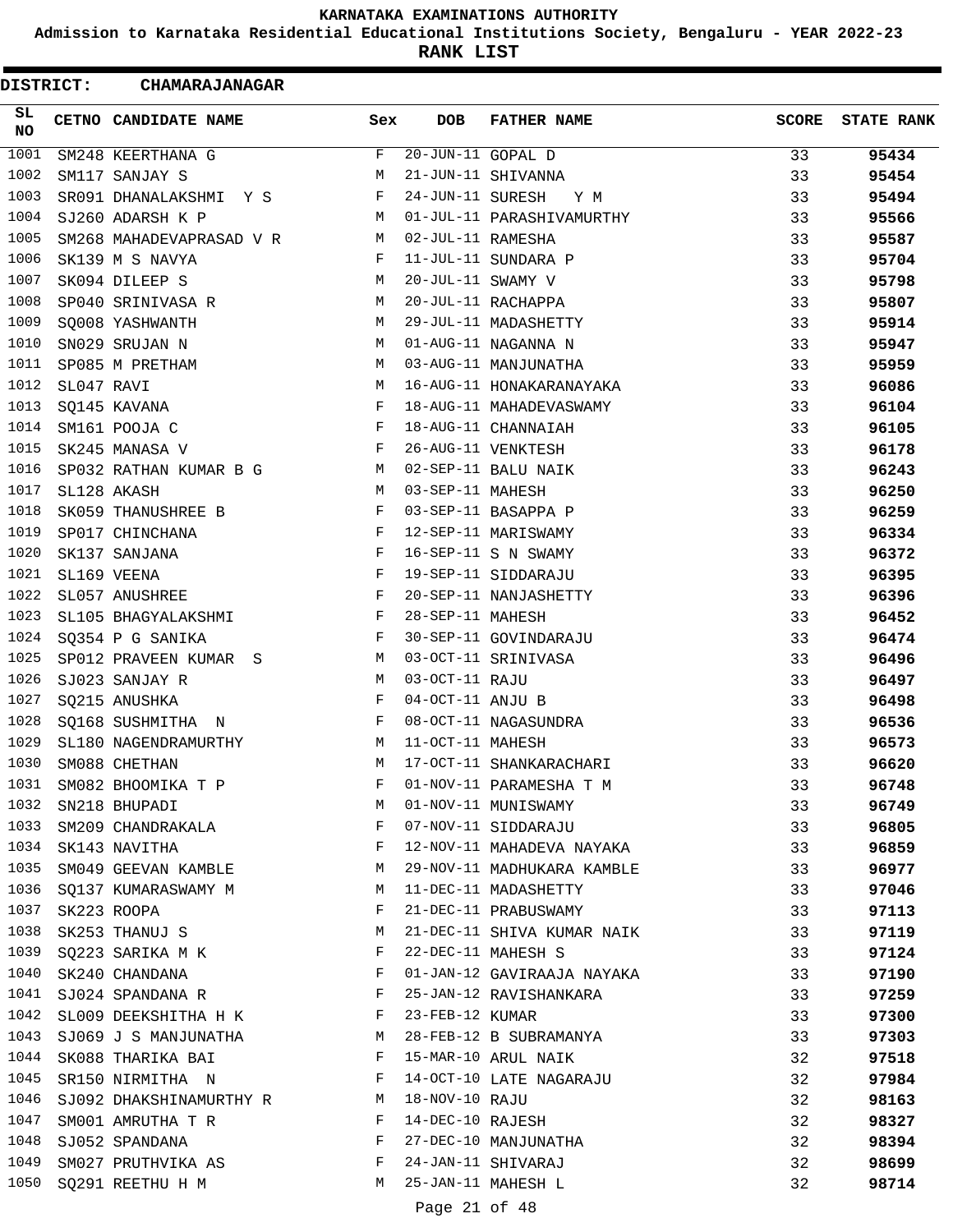# KARNATAKA EXAMINATIONS AUTHORITY

**Admission to Karnataka Residential Educational Institutions Society, Bengaluru - YEAR 2022-23**

**RANK LIST**

**DISTRICT: CHAMARAJANAGAR**

| SL NO | CETNO | CANDIDATE NAME | Sex | DOB | FATHER NAME | SCORE | STATE RANK |
|---|---|---|---|---|---|---|---|
| 1001 | SM248 | KEERTHANA G | F | 20-JUN-11 | GOPAL D | 33 | **95434** |
| 1002 | SM117 | SANJAY S | M | 21-JUN-11 | SHIVANNA | 33 | **95454** |
| 1003 | SR091 | DHANALAKSHMI Y S | F | 24-JUN-11 | SURESH Y M | 33 | **95494** |
| 1004 | SJ260 | ADARSH K P | M | 01-JUL-11 | PARASHIVAMURTHY | 33 | **95566** |
| 1005 | SM268 | MAHADEVAPRASAD V R | M | 02-JUL-11 | RAMESHA | 33 | **95587** |
| 1006 | SK139 | M S NAVYA | F | 11-JUL-11 | SUNDARA P | 33 | **95704** |
| 1007 | SK094 | DILEEP S | M | 20-JUL-11 | SWAMY V | 33 | **95798** |
| 1008 | SP040 | SRINIVASA R | M | 20-JUL-11 | RACHAPPA | 33 | **95807** |
| 1009 | SQ008 | YASHWANTH | M | 29-JUL-11 | MADASHETTY | 33 | **95914** |
| 1010 | SN029 | SRUJAN N | M | 01-AUG-11 | NAGANNA N | 33 | **95947** |
| 1011 | SP085 | M PRETHAM | M | 03-AUG-11 | MANJUNATHA | 33 | **95959** |
| 1012 | SL047 | RAVI | M | 16-AUG-11 | HONAKARANAYAKA | 33 | **96086** |
| 1013 | SQ145 | KAVANA | F | 18-AUG-11 | MAHADEVASWAMY | 33 | **96104** |
| 1014 | SM161 | POOJA C | F | 18-AUG-11 | CHANNAIAH | 33 | **96105** |
| 1015 | SK245 | MANASA V | F | 26-AUG-11 | VENKTESH | 33 | **96178** |
| 1016 | SP032 | RATHAN KUMAR B G | M | 02-SEP-11 | BALU NAIK | 33 | **96243** |
| 1017 | SL128 | AKASH | M | 03-SEP-11 | MAHESH | 33 | **96250** |
| 1018 | SK059 | THANUSHREE B | F | 03-SEP-11 | BASAPPA P | 33 | **96259** |
| 1019 | SP017 | CHINCHANA | F | 12-SEP-11 | MARISWAMY | 33 | **96334** |
| 1020 | SK137 | SANJANA | F | 16-SEP-11 | S N SWAMY | 33 | **96372** |
| 1021 | SL169 | VEENA | F | 19-SEP-11 | SIDDARAJU | 33 | **96395** |
| 1022 | SL057 | ANUSHREE | F | 20-SEP-11 | NANJASHETTY | 33 | **96396** |
| 1023 | SL105 | BHAGYALAKSHMI | F | 28-SEP-11 | MAHESH | 33 | **96452** |
| 1024 | SQ354 | P G SANIKA | F | 30-SEP-11 | GOVINDARAJU | 33 | **96474** |
| 1025 | SP012 | PRAVEEN KUMAR S | M | 03-OCT-11 | SRINIVASA | 33 | **96496** |
| 1026 | SJ023 | SANJAY R | M | 03-OCT-11 | RAJU | 33 | **96497** |
| 1027 | SQ215 | ANUSHKA | F | 04-OCT-11 | ANJU B | 33 | **96498** |
| 1028 | SQ168 | SUSHMITHA N | F | 08-OCT-11 | NAGASUNDRA | 33 | **96536** |
| 1029 | SL180 | NAGENDRAMURTHY | M | 11-OCT-11 | MAHESH | 33 | **96573** |
| 1030 | SM088 | CHETHAN | M | 17-OCT-11 | SHANKARACHARI | 33 | **96620** |
| 1031 | SM082 | BHOOMIKA T P | F | 01-NOV-11 | PARAMESHA T M | 33 | **96748** |
| 1032 | SN218 | BHUPADI | M | 01-NOV-11 | MUNISWAMY | 33 | **96749** |
| 1033 | SM209 | CHANDRAKALA | F | 07-NOV-11 | SIDDARAJU | 33 | **96805** |
| 1034 | SK143 | NAVITHA | F | 12-NOV-11 | MAHADEVA NAYAKA | 33 | **96859** |
| 1035 | SM049 | GEEVAN KAMBLE | M | 29-NOV-11 | MADHUKARA KAMBLE | 33 | **96977** |
| 1036 | SQ137 | KUMARASWAMY M | M | 11-DEC-11 | MADASHETTY | 33 | **97046** |
| 1037 | SK223 | ROOPA | F | 21-DEC-11 | PRABUSWAMY | 33 | **97113** |
| 1038 | SK253 | THANUJ S | M | 21-DEC-11 | SHIVA KUMAR NAIK | 33 | **97119** |
| 1039 | SQ223 | SARIKA M K | F | 22-DEC-11 | MAHESH S | 33 | **97124** |
| 1040 | SK240 | CHANDANA | F | 01-JAN-12 | GAVIRAAJA NAYAKA | 33 | **97190** |
| 1041 | SJ024 | SPANDANA R | F | 25-JAN-12 | RAVISHANKARA | 33 | **97259** |
| 1042 | SL009 | DEEKSHITHA H K | F | 23-FEB-12 | KUMAR | 33 | **97300** |
| 1043 | SJ069 | J S MANJUNATHA | M | 28-FEB-12 | B SUBRAMANYA | 33 | **97303** |
| 1044 | SK088 | THARIKA BAI | F | 15-MAR-10 | ARUL NAIK | 32 | **97518** |
| 1045 | SR150 | NIRMITHA N | F | 14-OCT-10 | LATE NAGARAJU | 32 | **97984** |
| 1046 | SJ092 | DHAKSHINAMURTHY R | M | 18-NOV-10 | RAJU | 32 | **98163** |
| 1047 | SM001 | AMRUTHA T R | F | 14-DEC-10 | RAJESH | 32 | **98327** |
| 1048 | SJ052 | SPANDANA | F | 27-DEC-10 | MANJUNATHA | 32 | **98394** |
| 1049 | SM027 | PRUTHVIKA AS | F | 24-JAN-11 | SHIVARAJ | 32 | **98699** |
| 1050 | SQ291 | REETHU H M | M | 25-JAN-11 | MAHESH L | 32 | **98714** |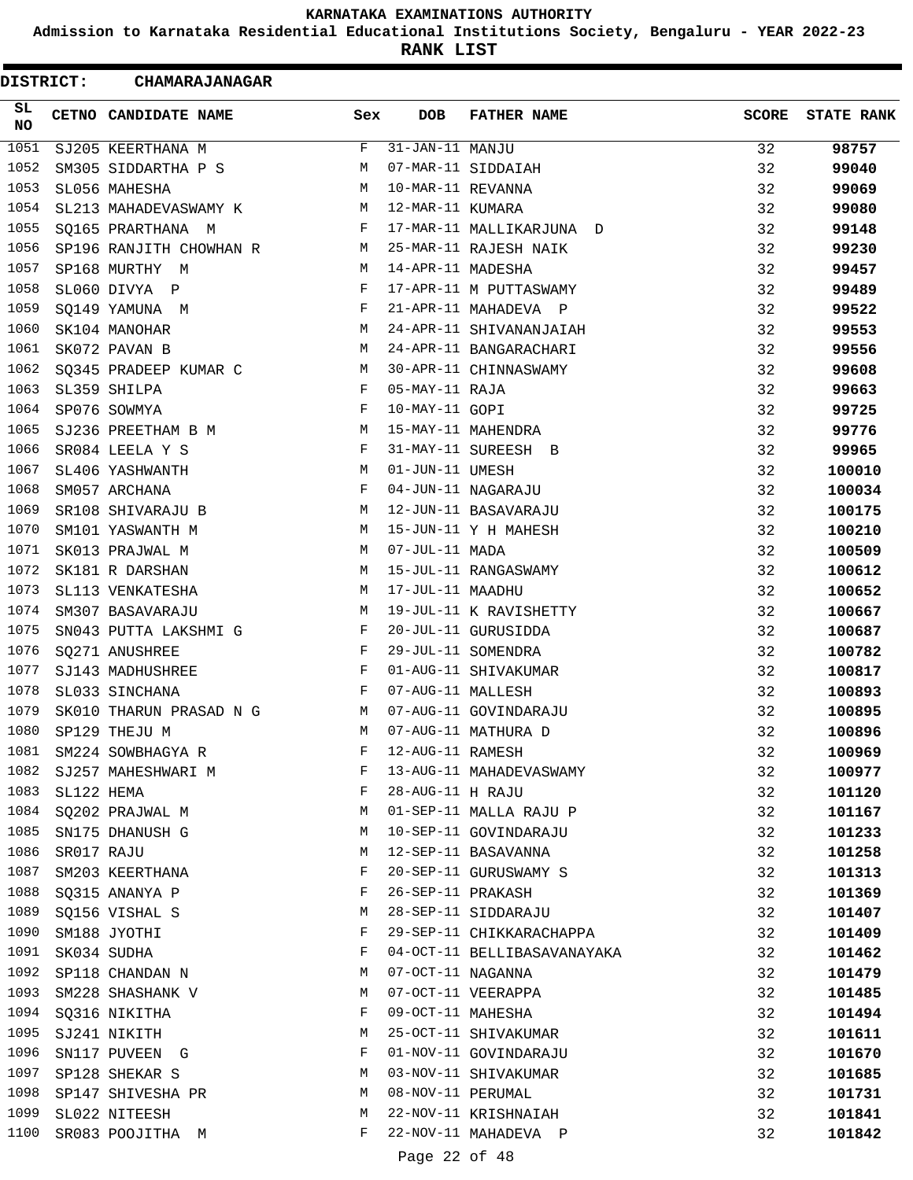# KARNATAKA EXAMINATIONS AUTHORITY

## Admission to Karnataka Residential Educational Institutions Society, Bengaluru - YEAR 2022-23

## RANK LIST

**DISTRICT: CHAMARAJANAGAR**

| SL NO | CETNO | CANDIDATE NAME | Sex | DOB | FATHER NAME | SCORE | STATE RANK |
|---|---|---|---|---|---|---|---|
| 1051 | SJ205 | KEERTHANA M | F | 31-JAN-11 | MANJU | 32 | 98757 |
| 1052 | SM305 | SIDDARTHA P S | M | 07-MAR-11 | SIDDAIAH | 32 | 99040 |
| 1053 | SL056 | MAHESHA | M | 10-MAR-11 | REVANNA | 32 | 99069 |
| 1054 | SL213 | MAHADEVASWAMY K | M | 12-MAR-11 | KUMARA | 32 | 99080 |
| 1055 | SQ165 | PRARTHANA M | F | 17-MAR-11 | MALLIKARJUNA D | 32 | 99148 |
| 1056 | SP196 | RANJITH CHOWHAN R | M | 25-MAR-11 | RAJESH NAIK | 32 | 99230 |
| 1057 | SP168 | MURTHY M | M | 14-APR-11 | MADESHA | 32 | 99457 |
| 1058 | SL060 | DIVYA P | F | 17-APR-11 | M PUTTASWAMY | 32 | 99489 |
| 1059 | SQ149 | YAMUNA M | F | 21-APR-11 | MAHADEVA P | 32 | 99522 |
| 1060 | SK104 | MANOHAR | M | 24-APR-11 | SHIVANANJAIAH | 32 | 99553 |
| 1061 | SK072 | PAVAN B | M | 24-APR-11 | BANGARACHARI | 32 | 99556 |
| 1062 | SQ345 | PRADEEP KUMAR C | M | 30-APR-11 | CHINNASWAMY | 32 | 99608 |
| 1063 | SL359 | SHILPA | F | 05-MAY-11 | RAJA | 32 | 99663 |
| 1064 | SP076 | SOWMYA | F | 10-MAY-11 | GOPI | 32 | 99725 |
| 1065 | SJ236 | PREETHAM B M | M | 15-MAY-11 | MAHENDRA | 32 | 99776 |
| 1066 | SR084 | LEELA Y S | F | 31-MAY-11 | SUREESH B | 32 | 99965 |
| 1067 | SL406 | YASHWANTH | M | 01-JUN-11 | UMESH | 32 | 100010 |
| 1068 | SM057 | ARCHANA | F | 04-JUN-11 | NAGARAJU | 32 | 100034 |
| 1069 | SR108 | SHIVARAJU B | M | 12-JUN-11 | BASAVARAJU | 32 | 100175 |
| 1070 | SM101 | YASWANTH M | M | 15-JUN-11 | Y H MAHESH | 32 | 100210 |
| 1071 | SK013 | PRAJWAL M | M | 07-JUL-11 | MADA | 32 | 100509 |
| 1072 | SK181 | R DARSHAN | M | 15-JUL-11 | RANGASWAMY | 32 | 100612 |
| 1073 | SL113 | VENKATESHA | M | 17-JUL-11 | MAADHU | 32 | 100652 |
| 1074 | SM307 | BASAVARAJU | M | 19-JUL-11 | K RAVISHETTY | 32 | 100667 |
| 1075 | SN043 | PUTTA LAKSHMI G | F | 20-JUL-11 | GURUSIDDA | 32 | 100687 |
| 1076 | SQ271 | ANUSHREE | F | 29-JUL-11 | SOMENDRA | 32 | 100782 |
| 1077 | SJ143 | MADHUSHREE | F | 01-AUG-11 | SHIVAKUMAR | 32 | 100817 |
| 1078 | SL033 | SINCHANA | F | 07-AUG-11 | MALLESH | 32 | 100893 |
| 1079 | SK010 | THARUN PRASAD N G | M | 07-AUG-11 | GOVINDARAJU | 32 | 100895 |
| 1080 | SP129 | THEJU M | M | 07-AUG-11 | MATHURA D | 32 | 100896 |
| 1081 | SM224 | SOWBHAGYA R | F | 12-AUG-11 | RAMESH | 32 | 100969 |
| 1082 | SJ257 | MAHESHWARI M | F | 13-AUG-11 | MAHADEVASWAMY | 32 | 100977 |
| 1083 | SL122 | HEMA | F | 28-AUG-11 | H RAJU | 32 | 101120 |
| 1084 | SQ202 | PRAJWAL M | M | 01-SEP-11 | MALLA RAJU P | 32 | 101167 |
| 1085 | SN175 | DHANUSH G | M | 10-SEP-11 | GOVINDARAJU | 32 | 101233 |
| 1086 | SR017 | RAJU | M | 12-SEP-11 | BASAVANNA | 32 | 101258 |
| 1087 | SM203 | KEERTHANA | F | 20-SEP-11 | GURUSWAMY S | 32 | 101313 |
| 1088 | SQ315 | ANANYA P | F | 26-SEP-11 | PRAKASH | 32 | 101369 |
| 1089 | SQ156 | VISHAL S | M | 28-SEP-11 | SIDDARAJU | 32 | 101407 |
| 1090 | SM188 | JYOTHI | F | 29-SEP-11 | CHIKKARACHAPPA | 32 | 101409 |
| 1091 | SK034 | SUDHA | F | 04-OCT-11 | BELLIBASAVANAYAKA | 32 | 101462 |
| 1092 | SP118 | CHANDAN N | M | 07-OCT-11 | NAGANNA | 32 | 101479 |
| 1093 | SM228 | SHASHANK V | M | 07-OCT-11 | VEERAPPA | 32 | 101485 |
| 1094 | SQ316 | NIKITHA | F | 09-OCT-11 | MAHESHA | 32 | 101494 |
| 1095 | SJ241 | NIKITH | M | 25-OCT-11 | SHIVAKUMAR | 32 | 101611 |
| 1096 | SN117 | PUVEEN G | F | 01-NOV-11 | GOVINDARAJU | 32 | 101670 |
| 1097 | SP128 | SHEKAR S | M | 03-NOV-11 | SHIVAKUMAR | 32 | 101685 |
| 1098 | SP147 | SHIVESHA PR | M | 08-NOV-11 | PERUMAL | 32 | 101731 |
| 1099 | SL022 | NITEESH | M | 22-NOV-11 | KRISHNAIAH | 32 | 101841 |
| 1100 | SR083 | POOJITHA M | F | 22-NOV-11 | MAHADEVA P | 32 | 101842 |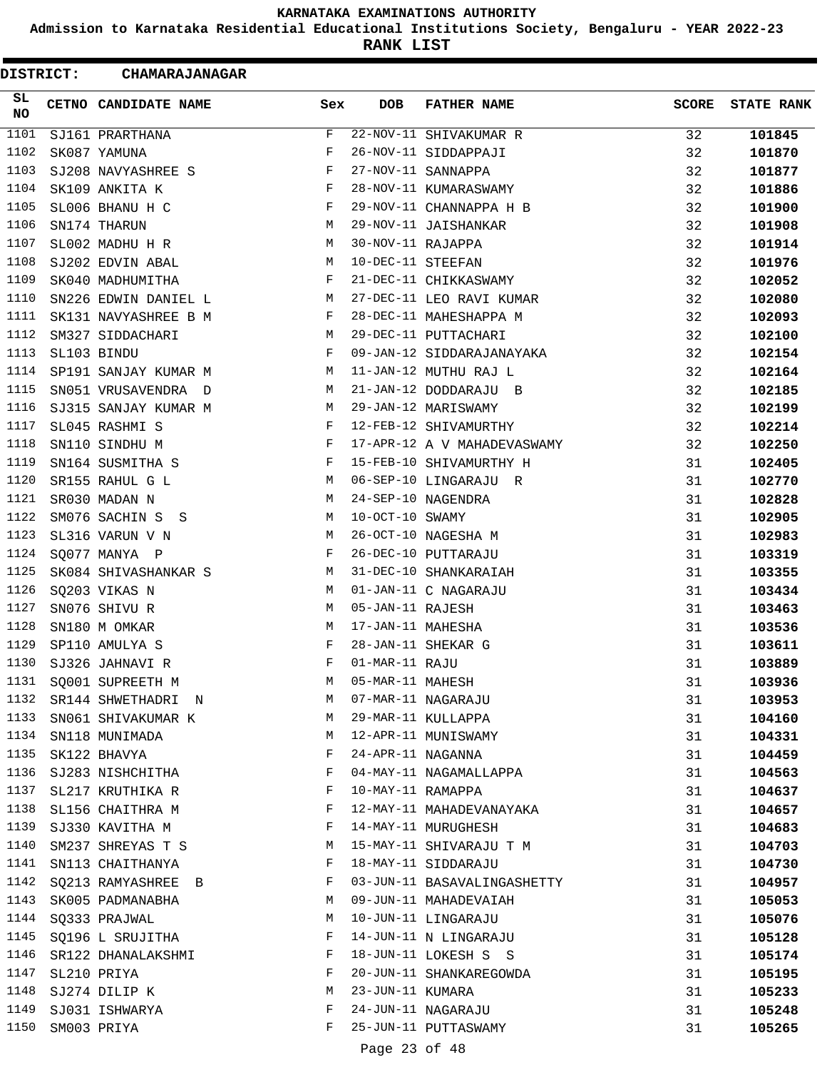KARNATAKA EXAMINATIONS AUTHORITY

Admission to Karnataka Residential Educational Institutions Society, Bengaluru - YEAR 2022-23

**RANK LIST**

**DISTRICT: CHAMARAJANAGAR**

| SL NO | CETNO | CANDIDATE NAME | Sex | DOB | FATHER NAME | SCORE | STATE RANK |
|---|---|---|---|---|---|---|---|
| 1101 | SJ161 | PRARTHANA | F | 22-NOV-11 | SHIVAKUMAR R | 32 | **101845** |
| 1102 | SK087 | YAMUNA | F | 26-NOV-11 | SIDDAPPAJI | 32 | **101870** |
| 1103 | SJ208 | NAVYASHREE S | F | 27-NOV-11 | SANNAPPA | 32 | **101877** |
| 1104 | SK109 | ANKITA K | F | 28-NOV-11 | KUMARASWAMY | 32 | **101886** |
| 1105 | SL006 | BHANU H C | F | 29-NOV-11 | CHANNAPPA H B | 32 | **101900** |
| 1106 | SN174 | THARUN | M | 29-NOV-11 | JAISHANKAR | 32 | **101908** |
| 1107 | SL002 | MADHU H R | M | 30-NOV-11 | RAJAPPA | 32 | **101914** |
| 1108 | SJ202 | EDVIN ABAL | M | 10-DEC-11 | STEEFAN | 32 | **101976** |
| 1109 | SK040 | MADHUMITHA | F | 21-DEC-11 | CHIKKASWAMY | 32 | **102052** |
| 1110 | SN226 | EDWIN DANIEL L | M | 27-DEC-11 | LEO RAVI KUMAR | 32 | **102080** |
| 1111 | SK131 | NAVYASHREE B M | F | 28-DEC-11 | MAHESHAPPA M | 32 | **102093** |
| 1112 | SM327 | SIDDACHARI | M | 29-DEC-11 | PUTTACHARI | 32 | **102100** |
| 1113 | SL103 | BINDU | F | 09-JAN-12 | SIDDARAJANAYAKA | 32 | **102154** |
| 1114 | SP191 | SANJAY KUMAR M | M | 11-JAN-12 | MUTHU RAJ L | 32 | **102164** |
| 1115 | SN051 | VRUSAVENDRA D | M | 21-JAN-12 | DODDARAJU B | 32 | **102185** |
| 1116 | SJ315 | SANJAY KUMAR M | M | 29-JAN-12 | MARISWAMY | 32 | **102199** |
| 1117 | SL045 | RASHMI S | F | 12-FEB-12 | SHIVAMURTHY | 32 | **102214** |
| 1118 | SN110 | SINDHU M | F | 17-APR-12 | A V MAHADEVASWAMY | 32 | **102250** |
| 1119 | SN164 | SUSMITHA S | F | 15-FEB-10 | SHIVAMURTHY H | 31 | **102405** |
| 1120 | SR155 | RAHUL G L | M | 06-SEP-10 | LINGARAJU R | 31 | **102770** |
| 1121 | SR030 | MADAN N | M | 24-SEP-10 | NAGENDRA | 31 | **102828** |
| 1122 | SM076 | SACHIN S S | M | 10-OCT-10 | SWAMY | 31 | **102905** |
| 1123 | SL316 | VARUN V N | M | 26-OCT-10 | NAGESHA M | 31 | **102983** |
| 1124 | SQ077 | MANYA P | F | 26-DEC-10 | PUTTARAJU | 31 | **103319** |
| 1125 | SK084 | SHIVASHANKAR S | M | 31-DEC-10 | SHANKARAIAH | 31 | **103355** |
| 1126 | SQ203 | VIKAS N | M | 01-JAN-11 | C NAGARAJU | 31 | **103434** |
| 1127 | SN076 | SHIVU R | M | 05-JAN-11 | RAJESH | 31 | **103463** |
| 1128 | SN180 | M OMKAR | M | 17-JAN-11 | MAHESHA | 31 | **103536** |
| 1129 | SP110 | AMULYA S | F | 28-JAN-11 | SHEKAR G | 31 | **103611** |
| 1130 | SJ326 | JAHNAVI R | F | 01-MAR-11 | RAJU | 31 | **103889** |
| 1131 | SQ001 | SUPREETH M | M | 05-MAR-11 | MAHESH | 31 | **103936** |
| 1132 | SR144 | SHWETHADRI N | M | 07-MAR-11 | NAGARAJU | 31 | **103953** |
| 1133 | SN061 | SHIVAKUMAR K | M | 29-MAR-11 | KULLAPPA | 31 | **104160** |
| 1134 | SN118 | MUNIMADA | M | 12-APR-11 | MUNISWAMY | 31 | **104331** |
| 1135 | SK122 | BHAVYA | F | 24-APR-11 | NAGANNA | 31 | **104459** |
| 1136 | SJ283 | NISHCHITHA | F | 04-MAY-11 | NAGAMALLAPPA | 31 | **104563** |
| 1137 | SL217 | KRUTHIKA R | F | 10-MAY-11 | RAMAPPA | 31 | **104637** |
| 1138 | SL156 | CHAITHRA M | F | 12-MAY-11 | MAHADEVANAYAKA | 31 | **104657** |
| 1139 | SJ330 | KAVITHA M | F | 14-MAY-11 | MURUGHESH | 31 | **104683** |
| 1140 | SM237 | SHREYAS T S | M | 15-MAY-11 | SHIVARAJU T M | 31 | **104703** |
| 1141 | SN113 | CHAITHANYA | F | 18-MAY-11 | SIDDARAJU | 31 | **104730** |
| 1142 | SQ213 | RAMYASHREE B | F | 03-JUN-11 | BASAVALINGASHETTY | 31 | **104957** |
| 1143 | SK005 | PADMANABHA | M | 09-JUN-11 | MAHADEVAIAH | 31 | **105053** |
| 1144 | SQ333 | PRAJWAL | M | 10-JUN-11 | LINGARAJU | 31 | **105076** |
| 1145 | SQ196 | L SRUJITHA | F | 14-JUN-11 | N LINGARAJU | 31 | **105128** |
| 1146 | SR122 | DHANALAKSHMI | F | 18-JUN-11 | LOKESH S S | 31 | **105174** |
| 1147 | SL210 | PRIYA | F | 20-JUN-11 | SHANKAREGOWDA | 31 | **105195** |
| 1148 | SJ274 | DILIP K | M | 23-JUN-11 | KUMARA | 31 | **105233** |
| 1149 | SJ031 | ISHWARYA | F | 24-JUN-11 | NAGARAJU | 31 | **105248** |
| 1150 | SM003 | PRIYA | F | 25-JUN-11 | PUTTASWAMY | 31 | **105265** |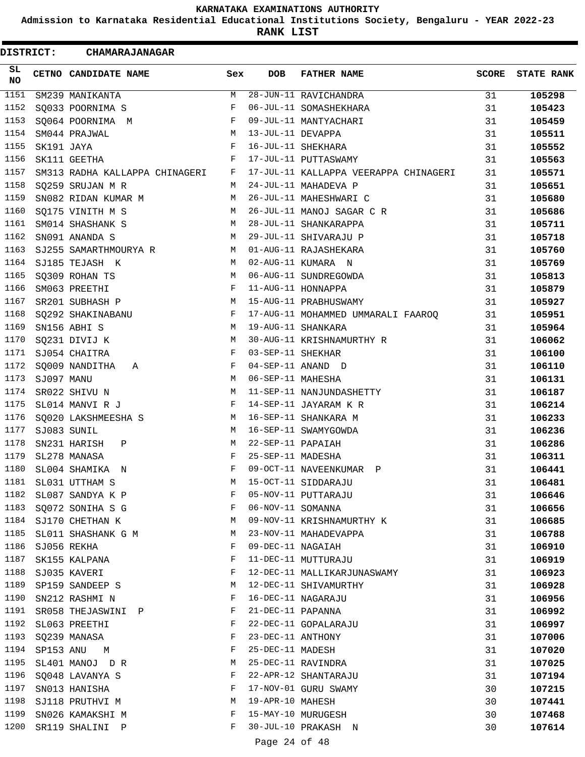# KARNATAKA EXAMINATIONS AUTHORITY

**Admission to Karnataka Residential Educational Institutions Society, Bengaluru - YEAR 2022-23**

**RANK LIST**

**DISTRICT: CHAMARAJANAGAR**

| SL NO | CETNO | CANDIDATE NAME | Sex | DOB | FATHER NAME | SCORE | STATE RANK |
|---|---|---|---|---|---|---|---|
| 1151 | SM239 | MANIKANTA | M | 28-JUN-11 | RAVICHANDRA | 31 | 105298 |
| 1152 | SQ033 | POORNIMA S | F | 06-JUL-11 | SOMASHEKHARA | 31 | 105423 |
| 1153 | SQ064 | POORNIMA M | F | 09-JUL-11 | MANTYACHARI | 31 | 105459 |
| 1154 | SM044 | PRAJWAL | M | 13-JUL-11 | DEVAPPA | 31 | 105511 |
| 1155 | SK191 | JAYA | F | 16-JUL-11 | SHEKHARA | 31 | 105552 |
| 1156 | SK111 | GEETHA | F | 17-JUL-11 | PUTTASWAMY | 31 | 105563 |
| 1157 | SM313 | RADHA KALLAPPA CHINAGERI | F | 17-JUL-11 | KALLAPPA VEERAPPA CHINAGERI | 31 | 105571 |
| 1158 | SQ259 | SRUJAN M R | M | 24-JUL-11 | MAHADEVA P | 31 | 105651 |
| 1159 | SN082 | RIDAN KUMAR M | M | 26-JUL-11 | MAHESHWARI C | 31 | 105680 |
| 1160 | SQ175 | VINITH M S | M | 26-JUL-11 | MANOJ SAGAR C R | 31 | 105686 |
| 1161 | SM014 | SHASHANK S | M | 28-JUL-11 | SHANKARAPPA | 31 | 105711 |
| 1162 | SN091 | ANANDA S | M | 29-JUL-11 | SHIVARAJU P | 31 | 105718 |
| 1163 | SJ255 | SAMARTHMOURYA R | M | 01-AUG-11 | RAJASHEKARA | 31 | 105760 |
| 1164 | SJ185 | TEJASH K | M | 02-AUG-11 | KUMARA N | 31 | 105769 |
| 1165 | SQ309 | ROHAN TS | M | 06-AUG-11 | SUNDREGOWDA | 31 | 105813 |
| 1166 | SM063 | PREETHI | F | 11-AUG-11 | HONNAPPA | 31 | 105879 |
| 1167 | SR201 | SUBHASH P | M | 15-AUG-11 | PRABHUSWAMY | 31 | 105927 |
| 1168 | SQ292 | SHAKINABANU | F | 17-AUG-11 | MOHAMMED UMMARALI FAAROQ | 31 | 105951 |
| 1169 | SN156 | ABHI S | M | 19-AUG-11 | SHANKARA | 31 | 105964 |
| 1170 | SQ231 | DIVIJ K | M | 30-AUG-11 | KRISHNAMURTHY R | 31 | 106062 |
| 1171 | SJ054 | CHAITRA | F | 03-SEP-11 | SHEKHAR | 31 | 106100 |
| 1172 | SQ009 | NANDITHA A | F | 04-SEP-11 | ANAND D | 31 | 106110 |
| 1173 | SJ097 | MANU | M | 06-SEP-11 | MAHESHA | 31 | 106131 |
| 1174 | SR022 | SHIVU N | M | 11-SEP-11 | NANJUNDASHETTY | 31 | 106187 |
| 1175 | SL014 | MANVI R J | F | 14-SEP-11 | JAYARAM K R | 31 | 106214 |
| 1176 | SQ020 | LAKSHMEESHA S | M | 16-SEP-11 | SHANKARA M | 31 | 106233 |
| 1177 | SJ083 | SUNIL | M | 16-SEP-11 | SWAMYGOWDA | 31 | 106236 |
| 1178 | SN231 | HARISH P | M | 22-SEP-11 | PAPAIAH | 31 | 106286 |
| 1179 | SL278 | MANASA | F | 25-SEP-11 | MADESHA | 31 | 106311 |
| 1180 | SL004 | SHAMIKA N | F | 09-OCT-11 | NAVEENKUMAR P | 31 | 106441 |
| 1181 | SL031 | UTTHAM S | M | 15-OCT-11 | SIDDARAJU | 31 | 106481 |
| 1182 | SL087 | SANDYA K P | F | 05-NOV-11 | PUTTARAJU | 31 | 106646 |
| 1183 | SQ072 | SONIHA S G | F | 06-NOV-11 | SOMANNA | 31 | 106656 |
| 1184 | SJ170 | CHETHAN K | M | 09-NOV-11 | KRISHNAMURTHY K | 31 | 106685 |
| 1185 | SL011 | SHASHANK G M | M | 23-NOV-11 | MAHADEVAPPA | 31 | 106788 |
| 1186 | SJ056 | REKHA | F | 09-DEC-11 | NAGAIAH | 31 | 106910 |
| 1187 | SK155 | KALPANA | F | 11-DEC-11 | MUTTURAJU | 31 | 106919 |
| 1188 | SJ035 | KAVERI | F | 12-DEC-11 | MALLIKARJUNASWAMY | 31 | 106923 |
| 1189 | SP159 | SANDEEP S | M | 12-DEC-11 | SHIVAMURTHY | 31 | 106928 |
| 1190 | SN212 | RASHMI N | F | 16-DEC-11 | NAGARAJU | 31 | 106956 |
| 1191 | SR058 | THEJASWINI P | F | 21-DEC-11 | PAPANNA | 31 | 106992 |
| 1192 | SL063 | PREETHI | F | 22-DEC-11 | GOPALARAJU | 31 | 106997 |
| 1193 | SQ239 | MANASA | F | 23-DEC-11 | ANTHONY | 31 | 107006 |
| 1194 | SP153 | ANU M | F | 25-DEC-11 | MADESH | 31 | 107020 |
| 1195 | SL401 | MANOJ D R | M | 25-DEC-11 | RAVINDRA | 31 | 107025 |
| 1196 | SQ048 | LAVANYA S | F | 22-APR-12 | SHANTARAJU | 31 | 107194 |
| 1197 | SN013 | HANISHA | F | 17-NOV-01 | GURU SWAMY | 30 | 107215 |
| 1198 | SJ118 | PRUTHVI M | M | 19-APR-10 | MAHESH | 30 | 107441 |
| 1199 | SN026 | KAMAKSHI M | F | 15-MAY-10 | MURUGESH | 30 | 107468 |
| 1200 | SR119 | SHALINI P | F | 30-JUL-10 | PRAKASH N | 30 | 107614 |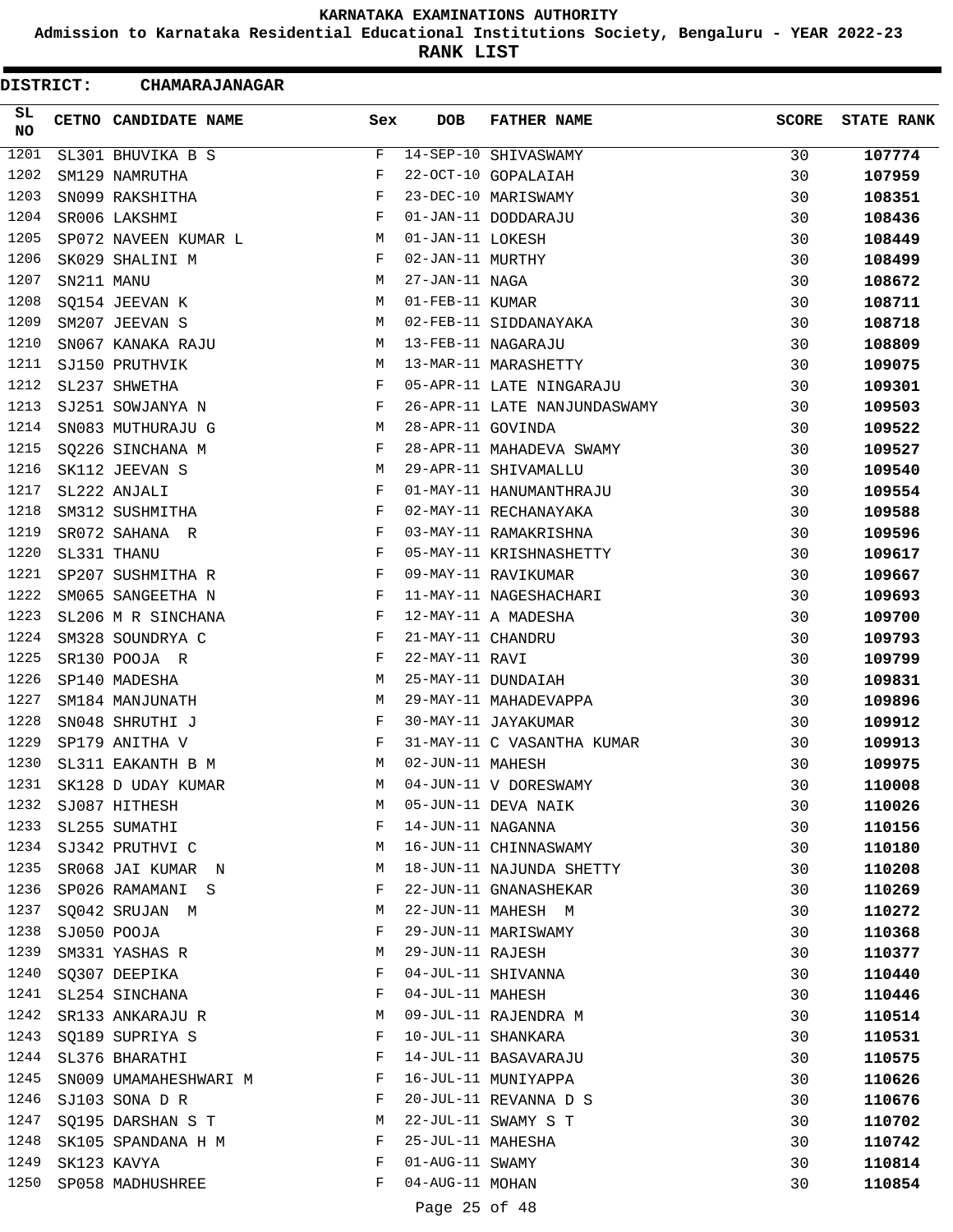**KARNATAKA EXAMINATIONS AUTHORITY**

**Admission to Karnataka Residential Educational Institutions Society, Bengaluru - YEAR 2022-23**

**RANK LIST**

**DISTRICT: CHAMARAJANAGAR**

| SL NO | CETNO | CANDIDATE NAME | Sex | DOB | FATHER NAME | SCORE | STATE RANK |
|---|---|---|---|---|---|---|---|
| 1201 | SL301 | BHUVIKA B S | F | 14-SEP-10 | SHIVASWAMY | 30 | 107774 |
| 1202 | SM129 | NAMRUTHA | F | 22-OCT-10 | GOPALAIAH | 30 | 107959 |
| 1203 | SN099 | RAKSHITHA | F | 23-DEC-10 | MARISWAMY | 30 | 108351 |
| 1204 | SR006 | LAKSHMI | F | 01-JAN-11 | DODDARAJU | 30 | 108436 |
| 1205 | SP072 | NAVEEN KUMAR L | M | 01-JAN-11 | LOKESH | 30 | 108449 |
| 1206 | SK029 | SHALINI M | F | 02-JAN-11 | MURTHY | 30 | 108499 |
| 1207 | SN211 | MANU | M | 27-JAN-11 | NAGA | 30 | 108672 |
| 1208 | SQ154 | JEEVAN K | M | 01-FEB-11 | KUMAR | 30 | 108711 |
| 1209 | SM207 | JEEVAN S | M | 02-FEB-11 | SIDDANAYAKA | 30 | 108718 |
| 1210 | SN067 | KANAKA RAJU | M | 13-FEB-11 | NAGARAJU | 30 | 108809 |
| 1211 | SJ150 | PRUTHVIK | M | 13-MAR-11 | MARASHETTY | 30 | 109075 |
| 1212 | SL237 | SHWETHA | F | 05-APR-11 | LATE NINGARAJU | 30 | 109301 |
| 1213 | SJ251 | SOWJANYA N | F | 26-APR-11 | LATE NANJUNDASWAMY | 30 | 109503 |
| 1214 | SN083 | MUTHURAJU G | M | 28-APR-11 | GOVINDA | 30 | 109522 |
| 1215 | SQ226 | SINCHANA M | F | 28-APR-11 | MAHADEVA SWAMY | 30 | 109527 |
| 1216 | SK112 | JEEVAN S | M | 29-APR-11 | SHIVAMALLU | 30 | 109540 |
| 1217 | SL222 | ANJALI | F | 01-MAY-11 | HANUMANTHRAJU | 30 | 109554 |
| 1218 | SM312 | SUSHMITHA | F | 02-MAY-11 | RECHANAYAKA | 30 | 109588 |
| 1219 | SR072 | SAHANA R | F | 03-MAY-11 | RAMAKRISHNA | 30 | 109596 |
| 1220 | SL331 | THANU | F | 05-MAY-11 | KRISHNASHETTY | 30 | 109617 |
| 1221 | SP207 | SUSHMITHA R | F | 09-MAY-11 | RAVIKUMAR | 30 | 109667 |
| 1222 | SM065 | SANGEETHA N | F | 11-MAY-11 | NAGESHACHARI | 30 | 109693 |
| 1223 | SL206 | M R SINCHANA | F | 12-MAY-11 | A MADESHA | 30 | 109700 |
| 1224 | SM328 | SOUNDRYA C | F | 21-MAY-11 | CHANDRU | 30 | 109793 |
| 1225 | SR130 | POOJA R | F | 22-MAY-11 | RAVI | 30 | 109799 |
| 1226 | SP140 | MADESHA | M | 25-MAY-11 | DUNDAIAH | 30 | 109831 |
| 1227 | SM184 | MANJUNATH | M | 29-MAY-11 | MAHADEVAPPA | 30 | 109896 |
| 1228 | SN048 | SHRUTHI J | F | 30-MAY-11 | JAYAKUMAR | 30 | 109912 |
| 1229 | SP179 | ANITHA V | F | 31-MAY-11 | C VASANTHA KUMAR | 30 | 109913 |
| 1230 | SL311 | EAKANTH B M | M | 02-JUN-11 | MAHESH | 30 | 109975 |
| 1231 | SK128 | D UDAY KUMAR | M | 04-JUN-11 | V DORESWAMY | 30 | 110008 |
| 1232 | SJ087 | HITHESH | M | 05-JUN-11 | DEVA NAIK | 30 | 110026 |
| 1233 | SL255 | SUMATHI | F | 14-JUN-11 | NAGANNA | 30 | 110156 |
| 1234 | SJ342 | PRUTHVI C | M | 16-JUN-11 | CHINNASWAMY | 30 | 110180 |
| 1235 | SR068 | JAI KUMAR N | M | 18-JUN-11 | NAJUNDA SHETTY | 30 | 110208 |
| 1236 | SP026 | RAMAMANI S | F | 22-JUN-11 | GNANASHEKAR | 30 | 110269 |
| 1237 | SQ042 | SRUJAN M | M | 22-JUN-11 | MAHESH M | 30 | 110272 |
| 1238 | SJ050 | POOJA | F | 29-JUN-11 | MARISWAMY | 30 | 110368 |
| 1239 | SM331 | YASHAS R | M | 29-JUN-11 | RAJESH | 30 | 110377 |
| 1240 | SQ307 | DEEPIKA | F | 04-JUL-11 | SHIVANNA | 30 | 110440 |
| 1241 | SL254 | SINCHANA | F | 04-JUL-11 | MAHESH | 30 | 110446 |
| 1242 | SR133 | ANKARAJU R | M | 09-JUL-11 | RAJENDRA M | 30 | 110514 |
| 1243 | SQ189 | SUPRIYA S | F | 10-JUL-11 | SHANKARA | 30 | 110531 |
| 1244 | SL376 | BHARATHI | F | 14-JUL-11 | BASAVARAJU | 30 | 110575 |
| 1245 | SN009 | UMAMAHESHWARI M | F | 16-JUL-11 | MUNIYAPPA | 30 | 110626 |
| 1246 | SJ103 | SONA D R | F | 20-JUL-11 | REVANNA D S | 30 | 110676 |
| 1247 | SQ195 | DARSHAN S T | M | 22-JUL-11 | SWAMY S T | 30 | 110702 |
| 1248 | SK105 | SPANDANA H M | F | 25-JUL-11 | MAHESHA | 30 | 110742 |
| 1249 | SK123 | KAVYA | F | 01-AUG-11 | SWAMY | 30 | 110814 |
| 1250 | SP058 | MADHUSHREE | F | 04-AUG-11 | MOHAN | 30 | 110854 |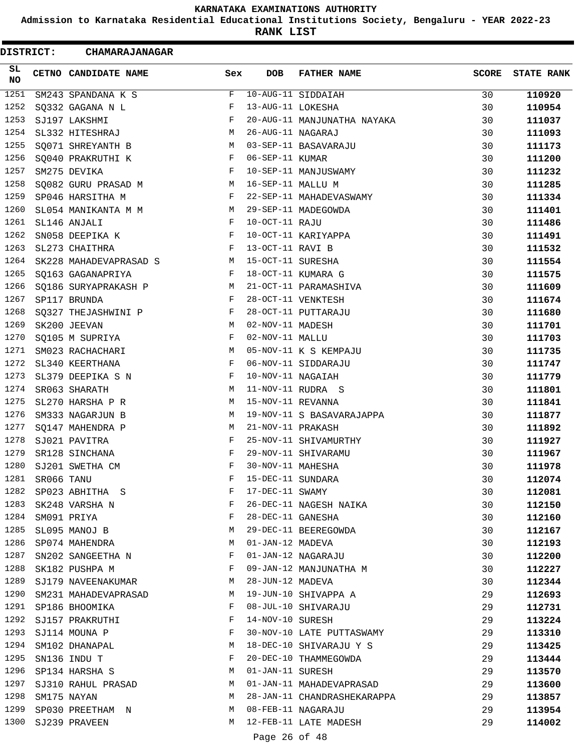# KARNATAKA EXAMINATIONS AUTHORITY

## Admission to Karnataka Residential Educational Institutions Society, Bengaluru - YEAR 2022-23

## RANK LIST

**DISTRICT: CHAMARAJANAGAR**

| SL NO | CETNO | CANDIDATE NAME | Sex | DOB | FATHER NAME | SCORE | STATE RANK |
|---|---|---|---|---|---|---|---|
| 1251 | SM243 | SPANDANA K S | F | 10-AUG-11 | SIDDAIAH | 30 | 110920 |
| 1252 | SQ332 | GAGANA N L | F | 13-AUG-11 | LOKESHA | 30 | 110954 |
| 1253 | SJ197 | LAKSHMI | F | 20-AUG-11 | MANJUNATHA NAYAKA | 30 | 111037 |
| 1254 | SL332 | HITESHRAJ | M | 26-AUG-11 | NAGARAJ | 30 | 111093 |
| 1255 | SQ071 | SHREYANTH B | M | 03-SEP-11 | BASAVARAJU | 30 | 111173 |
| 1256 | SQ040 | PRAKRUTHI K | F | 06-SEP-11 | KUMAR | 30 | 111200 |
| 1257 | SM275 | DEVIKA | F | 10-SEP-11 | MANJUSWAMY | 30 | 111232 |
| 1258 | SQ082 | GURU PRASAD M | M | 16-SEP-11 | MALLU M | 30 | 111285 |
| 1259 | SP046 | HARSITHA M | F | 22-SEP-11 | MAHADEVASWAMY | 30 | 111334 |
| 1260 | SL054 | MANIKANTA M M | M | 29-SEP-11 | MADEGOWDA | 30 | 111401 |
| 1261 | SL146 | ANJALI | F | 10-OCT-11 | RAJU | 30 | 111486 |
| 1262 | SN058 | DEEPIKA K | F | 10-OCT-11 | KARIYAPPA | 30 | 111491 |
| 1263 | SL273 | CHAITHRA | F | 13-OCT-11 | RAVI B | 30 | 111532 |
| 1264 | SK228 | MAHADEVAPRASAD S | M | 15-OCT-11 | SURESHA | 30 | 111554 |
| 1265 | SQ163 | GAGANAPRIYA | F | 18-OCT-11 | KUMARA G | 30 | 111575 |
| 1266 | SQ186 | SURYAPRAKASH P | M | 21-OCT-11 | PARAMASHIVA | 30 | 111609 |
| 1267 | SP117 | BRUNDA | F | 28-OCT-11 | VENKTESH | 30 | 111674 |
| 1268 | SQ327 | THEJASHWINI P | F | 28-OCT-11 | PUTTARAJU | 30 | 111680 |
| 1269 | SK200 | JEEVAN | M | 02-NOV-11 | MADESH | 30 | 111701 |
| 1270 | SQ105 | M SUPRIYA | F | 02-NOV-11 | MALLU | 30 | 111703 |
| 1271 | SM023 | RACHACHARI | M | 05-NOV-11 | K S KEMPAJU | 30 | 111735 |
| 1272 | SL340 | KEERTHANA | F | 06-NOV-11 | SIDDARAJU | 30 | 111747 |
| 1273 | SL379 | DEEPIKA S N | F | 10-NOV-11 | NAGAIAH | 30 | 111779 |
| 1274 | SR063 | SHARATH | M | 11-NOV-11 | RUDRA S | 30 | 111801 |
| 1275 | SL270 | HARSHA P R | M | 15-NOV-11 | REVANNA | 30 | 111841 |
| 1276 | SM333 | NAGARJUN B | M | 19-NOV-11 | S BASAVARAJAPPA | 30 | 111877 |
| 1277 | SQ147 | MAHENDRA P | M | 21-NOV-11 | PRAKASH | 30 | 111892 |
| 1278 | SJ021 | PAVITRA | F | 25-NOV-11 | SHIVAMURTHY | 30 | 111927 |
| 1279 | SR128 | SINCHANA | F | 29-NOV-11 | SHIVARAMU | 30 | 111967 |
| 1280 | SJ201 | SWETHA CM | F | 30-NOV-11 | MAHESHA | 30 | 111978 |
| 1281 | SR066 | TANU | F | 15-DEC-11 | SUNDARA | 30 | 112074 |
| 1282 | SP023 | ABHITHA S | F | 17-DEC-11 | SWAMY | 30 | 112081 |
| 1283 | SK248 | VARSHA N | F | 26-DEC-11 | NAGESH NAIKA | 30 | 112150 |
| 1284 | SM091 | PRIYA | F | 28-DEC-11 | GANESHA | 30 | 112160 |
| 1285 | SL095 | MANOJ B | M | 29-DEC-11 | BEEREGOWDA | 30 | 112167 |
| 1286 | SP074 | MAHENDRA | M | 01-JAN-12 | MADEVA | 30 | 112193 |
| 1287 | SN202 | SANGEETHA N | F | 01-JAN-12 | NAGARAJU | 30 | 112200 |
| 1288 | SK182 | PUSHPA M | F | 09-JAN-12 | MANJUNATHA M | 30 | 112227 |
| 1289 | SJ179 | NAVEENAKUMAR | M | 28-JUN-12 | MADEVA | 30 | 112344 |
| 1290 | SM231 | MAHADEVAPRASAD | M | 19-JUN-10 | SHIVAPPA A | 29 | 112693 |
| 1291 | SP186 | BHOOMIKA | F | 08-JUL-10 | SHIVARAJU | 29 | 112731 |
| 1292 | SJ157 | PRAKRUTHI | F | 14-NOV-10 | SURESH | 29 | 113224 |
| 1293 | SJ114 | MOUNA P | F | 30-NOV-10 | LATE PUTTASWAMY | 29 | 113310 |
| 1294 | SM102 | DHANAPAL | M | 18-DEC-10 | SHIVARAJU Y S | 29 | 113425 |
| 1295 | SN136 | INDU T | F | 20-DEC-10 | THAMMEGOWDA | 29 | 113444 |
| 1296 | SP134 | HARSHA S | M | 01-JAN-11 | SURESH | 29 | 113570 |
| 1297 | SJ310 | RAHUL PRASAD | M | 01-JAN-11 | MAHADEVAPRASAD | 29 | 113600 |
| 1298 | SM175 | NAYAN | M | 28-JAN-11 | CHANDRASHEKARAPPA | 29 | 113857 |
| 1299 | SP030 | PREETHAM N | M | 08-FEB-11 | NAGARAJU | 29 | 113954 |
| 1300 | SJ239 | PRAVEEN | M | 12-FEB-11 | LATE MADESH | 29 | 114002 |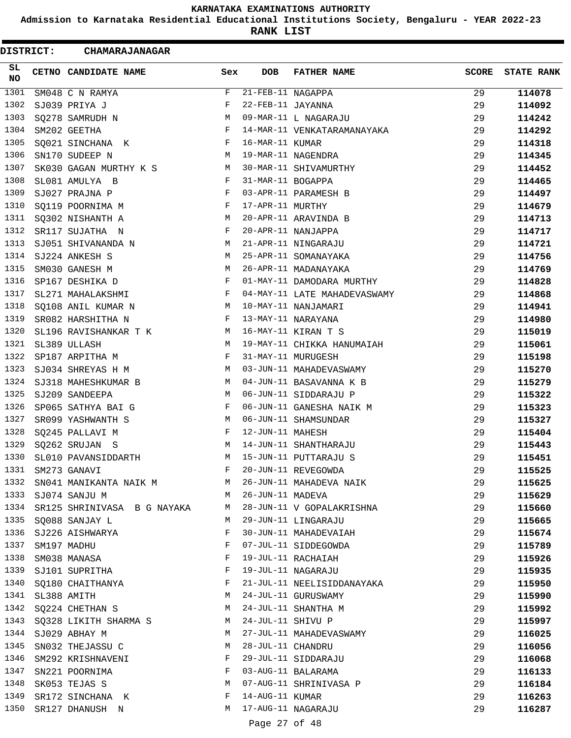# KARNATAKA EXAMINATIONS AUTHORITY

**Admission to Karnataka Residential Educational Institutions Society, Bengaluru - YEAR 2022-23**

**RANK LIST**

**DISTRICT: CHAMARAJANAGAR**

| SL NO | CETNO | CANDIDATE NAME | Sex | DOB | FATHER NAME | SCORE | STATE RANK |
|---|---|---|---|---|---|---|---|
| 1301 | SM048 | C N RAMYA | F | 21-FEB-11 | NAGAPPA | 29 | 114078 |
| 1302 | SJ039 | PRIYA J | F | 22-FEB-11 | JAYANNA | 29 | 114092 |
| 1303 | SQ278 | SAMRUDH N | M | 09-MAR-11 | L NAGARAJU | 29 | 114242 |
| 1304 | SM202 | GEETHA | F | 14-MAR-11 | VENKATARAMANAYAKA | 29 | 114292 |
| 1305 | SQ021 | SINCHANA K | F | 16-MAR-11 | KUMAR | 29 | 114318 |
| 1306 | SN170 | SUDEEP N | M | 19-MAR-11 | NAGENDRA | 29 | 114345 |
| 1307 | SK030 | GAGAN MURTHY K S | M | 30-MAR-11 | SHIVAMURTHY | 29 | 114452 |
| 1308 | SL081 | AMULYA B | F | 31-MAR-11 | BOGAPPA | 29 | 114465 |
| 1309 | SJ027 | PRAJNA P | F | 03-APR-11 | PARAMESH B | 29 | 114497 |
| 1310 | SQ119 | POORNIMA M | F | 17-APR-11 | MURTHY | 29 | 114679 |
| 1311 | SQ302 | NISHANTH A | M | 20-APR-11 | ARAVINDA B | 29 | 114713 |
| 1312 | SR117 | SUJATHA N | F | 20-APR-11 | NANJAPPA | 29 | 114717 |
| 1313 | SJ051 | SHIVANANDA N | M | 21-APR-11 | NINGARAJU | 29 | 114721 |
| 1314 | SJ224 | ANKESH S | M | 25-APR-11 | SOMANAYAKA | 29 | 114756 |
| 1315 | SM030 | GANESH M | M | 26-APR-11 | MADANAYAKA | 29 | 114769 |
| 1316 | SP167 | DESHIKA D | F | 01-MAY-11 | DAMODARA MURTHY | 29 | 114828 |
| 1317 | SL271 | MAHALAKSHMI | F | 04-MAY-11 | LATE MAHADEVASWAMY | 29 | 114868 |
| 1318 | SQ108 | ANIL KUMAR N | M | 10-MAY-11 | NANJAMARI | 29 | 114941 |
| 1319 | SR082 | HARSHITHA N | F | 13-MAY-11 | NARAYANA | 29 | 114980 |
| 1320 | SL196 | RAVISHANKAR T K | M | 16-MAY-11 | KIRAN T S | 29 | 115019 |
| 1321 | SL389 | ULLASH | M | 19-MAY-11 | CHIKKA HANUMAIAH | 29 | 115061 |
| 1322 | SP187 | ARPITHA M | F | 31-MAY-11 | MURUGESH | 29 | 115198 |
| 1323 | SJ034 | SHREYAS H M | M | 03-JUN-11 | MAHADEVASWAMY | 29 | 115270 |
| 1324 | SJ318 | MAHESHKUMAR B | M | 04-JUN-11 | BASAVANNA K B | 29 | 115279 |
| 1325 | SJ209 | SANDEEPA | M | 06-JUN-11 | SIDDARAJU P | 29 | 115322 |
| 1326 | SP065 | SATHYA BAI G | F | 06-JUN-11 | GANESHA NAIK M | 29 | 115323 |
| 1327 | SR099 | YASHWANTH S | M | 06-JUN-11 | SHAMSUNDAR | 29 | 115327 |
| 1328 | SQ245 | PALLAVI M | F | 12-JUN-11 | MAHESH | 29 | 115404 |
| 1329 | SQ262 | SRUJAN S | M | 14-JUN-11 | SHANTHARAJU | 29 | 115443 |
| 1330 | SL010 | PAVANSIDDARTH | M | 15-JUN-11 | PUTTARAJU S | 29 | 115451 |
| 1331 | SM273 | GANAVI | F | 20-JUN-11 | REVEGOWDA | 29 | 115525 |
| 1332 | SN041 | MANIKANTA NAIK M | M | 26-JUN-11 | MAHADEVA NAIK | 29 | 115625 |
| 1333 | SJ074 | SANJU M | M | 26-JUN-11 | MADEVA | 29 | 115629 |
| 1334 | SR125 | SHRINIVASA B G NAYAKA | M | 28-JUN-11 | V GOPALAKRISHNA | 29 | 115660 |
| 1335 | SQ088 | SANJAY L | M | 29-JUN-11 | LINGARAJU | 29 | 115665 |
| 1336 | SJ226 | AISHWARYA | F | 30-JUN-11 | MAHADEVAIAH | 29 | 115674 |
| 1337 | SM197 | MADHU | F | 07-JUL-11 | SIDDEGOWDA | 29 | 115789 |
| 1338 | SM038 | MANASA | F | 19-JUL-11 | RACHAIAH | 29 | 115926 |
| 1339 | SJ101 | SUPRITHA | F | 19-JUL-11 | NAGARAJU | 29 | 115935 |
| 1340 | SQ180 | CHAITHANYA | F | 21-JUL-11 | NEELISIDDANAYAKA | 29 | 115950 |
| 1341 | SL388 | AMITH | M | 24-JUL-11 | GURUSWAMY | 29 | 115990 |
| 1342 | SQ224 | CHETHAN S | M | 24-JUL-11 | SHANTHA M | 29 | 115992 |
| 1343 | SQ328 | LIKITH SHARMA S | M | 24-JUL-11 | SHIVU P | 29 | 115997 |
| 1344 | SJ029 | ABHAY M | M | 27-JUL-11 | MAHADEVASWAMY | 29 | 116025 |
| 1345 | SN032 | THEJASSU C | M | 28-JUL-11 | CHANDRU | 29 | 116056 |
| 1346 | SM292 | KRISHNAVENI | F | 29-JUL-11 | SIDDARAJU | 29 | 116068 |
| 1347 | SN221 | POORNIMA | F | 03-AUG-11 | BALARAMA | 29 | 116133 |
| 1348 | SK053 | TEJAS S | M | 07-AUG-11 | SHRINIVASA P | 29 | 116184 |
| 1349 | SR172 | SINCHANA K | F | 14-AUG-11 | KUMAR | 29 | 116263 |
| 1350 | SR127 | DHANUSH N | M | 17-AUG-11 | NAGARAJU | 29 | 116287 |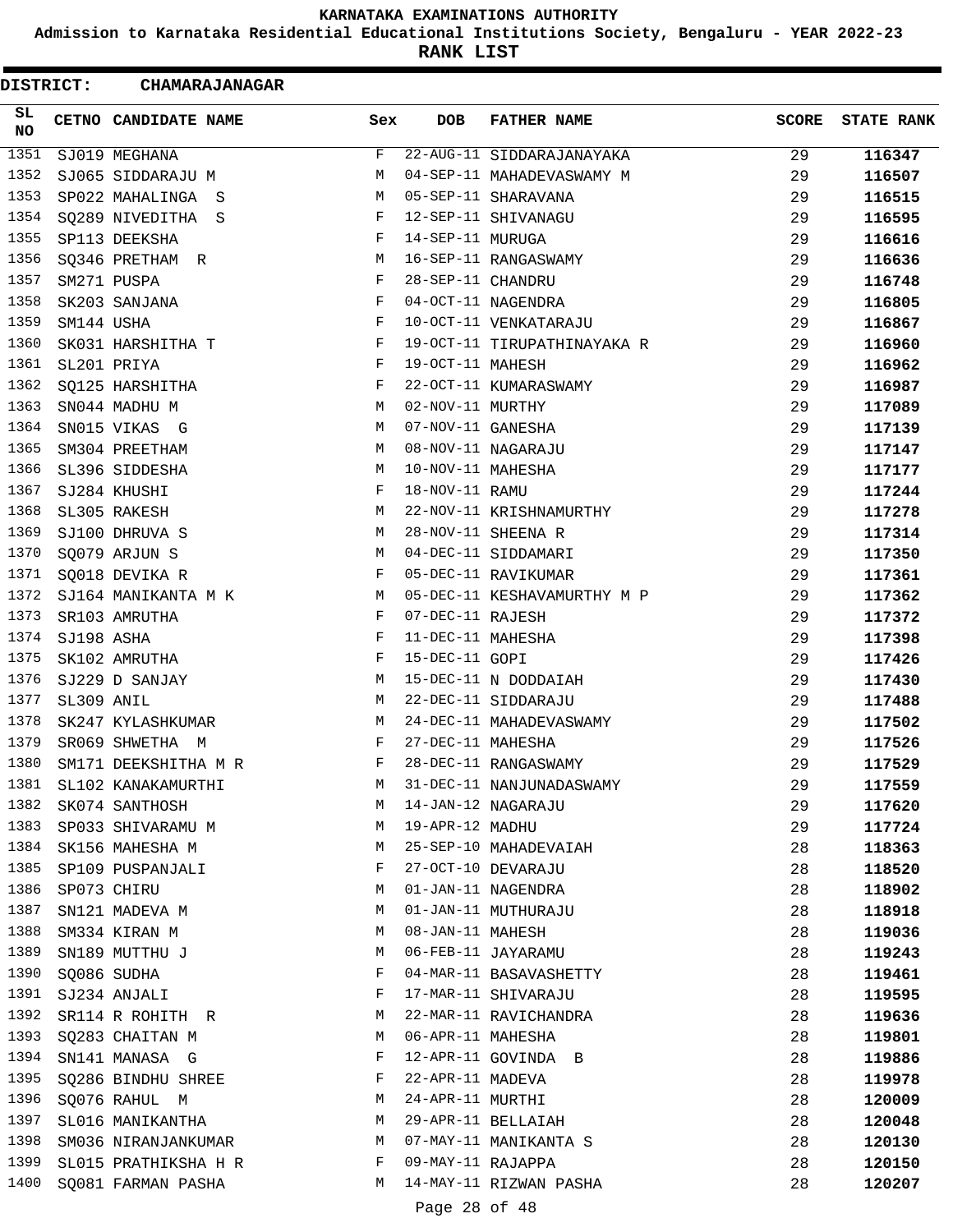**KARNATAKA EXAMINATIONS AUTHORITY**

**Admission to Karnataka Residential Educational Institutions Society, Bengaluru - YEAR 2022-23**

**RANK LIST**

**DISTRICT: CHAMARAJANAGAR**

| SL NO | CETNO | CANDIDATE NAME | Sex | DOB | FATHER NAME | SCORE | STATE RANK |
|---|---|---|---|---|---|---|---|
| 1351 | SJ019 | MEGHANA | F | 22-AUG-11 | SIDDARAJANAYAKA | 29 | **116347** |
| 1352 | SJ065 | SIDDARAJU M | M | 04-SEP-11 | MAHADEVASWAMY M | 29 | **116507** |
| 1353 | SP022 | MAHALINGA S | M | 05-SEP-11 | SHARAVANA | 29 | **116515** |
| 1354 | SQ289 | NIVEDITHA S | F | 12-SEP-11 | SHIVANAGU | 29 | **116595** |
| 1355 | SP113 | DEEKSHA | F | 14-SEP-11 | MURUGA | 29 | **116616** |
| 1356 | SQ346 | PRETHAM R | M | 16-SEP-11 | RANGASWAMY | 29 | **116636** |
| 1357 | SM271 | PUSPA | F | 28-SEP-11 | CHANDRU | 29 | **116748** |
| 1358 | SK203 | SANJANA | F | 04-OCT-11 | NAGENDRA | 29 | **116805** |
| 1359 | SM144 | USHA | F | 10-OCT-11 | VENKATARAJU | 29 | **116867** |
| 1360 | SK031 | HARSHITHA T | F | 19-OCT-11 | TIRUPATHINAYAKA R | 29 | **116960** |
| 1361 | SL201 | PRIYA | F | 19-OCT-11 | MAHESH | 29 | **116962** |
| 1362 | SQ125 | HARSHITHA | F | 22-OCT-11 | KUMARASWAMY | 29 | **116987** |
| 1363 | SN044 | MADHU M | M | 02-NOV-11 | MURTHY | 29 | **117089** |
| 1364 | SN015 | VIKAS G | M | 07-NOV-11 | GANESHA | 29 | **117139** |
| 1365 | SM304 | PREETHAM | M | 08-NOV-11 | NAGARAJU | 29 | **117147** |
| 1366 | SL396 | SIDDESHA | M | 10-NOV-11 | MAHESHA | 29 | **117177** |
| 1367 | SJ284 | KHUSHI | F | 18-NOV-11 | RAMU | 29 | **117244** |
| 1368 | SL305 | RAKESH | M | 22-NOV-11 | KRISHNAMURTHY | 29 | **117278** |
| 1369 | SJ100 | DHRUVA S | M | 28-NOV-11 | SHEENA R | 29 | **117314** |
| 1370 | SQ079 | ARJUN S | M | 04-DEC-11 | SIDDAMARI | 29 | **117350** |
| 1371 | SQ018 | DEVIKA R | F | 05-DEC-11 | RAVIKUMAR | 29 | **117361** |
| 1372 | SJ164 | MANIKANTA M K | M | 05-DEC-11 | KESHAVAMURTHY M P | 29 | **117362** |
| 1373 | SR103 | AMRUTHA | F | 07-DEC-11 | RAJESH | 29 | **117372** |
| 1374 | SJ198 | ASHA | F | 11-DEC-11 | MAHESHA | 29 | **117398** |
| 1375 | SK102 | AMRUTHA | F | 15-DEC-11 | GOPI | 29 | **117426** |
| 1376 | SJ229 | D SANJAY | M | 15-DEC-11 | N DODDAIAH | 29 | **117430** |
| 1377 | SL309 | ANIL | M | 22-DEC-11 | SIDDARAJU | 29 | **117488** |
| 1378 | SK247 | KYLASHKUMAR | M | 24-DEC-11 | MAHADEVASWAMY | 29 | **117502** |
| 1379 | SR069 | SHWETHA M | F | 27-DEC-11 | MAHESHA | 29 | **117526** |
| 1380 | SM171 | DEEKSHITHA M R | F | 28-DEC-11 | RANGASWAMY | 29 | **117529** |
| 1381 | SL102 | KANAKAMURTHI | M | 31-DEC-11 | NANJUNADASWAMY | 29 | **117559** |
| 1382 | SK074 | SANTHOSH | M | 14-JAN-12 | NAGARAJU | 29 | **117620** |
| 1383 | SP033 | SHIVARAMU M | M | 19-APR-12 | MADHU | 29 | **117724** |
| 1384 | SK156 | MAHESHA M | M | 25-SEP-10 | MAHADEVAIAH | 28 | **118363** |
| 1385 | SP109 | PUSPANJALI | F | 27-OCT-10 | DEVARAJU | 28 | **118520** |
| 1386 | SP073 | CHIRU | M | 01-JAN-11 | NAGENDRA | 28 | **118902** |
| 1387 | SN121 | MADEVA M | M | 01-JAN-11 | MUTHURAJU | 28 | **118918** |
| 1388 | SM334 | KIRAN M | M | 08-JAN-11 | MAHESH | 28 | **119036** |
| 1389 | SN189 | MUTTHU J | M | 06-FEB-11 | JAYARAMU | 28 | **119243** |
| 1390 | SQ086 | SUDHA | F | 04-MAR-11 | BASAVASHETTY | 28 | **119461** |
| 1391 | SJ234 | ANJALI | F | 17-MAR-11 | SHIVARAJU | 28 | **119595** |
| 1392 | SR114 | R ROHITH R | M | 22-MAR-11 | RAVICHANDRA | 28 | **119636** |
| 1393 | SQ283 | CHAITAN M | M | 06-APR-11 | MAHESHA | 28 | **119801** |
| 1394 | SN141 | MANASA G | F | 12-APR-11 | GOVINDA B | 28 | **119886** |
| 1395 | SQ286 | BINDHU SHREE | F | 22-APR-11 | MADEVA | 28 | **119978** |
| 1396 | SQ076 | RAHUL M | M | 24-APR-11 | MURTHI | 28 | **120009** |
| 1397 | SL016 | MANIKANTHA | M | 29-APR-11 | BELLAIAH | 28 | **120048** |
| 1398 | SM036 | NIRANJANKUMAR | M | 07-MAY-11 | MANIKANTA S | 28 | **120130** |
| 1399 | SL015 | PRATHIKSHA H R | F | 09-MAY-11 | RAJAPPA | 28 | **120150** |
| 1400 | SQ081 | FARMAN PASHA | M | 14-MAY-11 | RIZWAN PASHA | 28 | **120207** |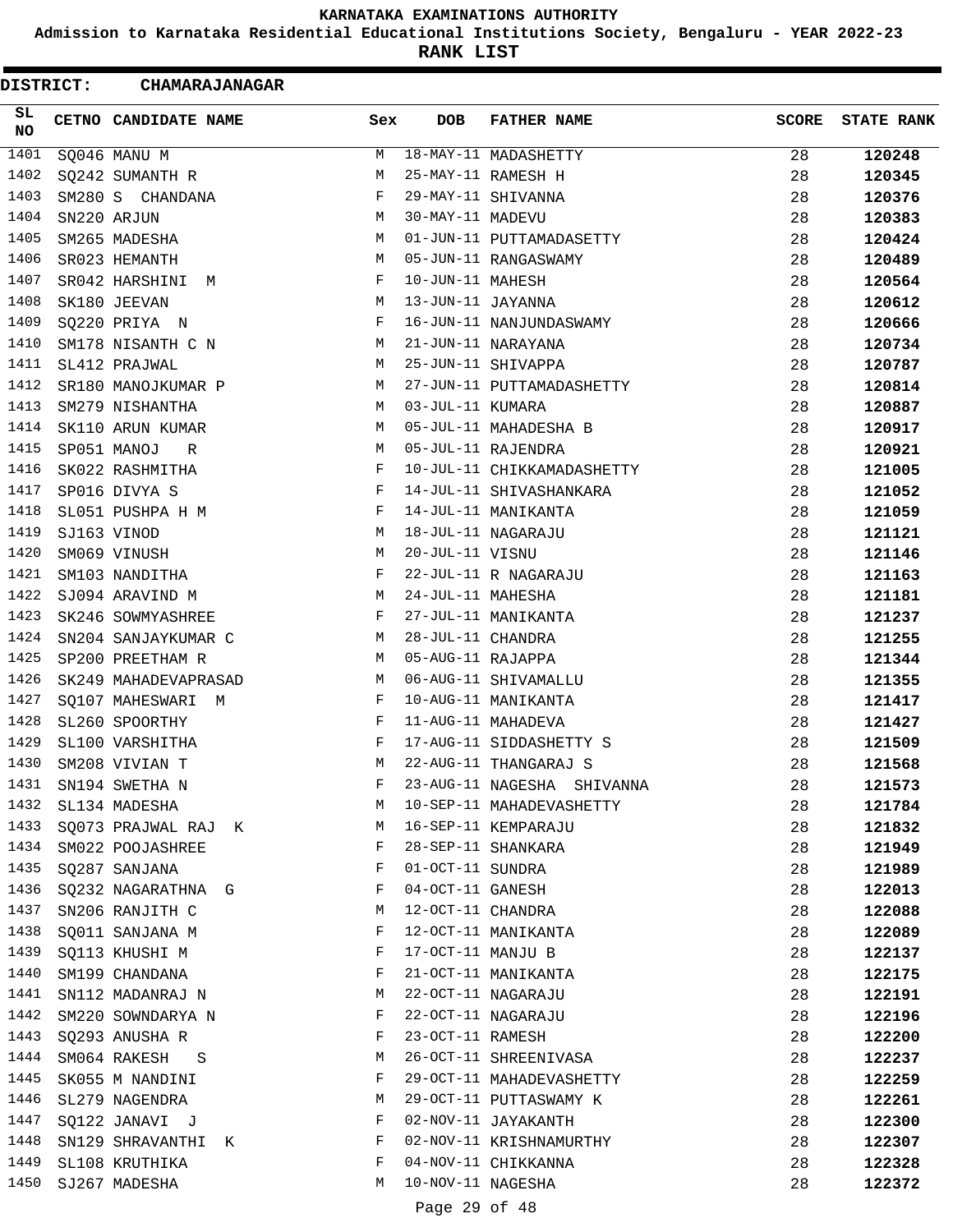# KARNATAKA EXAMINATIONS AUTHORITY

**Admission to Karnataka Residential Educational Institutions Society, Bengaluru - YEAR 2022-23**

**RANK LIST**

**DISTRICT: CHAMARAJANAGAR**

| SL NO | CETNO | CANDIDATE NAME | Sex | DOB | FATHER NAME | SCORE | STATE RANK |
|---|---|---|---|---|---|---|---|
| 1401 | SQ046 | MANU M | M | 18-MAY-11 | MADASHETTY | 28 | **120248** |
| 1402 | SQ242 | SUMANTH R | M | 25-MAY-11 | RAMESH H | 28 | **120345** |
| 1403 | SM280 | S CHANDANA | F | 29-MAY-11 | SHIVANNA | 28 | **120376** |
| 1404 | SN220 | ARJUN | M | 30-MAY-11 | MADEVU | 28 | **120383** |
| 1405 | SM265 | MADESHA | M | 01-JUN-11 | PUTTAMADASETTY | 28 | **120424** |
| 1406 | SR023 | HEMANTH | M | 05-JUN-11 | RANGASWAMY | 28 | **120489** |
| 1407 | SR042 | HARSHINI M | F | 10-JUN-11 | MAHESH | 28 | **120564** |
| 1408 | SK180 | JEEVAN | M | 13-JUN-11 | JAYANNA | 28 | **120612** |
| 1409 | SQ220 | PRIYA N | F | 16-JUN-11 | NANJUNDASWAMY | 28 | **120666** |
| 1410 | SM178 | NISANTH C N | M | 21-JUN-11 | NARAYANA | 28 | **120734** |
| 1411 | SL412 | PRAJWAL | M | 25-JUN-11 | SHIVAPPA | 28 | **120787** |
| 1412 | SR180 | MANOJKUMAR P | M | 27-JUN-11 | PUTTAMADASHETTY | 28 | **120814** |
| 1413 | SM279 | NISHANTHA | M | 03-JUL-11 | KUMARA | 28 | **120887** |
| 1414 | SK110 | ARUN KUMAR | M | 05-JUL-11 | MAHADESHA B | 28 | **120917** |
| 1415 | SP051 | MANOJ R | M | 05-JUL-11 | RAJENDRA | 28 | **120921** |
| 1416 | SK022 | RASHMITHA | F | 10-JUL-11 | CHIKKAMADASHETTY | 28 | **121005** |
| 1417 | SP016 | DIVYA S | F | 14-JUL-11 | SHIVASHANKARA | 28 | **121052** |
| 1418 | SL051 | PUSHPA H M | F | 14-JUL-11 | MANIKANTA | 28 | **121059** |
| 1419 | SJ163 | VINOD | M | 18-JUL-11 | NAGARAJU | 28 | **121121** |
| 1420 | SM069 | VINUSH | M | 20-JUL-11 | VISNU | 28 | **121146** |
| 1421 | SM103 | NANDITHA | F | 22-JUL-11 | R NAGARAJU | 28 | **121163** |
| 1422 | SJ094 | ARAVIND M | M | 24-JUL-11 | MAHESHA | 28 | **121181** |
| 1423 | SK246 | SOWMYASHREE | F | 27-JUL-11 | MANIKANTA | 28 | **121237** |
| 1424 | SN204 | SANJAYKUMAR C | M | 28-JUL-11 | CHANDRA | 28 | **121255** |
| 1425 | SP200 | PREETHAM R | M | 05-AUG-11 | RAJAPPA | 28 | **121344** |
| 1426 | SK249 | MAHADEVAPRASAD | M | 06-AUG-11 | SHIVAMALLU | 28 | **121355** |
| 1427 | SQ107 | MAHESWARI M | F | 10-AUG-11 | MANIKANTA | 28 | **121417** |
| 1428 | SL260 | SPOORTHY | F | 11-AUG-11 | MAHADEVA | 28 | **121427** |
| 1429 | SL100 | VARSHITHA | F | 17-AUG-11 | SIDDASHETTY S | 28 | **121509** |
| 1430 | SM208 | VIVIAN T | M | 22-AUG-11 | THANGARAJ S | 28 | **121568** |
| 1431 | SN194 | SWETHA N | F | 23-AUG-11 | NAGESHA SHIVANNA | 28 | **121573** |
| 1432 | SL134 | MADESHA | M | 10-SEP-11 | MAHADEVASHETTY | 28 | **121784** |
| 1433 | SQ073 | PRAJWAL RAJ K | M | 16-SEP-11 | KEMPARAJU | 28 | **121832** |
| 1434 | SM022 | POOJASHREE | F | 28-SEP-11 | SHANKARA | 28 | **121949** |
| 1435 | SQ287 | SANJANA | F | 01-OCT-11 | SUNDRA | 28 | **121989** |
| 1436 | SQ232 | NAGARATHNA G | F | 04-OCT-11 | GANESH | 28 | **122013** |
| 1437 | SN206 | RANJITH C | M | 12-OCT-11 | CHANDRA | 28 | **122088** |
| 1438 | SQ011 | SANJANA M | F | 12-OCT-11 | MANIKANTA | 28 | **122089** |
| 1439 | SQ113 | KHUSHI M | F | 17-OCT-11 | MANJU B | 28 | **122137** |
| 1440 | SM199 | CHANDANA | F | 21-OCT-11 | MANIKANTA | 28 | **122175** |
| 1441 | SN112 | MADANRAJ N | M | 22-OCT-11 | NAGARAJU | 28 | **122191** |
| 1442 | SM220 | SOWNDARYA N | F | 22-OCT-11 | NAGARAJU | 28 | **122196** |
| 1443 | SQ293 | ANUSHA R | F | 23-OCT-11 | RAMESH | 28 | **122200** |
| 1444 | SM064 | RAKESH S | M | 26-OCT-11 | SHREENIVASA | 28 | **122237** |
| 1445 | SK055 | M NANDINI | F | 29-OCT-11 | MAHADEVASHETTY | 28 | **122259** |
| 1446 | SL279 | NAGENDRA | M | 29-OCT-11 | PUTTASWAMY K | 28 | **122261** |
| 1447 | SQ122 | JANAVI J | F | 02-NOV-11 | JAYAKANTH | 28 | **122300** |
| 1448 | SN129 | SHRAVANTHI K | F | 02-NOV-11 | KRISHNAMURTHY | 28 | **122307** |
| 1449 | SL108 | KRUTHIKA | F | 04-NOV-11 | CHIKKANNA | 28 | **122328** |
| 1450 | SJ267 | MADESHA | M | 10-NOV-11 | NAGESHA | 28 | **122372** |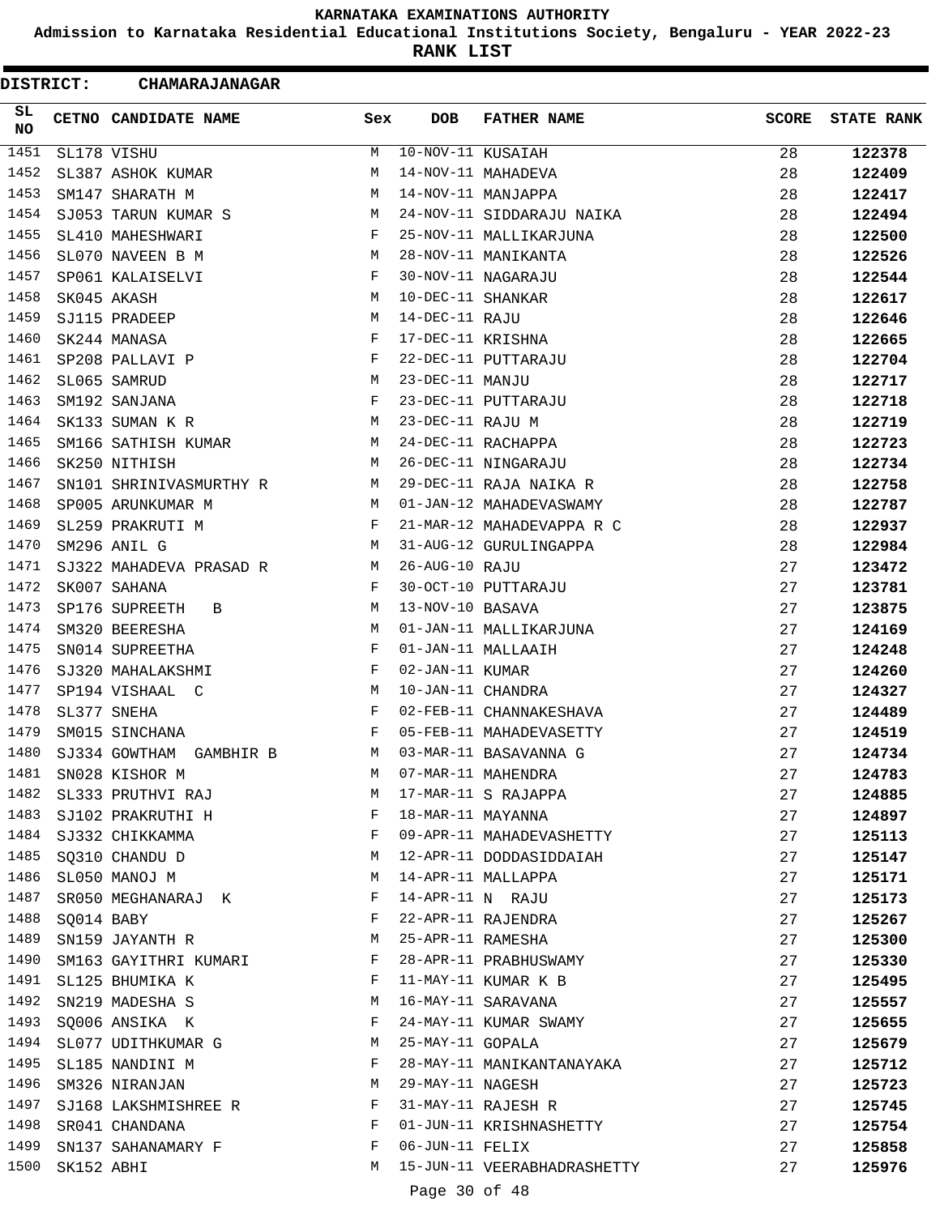KARNATAKA EXAMINATIONS AUTHORITY

Admission to Karnataka Residential Educational Institutions Society, Bengaluru - YEAR 2022-23

**RANK LIST**

**DISTRICT: CHAMARAJANAGAR**

| SL NO | CETNO | CANDIDATE NAME | Sex | DOB | FATHER NAME | SCORE | STATE RANK |
|---|---|---|---|---|---|---|---|
| 1451 | SL178 | VISHU | M | 10-NOV-11 | KUSAIAH | 28 | **122378** |
| 1452 | SL387 | ASHOK KUMAR | M | 14-NOV-11 | MAHADEVA | 28 | **122409** |
| 1453 | SM147 | SHARATH M | M | 14-NOV-11 | MANJAPPA | 28 | **122417** |
| 1454 | SJ053 | TARUN KUMAR S | M | 24-NOV-11 | SIDDARAJU NAIKA | 28 | **122494** |
| 1455 | SL410 | MAHESHWARI | F | 25-NOV-11 | MALLIKARJUNA | 28 | **122500** |
| 1456 | SL070 | NAVEEN B M | M | 28-NOV-11 | MANIKANTA | 28 | **122526** |
| 1457 | SP061 | KALAISELVI | F | 30-NOV-11 | NAGARAJU | 28 | **122544** |
| 1458 | SK045 | AKASH | M | 10-DEC-11 | SHANKAR | 28 | **122617** |
| 1459 | SJ115 | PRADEEP | M | 14-DEC-11 | RAJU | 28 | **122646** |
| 1460 | SK244 | MANASA | F | 17-DEC-11 | KRISHNA | 28 | **122665** |
| 1461 | SP208 | PALLAVI P | F | 22-DEC-11 | PUTTARAJU | 28 | **122704** |
| 1462 | SL065 | SAMRUD | M | 23-DEC-11 | MANJU | 28 | **122717** |
| 1463 | SM192 | SANJANA | F | 23-DEC-11 | PUTTARAJU | 28 | **122718** |
| 1464 | SK133 | SUMAN K R | M | 23-DEC-11 | RAJU M | 28 | **122719** |
| 1465 | SM166 | SATHISH KUMAR | M | 24-DEC-11 | RACHAPPA | 28 | **122723** |
| 1466 | SK250 | NITHISH | M | 26-DEC-11 | NINGARAJU | 28 | **122734** |
| 1467 | SN101 | SHRINIVASMURTHY R | M | 29-DEC-11 | RAJA NAIKA R | 28 | **122758** |
| 1468 | SP005 | ARUNKUMAR M | M | 01-JAN-12 | MAHADEVASWAMY | 28 | **122787** |
| 1469 | SL259 | PRAKRUTI M | F | 21-MAR-12 | MAHADEVAPPA R C | 28 | **122937** |
| 1470 | SM296 | ANIL G | M | 31-AUG-12 | GURULINGAPPA | 28 | **122984** |
| 1471 | SJ322 | MAHADEVA PRASAD R | M | 26-AUG-10 | RAJU | 27 | **123472** |
| 1472 | SK007 | SAHANA | F | 30-OCT-10 | PUTTARAJU | 27 | **123781** |
| 1473 | SP176 | SUPREETH B | M | 13-NOV-10 | BASAVA | 27 | **123875** |
| 1474 | SM320 | BEERESHA | M | 01-JAN-11 | MALLIKARJUNA | 27 | **124169** |
| 1475 | SN014 | SUPREETHA | F | 01-JAN-11 | MALLAAIH | 27 | **124248** |
| 1476 | SJ320 | MAHALAKSHMI | F | 02-JAN-11 | KUMAR | 27 | **124260** |
| 1477 | SP194 | VISHAAL C | M | 10-JAN-11 | CHANDRA | 27 | **124327** |
| 1478 | SL377 | SNEHA | F | 02-FEB-11 | CHANNAKESHAVA | 27 | **124489** |
| 1479 | SM015 | SINCHANA | F | 05-FEB-11 | MAHADEVASETTY | 27 | **124519** |
| 1480 | SJ334 | GOWTHAM GAMBHIR B | M | 03-MAR-11 | BASAVANNA G | 27 | **124734** |
| 1481 | SN028 | KISHOR M | M | 07-MAR-11 | MAHENDRA | 27 | **124783** |
| 1482 | SL333 | PRUTHVI RAJ | M | 17-MAR-11 | S RAJAPPA | 27 | **124885** |
| 1483 | SJ102 | PRAKRUTHI H | F | 18-MAR-11 | MAYANNA | 27 | **124897** |
| 1484 | SJ332 | CHIKKAMMA | F | 09-APR-11 | MAHADEVASHETTY | 27 | **125113** |
| 1485 | SQ310 | CHANDU D | M | 12-APR-11 | DODDASIDDAIAH | 27 | **125147** |
| 1486 | SL050 | MANOJ M | M | 14-APR-11 | MALLAPPA | 27 | **125171** |
| 1487 | SR050 | MEGHANARAJ K | F | 14-APR-11 | N RAJU | 27 | **125173** |
| 1488 | SQ014 | BABY | F | 22-APR-11 | RAJENDRA | 27 | **125267** |
| 1489 | SN159 | JAYANTH R | M | 25-APR-11 | RAMESHA | 27 | **125300** |
| 1490 | SM163 | GAYITHRI KUMARI | F | 28-APR-11 | PRABHUSWAMY | 27 | **125330** |
| 1491 | SL125 | BHUMIKA K | F | 11-MAY-11 | KUMAR K B | 27 | **125495** |
| 1492 | SN219 | MADESHA S | M | 16-MAY-11 | SARAVANA | 27 | **125557** |
| 1493 | SQ006 | ANSIKA K | F | 24-MAY-11 | KUMAR SWAMY | 27 | **125655** |
| 1494 | SL077 | UDITHKUMAR G | M | 25-MAY-11 | GOPALA | 27 | **125679** |
| 1495 | SL185 | NANDINI M | F | 28-MAY-11 | MANIKANTANAYAKA | 27 | **125712** |
| 1496 | SM326 | NIRANJAN | M | 29-MAY-11 | NAGESH | 27 | **125723** |
| 1497 | SJ168 | LAKSHMISHREE R | F | 31-MAY-11 | RAJESH R | 27 | **125745** |
| 1498 | SR041 | CHANDANA | F | 01-JUN-11 | KRISHNASHETTY | 27 | **125754** |
| 1499 | SN137 | SAHANAMARY F | F | 06-JUN-11 | FELIX | 27 | **125858** |
| 1500 | SK152 | ABHI | M | 15-JUN-11 | VEERABHADRASHETTY | 27 | **125976** |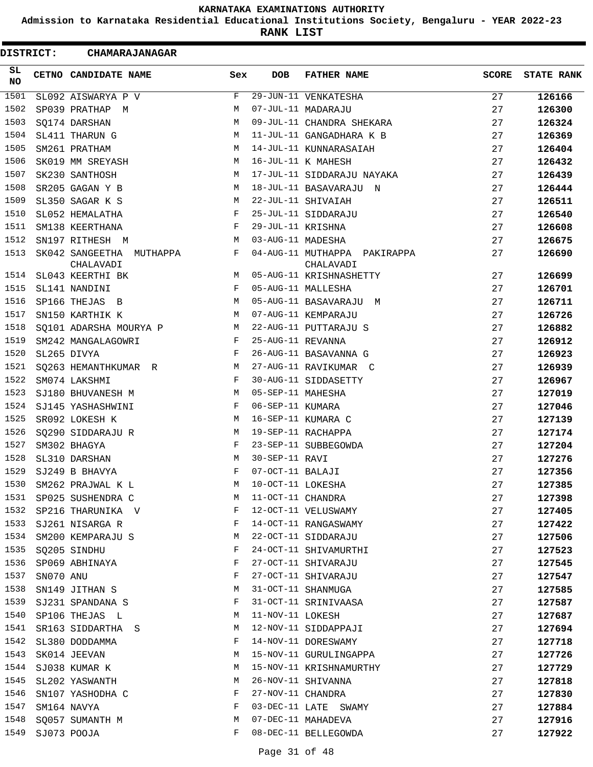# KARNATAKA EXAMINATIONS AUTHORITY

**Admission to Karnataka Residential Educational Institutions Society, Bengaluru - YEAR 2022-23**

**RANK LIST**

**DISTRICT: CHAMARAJANAGAR**

| SL NO | CETNO | CANDIDATE NAME | Sex | DOB | FATHER NAME | SCORE | STATE RANK |
|---|---|---|---|---|---|---|---|
| 1501 | SL092 | AISWARYA P V | F | 29-JUN-11 | VENKATESHA | 27 | 126166 |
| 1502 | SP039 | PRATHAP M | M | 07-JUL-11 | MADARAJU | 27 | 126300 |
| 1503 | SQ174 | DARSHAN | M | 09-JUL-11 | CHANDRA SHEKARA | 27 | 126324 |
| 1504 | SL411 | THARUN G | M | 11-JUL-11 | GANGADHARA K B | 27 | 126369 |
| 1505 | SM261 | PRATHAM | M | 14-JUL-11 | KUNNARASAIAH | 27 | 126404 |
| 1506 | SK019 | MM SREYASH | M | 16-JUL-11 | K MAHESH | 27 | 126432 |
| 1507 | SK230 | SANTHOSH | M | 17-JUL-11 | SIDDARAJU NAYAKA | 27 | 126439 |
| 1508 | SR205 | GAGAN Y B | M | 18-JUL-11 | BASAVARAJU N | 27 | 126444 |
| 1509 | SL350 | SAGAR K S | M | 22-JUL-11 | SHIVAIAH | 27 | 126511 |
| 1510 | SL052 | HEMALATHA | F | 25-JUL-11 | SIDDARAJU | 27 | 126540 |
| 1511 | SM138 | KEERTHANA | F | 29-JUL-11 | KRISHNA | 27 | 126608 |
| 1512 | SN197 | RITHESH M | M | 03-AUG-11 | MADESHA | 27 | 126675 |
| 1513 | SK042 | SANGEETHA MUTHAPPA CHALAVADI | F | 04-AUG-11 | MUTHAPPA PAKIRAPPA CHALAVADI | 27 | 126690 |
| 1514 | SL043 | KEERTHI BK | M | 05-AUG-11 | KRISHNASHETTY | 27 | 126699 |
| 1515 | SL141 | NANDINI | F | 05-AUG-11 | MALLESHA | 27 | 126701 |
| 1516 | SP166 | THEJAS B | M | 05-AUG-11 | BASAVARAJU M | 27 | 126711 |
| 1517 | SN150 | KARTHIK K | M | 07-AUG-11 | KEMPARAJU | 27 | 126726 |
| 1518 | SQ101 | ADARSHA MOURYA P | M | 22-AUG-11 | PUTTARAJU S | 27 | 126882 |
| 1519 | SM242 | MANGALAGOWRI | F | 25-AUG-11 | REVANNA | 27 | 126912 |
| 1520 | SL265 | DIVYA | F | 26-AUG-11 | BASAVANNA G | 27 | 126923 |
| 1521 | SQ263 | HEMANTHKUMAR R | M | 27-AUG-11 | RAVIKUMAR C | 27 | 126939 |
| 1522 | SM074 | LAKSHMI | F | 30-AUG-11 | SIDDASETTY | 27 | 126967 |
| 1523 | SJ180 | BHUVANESH M | M | 05-SEP-11 | MAHESHA | 27 | 127019 |
| 1524 | SJ145 | YASHASHWINI | F | 06-SEP-11 | KUMARA | 27 | 127046 |
| 1525 | SR092 | LOKESH K | M | 16-SEP-11 | KUMARA C | 27 | 127139 |
| 1526 | SQ290 | SIDDARAJU R | M | 19-SEP-11 | RACHAPPA | 27 | 127174 |
| 1527 | SM302 | BHAGYA | F | 23-SEP-11 | SUBBEGOWDA | 27 | 127204 |
| 1528 | SL310 | DARSHAN | M | 30-SEP-11 | RAVI | 27 | 127276 |
| 1529 | SJ249 | B BHAVYA | F | 07-OCT-11 | BALAJI | 27 | 127356 |
| 1530 | SM262 | PRAJWAL K L | M | 10-OCT-11 | LOKESHA | 27 | 127385 |
| 1531 | SP025 | SUSHENDRA C | M | 11-OCT-11 | CHANDRA | 27 | 127398 |
| 1532 | SP216 | THARUNIKA V | F | 12-OCT-11 | VELUSWAMY | 27 | 127405 |
| 1533 | SJ261 | NISARGA R | F | 14-OCT-11 | RANGASWAMY | 27 | 127422 |
| 1534 | SM200 | KEMPARAJU S | M | 22-OCT-11 | SIDDARAJU | 27 | 127506 |
| 1535 | SQ205 | SINDHU | F | 24-OCT-11 | SHIVAMURTHI | 27 | 127523 |
| 1536 | SP069 | ABHINAYA | F | 27-OCT-11 | SHIVARAJU | 27 | 127545 |
| 1537 | SN070 | ANU | F | 27-OCT-11 | SHIVARAJU | 27 | 127547 |
| 1538 | SN149 | JITHAN S | M | 31-OCT-11 | SHANMUGA | 27 | 127585 |
| 1539 | SJ231 | SPANDANA S | F | 31-OCT-11 | SRINIVAASA | 27 | 127587 |
| 1540 | SP106 | THEJAS L | M | 11-NOV-11 | LOKESH | 27 | 127687 |
| 1541 | SR163 | SIDDARTHA S | M | 12-NOV-11 | SIDDAPPAJI | 27 | 127694 |
| 1542 | SL380 | DODDAMMA | F | 14-NOV-11 | DORESWAMY | 27 | 127718 |
| 1543 | SK014 | JEEVAN | M | 15-NOV-11 | GURULINGAPPA | 27 | 127726 |
| 1544 | SJ038 | KUMAR K | M | 15-NOV-11 | KRISHNAMURTHY | 27 | 127729 |
| 1545 | SL202 | YASWANTH | M | 26-NOV-11 | SHIVANNA | 27 | 127818 |
| 1546 | SN107 | YASHODHA C | F | 27-NOV-11 | CHANDRA | 27 | 127830 |
| 1547 | SM164 | NAVYA | F | 03-DEC-11 | LATE SWAMY | 27 | 127884 |
| 1548 | SQ057 | SUMANTH M | M | 07-DEC-11 | MAHADEVA | 27 | 127916 |
| 1549 | SJ073 | POOJA | F | 08-DEC-11 | BELLEGOWDA | 27 | 127922 |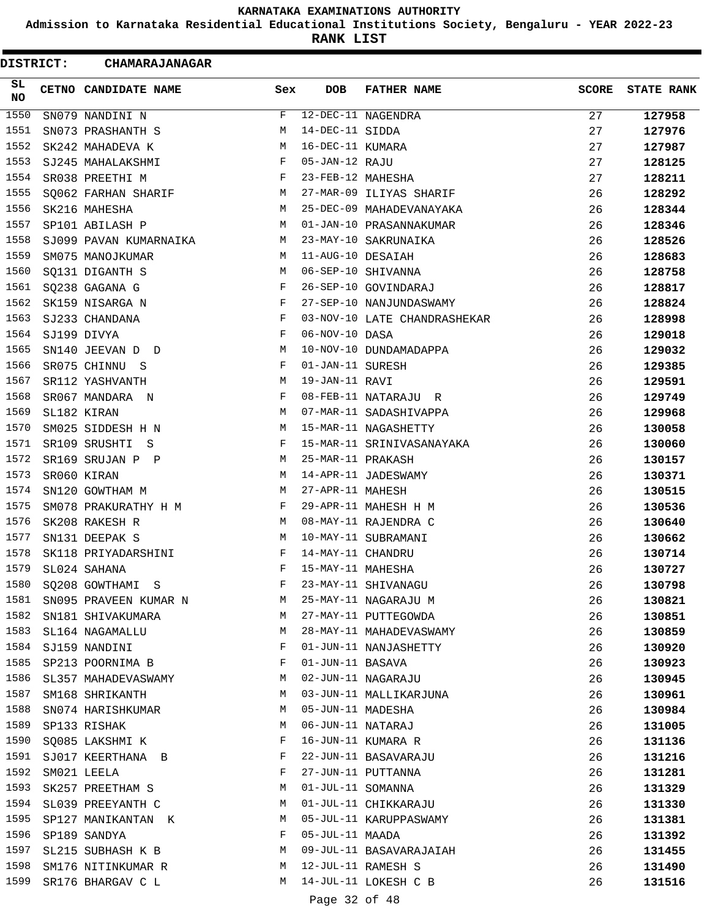KARNATAKA EXAMINATIONS AUTHORITY

Admission to Karnataka Residential Educational Institutions Society, Bengaluru - YEAR 2022-23

**RANK LIST**

**DISTRICT: CHAMARAJANAGAR**

| SL NO | CETNO | CANDIDATE NAME | Sex | DOB | FATHER NAME | SCORE | STATE RANK |
|---|---|---|---|---|---|---|---|
| 1550 | SN079 | NANDINI N | F | 12-DEC-11 | NAGENDRA | 27 | **127958** |
| 1551 | SN073 | PRASHANTH S | M | 14-DEC-11 | SIDDA | 27 | **127976** |
| 1552 | SK242 | MAHADEVA K | M | 16-DEC-11 | KUMARA | 27 | **127987** |
| 1553 | SJ245 | MAHALAKSHMI | F | 05-JAN-12 | RAJU | 27 | **128125** |
| 1554 | SR038 | PREETHI M | F | 23-FEB-12 | MAHESHA | 27 | **128211** |
| 1555 | SQ062 | FARHAN SHARIF | M | 27-MAR-09 | ILIYAS SHARIF | 26 | **128292** |
| 1556 | SK216 | MAHESHA | M | 25-DEC-09 | MAHADEVANAYAKA | 26 | **128344** |
| 1557 | SP101 | ABILASH P | M | 01-JAN-10 | PRASANNAKUMAR | 26 | **128346** |
| 1558 | SJ099 | PAVAN KUMARNAIKA | M | 23-MAY-10 | SAKRUNAIKA | 26 | **128526** |
| 1559 | SM075 | MANOJKUMAR | M | 11-AUG-10 | DESAIAH | 26 | **128683** |
| 1560 | SQ131 | DIGANTH S | M | 06-SEP-10 | SHIVANNA | 26 | **128758** |
| 1561 | SQ238 | GAGANA G | F | 26-SEP-10 | GOVINDARAJ | 26 | **128817** |
| 1562 | SK159 | NISARGA N | F | 27-SEP-10 | NANJUNDASWAMY | 26 | **128824** |
| 1563 | SJ233 | CHANDANA | F | 03-NOV-10 | LATE CHANDRASHEKAR | 26 | **128998** |
| 1564 | SJ199 | DIVYA | F | 06-NOV-10 | DASA | 26 | **129018** |
| 1565 | SN140 | JEEVAN D D | M | 10-NOV-10 | DUNDAMADAPPA | 26 | **129032** |
| 1566 | SR075 | CHINNU S | F | 01-JAN-11 | SURESH | 26 | **129385** |
| 1567 | SR112 | YASHVANTH | M | 19-JAN-11 | RAVI | 26 | **129591** |
| 1568 | SR067 | MANDARA N | F | 08-FEB-11 | NATARAJU R | 26 | **129749** |
| 1569 | SL182 | KIRAN | M | 07-MAR-11 | SADASHIVAPPA | 26 | **129968** |
| 1570 | SM025 | SIDDESH H N | M | 15-MAR-11 | NAGASHETTY | 26 | **130058** |
| 1571 | SR109 | SRUSHTI S | F | 15-MAR-11 | SRINIVASANAYAKA | 26 | **130060** |
| 1572 | SR169 | SRUJAN P P | M | 25-MAR-11 | PRAKASH | 26 | **130157** |
| 1573 | SR060 | KIRAN | M | 14-APR-11 | JADESWAMY | 26 | **130371** |
| 1574 | SN120 | GOWTHAM M | M | 27-APR-11 | MAHESH | 26 | **130515** |
| 1575 | SM078 | PRAKURATHY H M | F | 29-APR-11 | MAHESH H M | 26 | **130536** |
| 1576 | SK208 | RAKESH R | M | 08-MAY-11 | RAJENDRA C | 26 | **130640** |
| 1577 | SN131 | DEEPAK S | M | 10-MAY-11 | SUBRAMANI | 26 | **130662** |
| 1578 | SK118 | PRIYADARSHINI | F | 14-MAY-11 | CHANDRU | 26 | **130714** |
| 1579 | SL024 | SAHANA | F | 15-MAY-11 | MAHESHA | 26 | **130727** |
| 1580 | SQ208 | GOWTHAMI S | F | 23-MAY-11 | SHIVANAGU | 26 | **130798** |
| 1581 | SN095 | PRAVEEN KUMAR N | M | 25-MAY-11 | NAGARAJU M | 26 | **130821** |
| 1582 | SN181 | SHIVAKUMARA | M | 27-MAY-11 | PUTTEGOWDA | 26 | **130851** |
| 1583 | SL164 | NAGAMALLU | M | 28-MAY-11 | MAHADEVASWAMY | 26 | **130859** |
| 1584 | SJ159 | NANDINI | F | 01-JUN-11 | NANJASHETTY | 26 | **130920** |
| 1585 | SP213 | POORNIMA B | F | 01-JUN-11 | BASAVA | 26 | **130923** |
| 1586 | SL357 | MAHADEVASWAMY | M | 02-JUN-11 | NAGARAJU | 26 | **130945** |
| 1587 | SM168 | SHRIKANTH | M | 03-JUN-11 | MALLIKARJUNA | 26 | **130961** |
| 1588 | SN074 | HARISHKUMAR | M | 05-JUN-11 | MADESHA | 26 | **130984** |
| 1589 | SP133 | RISHAK | M | 06-JUN-11 | NATARAJ | 26 | **131005** |
| 1590 | SQ085 | LAKSHMI K | F | 16-JUN-11 | KUMARA R | 26 | **131136** |
| 1591 | SJ017 | KEERTHANA B | F | 22-JUN-11 | BASAVARAJU | 26 | **131216** |
| 1592 | SM021 | LEELA | F | 27-JUN-11 | PUTTANNA | 26 | **131281** |
| 1593 | SK257 | PREETHAM S | M | 01-JUL-11 | SOMANNA | 26 | **131329** |
| 1594 | SL039 | PREEYANTH C | M | 01-JUL-11 | CHIKKARAJU | 26 | **131330** |
| 1595 | SP127 | MANIKANTAN K | M | 05-JUL-11 | KARUPPASWAMY | 26 | **131381** |
| 1596 | SP189 | SANDYA | F | 05-JUL-11 | MAADA | 26 | **131392** |
| 1597 | SL215 | SUBHASH K B | M | 09-JUL-11 | BASAVARAJAIAH | 26 | **131455** |
| 1598 | SM176 | NITINKUMAR R | M | 12-JUL-11 | RAMESH S | 26 | **131490** |
| 1599 | SR176 | BHARGAV C L | M | 14-JUL-11 | LOKESH C B | 26 | **131516** |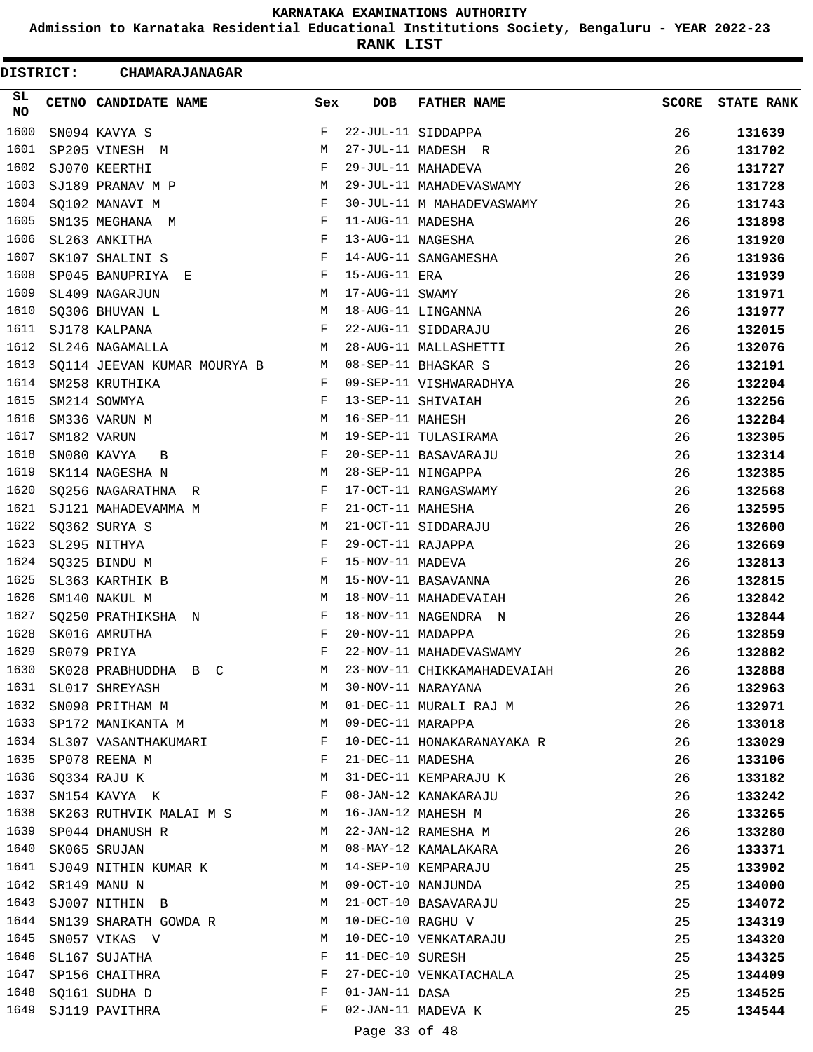KARNATAKA EXAMINATIONS AUTHORITY

Admission to Karnataka Residential Educational Institutions Society, Bengaluru - YEAR 2022-23

**RANK LIST**

**DISTRICT: CHAMARAJANAGAR**

| SL NO | CETNO | CANDIDATE NAME | Sex | DOB | FATHER NAME | SCORE | STATE RANK |
|---|---|---|---|---|---|---|---|
| 1600 | SN094 | KAVYA S | F | 22-JUL-11 | SIDDAPPA | 26 | **131639** |
| 1601 | SP205 | VINESH M | M | 27-JUL-11 | MADESH R | 26 | **131702** |
| 1602 | SJ070 | KEERTHI | F | 29-JUL-11 | MAHADEVA | 26 | **131727** |
| 1603 | SJ189 | PRANAV M P | M | 29-JUL-11 | MAHADEVASWAMY | 26 | **131728** |
| 1604 | SQ102 | MANAVI M | F | 30-JUL-11 | M MAHADEVASWAMY | 26 | **131743** |
| 1605 | SN135 | MEGHANA M | F | 11-AUG-11 | MADESHA | 26 | **131898** |
| 1606 | SL263 | ANKITHA | F | 13-AUG-11 | NAGESHA | 26 | **131920** |
| 1607 | SK107 | SHALINI S | F | 14-AUG-11 | SANGAMESHA | 26 | **131936** |
| 1608 | SP045 | BANUPRIYA E | F | 15-AUG-11 | ERA | 26 | **131939** |
| 1609 | SL409 | NAGARJUN | M | 17-AUG-11 | SWAMY | 26 | **131971** |
| 1610 | SQ306 | BHUVAN L | M | 18-AUG-11 | LINGANNA | 26 | **131977** |
| 1611 | SJ178 | KALPANA | F | 22-AUG-11 | SIDDARAJU | 26 | **132015** |
| 1612 | SL246 | NAGAMALLA | M | 28-AUG-11 | MALLASHETTI | 26 | **132076** |
| 1613 | SQ114 | JEEVAN KUMAR MOURYA B | M | 08-SEP-11 | BHASKAR S | 26 | **132191** |
| 1614 | SM258 | KRUTHIKA | F | 09-SEP-11 | VISHWARADHYA | 26 | **132204** |
| 1615 | SM214 | SOWMYA | F | 13-SEP-11 | SHIVAIAH | 26 | **132256** |
| 1616 | SM336 | VARUN M | M | 16-SEP-11 | MAHESH | 26 | **132284** |
| 1617 | SM182 | VARUN | M | 19-SEP-11 | TULASIRAMA | 26 | **132305** |
| 1618 | SN080 | KAVYA B | F | 20-SEP-11 | BASAVARAJU | 26 | **132314** |
| 1619 | SK114 | NAGESHA N | M | 28-SEP-11 | NINGAPPA | 26 | **132385** |
| 1620 | SQ256 | NAGARATHNA R | F | 17-OCT-11 | RANGASWAMY | 26 | **132568** |
| 1621 | SJ121 | MAHADEVAMMA M | F | 21-OCT-11 | MAHESHA | 26 | **132595** |
| 1622 | SQ362 | SURYA S | M | 21-OCT-11 | SIDDARAJU | 26 | **132600** |
| 1623 | SL295 | NITHYA | F | 29-OCT-11 | RAJAPPA | 26 | **132669** |
| 1624 | SQ325 | BINDU M | F | 15-NOV-11 | MADEVA | 26 | **132813** |
| 1625 | SL363 | KARTHIK B | M | 15-NOV-11 | BASAVANNA | 26 | **132815** |
| 1626 | SM140 | NAKUL M | M | 18-NOV-11 | MAHADEVAIAH | 26 | **132842** |
| 1627 | SQ250 | PRATHIKSHA N | F | 18-NOV-11 | NAGENDRA N | 26 | **132844** |
| 1628 | SK016 | AMRUTHA | F | 20-NOV-11 | MADAPPA | 26 | **132859** |
| 1629 | SR079 | PRIYA | F | 22-NOV-11 | MAHADEVASWAMY | 26 | **132882** |
| 1630 | SK028 | PRABHUDDHA B C | M | 23-NOV-11 | CHIKKAMAHADEVAIAH | 26 | **132888** |
| 1631 | SL017 | SHREYASH | M | 30-NOV-11 | NARAYANA | 26 | **132963** |
| 1632 | SN098 | PRITHAM M | M | 01-DEC-11 | MURALI RAJ M | 26 | **132971** |
| 1633 | SP172 | MANIKANTA M | M | 09-DEC-11 | MARAPPA | 26 | **133018** |
| 1634 | SL307 | VASANTHAKUMARI | F | 10-DEC-11 | HONAKARANAYAKA R | 26 | **133029** |
| 1635 | SP078 | REENA M | F | 21-DEC-11 | MADESHA | 26 | **133106** |
| 1636 | SQ334 | RAJU K | M | 31-DEC-11 | KEMPARAJU K | 26 | **133182** |
| 1637 | SN154 | KAVYA K | F | 08-JAN-12 | KANAKARAJU | 26 | **133242** |
| 1638 | SK263 | RUTHVIK MALAI M S | M | 16-JAN-12 | MAHESH M | 26 | **133265** |
| 1639 | SP044 | DHANUSH R | M | 22-JAN-12 | RAMESHA M | 26 | **133280** |
| 1640 | SK065 | SRUJAN | M | 08-MAY-12 | KAMALAKARA | 26 | **133371** |
| 1641 | SJ049 | NITHIN KUMAR K | M | 14-SEP-10 | KEMPARAJU | 25 | **133902** |
| 1642 | SR149 | MANU N | M | 09-OCT-10 | NANJUNDA | 25 | **134000** |
| 1643 | SJ007 | NITHIN B | M | 21-OCT-10 | BASAVARAJU | 25 | **134072** |
| 1644 | SN139 | SHARATH GOWDA R | M | 10-DEC-10 | RAGHU V | 25 | **134319** |
| 1645 | SN057 | VIKAS V | M | 10-DEC-10 | VENKATARAJU | 25 | **134320** |
| 1646 | SL167 | SUJATHA | F | 11-DEC-10 | SURESH | 25 | **134325** |
| 1647 | SP156 | CHAITHRA | F | 27-DEC-10 | VENKATACHALA | 25 | **134409** |
| 1648 | SQ161 | SUDHA D | F | 01-JAN-11 | DASA | 25 | **134525** |
| 1649 | SJ119 | PAVITHRA | F | 02-JAN-11 | MADEVA K | 25 | **134544** |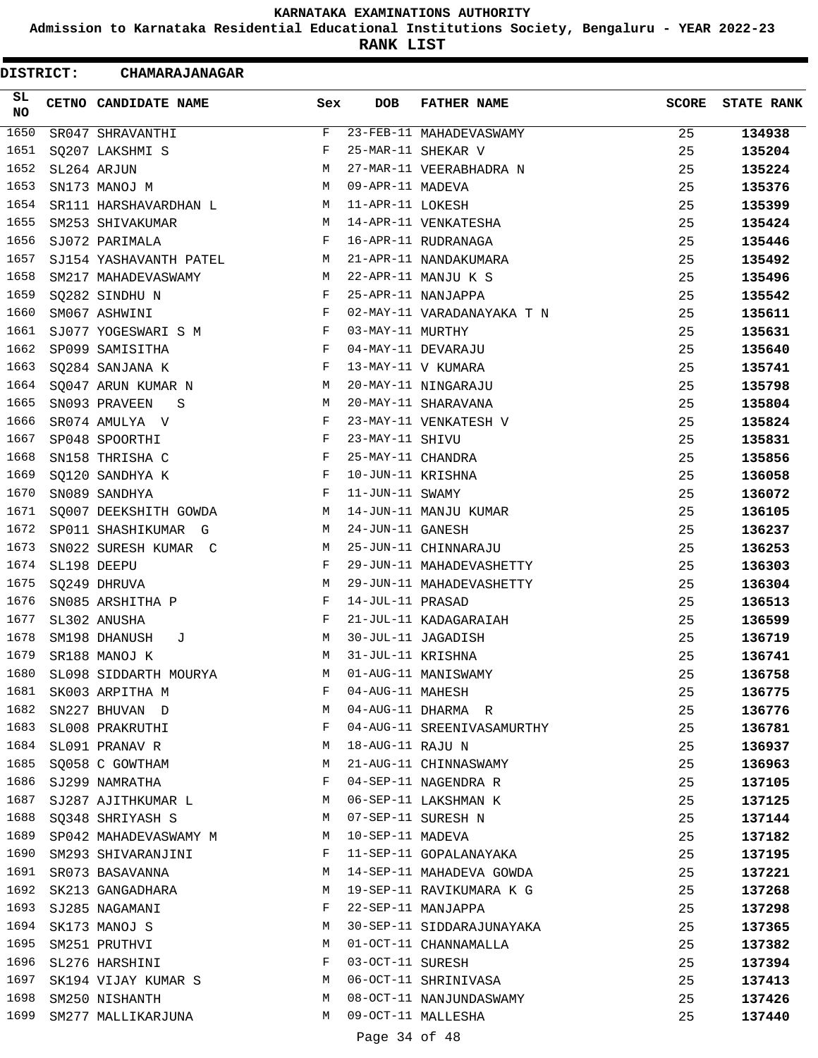**KARNATAKA EXAMINATIONS AUTHORITY**

**Admission to Karnataka Residential Educational Institutions Society, Bengaluru - YEAR 2022-23**

**RANK LIST**

**DISTRICT: CHAMARAJANAGAR**

| SL NO | CETNO | CANDIDATE NAME | Sex | DOB | FATHER NAME | SCORE | STATE RANK |
|---|---|---|---|---|---|---|---|
| 1650 | SR047 | SHRAVANTHI | F | 23-FEB-11 | MAHADEVASWAMY | 25 | 134938 |
| 1651 | SQ207 | LAKSHMI S | F | 25-MAR-11 | SHEKAR V | 25 | 135204 |
| 1652 | SL264 | ARJUN | M | 27-MAR-11 | VEERABHADRA N | 25 | 135224 |
| 1653 | SN173 | MANOJ M | M | 09-APR-11 | MADEVA | 25 | 135376 |
| 1654 | SR111 | HARSHAVARDHAN L | M | 11-APR-11 | LOKESH | 25 | 135399 |
| 1655 | SM253 | SHIVAKUMAR | M | 14-APR-11 | VENKATESHA | 25 | 135424 |
| 1656 | SJ072 | PARIMALA | F | 16-APR-11 | RUDRANAGA | 25 | 135446 |
| 1657 | SJ154 | YASHAVANTH PATEL | M | 21-APR-11 | NANDAKUMARA | 25 | 135492 |
| 1658 | SM217 | MAHADEVASWAMY | M | 22-APR-11 | MANJU K S | 25 | 135496 |
| 1659 | SQ282 | SINDHU N | F | 25-APR-11 | NANJAPPA | 25 | 135542 |
| 1660 | SM067 | ASHWINI | F | 02-MAY-11 | VARADANAYAKA T N | 25 | 135611 |
| 1661 | SJ077 | YOGESWARI S M | F | 03-MAY-11 | MURTHY | 25 | 135631 |
| 1662 | SP099 | SAMISITHA | F | 04-MAY-11 | DEVARAJU | 25 | 135640 |
| 1663 | SQ284 | SANJANA K | F | 13-MAY-11 | V KUMARA | 25 | 135741 |
| 1664 | SQ047 | ARUN KUMAR N | M | 20-MAY-11 | NINGARAJU | 25 | 135798 |
| 1665 | SN093 | PRAVEEN S | M | 20-MAY-11 | SHARAVANA | 25 | 135804 |
| 1666 | SR074 | AMULYA V | F | 23-MAY-11 | VENKATESH V | 25 | 135824 |
| 1667 | SP048 | SPOORTHI | F | 23-MAY-11 | SHIVU | 25 | 135831 |
| 1668 | SN158 | THRISHA C | F | 25-MAY-11 | CHANDRA | 25 | 135856 |
| 1669 | SQ120 | SANDHYA K | F | 10-JUN-11 | KRISHNA | 25 | 136058 |
| 1670 | SN089 | SANDHYA | F | 11-JUN-11 | SWAMY | 25 | 136072 |
| 1671 | SQ007 | DEEKSHITH GOWDA | M | 14-JUN-11 | MANJU KUMAR | 25 | 136105 |
| 1672 | SP011 | SHASHIKUMAR G | M | 24-JUN-11 | GANESH | 25 | 136237 |
| 1673 | SN022 | SURESH KUMAR C | M | 25-JUN-11 | CHINNARAJU | 25 | 136253 |
| 1674 | SL198 | DEEPU | F | 29-JUN-11 | MAHADEVASHETTY | 25 | 136303 |
| 1675 | SQ249 | DHRUVA | M | 29-JUN-11 | MAHADEVASHETTY | 25 | 136304 |
| 1676 | SN085 | ARSHITHA P | F | 14-JUL-11 | PRASAD | 25 | 136513 |
| 1677 | SL302 | ANUSHA | F | 21-JUL-11 | KADAGARAIAH | 25 | 136599 |
| 1678 | SM198 | DHANUSH J | M | 30-JUL-11 | JAGADISH | 25 | 136719 |
| 1679 | SR188 | MANOJ K | M | 31-JUL-11 | KRISHNA | 25 | 136741 |
| 1680 | SL098 | SIDDARTH MOURYA | M | 01-AUG-11 | MANISWAMY | 25 | 136758 |
| 1681 | SK003 | ARPITHA M | F | 04-AUG-11 | MAHESH | 25 | 136775 |
| 1682 | SN227 | BHUVAN D | M | 04-AUG-11 | DHARMA R | 25 | 136776 |
| 1683 | SL008 | PRAKRUTHI | F | 04-AUG-11 | SREENIVASAMURTHY | 25 | 136781 |
| 1684 | SL091 | PRANAV R | M | 18-AUG-11 | RAJU N | 25 | 136937 |
| 1685 | SQ058 | C GOWTHAM | M | 21-AUG-11 | CHINNASWAMY | 25 | 136963 |
| 1686 | SJ299 | NAMRATHA | F | 04-SEP-11 | NAGENDRA R | 25 | 137105 |
| 1687 | SJ287 | AJITHKUMAR L | M | 06-SEP-11 | LAKSHMAN K | 25 | 137125 |
| 1688 | SQ348 | SHRIYASH S | M | 07-SEP-11 | SURESH N | 25 | 137144 |
| 1689 | SP042 | MAHADEVASWAMY M | M | 10-SEP-11 | MADEVA | 25 | 137182 |
| 1690 | SM293 | SHIVARANJINI | F | 11-SEP-11 | GOPALANAYAKA | 25 | 137195 |
| 1691 | SR073 | BASAVANNA | M | 14-SEP-11 | MAHADEVA GOWDA | 25 | 137221 |
| 1692 | SK213 | GANGADHARA | M | 19-SEP-11 | RAVIKUMARA K G | 25 | 137268 |
| 1693 | SJ285 | NAGAMANI | F | 22-SEP-11 | MANJAPPA | 25 | 137298 |
| 1694 | SK173 | MANOJ S | M | 30-SEP-11 | SIDDARAJUNAYAKA | 25 | 137365 |
| 1695 | SM251 | PRUTHVI | M | 01-OCT-11 | CHANNAMALLA | 25 | 137382 |
| 1696 | SL276 | HARSHINI | F | 03-OCT-11 | SURESH | 25 | 137394 |
| 1697 | SK194 | VIJAY KUMAR S | M | 06-OCT-11 | SHRINIVASA | 25 | 137413 |
| 1698 | SM250 | NISHANTH | M | 08-OCT-11 | NANJUNDASWAMY | 25 | 137426 |
| 1699 | SM277 | MALLIKARJUNA | M | 09-OCT-11 | MALLESHA | 25 | 137440 |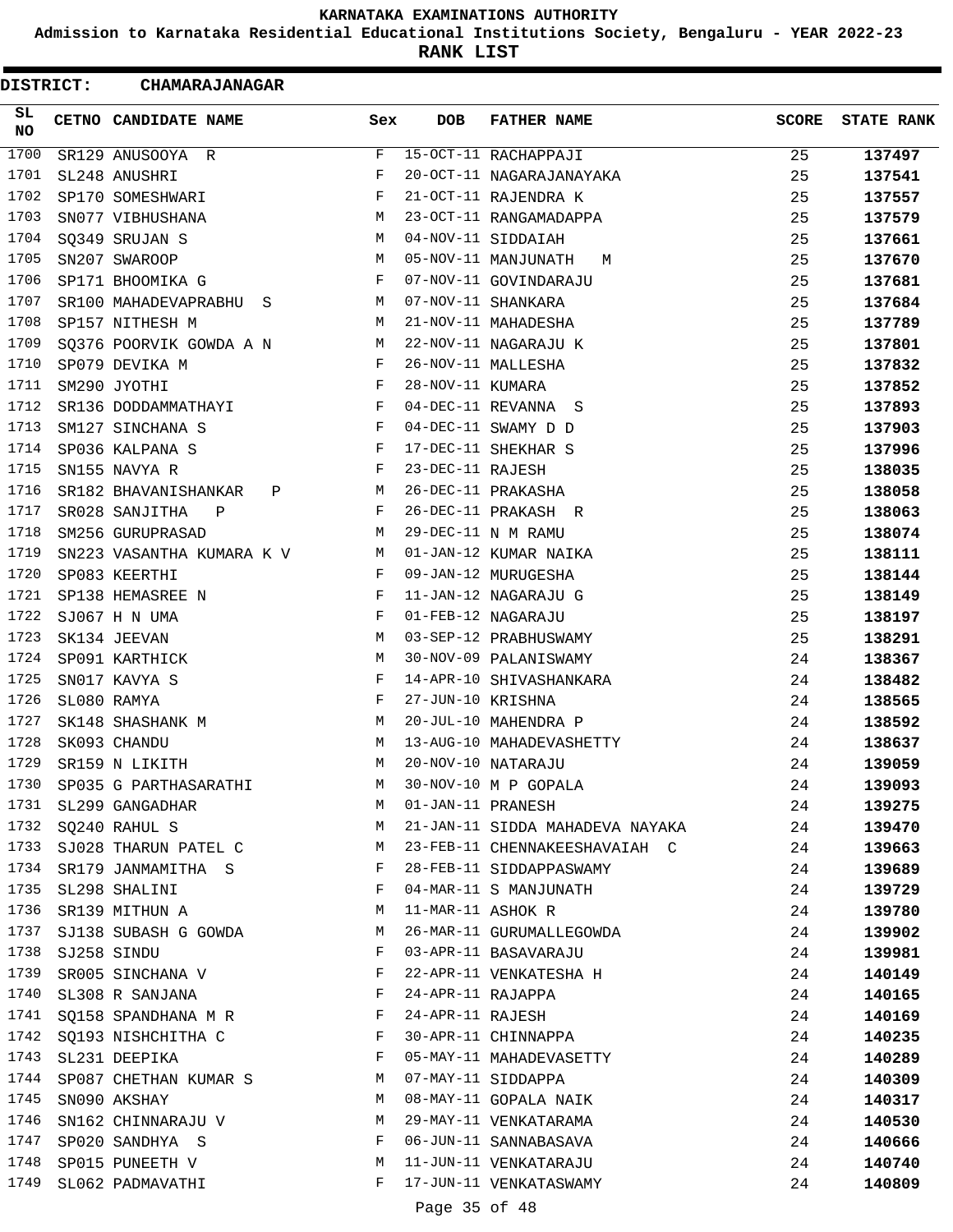# KARNATAKA EXAMINATIONS AUTHORITY

**Admission to Karnataka Residential Educational Institutions Society, Bengaluru - YEAR 2022-23**

**RANK LIST**

**DISTRICT: CHAMARAJANAGAR**

| SL NO | CETNO | CANDIDATE NAME | Sex | DOB | FATHER NAME | SCORE | STATE RANK |
|---|---|---|---|---|---|---|---|
| 1700 | SR129 | ANUSOOYA R | F | 15-OCT-11 | RACHAPPAJI | 25 | 137497 |
| 1701 | SL248 | ANUSHRI | F | 20-OCT-11 | NAGARAJANAYAKA | 25 | 137541 |
| 1702 | SP170 | SOMESHWARI | F | 21-OCT-11 | RAJENDRA K | 25 | 137557 |
| 1703 | SN077 | VIBHUSHANA | M | 23-OCT-11 | RANGAMADAPPA | 25 | 137579 |
| 1704 | SQ349 | SRUJAN S | M | 04-NOV-11 | SIDDAIAH | 25 | 137661 |
| 1705 | SN207 | SWAROOP | M | 05-NOV-11 | MANJUNATH M | 25 | 137670 |
| 1706 | SP171 | BHOOMIKA G | F | 07-NOV-11 | GOVINDARAJU | 25 | 137681 |
| 1707 | SR100 | MAHADEVAPRABHU S | M | 07-NOV-11 | SHANKARA | 25 | 137684 |
| 1708 | SP157 | NITHESH M | M | 21-NOV-11 | MAHADESHA | 25 | 137789 |
| 1709 | SQ376 | POORVIK GOWDA A N | M | 22-NOV-11 | NAGARAJU K | 25 | 137801 |
| 1710 | SP079 | DEVIKA M | F | 26-NOV-11 | MALLESHA | 25 | 137832 |
| 1711 | SM290 | JYOTHI | F | 28-NOV-11 | KUMARA | 25 | 137852 |
| 1712 | SR136 | DODDAMMATHAYI | F | 04-DEC-11 | REVANNA S | 25 | 137893 |
| 1713 | SM127 | SINCHANA S | F | 04-DEC-11 | SWAMY D D | 25 | 137903 |
| 1714 | SP036 | KALPANA S | F | 17-DEC-11 | SHEKHAR S | 25 | 137996 |
| 1715 | SN155 | NAVYA R | F | 23-DEC-11 | RAJESH | 25 | 138035 |
| 1716 | SR182 | BHAVANISHANKAR P | M | 26-DEC-11 | PRAKASHA | 25 | 138058 |
| 1717 | SR028 | SANJITHA P | F | 26-DEC-11 | PRAKASH R | 25 | 138063 |
| 1718 | SM256 | GURUPRASAD | M | 29-DEC-11 | N M RAMU | 25 | 138074 |
| 1719 | SN223 | VASANTHA KUMARA K V | M | 01-JAN-12 | KUMAR NAIKA | 25 | 138111 |
| 1720 | SP083 | KEERTHI | F | 09-JAN-12 | MURUGESHA | 25 | 138144 |
| 1721 | SP138 | HEMASREE N | F | 11-JAN-12 | NAGARAJU G | 25 | 138149 |
| 1722 | SJ067 | H N UMA | F | 01-FEB-12 | NAGARAJU | 25 | 138197 |
| 1723 | SK134 | JEEVAN | M | 03-SEP-12 | PRABHUSWAMY | 25 | 138291 |
| 1724 | SP091 | KARTHICK | M | 30-NOV-09 | PALANISWAMY | 24 | 138367 |
| 1725 | SN017 | KAVYA S | F | 14-APR-10 | SHIVASHANKARA | 24 | 138482 |
| 1726 | SL080 | RAMYA | F | 27-JUN-10 | KRISHNA | 24 | 138565 |
| 1727 | SK148 | SHASHANK M | M | 20-JUL-10 | MAHENDRA P | 24 | 138592 |
| 1728 | SK093 | CHANDU | M | 13-AUG-10 | MAHADEVASHETTY | 24 | 138637 |
| 1729 | SR159 | N LIKITH | M | 20-NOV-10 | NATARAJU | 24 | 139059 |
| 1730 | SP035 | G PARTHASARATHI | M | 30-NOV-10 | M P GOPALA | 24 | 139093 |
| 1731 | SL299 | GANGADHAR | M | 01-JAN-11 | PRANESH | 24 | 139275 |
| 1732 | SQ240 | RAHUL S | M | 21-JAN-11 | SIDDA MAHADEVA NAYAKA | 24 | 139470 |
| 1733 | SJ028 | THARUN PATEL C | M | 23-FEB-11 | CHENNAKEESHAVAIAH C | 24 | 139663 |
| 1734 | SR179 | JANMAMITHA S | F | 28-FEB-11 | SIDDAPPASWAMY | 24 | 139689 |
| 1735 | SL298 | SHALINI | F | 04-MAR-11 | S MANJUNATH | 24 | 139729 |
| 1736 | SR139 | MITHUN A | M | 11-MAR-11 | ASHOK R | 24 | 139780 |
| 1737 | SJ138 | SUBASH G GOWDA | M | 26-MAR-11 | GURUMALLEGOWDA | 24 | 139902 |
| 1738 | SJ258 | SINDU | F | 03-APR-11 | BASAVARAJU | 24 | 139981 |
| 1739 | SR005 | SINCHANA V | F | 22-APR-11 | VENKATESHA H | 24 | 140149 |
| 1740 | SL308 | R SANJANA | F | 24-APR-11 | RAJAPPA | 24 | 140165 |
| 1741 | SQ158 | SPANDHANA M R | F | 24-APR-11 | RAJESH | 24 | 140169 |
| 1742 | SQ193 | NISHCHITHA C | F | 30-APR-11 | CHINNAPPA | 24 | 140235 |
| 1743 | SL231 | DEEPIKA | F | 05-MAY-11 | MAHADEVASETTY | 24 | 140289 |
| 1744 | SP087 | CHETHAN KUMAR S | M | 07-MAY-11 | SIDDAPPA | 24 | 140309 |
| 1745 | SN090 | AKSHAY | M | 08-MAY-11 | GOPALA NAIK | 24 | 140317 |
| 1746 | SN162 | CHINNARAJU V | M | 29-MAY-11 | VENKATARAMA | 24 | 140530 |
| 1747 | SP020 | SANDHYA S | F | 06-JUN-11 | SANNABASAVA | 24 | 140666 |
| 1748 | SP015 | PUNEETH V | M | 11-JUN-11 | VENKATARAJU | 24 | 140740 |
| 1749 | SL062 | PADMAVATHI | F | 17-JUN-11 | VENKATASWAMY | 24 | 140809 |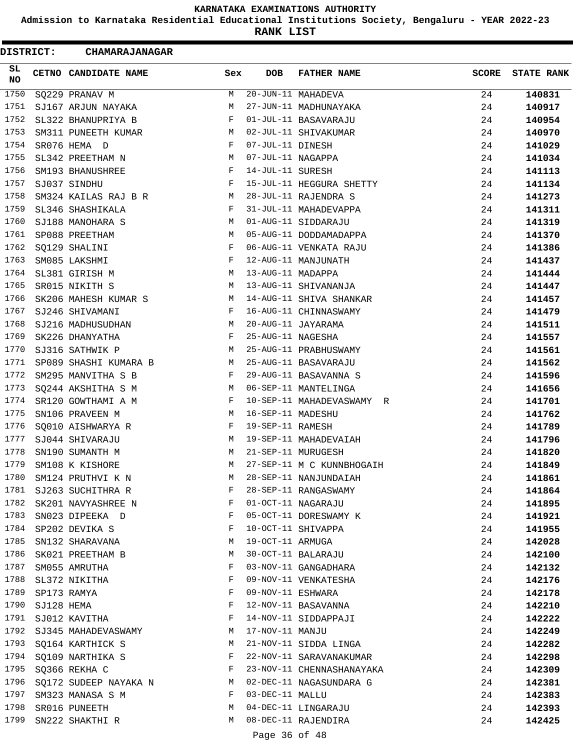# KARNATAKA EXAMINATIONS AUTHORITY

## Admission to Karnataka Residential Educational Institutions Society, Bengaluru - YEAR 2022-23

## RANK LIST

**DISTRICT: CHAMARAJANAGAR**

| SL NO | CETNO | CANDIDATE NAME | Sex | DOB | FATHER NAME | SCORE | STATE RANK |
|---|---|---|---|---|---|---|---|
| 1750 | SQ229 | PRANAV M | M | 20-JUN-11 | MAHADEVA | 24 | **140831** |
| 1751 | SJ167 | ARJUN NAYAKA | M | 27-JUN-11 | MADHUNAYAKA | 24 | **140917** |
| 1752 | SL322 | BHANUPRIYA B | F | 01-JUL-11 | BASAVARAJU | 24 | **140954** |
| 1753 | SM311 | PUNEETH KUMAR | M | 02-JUL-11 | SHIVAKUMAR | 24 | **140970** |
| 1754 | SR076 | HEMA D | F | 07-JUL-11 | DINESH | 24 | **141029** |
| 1755 | SL342 | PREETHAM N | M | 07-JUL-11 | NAGAPPA | 24 | **141034** |
| 1756 | SM193 | BHANUSHREE | F | 14-JUL-11 | SURESH | 24 | **141113** |
| 1757 | SJ037 | SINDHU | F | 15-JUL-11 | HEGGURA SHETTY | 24 | **141134** |
| 1758 | SM324 | KAILAS RAJ B R | M | 28-JUL-11 | RAJENDRA S | 24 | **141273** |
| 1759 | SL346 | SHASHIKALA | F | 31-JUL-11 | MAHADEVAPPA | 24 | **141311** |
| 1760 | SJ188 | MANOHARA S | M | 01-AUG-11 | SIDDARAJU | 24 | **141319** |
| 1761 | SP088 | PREETHAM | M | 05-AUG-11 | DODDAMADAPPA | 24 | **141370** |
| 1762 | SQ129 | SHALINI | F | 06-AUG-11 | VENKATA RAJU | 24 | **141386** |
| 1763 | SM085 | LAKSHMI | F | 12-AUG-11 | MANJUNATH | 24 | **141437** |
| 1764 | SL381 | GIRISH M | M | 13-AUG-11 | MADAPPA | 24 | **141444** |
| 1765 | SR015 | NIKITH S | M | 13-AUG-11 | SHIVANANJA | 24 | **141447** |
| 1766 | SK206 | MAHESH KUMAR S | M | 14-AUG-11 | SHIVA SHANKAR | 24 | **141457** |
| 1767 | SJ246 | SHIVAMANI | F | 16-AUG-11 | CHINNASWAMY | 24 | **141479** |
| 1768 | SJ216 | MADHUSUDHAN | M | 20-AUG-11 | JAYARAMA | 24 | **141511** |
| 1769 | SK226 | DHANYATHA | F | 25-AUG-11 | NAGESHA | 24 | **141557** |
| 1770 | SJ316 | SATHWIK P | M | 25-AUG-11 | PRABHUSWAMY | 24 | **141561** |
| 1771 | SP089 | SHASHI KUMARA B | M | 25-AUG-11 | BASAVARAJU | 24 | **141562** |
| 1772 | SM295 | MANVITHA S B | F | 29-AUG-11 | BASAVANNA S | 24 | **141596** |
| 1773 | SQ244 | AKSHITHA S M | M | 06-SEP-11 | MANTELINGA | 24 | **141656** |
| 1774 | SR120 | GOWTHAMI A M | F | 10-SEP-11 | MAHADEVASWAMY R | 24 | **141701** |
| 1775 | SN106 | PRAVEEN M | M | 16-SEP-11 | MADESHU | 24 | **141762** |
| 1776 | SQ010 | AISHWARYA R | F | 19-SEP-11 | RAMESH | 24 | **141789** |
| 1777 | SJ044 | SHIVARAJU | M | 19-SEP-11 | MAHADEVAIAH | 24 | **141796** |
| 1778 | SN190 | SUMANTH M | M | 21-SEP-11 | MURUGESH | 24 | **141820** |
| 1779 | SM108 | K KISHORE | M | 27-SEP-11 | M C KUNNBHOGAIH | 24 | **141849** |
| 1780 | SM124 | PRUTHVI K N | M | 28-SEP-11 | NANJUNDAIAH | 24 | **141861** |
| 1781 | SJ263 | SUCHITHRA R | F | 28-SEP-11 | RANGASWAMY | 24 | **141864** |
| 1782 | SK201 | NAVYASHREE N | F | 01-OCT-11 | NAGARAJU | 24 | **141895** |
| 1783 | SN023 | DIPEEKA D | F | 05-OCT-11 | DORESWAMY K | 24 | **141921** |
| 1784 | SP202 | DEVIKA S | F | 10-OCT-11 | SHIVAPPA | 24 | **141955** |
| 1785 | SN132 | SHARAVANA | M | 19-OCT-11 | ARMUGA | 24 | **142028** |
| 1786 | SK021 | PREETHAM B | M | 30-OCT-11 | BALARAJU | 24 | **142100** |
| 1787 | SM055 | AMRUTHA | F | 03-NOV-11 | GANGADHARA | 24 | **142132** |
| 1788 | SL372 | NIKITHA | F | 09-NOV-11 | VENKATESHA | 24 | **142176** |
| 1789 | SP173 | RAMYA | F | 09-NOV-11 | ESHWARA | 24 | **142178** |
| 1790 | SJ128 | HEMA | F | 12-NOV-11 | BASAVANNA | 24 | **142210** |
| 1791 | SJ012 | KAVITHA | F | 14-NOV-11 | SIDDAPPAJI | 24 | **142222** |
| 1792 | SJ345 | MAHADEVASWAMY | M | 17-NOV-11 | MANJU | 24 | **142249** |
| 1793 | SQ164 | KARTHICK S | M | 21-NOV-11 | SIDDA LINGA | 24 | **142282** |
| 1794 | SQ109 | NARTHIKA S | F | 22-NOV-11 | SARAVANAKUMAR | 24 | **142298** |
| 1795 | SQ366 | REKHA C | F | 23-NOV-11 | CHENNASHANAYAKA | 24 | **142309** |
| 1796 | SQ172 | SUDEEP NAYAKA N | M | 02-DEC-11 | NAGASUNDARA G | 24 | **142381** |
| 1797 | SM323 | MANASA S M | F | 03-DEC-11 | MALLU | 24 | **142383** |
| 1798 | SR016 | PUNEETH | M | 04-DEC-11 | LINGARAJU | 24 | **142393** |
| 1799 | SN222 | SHAKTHI R | M | 08-DEC-11 | RAJENDIRA | 24 | **142425** |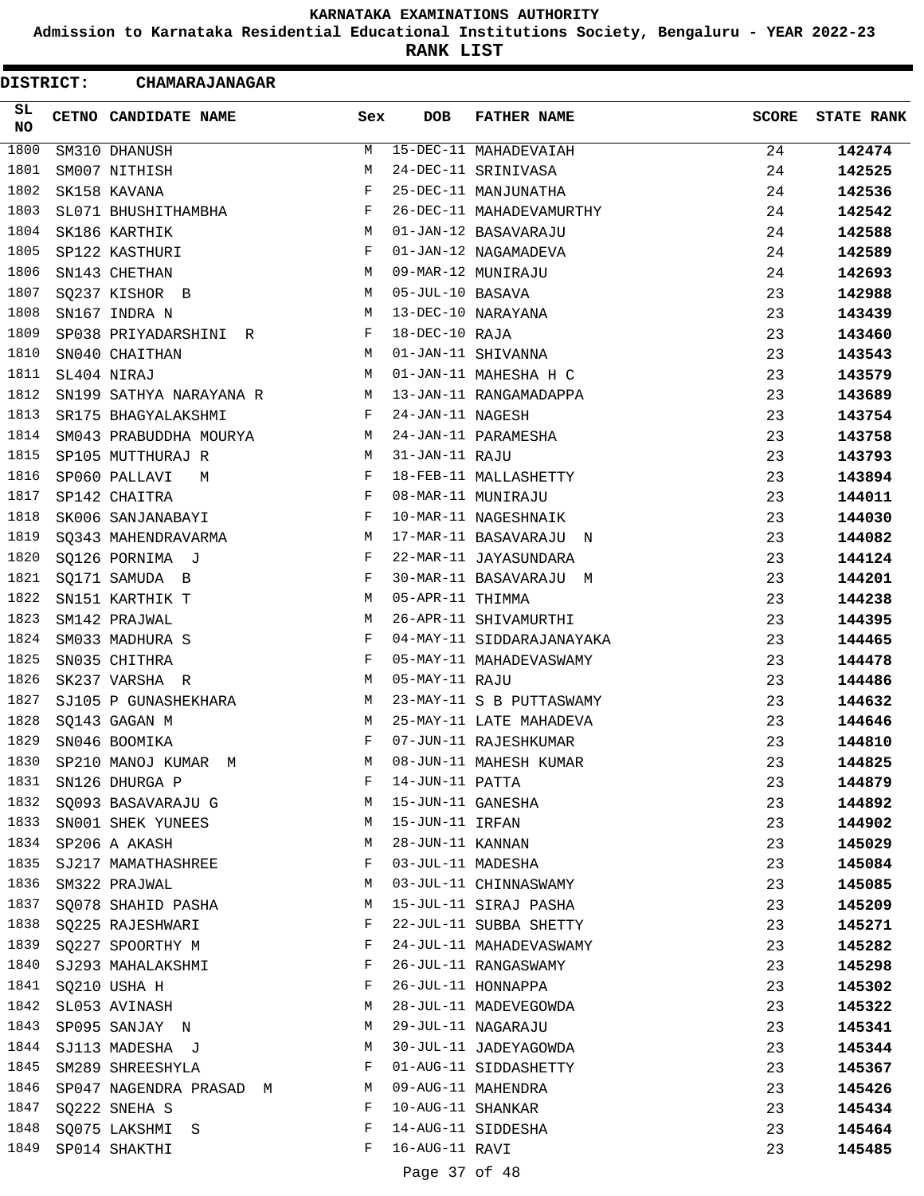# KARNATAKA EXAMINATIONS AUTHORITY

**Admission to Karnataka Residential Educational Institutions Society, Bengaluru - YEAR 2022-23**

**RANK LIST**

**DISTRICT: CHAMARAJANAGAR**

| SL NO | CETNO | CANDIDATE NAME | Sex | DOB | FATHER NAME | SCORE | STATE RANK |
|---|---|---|---|---|---|---|---|
| 1800 | SM310 | DHANUSH | M | 15-DEC-11 | MAHADEVAIAH | 24 | 142474 |
| 1801 | SM007 | NITHISH | M | 24-DEC-11 | SRINIVASA | 24 | 142525 |
| 1802 | SK158 | KAVANA | F | 25-DEC-11 | MANJUNATHA | 24 | 142536 |
| 1803 | SL071 | BHUSHITHAMBHA | F | 26-DEC-11 | MAHADEVAMURTHY | 24 | 142542 |
| 1804 | SK186 | KARTHIK | M | 01-JAN-12 | BASAVARAJU | 24 | 142588 |
| 1805 | SP122 | KASTHURI | F | 01-JAN-12 | NAGAMADEVA | 24 | 142589 |
| 1806 | SN143 | CHETHAN | M | 09-MAR-12 | MUNIRAJU | 24 | 142693 |
| 1807 | SQ237 | KISHOR B | M | 05-JUL-10 | BASAVA | 23 | 142988 |
| 1808 | SN167 | INDRA N | M | 13-DEC-10 | NARAYANA | 23 | 143439 |
| 1809 | SP038 | PRIYADARSHINI R | F | 18-DEC-10 | RAJA | 23 | 143460 |
| 1810 | SN040 | CHAITHAN | M | 01-JAN-11 | SHIVANNA | 23 | 143543 |
| 1811 | SL404 | NIRAJ | M | 01-JAN-11 | MAHESHA H C | 23 | 143579 |
| 1812 | SN199 | SATHYA NARAYANA R | M | 13-JAN-11 | RANGAMADAPPA | 23 | 143689 |
| 1813 | SR175 | BHAGYALAKSHMI | F | 24-JAN-11 | NAGESH | 23 | 143754 |
| 1814 | SM043 | PRABUDDHA MOURYA | M | 24-JAN-11 | PARAMESHA | 23 | 143758 |
| 1815 | SP105 | MUTTHURAJ R | M | 31-JAN-11 | RAJU | 23 | 143793 |
| 1816 | SP060 | PALLAVI M | F | 18-FEB-11 | MALLASHETTY | 23 | 143894 |
| 1817 | SP142 | CHAITRA | F | 08-MAR-11 | MUNIRAJU | 23 | 144011 |
| 1818 | SK006 | SANJANABAYI | F | 10-MAR-11 | NAGESHNAIK | 23 | 144030 |
| 1819 | SQ343 | MAHENDRAVARMA | M | 17-MAR-11 | BASAVARAJU N | 23 | 144082 |
| 1820 | SQ126 | PORNIMA J | F | 22-MAR-11 | JAYASUNDARA | 23 | 144124 |
| 1821 | SQ171 | SAMUDA B | F | 30-MAR-11 | BASAVARAJU M | 23 | 144201 |
| 1822 | SN151 | KARTHIK T | M | 05-APR-11 | THIMMA | 23 | 144238 |
| 1823 | SM142 | PRAJWAL | M | 26-APR-11 | SHIVAMURTHI | 23 | 144395 |
| 1824 | SM033 | MADHURA S | F | 04-MAY-11 | SIDDARAJANAYAKA | 23 | 144465 |
| 1825 | SN035 | CHITHRA | F | 05-MAY-11 | MAHADEVASWAMY | 23 | 144478 |
| 1826 | SK237 | VARSHA R | M | 05-MAY-11 | RAJU | 23 | 144486 |
| 1827 | SJ105 | P GUNASHEKHARA | M | 23-MAY-11 | S B PUTTASWAMY | 23 | 144632 |
| 1828 | SQ143 | GAGAN M | M | 25-MAY-11 | LATE MAHADEVA | 23 | 144646 |
| 1829 | SN046 | BOOMIKA | F | 07-JUN-11 | RAJESHKUMAR | 23 | 144810 |
| 1830 | SP210 | MANOJ KUMAR M | M | 08-JUN-11 | MAHESH KUMAR | 23 | 144825 |
| 1831 | SN126 | DHURGA P | F | 14-JUN-11 | PATTA | 23 | 144879 |
| 1832 | SQ093 | BASAVARAJU G | M | 15-JUN-11 | GANESHA | 23 | 144892 |
| 1833 | SN001 | SHEK YUNEES | M | 15-JUN-11 | IRFAN | 23 | 144902 |
| 1834 | SP206 | A AKASH | M | 28-JUN-11 | KANNAN | 23 | 145029 |
| 1835 | SJ217 | MAMATHASHREE | F | 03-JUL-11 | MADESHA | 23 | 145084 |
| 1836 | SM322 | PRAJWAL | M | 03-JUL-11 | CHINNASWAMY | 23 | 145085 |
| 1837 | SQ078 | SHAHID PASHA | M | 15-JUL-11 | SIRAJ PASHA | 23 | 145209 |
| 1838 | SQ225 | RAJESHWARI | F | 22-JUL-11 | SUBBA SHETTY | 23 | 145271 |
| 1839 | SQ227 | SPOORTHY M | F | 24-JUL-11 | MAHADEVASWAMY | 23 | 145282 |
| 1840 | SJ293 | MAHALAKSHMI | F | 26-JUL-11 | RANGASWAMY | 23 | 145298 |
| 1841 | SQ210 | USHA H | F | 26-JUL-11 | HONNAPPA | 23 | 145302 |
| 1842 | SL053 | AVINASH | M | 28-JUL-11 | MADEVEGOWDA | 23 | 145322 |
| 1843 | SP095 | SANJAY N | M | 29-JUL-11 | NAGARAJU | 23 | 145341 |
| 1844 | SJ113 | MADESHA J | M | 30-JUL-11 | JADEYAGOWDA | 23 | 145344 |
| 1845 | SM289 | SHREESHYLA | F | 01-AUG-11 | SIDDASHETTY | 23 | 145367 |
| 1846 | SP047 | NAGENDRA PRASAD M | M | 09-AUG-11 | MAHENDRA | 23 | 145426 |
| 1847 | SQ222 | SNEHA S | F | 10-AUG-11 | SHANKAR | 23 | 145434 |
| 1848 | SQ075 | LAKSHMI S | F | 14-AUG-11 | SIDDESHA | 23 | 145464 |
| 1849 | SP014 | SHAKTHI | F | 16-AUG-11 | RAVI | 23 | 145485 |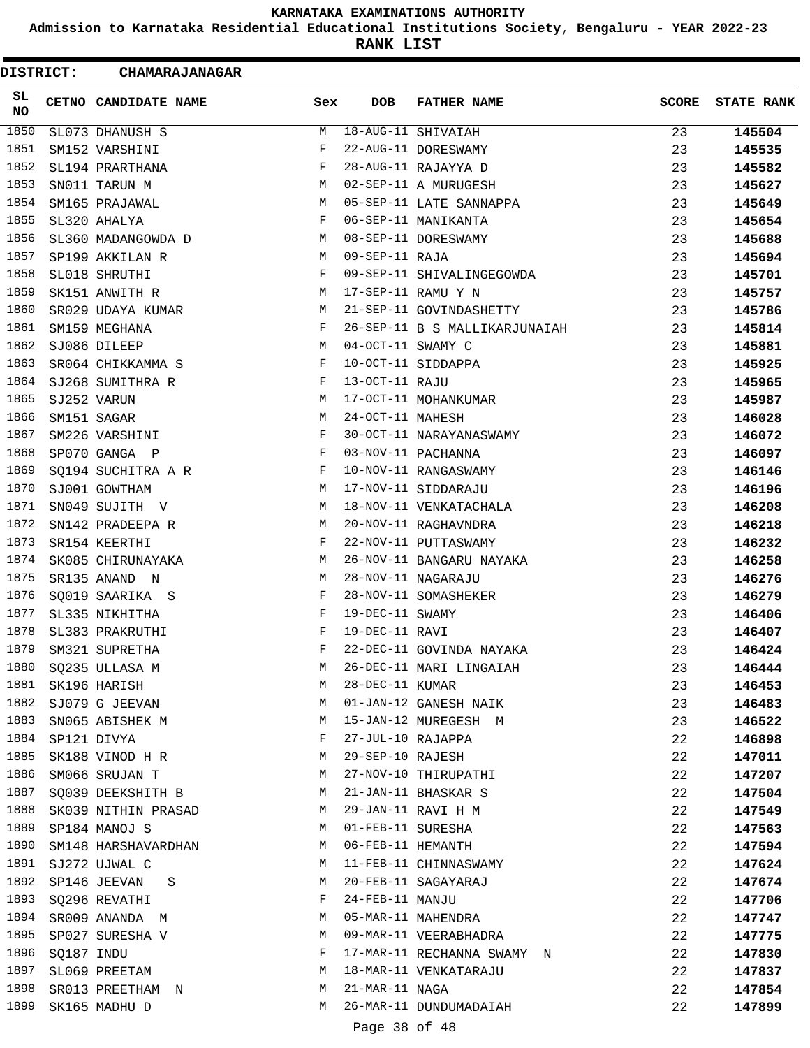# KARNATAKA EXAMINATIONS AUTHORITY

**Admission to Karnataka Residential Educational Institutions Society, Bengaluru - YEAR 2022-23**

**RANK LIST**

**DISTRICT: CHAMARAJANAGAR**

| SL NO | CETNO | CANDIDATE NAME | Sex | DOB | FATHER NAME | SCORE | STATE RANK |
|---|---|---|---|---|---|---|---|
| 1850 | SL073 | DHANUSH S | M | 18-AUG-11 | SHIVAIAH | 23 | **145504** |
| 1851 | SM152 | VARSHINI | F | 22-AUG-11 | DORESWAMY | 23 | **145535** |
| 1852 | SL194 | PRARTHANA | F | 28-AUG-11 | RAJAYYA D | 23 | **145582** |
| 1853 | SN011 | TARUN M | M | 02-SEP-11 | A MURUGESH | 23 | **145627** |
| 1854 | SM165 | PRAJAWAL | M | 05-SEP-11 | LATE SANNAPPA | 23 | **145649** |
| 1855 | SL320 | AHALYA | F | 06-SEP-11 | MANIKANTA | 23 | **145654** |
| 1856 | SL360 | MADANGOWDA D | M | 08-SEP-11 | DORESWAMY | 23 | **145688** |
| 1857 | SP199 | AKKILAN R | M | 09-SEP-11 | RAJA | 23 | **145694** |
| 1858 | SL018 | SHRUTHI | F | 09-SEP-11 | SHIVALINGEGOWDA | 23 | **145701** |
| 1859 | SK151 | ANWITH R | M | 17-SEP-11 | RAMU Y N | 23 | **145757** |
| 1860 | SR029 | UDAYA KUMAR | M | 21-SEP-11 | GOVINDASHETTY | 23 | **145786** |
| 1861 | SM159 | MEGHANA | F | 26-SEP-11 | B S MALLIKARJUNAIAH | 23 | **145814** |
| 1862 | SJ086 | DILEEP | M | 04-OCT-11 | SWAMY C | 23 | **145881** |
| 1863 | SR064 | CHIKKAMMA S | F | 10-OCT-11 | SIDDAPPA | 23 | **145925** |
| 1864 | SJ268 | SUMITHRA R | F | 13-OCT-11 | RAJU | 23 | **145965** |
| 1865 | SJ252 | VARUN | M | 17-OCT-11 | MOHANKUMAR | 23 | **145987** |
| 1866 | SM151 | SAGAR | M | 24-OCT-11 | MAHESH | 23 | **146028** |
| 1867 | SM226 | VARSHINI | F | 30-OCT-11 | NARAYANASWAMY | 23 | **146072** |
| 1868 | SP070 | GANGA P | F | 03-NOV-11 | PACHANNA | 23 | **146097** |
| 1869 | SQ194 | SUCHITRA A R | F | 10-NOV-11 | RANGASWAMY | 23 | **146146** |
| 1870 | SJ001 | GOWTHAM | M | 17-NOV-11 | SIDDARAJU | 23 | **146196** |
| 1871 | SN049 | SUJITH V | M | 18-NOV-11 | VENKATACHALA | 23 | **146208** |
| 1872 | SN142 | PRADEEPA R | M | 20-NOV-11 | RAGHAVNDRA | 23 | **146218** |
| 1873 | SR154 | KEERTHI | F | 22-NOV-11 | PUTTASWAMY | 23 | **146232** |
| 1874 | SK085 | CHIRUNAYAKA | M | 26-NOV-11 | BANGARU NAYAKA | 23 | **146258** |
| 1875 | SR135 | ANAND N | M | 28-NOV-11 | NAGARAJU | 23 | **146276** |
| 1876 | SQ019 | SAARIKA S | F | 28-NOV-11 | SOMASHEKER | 23 | **146279** |
| 1877 | SL335 | NIKHITHA | F | 19-DEC-11 | SWAMY | 23 | **146406** |
| 1878 | SL383 | PRAKRUTHI | F | 19-DEC-11 | RAVI | 23 | **146407** |
| 1879 | SM321 | SUPRETHA | F | 22-DEC-11 | GOVINDA NAYAKA | 23 | **146424** |
| 1880 | SQ235 | ULLASA M | M | 26-DEC-11 | MARI LINGAIAH | 23 | **146444** |
| 1881 | SK196 | HARISH | M | 28-DEC-11 | KUMAR | 23 | **146453** |
| 1882 | SJ079 | G JEEVAN | M | 01-JAN-12 | GANESH NAIK | 23 | **146483** |
| 1883 | SN065 | ABISHEK M | M | 15-JAN-12 | MUREGESH M | 23 | **146522** |
| 1884 | SP121 | DIVYA | F | 27-JUL-10 | RAJAPPA | 22 | **146898** |
| 1885 | SK188 | VINOD H R | M | 29-SEP-10 | RAJESH | 22 | **147011** |
| 1886 | SM066 | SRUJAN T | M | 27-NOV-10 | THIRUPATHI | 22 | **147207** |
| 1887 | SQ039 | DEEKSHITH B | M | 21-JAN-11 | BHASKAR S | 22 | **147504** |
| 1888 | SK039 | NITHIN PRASAD | M | 29-JAN-11 | RAVI H M | 22 | **147549** |
| 1889 | SP184 | MANOJ S | M | 01-FEB-11 | SURESHA | 22 | **147563** |
| 1890 | SM148 | HARSHAVARDHAN | M | 06-FEB-11 | HEMANTH | 22 | **147594** |
| 1891 | SJ272 | UJWAL C | M | 11-FEB-11 | CHINNASWAMY | 22 | **147624** |
| 1892 | SP146 | JEEVAN S | M | 20-FEB-11 | SAGAYARAJ | 22 | **147674** |
| 1893 | SQ296 | REVATHI | F | 24-FEB-11 | MANJU | 22 | **147706** |
| 1894 | SR009 | ANANDA M | M | 05-MAR-11 | MAHENDRA | 22 | **147747** |
| 1895 | SP027 | SURESHA V | M | 09-MAR-11 | VEERABHADRA | 22 | **147775** |
| 1896 | SQ187 | INDU | F | 17-MAR-11 | RECHANNA SWAMY N | 22 | **147830** |
| 1897 | SL069 | PREETAM | M | 18-MAR-11 | VENKATARAJU | 22 | **147837** |
| 1898 | SR013 | PREETHAM N | M | 21-MAR-11 | NAGA | 22 | **147854** |
| 1899 | SK165 | MADHU D | M | 26-MAR-11 | DUNDUMADAIAH | 22 | **147899** |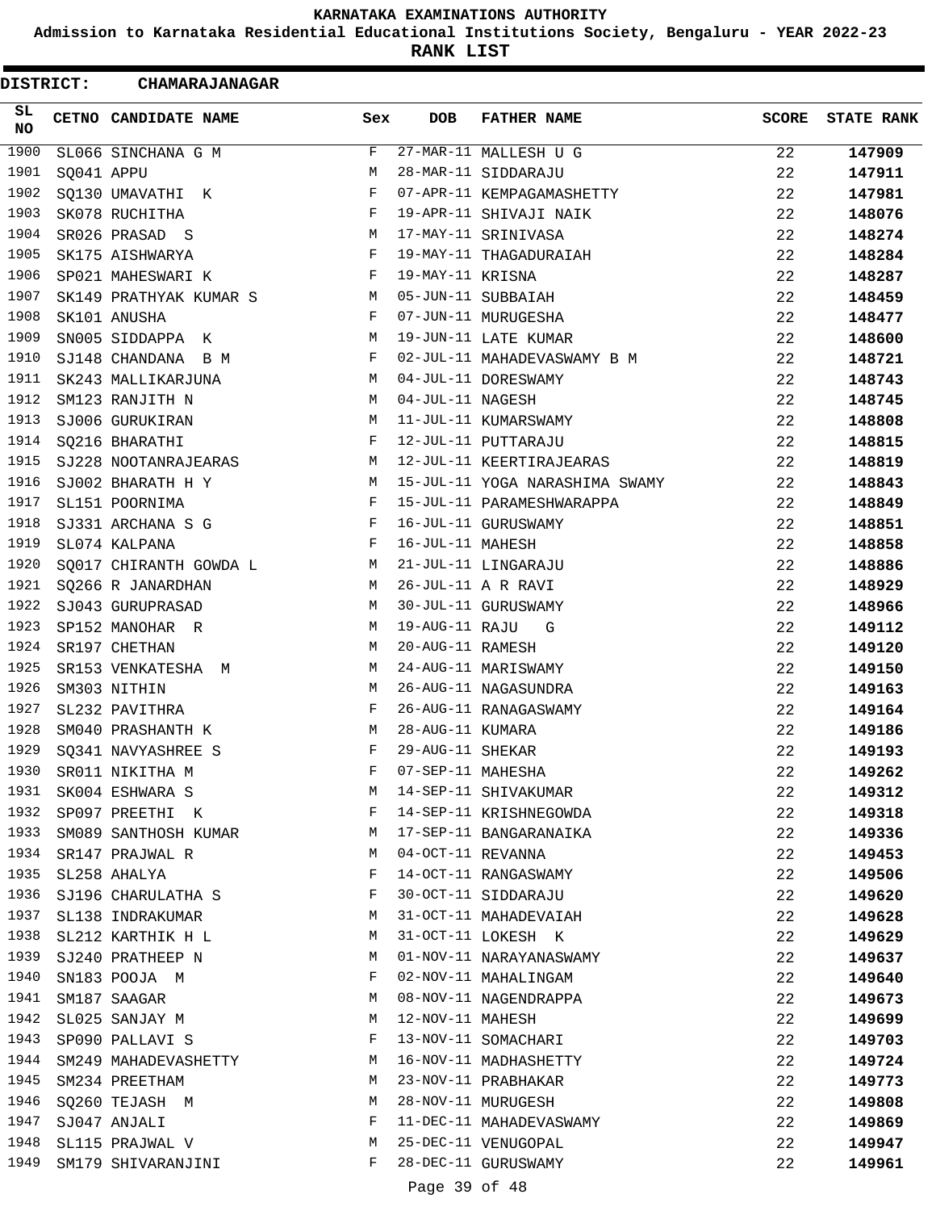# KARNATAKA EXAMINATIONS AUTHORITY

**Admission to Karnataka Residential Educational Institutions Society, Bengaluru - YEAR 2022-23**

**RANK LIST**

**DISTRICT: CHAMARAJANAGAR**

| SL NO | CETNO | CANDIDATE NAME | Sex | DOB | FATHER NAME | SCORE | STATE RANK |
|---|---|---|---|---|---|---|---|
| 1900 | SL066 | SINCHANA G M | F | 27-MAR-11 | MALLESH U G | 22 | **147909** |
| 1901 | SQ041 | APPU | M | 28-MAR-11 | SIDDARAJU | 22 | **147911** |
| 1902 | SQ130 | UMAVATHI K | F | 07-APR-11 | KEMPAGAMASHETTY | 22 | **147981** |
| 1903 | SK078 | RUCHITHA | F | 19-APR-11 | SHIVAJI NAIK | 22 | **148076** |
| 1904 | SR026 | PRASAD S | M | 17-MAY-11 | SRINIVASA | 22 | **148274** |
| 1905 | SK175 | AISHWARYA | F | 19-MAY-11 | THAGADURAIAH | 22 | **148284** |
| 1906 | SP021 | MAHESWARI K | F | 19-MAY-11 | KRISNA | 22 | **148287** |
| 1907 | SK149 | PRATHYAK KUMAR S | M | 05-JUN-11 | SUBBAIAH | 22 | **148459** |
| 1908 | SK101 | ANUSHA | F | 07-JUN-11 | MURUGESHA | 22 | **148477** |
| 1909 | SN005 | SIDDAPPA K | M | 19-JUN-11 | LATE KUMAR | 22 | **148600** |
| 1910 | SJ148 | CHANDANA B M | F | 02-JUL-11 | MAHADEVASWAMY B M | 22 | **148721** |
| 1911 | SK243 | MALLIKARJUNA | M | 04-JUL-11 | DORESWAMY | 22 | **148743** |
| 1912 | SM123 | RANJITH N | M | 04-JUL-11 | NAGESH | 22 | **148745** |
| 1913 | SJ006 | GURUKIRAN | M | 11-JUL-11 | KUMARSWAMY | 22 | **148808** |
| 1914 | SQ216 | BHARATHI | F | 12-JUL-11 | PUTTARAJU | 22 | **148815** |
| 1915 | SJ228 | NOOTANRAJEARAS | M | 12-JUL-11 | KEERTIRAJEARAS | 22 | **148819** |
| 1916 | SJ002 | BHARATH H Y | M | 15-JUL-11 | YOGA NARASHIMA SWAMY | 22 | **148843** |
| 1917 | SL151 | POORNIMA | F | 15-JUL-11 | PARAMESHWARAPPA | 22 | **148849** |
| 1918 | SJ331 | ARCHANA S G | F | 16-JUL-11 | GURUSWAMY | 22 | **148851** |
| 1919 | SL074 | KALPANA | F | 16-JUL-11 | MAHESH | 22 | **148858** |
| 1920 | SQ017 | CHIRANTH GOWDA L | M | 21-JUL-11 | LINGARAJU | 22 | **148886** |
| 1921 | SQ266 | R JANARDHAN | M | 26-JUL-11 | A R RAVI | 22 | **148929** |
| 1922 | SJ043 | GURUPRASAD | M | 30-JUL-11 | GURUSWAMY | 22 | **148966** |
| 1923 | SP152 | MANOHAR R | M | 19-AUG-11 | RAJU G | 22 | **149112** |
| 1924 | SR197 | CHETHAN | M | 20-AUG-11 | RAMESH | 22 | **149120** |
| 1925 | SR153 | VENKATESHA M | M | 24-AUG-11 | MARISWAMY | 22 | **149150** |
| 1926 | SM303 | NITHIN | M | 26-AUG-11 | NAGASUNDRA | 22 | **149163** |
| 1927 | SL232 | PAVITHRA | F | 26-AUG-11 | RANAGASWAMY | 22 | **149164** |
| 1928 | SM040 | PRASHANTH K | M | 28-AUG-11 | KUMARA | 22 | **149186** |
| 1929 | SQ341 | NAVYASHREE S | F | 29-AUG-11 | SHEKAR | 22 | **149193** |
| 1930 | SR011 | NIKITHA M | F | 07-SEP-11 | MAHESHA | 22 | **149262** |
| 1931 | SK004 | ESHWARA S | M | 14-SEP-11 | SHIVAKUMAR | 22 | **149312** |
| 1932 | SP097 | PREETHI K | F | 14-SEP-11 | KRISHNEGOWDA | 22 | **149318** |
| 1933 | SM089 | SANTHOSH KUMAR | M | 17-SEP-11 | BANGARANAIKA | 22 | **149336** |
| 1934 | SR147 | PRAJWAL R | M | 04-OCT-11 | REVANNA | 22 | **149453** |
| 1935 | SL258 | AHALYA | F | 14-OCT-11 | RANGASWAMY | 22 | **149506** |
| 1936 | SJ196 | CHARULATHA S | F | 30-OCT-11 | SIDDARAJU | 22 | **149620** |
| 1937 | SL138 | INDRAKUMAR | M | 31-OCT-11 | MAHADEVAIAH | 22 | **149628** |
| 1938 | SL212 | KARTHIK H L | M | 31-OCT-11 | LOKESH K | 22 | **149629** |
| 1939 | SJ240 | PRATHEEP N | M | 01-NOV-11 | NARAYANASWAMY | 22 | **149637** |
| 1940 | SN183 | POOJA M | F | 02-NOV-11 | MAHALINGAM | 22 | **149640** |
| 1941 | SM187 | SAAGAR | M | 08-NOV-11 | NAGENDRAPPA | 22 | **149673** |
| 1942 | SL025 | SANJAY M | M | 12-NOV-11 | MAHESH | 22 | **149699** |
| 1943 | SP090 | PALLAVI S | F | 13-NOV-11 | SOMACHARI | 22 | **149703** |
| 1944 | SM249 | MAHADEVASHETTY | M | 16-NOV-11 | MADHASHETTY | 22 | **149724** |
| 1945 | SM234 | PREETHAM | M | 23-NOV-11 | PRABHAKAR | 22 | **149773** |
| 1946 | SQ260 | TEJASH M | M | 28-NOV-11 | MURUGESH | 22 | **149808** |
| 1947 | SJ047 | ANJALI | F | 11-DEC-11 | MAHADEVASWAMY | 22 | **149869** |
| 1948 | SL115 | PRAJWAL V | M | 25-DEC-11 | VENUGOPAL | 22 | **149947** |
| 1949 | SM179 | SHIVARANJINI | F | 28-DEC-11 | GURUSWAMY | 22 | **149961** |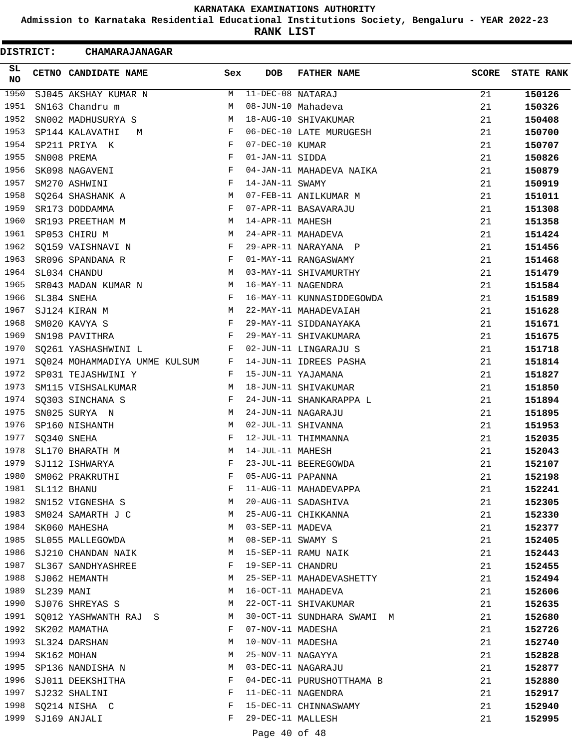KARNATAKA EXAMINATIONS AUTHORITY

Admission to Karnataka Residential Educational Institutions Society, Bengaluru - YEAR 2022-23

**RANK LIST**

**DISTRICT: CHAMARAJANAGAR**

| SL NO | CETNO | CANDIDATE NAME | Sex | DOB | FATHER NAME | SCORE | STATE RANK |
|---|---|---|---|---|---|---|---|
| 1950 | SJ045 | AKSHAY KUMAR N | M | 11-DEC-08 | NATARAJ | 21 | **150126** |
| 1951 | SN163 | Chandru m | M | 08-JUN-10 | Mahadeva | 21 | **150326** |
| 1952 | SN002 | MADHUSURYA S | M | 18-AUG-10 | SHIVAKUMAR | 21 | **150408** |
| 1953 | SP144 | KALAVATHI M | F | 06-DEC-10 | LATE MURUGESH | 21 | **150700** |
| 1954 | SP211 | PRIYA K | F | 07-DEC-10 | KUMAR | 21 | **150707** |
| 1955 | SN008 | PREMA | F | 01-JAN-11 | SIDDA | 21 | **150826** |
| 1956 | SK098 | NAGAVENI | F | 04-JAN-11 | MAHADEVA NAIKA | 21 | **150879** |
| 1957 | SM270 | ASHWINI | F | 14-JAN-11 | SWAMY | 21 | **150919** |
| 1958 | SQ264 | SHASHANK A | M | 07-FEB-11 | ANILKUMAR M | 21 | **151011** |
| 1959 | SR173 | DODDAMMA | F | 07-APR-11 | BASAVARAJU | 21 | **151308** |
| 1960 | SR193 | PREETHAM M | M | 14-APR-11 | MAHESH | 21 | **151358** |
| 1961 | SP053 | CHIRU M | M | 24-APR-11 | MAHADEVA | 21 | **151424** |
| 1962 | SQ159 | VAISHNAVI N | F | 29-APR-11 | NARAYANA P | 21 | **151456** |
| 1963 | SR096 | SPANDANA R | F | 01-MAY-11 | RANGASWAMY | 21 | **151468** |
| 1964 | SL034 | CHANDU | M | 03-MAY-11 | SHIVAMURTHY | 21 | **151479** |
| 1965 | SR043 | MADAN KUMAR N | M | 16-MAY-11 | NAGENDRA | 21 | **151584** |
| 1966 | SL384 | SNEHA | F | 16-MAY-11 | KUNNASIDDEGOWDA | 21 | **151589** |
| 1967 | SJ124 | KIRAN M | M | 22-MAY-11 | MAHADEVAIAH | 21 | **151628** |
| 1968 | SM020 | KAVYA S | F | 29-MAY-11 | SIDDANAYAKA | 21 | **151671** |
| 1969 | SN198 | PAVITHRA | F | 29-MAY-11 | SHIVAKUMARA | 21 | **151675** |
| 1970 | SQ261 | YASHASHWINI L | F | 02-JUN-11 | LINGARAJU S | 21 | **151718** |
| 1971 | SQ024 | MOHAMMADIYA UMME KULSUM | F | 14-JUN-11 | IDREES PASHA | 21 | **151814** |
| 1972 | SP031 | TEJASHWINI Y | F | 15-JUN-11 | YAJAMANA | 21 | **151827** |
| 1973 | SM115 | VISHSALKUMAR | M | 18-JUN-11 | SHIVAKUMAR | 21 | **151850** |
| 1974 | SQ303 | SINCHANA S | F | 24-JUN-11 | SHANKARAPPA L | 21 | **151894** |
| 1975 | SN025 | SURYA N | M | 24-JUN-11 | NAGARAJU | 21 | **151895** |
| 1976 | SP160 | NISHANTH | M | 02-JUL-11 | SHIVANNA | 21 | **151953** |
| 1977 | SQ340 | SNEHA | F | 12-JUL-11 | THIMMANNA | 21 | **152035** |
| 1978 | SL170 | BHARATH M | M | 14-JUL-11 | MAHESH | 21 | **152043** |
| 1979 | SJ112 | ISHWARYA | F | 23-JUL-11 | BEEREGOWDA | 21 | **152107** |
| 1980 | SM062 | PRAKRUTHI | F | 05-AUG-11 | PAPANNA | 21 | **152198** |
| 1981 | SL112 | BHANU | F | 11-AUG-11 | MAHADEVAPPA | 21 | **152241** |
| 1982 | SN152 | VIGNESHA S | M | 20-AUG-11 | SADASHIVA | 21 | **152305** |
| 1983 | SM024 | SAMARTH J C | M | 25-AUG-11 | CHIKKANNA | 21 | **152330** |
| 1984 | SK060 | MAHESHA | M | 03-SEP-11 | MADEVA | 21 | **152377** |
| 1985 | SL055 | MALLEGOWDA | M | 08-SEP-11 | SWAMY S | 21 | **152405** |
| 1986 | SJ210 | CHANDAN NAIK | M | 15-SEP-11 | RAMU NAIK | 21 | **152443** |
| 1987 | SL367 | SANDHYASHREE | F | 19-SEP-11 | CHANDRU | 21 | **152455** |
| 1988 | SJ062 | HEMANTH | M | 25-SEP-11 | MAHADEVASHETTY | 21 | **152494** |
| 1989 | SL239 | MANI | M | 16-OCT-11 | MAHADEVA | 21 | **152606** |
| 1990 | SJ076 | SHREYAS S | M | 22-OCT-11 | SHIVAKUMAR | 21 | **152635** |
| 1991 | SQ012 | YASHWANTH RAJ S | M | 30-OCT-11 | SUNDHARA SWAMI M | 21 | **152680** |
| 1992 | SK202 | MAMATHA | F | 07-NOV-11 | MADESHA | 21 | **152726** |
| 1993 | SL324 | DARSHAN | M | 10-NOV-11 | MADESHA | 21 | **152740** |
| 1994 | SK162 | MOHAN | M | 25-NOV-11 | NAGAYYA | 21 | **152828** |
| 1995 | SP136 | NANDISHA N | M | 03-DEC-11 | NAGARAJU | 21 | **152877** |
| 1996 | SJ011 | DEEKSHITHA | F | 04-DEC-11 | PURUSHOTTHAMA B | 21 | **152880** |
| 1997 | SJ232 | SHALINI | F | 11-DEC-11 | NAGENDRA | 21 | **152917** |
| 1998 | SQ214 | NISHA C | F | 15-DEC-11 | CHINNASWAMY | 21 | **152940** |
| 1999 | SJ169 | ANJALI | F | 29-DEC-11 | MALLESH | 21 | **152995** |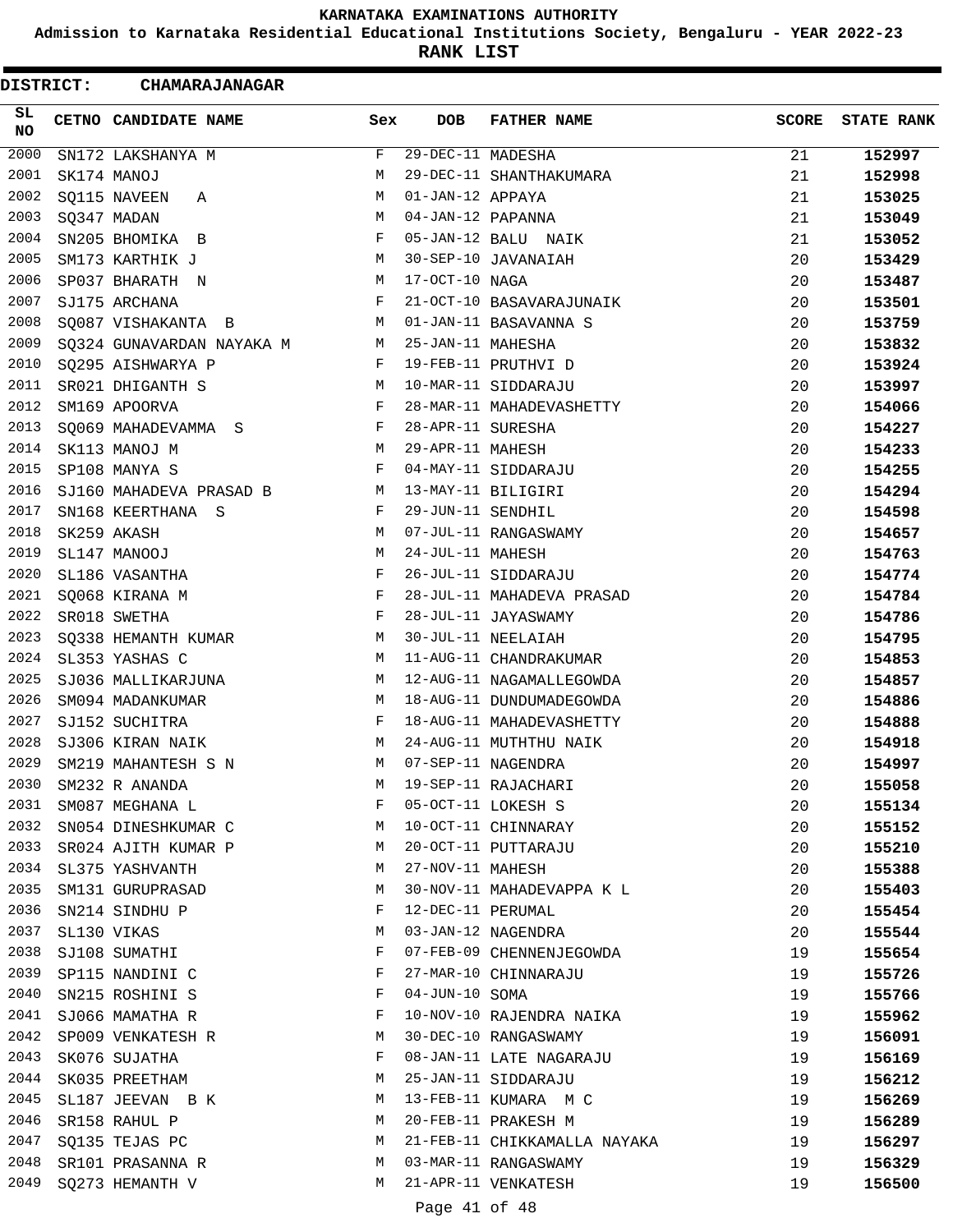# KARNATAKA EXAMINATIONS AUTHORITY

## Admission to Karnataka Residential Educational Institutions Society, Bengaluru - YEAR 2022-23

## RANK LIST

**DISTRICT: CHAMARAJANAGAR**

| SL NO | CETNO | CANDIDATE NAME | Sex | DOB | FATHER NAME | SCORE | STATE RANK |
|---|---|---|---|---|---|---|---|
| 2000 | SN172 | LAKSHANYA M | F | 29-DEC-11 | MADESHA | 21 | **152997** |
| 2001 | SK174 | MANOJ | M | 29-DEC-11 | SHANTHAKUMARA | 21 | **152998** |
| 2002 | SQ115 | NAVEEN A | M | 01-JAN-12 | APPAYA | 21 | **153025** |
| 2003 | SQ347 | MADAN | M | 04-JAN-12 | PAPANNA | 21 | **153049** |
| 2004 | SN205 | BHOMIKA B | F | 05-JAN-12 | BALU NAIK | 21 | **153052** |
| 2005 | SM173 | KARTHIK J | M | 30-SEP-10 | JAVANAIAH | 20 | **153429** |
| 2006 | SP037 | BHARATH N | M | 17-OCT-10 | NAGA | 20 | **153487** |
| 2007 | SJ175 | ARCHANA | F | 21-OCT-10 | BASAVARAJUNAIK | 20 | **153501** |
| 2008 | SQ087 | VISHAKANTA B | M | 01-JAN-11 | BASAVANNA S | 20 | **153759** |
| 2009 | SQ324 | GUNAVARDAN NAYAKA M | M | 25-JAN-11 | MAHESHA | 20 | **153832** |
| 2010 | SQ295 | AISHWARYA P | F | 19-FEB-11 | PRUTHVI D | 20 | **153924** |
| 2011 | SR021 | DHIGANTH S | M | 10-MAR-11 | SIDDARAJU | 20 | **153997** |
| 2012 | SM169 | APOORVA | F | 28-MAR-11 | MAHADEVASHETTY | 20 | **154066** |
| 2013 | SQ069 | MAHADEVAMMA S | F | 28-APR-11 | SURESHA | 20 | **154227** |
| 2014 | SK113 | MANOJ M | M | 29-APR-11 | MAHESH | 20 | **154233** |
| 2015 | SP108 | MANYA S | F | 04-MAY-11 | SIDDARAJU | 20 | **154255** |
| 2016 | SJ160 | MAHADEVA PRASAD B | M | 13-MAY-11 | BILIGIRI | 20 | **154294** |
| 2017 | SN168 | KEERTHANA S | F | 29-JUN-11 | SENDHIL | 20 | **154598** |
| 2018 | SK259 | AKASH | M | 07-JUL-11 | RANGASWAMY | 20 | **154657** |
| 2019 | SL147 | MANOOJ | M | 24-JUL-11 | MAHESH | 20 | **154763** |
| 2020 | SL186 | VASANTHA | F | 26-JUL-11 | SIDDARAJU | 20 | **154774** |
| 2021 | SQ068 | KIRANA M | F | 28-JUL-11 | MAHADEVA PRASAD | 20 | **154784** |
| 2022 | SR018 | SWETHA | F | 28-JUL-11 | JAYASWAMY | 20 | **154786** |
| 2023 | SQ338 | HEMANTH KUMAR | M | 30-JUL-11 | NEELAIAH | 20 | **154795** |
| 2024 | SL353 | YASHAS C | M | 11-AUG-11 | CHANDRAKUMAR | 20 | **154853** |
| 2025 | SJ036 | MALLIKARJUNA | M | 12-AUG-11 | NAGAMALLEGOWDA | 20 | **154857** |
| 2026 | SM094 | MADANKUMAR | M | 18-AUG-11 | DUNDUMADEGOWDA | 20 | **154886** |
| 2027 | SJ152 | SUCHITRA | F | 18-AUG-11 | MAHADEVASHETTY | 20 | **154888** |
| 2028 | SJ306 | KIRAN NAIK | M | 24-AUG-11 | MUTHTHU NAIK | 20 | **154918** |
| 2029 | SM219 | MAHANTESH S N | M | 07-SEP-11 | NAGENDRA | 20 | **154997** |
| 2030 | SM232 | R ANANDA | M | 19-SEP-11 | RAJACHARI | 20 | **155058** |
| 2031 | SM087 | MEGHANA L | F | 05-OCT-11 | LOKESH S | 20 | **155134** |
| 2032 | SN054 | DINESHKUMAR C | M | 10-OCT-11 | CHINNARAY | 20 | **155152** |
| 2033 | SR024 | AJITH KUMAR P | M | 20-OCT-11 | PUTTARAJU | 20 | **155210** |
| 2034 | SL375 | YASHVANTH | M | 27-NOV-11 | MAHESH | 20 | **155388** |
| 2035 | SM131 | GURUPRASAD | M | 30-NOV-11 | MAHADEVAPPA K L | 20 | **155403** |
| 2036 | SN214 | SINDHU P | F | 12-DEC-11 | PERUMAL | 20 | **155454** |
| 2037 | SL130 | VIKAS | M | 03-JAN-12 | NAGENDRA | 20 | **155544** |
| 2038 | SJ108 | SUMATHI | F | 07-FEB-09 | CHENNENJEGOWDA | 19 | **155654** |
| 2039 | SP115 | NANDINI C | F | 27-MAR-10 | CHINNARAJU | 19 | **155726** |
| 2040 | SN215 | ROSHINI S | F | 04-JUN-10 | SOMA | 19 | **155766** |
| 2041 | SJ066 | MAMATHA R | F | 10-NOV-10 | RAJENDRA NAIKA | 19 | **155962** |
| 2042 | SP009 | VENKATESH R | M | 30-DEC-10 | RANGASWAMY | 19 | **156091** |
| 2043 | SK076 | SUJATHA | F | 08-JAN-11 | LATE NAGARAJU | 19 | **156169** |
| 2044 | SK035 | PREETHAM | M | 25-JAN-11 | SIDDARAJU | 19 | **156212** |
| 2045 | SL187 | JEEVAN B K | M | 13-FEB-11 | KUMARA M C | 19 | **156269** |
| 2046 | SR158 | RAHUL P | M | 20-FEB-11 | PRAKESH M | 19 | **156289** |
| 2047 | SQ135 | TEJAS PC | M | 21-FEB-11 | CHIKKAMALLA NAYAKA | 19 | **156297** |
| 2048 | SR101 | PRASANNA R | M | 03-MAR-11 | RANGASWAMY | 19 | **156329** |
| 2049 | SQ273 | HEMANTH V | M | 21-APR-11 | VENKATESH | 19 | **156500** |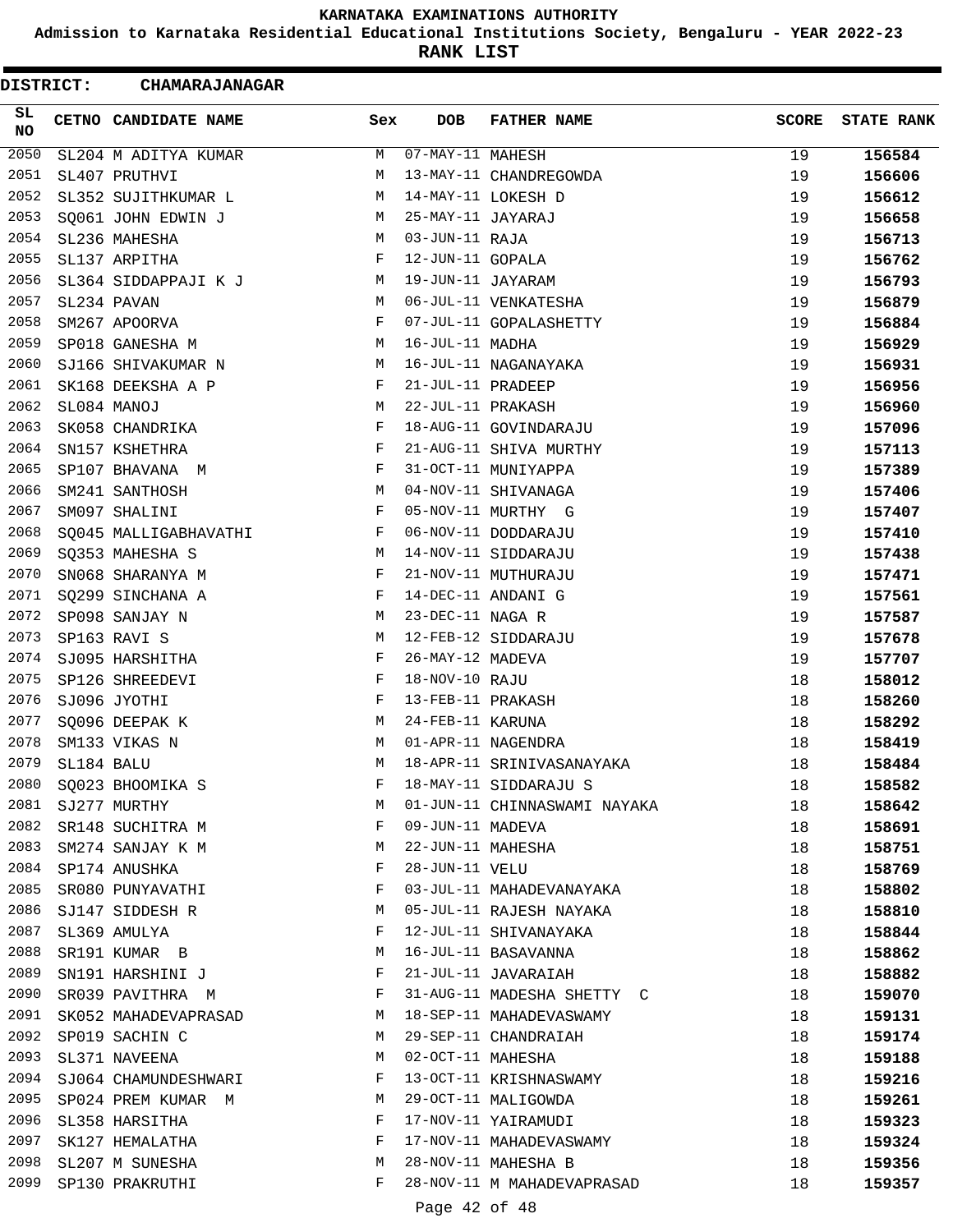# KARNATAKA EXAMINATIONS AUTHORITY

**Admission to Karnataka Residential Educational Institutions Society, Bengaluru - YEAR 2022-23**

**RANK LIST**

**DISTRICT: CHAMARAJANAGAR**

| SL NO | CETNO | CANDIDATE NAME | Sex | DOB | FATHER NAME | SCORE | STATE RANK |
|---|---|---|---|---|---|---|---|
| 2050 | SL204 | M ADITYA KUMAR | M | 07-MAY-11 | MAHESH | 19 | 156584 |
| 2051 | SL407 | PRUTHVI | M | 13-MAY-11 | CHANDREGOWDA | 19 | 156606 |
| 2052 | SL352 | SUJITHKUMAR L | M | 14-MAY-11 | LOKESH D | 19 | 156612 |
| 2053 | SQ061 | JOHN EDWIN J | M | 25-MAY-11 | JAYARAJ | 19 | 156658 |
| 2054 | SL236 | MAHESHA | M | 03-JUN-11 | RAJA | 19 | 156713 |
| 2055 | SL137 | ARPITHA | F | 12-JUN-11 | GOPALA | 19 | 156762 |
| 2056 | SL364 | SIDDAPPAJI K J | M | 19-JUN-11 | JAYARAM | 19 | 156793 |
| 2057 | SL234 | PAVAN | M | 06-JUL-11 | VENKATESHA | 19 | 156879 |
| 2058 | SM267 | APOORVA | F | 07-JUL-11 | GOPALASHETTY | 19 | 156884 |
| 2059 | SP018 | GANESHA M | M | 16-JUL-11 | MADHA | 19 | 156929 |
| 2060 | SJ166 | SHIVAKUMAR N | M | 16-JUL-11 | NAGANAYAKA | 19 | 156931 |
| 2061 | SK168 | DEEKSHA A P | F | 21-JUL-11 | PRADEEP | 19 | 156956 |
| 2062 | SL084 | MANOJ | M | 22-JUL-11 | PRAKASH | 19 | 156960 |
| 2063 | SK058 | CHANDRIKA | F | 18-AUG-11 | GOVINDARAJU | 19 | 157096 |
| 2064 | SN157 | KSHETHRA | F | 21-AUG-11 | SHIVA MURTHY | 19 | 157113 |
| 2065 | SP107 | BHAVANA M | F | 31-OCT-11 | MUNIYAPPA | 19 | 157389 |
| 2066 | SM241 | SANTHOSH | M | 04-NOV-11 | SHIVANAGA | 19 | 157406 |
| 2067 | SM097 | SHALINI | F | 05-NOV-11 | MURTHY G | 19 | 157407 |
| 2068 | SQ045 | MALLIGABHAVATHI | F | 06-NOV-11 | DODDARAJU | 19 | 157410 |
| 2069 | SQ353 | MAHESHA S | M | 14-NOV-11 | SIDDARAJU | 19 | 157438 |
| 2070 | SN068 | SHARANYA M | F | 21-NOV-11 | MUTHURAJU | 19 | 157471 |
| 2071 | SQ299 | SINCHANA A | F | 14-DEC-11 | ANDANI G | 19 | 157561 |
| 2072 | SP098 | SANJAY N | M | 23-DEC-11 | NAGA R | 19 | 157587 |
| 2073 | SP163 | RAVI S | M | 12-FEB-12 | SIDDARAJU | 19 | 157678 |
| 2074 | SJ095 | HARSHITHA | F | 26-MAY-12 | MADEVA | 19 | 157707 |
| 2075 | SP126 | SHREEDEVI | F | 18-NOV-10 | RAJU | 18 | 158012 |
| 2076 | SJ096 | JYOTHI | F | 13-FEB-11 | PRAKASH | 18 | 158260 |
| 2077 | SQ096 | DEEPAK K | M | 24-FEB-11 | KARUNA | 18 | 158292 |
| 2078 | SM133 | VIKAS N | M | 01-APR-11 | NAGENDRA | 18 | 158419 |
| 2079 | SL184 | BALU | M | 18-APR-11 | SRINIVASANAYAKA | 18 | 158484 |
| 2080 | SQ023 | BHOOMIKA S | F | 18-MAY-11 | SIDDARAJU S | 18 | 158582 |
| 2081 | SJ277 | MURTHY | M | 01-JUN-11 | CHINNASWAMI NAYAKA | 18 | 158642 |
| 2082 | SR148 | SUCHITRA M | F | 09-JUN-11 | MADEVA | 18 | 158691 |
| 2083 | SM274 | SANJAY K M | M | 22-JUN-11 | MAHESHA | 18 | 158751 |
| 2084 | SP174 | ANUSHKA | F | 28-JUN-11 | VELU | 18 | 158769 |
| 2085 | SR080 | PUNYAVATHI | F | 03-JUL-11 | MAHADEVANAYAKA | 18 | 158802 |
| 2086 | SJ147 | SIDDESH R | M | 05-JUL-11 | RAJESH NAYAKA | 18 | 158810 |
| 2087 | SL369 | AMULYA | F | 12-JUL-11 | SHIVANAYAKA | 18 | 158844 |
| 2088 | SR191 | KUMAR B | M | 16-JUL-11 | BASAVANNA | 18 | 158862 |
| 2089 | SN191 | HARSHINI J | F | 21-JUL-11 | JAVARAIAH | 18 | 158882 |
| 2090 | SR039 | PAVITHRA M | F | 31-AUG-11 | MADESHA SHETTY C | 18 | 159070 |
| 2091 | SK052 | MAHADEVAPRASAD | M | 18-SEP-11 | MAHADEVASWAMY | 18 | 159131 |
| 2092 | SP019 | SACHIN C | M | 29-SEP-11 | CHANDRAIAH | 18 | 159174 |
| 2093 | SL371 | NAVEENA | M | 02-OCT-11 | MAHESHA | 18 | 159188 |
| 2094 | SJ064 | CHAMUNDESHWARI | F | 13-OCT-11 | KRISHNASWAMY | 18 | 159216 |
| 2095 | SP024 | PREM KUMAR M | M | 29-OCT-11 | MALIGOWDA | 18 | 159261 |
| 2096 | SL358 | HARSITHA | F | 17-NOV-11 | YAIRAMUDI | 18 | 159323 |
| 2097 | SK127 | HEMALATHA | F | 17-NOV-11 | MAHADEVASWAMY | 18 | 159324 |
| 2098 | SL207 | M SUNESHA | M | 28-NOV-11 | MAHESHA B | 18 | 159356 |
| 2099 | SP130 | PRAKRUTHI | F | 28-NOV-11 | M MAHADEVAPRASAD | 18 | 159357 |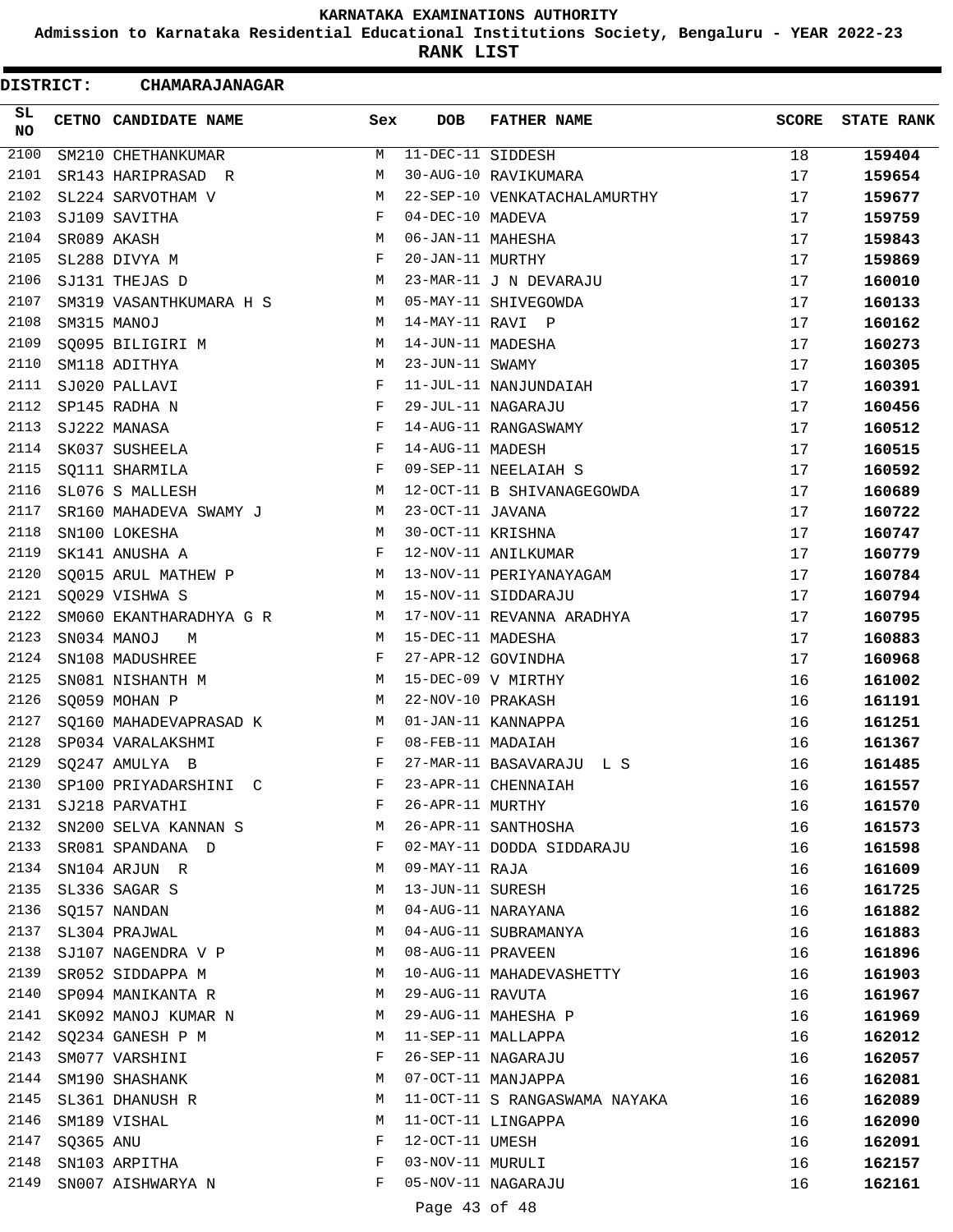KARNATAKA EXAMINATIONS AUTHORITY

Admission to Karnataka Residential Educational Institutions Society, Bengaluru - YEAR 2022-23

RANK LIST

DISTRICT: CHAMARAJANAGAR

| SL NO | CETNO | CANDIDATE NAME | Sex | DOB | FATHER NAME | SCORE | STATE RANK |
|---|---|---|---|---|---|---|---|
| 2100 | SM210 | CHETHANKUMAR | M | 11-DEC-11 | SIDDESH | 18 | 159404 |
| 2101 | SR143 | HARIPRASAD R | M | 30-AUG-10 | RAVIKUMARA | 17 | 159654 |
| 2102 | SL224 | SARVOTHAM V | M | 22-SEP-10 | VENKATACHALAMURTHY | 17 | 159677 |
| 2103 | SJ109 | SAVITHA | F | 04-DEC-10 | MADEVA | 17 | 159759 |
| 2104 | SR089 | AKASH | M | 06-JAN-11 | MAHESHA | 17 | 159843 |
| 2105 | SL288 | DIVYA M | F | 20-JAN-11 | MURTHY | 17 | 159869 |
| 2106 | SJ131 | THEJAS D | M | 23-MAR-11 | J N DEVARAJU | 17 | 160010 |
| 2107 | SM319 | VASANTHKUMARA H S | M | 05-MAY-11 | SHIVEGOWDA | 17 | 160133 |
| 2108 | SM315 | MANOJ | M | 14-MAY-11 | RAVI P | 17 | 160162 |
| 2109 | SQ095 | BILIGIRI M | M | 14-JUN-11 | MADESHA | 17 | 160273 |
| 2110 | SM118 | ADITHYA | M | 23-JUN-11 | SWAMY | 17 | 160305 |
| 2111 | SJ020 | PALLAVI | F | 11-JUL-11 | NANJUNDAIAH | 17 | 160391 |
| 2112 | SP145 | RADHA N | F | 29-JUL-11 | NAGARAJU | 17 | 160456 |
| 2113 | SJ222 | MANASA | F | 14-AUG-11 | RANGASWAMY | 17 | 160512 |
| 2114 | SK037 | SUSHEELA | F | 14-AUG-11 | MADESH | 17 | 160515 |
| 2115 | SQ111 | SHARMILA | F | 09-SEP-11 | NEELAIAH S | 17 | 160592 |
| 2116 | SL076 | S MALLESH | M | 12-OCT-11 | B SHIVANAGEGOWDA | 17 | 160689 |
| 2117 | SR160 | MAHADEVA SWAMY J | M | 23-OCT-11 | JAVANA | 17 | 160722 |
| 2118 | SN100 | LOKESHA | M | 30-OCT-11 | KRISHNA | 17 | 160747 |
| 2119 | SK141 | ANUSHA A | F | 12-NOV-11 | ANILKUMAR | 17 | 160779 |
| 2120 | SQ015 | ARUL MATHEW P | M | 13-NOV-11 | PERIYANAYAGAM | 17 | 160784 |
| 2121 | SQ029 | VISHWA S | M | 15-NOV-11 | SIDDARAJU | 17 | 160794 |
| 2122 | SM060 | EKANTHARADHYA G R | M | 17-NOV-11 | REVANNA ARADHYA | 17 | 160795 |
| 2123 | SN034 | MANOJ M | M | 15-DEC-11 | MADESHA | 17 | 160883 |
| 2124 | SN108 | MADUSHREE | F | 27-APR-12 | GOVINDHA | 17 | 160968 |
| 2125 | SN081 | NISHANTH M | M | 15-DEC-09 | V MIRTHY | 16 | 161002 |
| 2126 | SQ059 | MOHAN P | M | 22-NOV-10 | PRAKASH | 16 | 161191 |
| 2127 | SQ160 | MAHADEVAPRASAD K | M | 01-JAN-11 | KANNAPPA | 16 | 161251 |
| 2128 | SP034 | VARALAKSHMI | F | 08-FEB-11 | MADAIAH | 16 | 161367 |
| 2129 | SQ247 | AMULYA B | F | 27-MAR-11 | BASAVARAJU L S | 16 | 161485 |
| 2130 | SP100 | PRIYADARSHINI C | F | 23-APR-11 | CHENNAIAH | 16 | 161557 |
| 2131 | SJ218 | PARVATHI | F | 26-APR-11 | MURTHY | 16 | 161570 |
| 2132 | SN200 | SELVA KANNAN S | M | 26-APR-11 | SANTHOSHA | 16 | 161573 |
| 2133 | SR081 | SPANDANA D | F | 02-MAY-11 | DODDA SIDDARAJU | 16 | 161598 |
| 2134 | SN104 | ARJUN R | M | 09-MAY-11 | RAJA | 16 | 161609 |
| 2135 | SL336 | SAGAR S | M | 13-JUN-11 | SURESH | 16 | 161725 |
| 2136 | SQ157 | NANDAN | M | 04-AUG-11 | NARAYANA | 16 | 161882 |
| 2137 | SL304 | PRAJWAL | M | 04-AUG-11 | SUBRAMANYA | 16 | 161883 |
| 2138 | SJ107 | NAGENDRA V P | M | 08-AUG-11 | PRAVEEN | 16 | 161896 |
| 2139 | SR052 | SIDDAPPA M | M | 10-AUG-11 | MAHADEVASHETTY | 16 | 161903 |
| 2140 | SP094 | MANIKANTA R | M | 29-AUG-11 | RAVUTA | 16 | 161967 |
| 2141 | SK092 | MANOJ KUMAR N | M | 29-AUG-11 | MAHESHA P | 16 | 161969 |
| 2142 | SQ234 | GANESH P M | M | 11-SEP-11 | MALLAPPA | 16 | 162012 |
| 2143 | SM077 | VARSHINI | F | 26-SEP-11 | NAGARAJU | 16 | 162057 |
| 2144 | SM190 | SHASHANK | M | 07-OCT-11 | MANJAPPA | 16 | 162081 |
| 2145 | SL361 | DHANUSH R | M | 11-OCT-11 | S RANGASWAMA NAYAKA | 16 | 162089 |
| 2146 | SM189 | VISHAL | M | 11-OCT-11 | LINGAPPA | 16 | 162090 |
| 2147 | SQ365 | ANU | F | 12-OCT-11 | UMESH | 16 | 162091 |
| 2148 | SN103 | ARPITHA | F | 03-NOV-11 | MURULI | 16 | 162157 |
| 2149 | SN007 | AISHWARYA N | F | 05-NOV-11 | NAGARAJU | 16 | 162161 |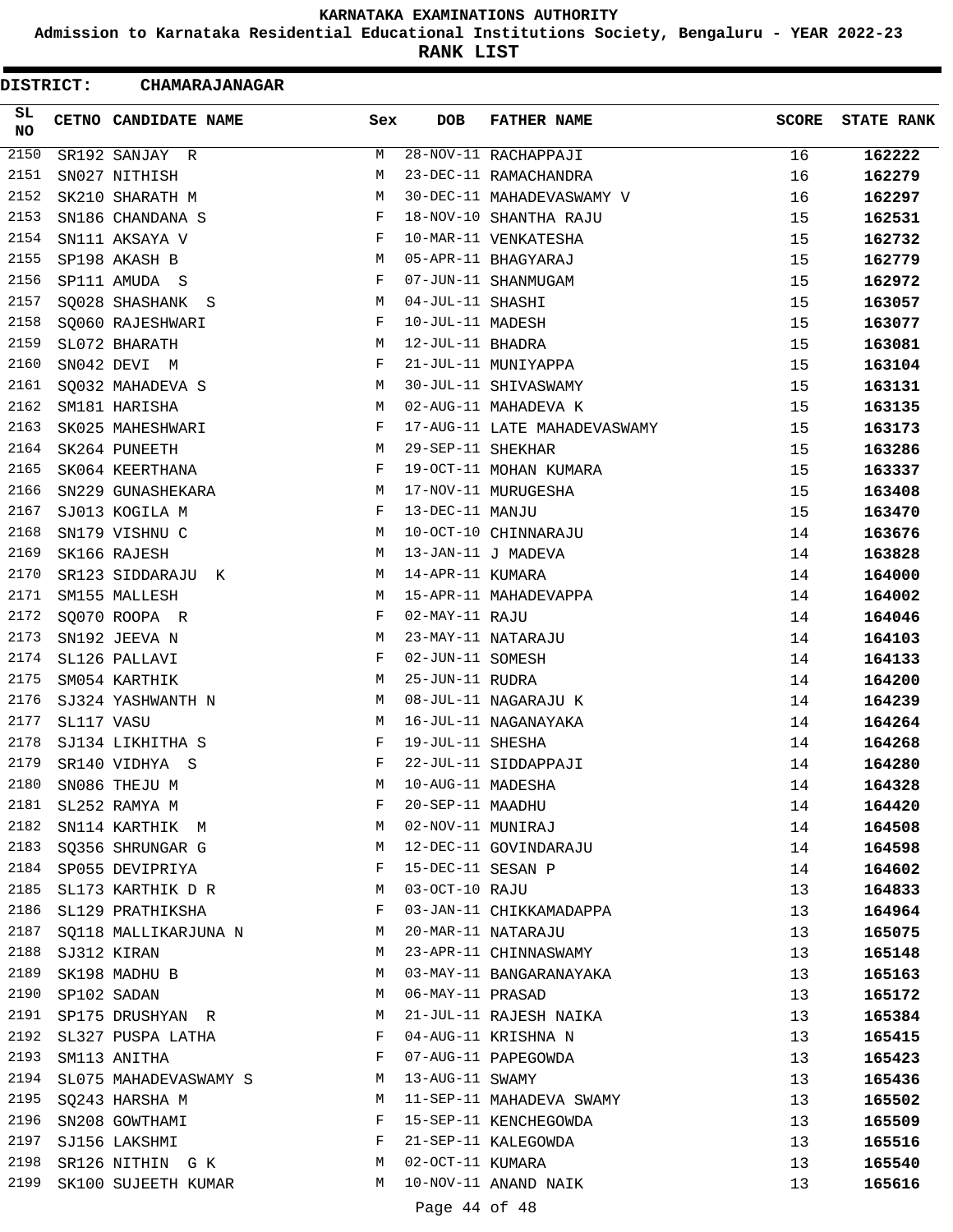# KARNATAKA EXAMINATIONS AUTHORITY

**Admission to Karnataka Residential Educational Institutions Society, Bengaluru - YEAR 2022-23**

**RANK LIST**

**DISTRICT: CHAMARAJANAGAR**

| SL NO | CETNO | CANDIDATE NAME | Sex | DOB | FATHER NAME | SCORE | STATE RANK |
|---|---|---|---|---|---|---|---|
| 2150 | SR192 | SANJAY R | M | 28-NOV-11 | RACHAPPAJI | 16 | 162222 |
| 2151 | SN027 | NITHISH | M | 23-DEC-11 | RAMACHANDRA | 16 | 162279 |
| 2152 | SK210 | SHARATH M | M | 30-DEC-11 | MAHADEVASWAMY V | 16 | 162297 |
| 2153 | SN186 | CHANDANA S | F | 18-NOV-10 | SHANTHA RAJU | 15 | 162531 |
| 2154 | SN111 | AKSAYA V | F | 10-MAR-11 | VENKATESHA | 15 | 162732 |
| 2155 | SP198 | AKASH B | M | 05-APR-11 | BHAGYARAJ | 15 | 162779 |
| 2156 | SP111 | AMUDA S | F | 07-JUN-11 | SHANMUGAM | 15 | 162972 |
| 2157 | SQ028 | SHASHANK S | M | 04-JUL-11 | SHASHI | 15 | 163057 |
| 2158 | SQ060 | RAJESHWARI | F | 10-JUL-11 | MADESH | 15 | 163077 |
| 2159 | SL072 | BHARATH | M | 12-JUL-11 | BHADRA | 15 | 163081 |
| 2160 | SN042 | DEVI M | F | 21-JUL-11 | MUNIYAPPA | 15 | 163104 |
| 2161 | SQ032 | MAHADEVA S | M | 30-JUL-11 | SHIVASWAMY | 15 | 163131 |
| 2162 | SM181 | HARISHA | M | 02-AUG-11 | MAHADEVA K | 15 | 163135 |
| 2163 | SK025 | MAHESHWARI | F | 17-AUG-11 | LATE MAHADEVASWAMY | 15 | 163173 |
| 2164 | SK264 | PUNEETH | M | 29-SEP-11 | SHEKHAR | 15 | 163286 |
| 2165 | SK064 | KEERTHANA | F | 19-OCT-11 | MOHAN KUMARA | 15 | 163337 |
| 2166 | SN229 | GUNASHEKARA | M | 17-NOV-11 | MURUGESHA | 15 | 163408 |
| 2167 | SJ013 | KOGILA M | F | 13-DEC-11 | MANJU | 15 | 163470 |
| 2168 | SN179 | VISHNU C | M | 10-OCT-10 | CHINNARAJU | 14 | 163676 |
| 2169 | SK166 | RAJESH | M | 13-JAN-11 | J MADEVA | 14 | 163828 |
| 2170 | SR123 | SIDDARAJU K | M | 14-APR-11 | KUMARA | 14 | 164000 |
| 2171 | SM155 | MALLESH | M | 15-APR-11 | MAHADEVAPPA | 14 | 164002 |
| 2172 | SQ070 | ROOPA R | F | 02-MAY-11 | RAJU | 14 | 164046 |
| 2173 | SN192 | JEEVA N | M | 23-MAY-11 | NATARAJU | 14 | 164103 |
| 2174 | SL126 | PALLAVI | F | 02-JUN-11 | SOMESH | 14 | 164133 |
| 2175 | SM054 | KARTHIK | M | 25-JUN-11 | RUDRA | 14 | 164200 |
| 2176 | SJ324 | YASHWANTH N | M | 08-JUL-11 | NAGARAJU K | 14 | 164239 |
| 2177 | SL117 | VASU | M | 16-JUL-11 | NAGANAYAKA | 14 | 164264 |
| 2178 | SJ134 | LIKHITHA S | F | 19-JUL-11 | SHESHA | 14 | 164268 |
| 2179 | SR140 | VIDHYA S | F | 22-JUL-11 | SIDDAPPAJI | 14 | 164280 |
| 2180 | SN086 | THEJU M | M | 10-AUG-11 | MADESHA | 14 | 164328 |
| 2181 | SL252 | RAMYA M | F | 20-SEP-11 | MAADHU | 14 | 164420 |
| 2182 | SN114 | KARTHIK M | M | 02-NOV-11 | MUNIRAJ | 14 | 164508 |
| 2183 | SQ356 | SHRUNGAR G | M | 12-DEC-11 | GOVINDARAJU | 14 | 164598 |
| 2184 | SP055 | DEVIPRIYA | F | 15-DEC-11 | SESAN P | 14 | 164602 |
| 2185 | SL173 | KARTHIK D R | M | 03-OCT-10 | RAJU | 13 | 164833 |
| 2186 | SL129 | PRATHIKSHA | F | 03-JAN-11 | CHIKKAMADAPPA | 13 | 164964 |
| 2187 | SQ118 | MALLIKARJUNA N | M | 20-MAR-11 | NATARAJU | 13 | 165075 |
| 2188 | SJ312 | KIRAN | M | 23-APR-11 | CHINNASWAMY | 13 | 165148 |
| 2189 | SK198 | MADHU B | M | 03-MAY-11 | BANGARANAYAKA | 13 | 165163 |
| 2190 | SP102 | SADAN | M | 06-MAY-11 | PRASAD | 13 | 165172 |
| 2191 | SP175 | DRUSHYAN R | M | 21-JUL-11 | RAJESH NAIKA | 13 | 165384 |
| 2192 | SL327 | PUSPA LATHA | F | 04-AUG-11 | KRISHNA N | 13 | 165415 |
| 2193 | SM113 | ANITHA | F | 07-AUG-11 | PAPEGOWDA | 13 | 165423 |
| 2194 | SL075 | MAHADEVASWAMY S | M | 13-AUG-11 | SWAMY | 13 | 165436 |
| 2195 | SQ243 | HARSHA M | M | 11-SEP-11 | MAHADEVA SWAMY | 13 | 165502 |
| 2196 | SN208 | GOWTHAMI | F | 15-SEP-11 | KENCHEGOWDA | 13 | 165509 |
| 2197 | SJ156 | LAKSHMI | F | 21-SEP-11 | KALEGOWDA | 13 | 165516 |
| 2198 | SR126 | NITHIN G K | M | 02-OCT-11 | KUMARA | 13 | 165540 |
| 2199 | SK100 | SUJEETH KUMAR | M | 10-NOV-11 | ANAND NAIK | 13 | 165616 |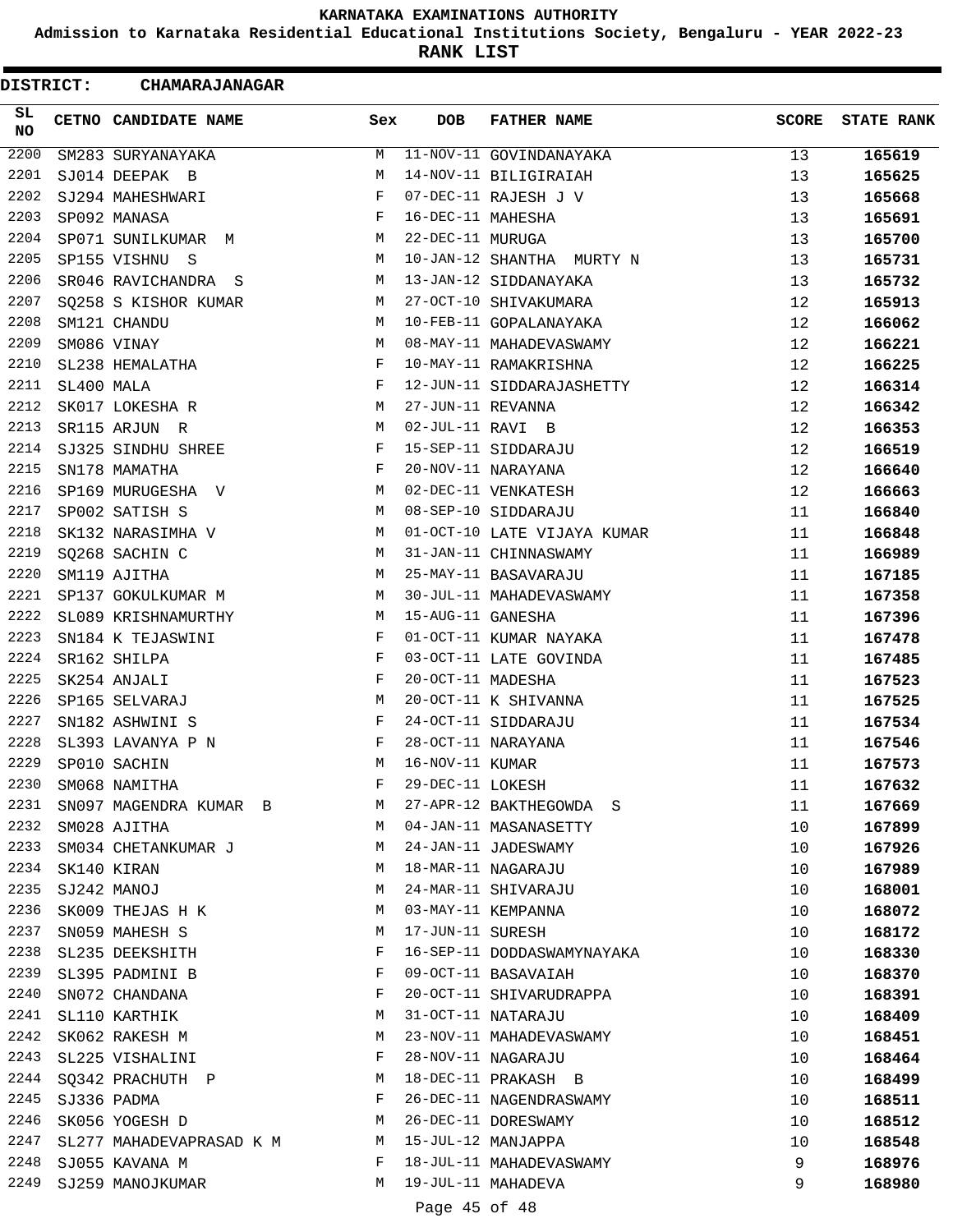# KARNATAKA EXAMINATIONS AUTHORITY

**Admission to Karnataka Residential Educational Institutions Society, Bengaluru - YEAR 2022-23**

**RANK LIST**

**DISTRICT: CHAMARAJANAGAR**

| SL NO | CETNO | CANDIDATE NAME | Sex | DOB | FATHER NAME | SCORE | STATE RANK |
|---|---|---|---|---|---|---|---|
| 2200 | SM283 | SURYANAYAKA | M | 11-NOV-11 | GOVINDANAYAKA | 13 | **165619** |
| 2201 | SJ014 | DEEPAK B | M | 14-NOV-11 | BILIGIRAIAH | 13 | **165625** |
| 2202 | SJ294 | MAHESHWARI | F | 07-DEC-11 | RAJESH J V | 13 | **165668** |
| 2203 | SP092 | MANASA | F | 16-DEC-11 | MAHESHA | 13 | **165691** |
| 2204 | SP071 | SUNILKUMAR M | M | 22-DEC-11 | MURUGA | 13 | **165700** |
| 2205 | SP155 | VISHNU S | M | 10-JAN-12 | SHANTHA MURTY N | 13 | **165731** |
| 2206 | SR046 | RAVICHANDRA S | M | 13-JAN-12 | SIDDANAYAKA | 13 | **165732** |
| 2207 | SQ258 | S KISHOR KUMAR | M | 27-OCT-10 | SHIVAKUMARA | 12 | **165913** |
| 2208 | SM121 | CHANDU | M | 10-FEB-11 | GOPALANAYAKA | 12 | **166062** |
| 2209 | SM086 | VINAY | M | 08-MAY-11 | MAHADEVASWAMY | 12 | **166221** |
| 2210 | SL238 | HEMALATHA | F | 10-MAY-11 | RAMAKRISHNA | 12 | **166225** |
| 2211 | SL400 | MALA | F | 12-JUN-11 | SIDDARAJASHETTY | 12 | **166314** |
| 2212 | SK017 | LOKESHA R | M | 27-JUN-11 | REVANNA | 12 | **166342** |
| 2213 | SR115 | ARJUN R | M | 02-JUL-11 | RAVI B | 12 | **166353** |
| 2214 | SJ325 | SINDHU SHREE | F | 15-SEP-11 | SIDDARAJU | 12 | **166519** |
| 2215 | SN178 | MAMATHA | F | 20-NOV-11 | NARAYANA | 12 | **166640** |
| 2216 | SP169 | MURUGESHA V | M | 02-DEC-11 | VENKATESH | 12 | **166663** |
| 2217 | SP002 | SATISH S | M | 08-SEP-10 | SIDDARAJU | 11 | **166840** |
| 2218 | SK132 | NARASIMHA V | M | 01-OCT-10 | LATE VIJAYA KUMAR | 11 | **166848** |
| 2219 | SQ268 | SACHIN C | M | 31-JAN-11 | CHINNASWAMY | 11 | **166989** |
| 2220 | SM119 | AJITHA | M | 25-MAY-11 | BASAVARAJU | 11 | **167185** |
| 2221 | SP137 | GOKULKUMAR M | M | 30-JUL-11 | MAHADEVASWAMY | 11 | **167358** |
| 2222 | SL089 | KRISHNAMURTHY | M | 15-AUG-11 | GANESHA | 11 | **167396** |
| 2223 | SN184 | K TEJASWINI | F | 01-OCT-11 | KUMAR NAYAKA | 11 | **167478** |
| 2224 | SR162 | SHILPA | F | 03-OCT-11 | LATE GOVINDA | 11 | **167485** |
| 2225 | SK254 | ANJALI | F | 20-OCT-11 | MADESHA | 11 | **167523** |
| 2226 | SP165 | SELVARAJ | M | 20-OCT-11 | K SHIVANNA | 11 | **167525** |
| 2227 | SN182 | ASHWINI S | F | 24-OCT-11 | SIDDARAJU | 11 | **167534** |
| 2228 | SL393 | LAVANYA P N | F | 28-OCT-11 | NARAYANA | 11 | **167546** |
| 2229 | SP010 | SACHIN | M | 16-NOV-11 | KUMAR | 11 | **167573** |
| 2230 | SM068 | NAMITHA | F | 29-DEC-11 | LOKESH | 11 | **167632** |
| 2231 | SN097 | MAGENDRA KUMAR B | M | 27-APR-12 | BAKTHEGOWDA S | 11 | **167669** |
| 2232 | SM028 | AJITHA | M | 04-JAN-11 | MASANASETTY | 10 | **167899** |
| 2233 | SM034 | CHETANKUMAR J | M | 24-JAN-11 | JADESWAMY | 10 | **167926** |
| 2234 | SK140 | KIRAN | M | 18-MAR-11 | NAGARAJU | 10 | **167989** |
| 2235 | SJ242 | MANOJ | M | 24-MAR-11 | SHIVARAJU | 10 | **168001** |
| 2236 | SK009 | THEJAS H K | M | 03-MAY-11 | KEMPANNA | 10 | **168072** |
| 2237 | SN059 | MAHESH S | M | 17-JUN-11 | SURESH | 10 | **168172** |
| 2238 | SL235 | DEEKSHITH | F | 16-SEP-11 | DODDASWAMYNAYAKA | 10 | **168330** |
| 2239 | SL395 | PADMINI B | F | 09-OCT-11 | BASAVAIAH | 10 | **168370** |
| 2240 | SN072 | CHANDANA | F | 20-OCT-11 | SHIVARUDRAPPA | 10 | **168391** |
| 2241 | SL110 | KARTHIK | M | 31-OCT-11 | NATARAJU | 10 | **168409** |
| 2242 | SK062 | RAKESH M | M | 23-NOV-11 | MAHADEVASWAMY | 10 | **168451** |
| 2243 | SL225 | VISHALINI | F | 28-NOV-11 | NAGARAJU | 10 | **168464** |
| 2244 | SQ342 | PRACHUTH P | M | 18-DEC-11 | PRAKASH B | 10 | **168499** |
| 2245 | SJ336 | PADMA | F | 26-DEC-11 | NAGENDRASWAMY | 10 | **168511** |
| 2246 | SK056 | YOGESH D | M | 26-DEC-11 | DORESWAMY | 10 | **168512** |
| 2247 | SL277 | MAHADEVAPRASAD K M | M | 15-JUL-12 | MANJAPPA | 10 | **168548** |
| 2248 | SJ055 | KAVANA M | F | 18-JUL-11 | MAHADEVASWAMY | 9 | **168976** |
| 2249 | SJ259 | MANOJKUMAR | M | 19-JUL-11 | MAHADEVA | 9 | **168980** |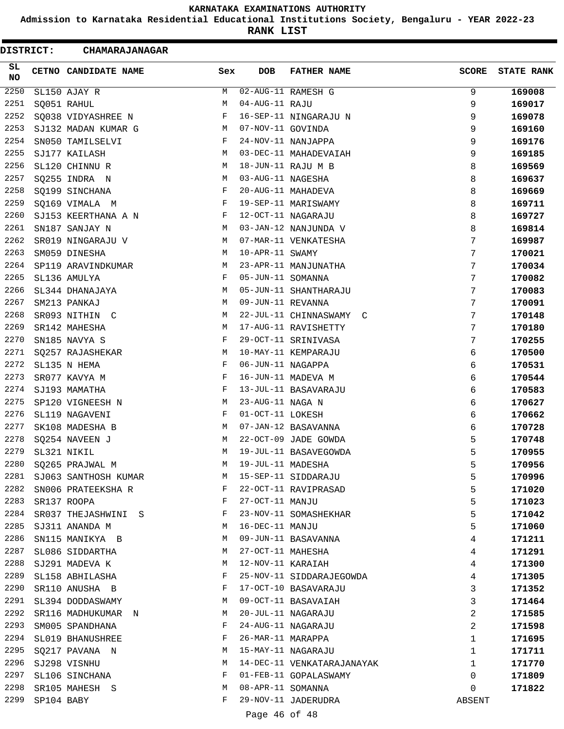**KARNATAKA EXAMINATIONS AUTHORITY**

**Admission to Karnataka Residential Educational Institutions Society, Bengaluru - YEAR 2022-23**

**RANK LIST**

**DISTRICT: CHAMARAJANAGAR**

| SL NO | CETNO | CANDIDATE NAME | Sex | DOB | FATHER NAME | SCORE | STATE RANK |
|---|---|---|---|---|---|---|---|
| 2250 | SL150 | AJAY R | M | 02-AUG-11 | RAMESH G | 9 | **169008** |
| 2251 | SQ051 | RAHUL | M | 04-AUG-11 | RAJU | 9 | **169017** |
| 2252 | SQ038 | VIDYASHREE N | F | 16-SEP-11 | NINGARAJU N | 9 | **169078** |
| 2253 | SJ132 | MADAN KUMAR G | M | 07-NOV-11 | GOVINDA | 9 | **169160** |
| 2254 | SN050 | TAMILSELVI | F | 24-NOV-11 | NANJAPPA | 9 | **169176** |
| 2255 | SJ177 | KAILASH | M | 03-DEC-11 | MAHADEVAIAH | 9 | **169185** |
| 2256 | SL120 | CHINNU R | M | 18-JUN-11 | RAJU M B | 8 | **169569** |
| 2257 | SQ255 | INDRA N | M | 03-AUG-11 | NAGESHA | 8 | **169637** |
| 2258 | SQ199 | SINCHANA | F | 20-AUG-11 | MAHADEVA | 8 | **169669** |
| 2259 | SQ169 | VIMALA M | F | 19-SEP-11 | MARISWAMY | 8 | **169711** |
| 2260 | SJ153 | KEERTHANA A N | F | 12-OCT-11 | NAGARAJU | 8 | **169727** |
| 2261 | SN187 | SANJAY N | M | 03-JAN-12 | NANJUNDA V | 8 | **169814** |
| 2262 | SR019 | NINGARAJU V | M | 07-MAR-11 | VENKATESHA | 7 | **169987** |
| 2263 | SM059 | DINESHA | M | 10-APR-11 | SWAMY | 7 | **170021** |
| 2264 | SP119 | ARAVINDKUMAR | M | 23-APR-11 | MANJUNATHA | 7 | **170034** |
| 2265 | SL136 | AMULYA | F | 05-JUN-11 | SOMANNA | 7 | **170082** |
| 2266 | SL344 | DHANAJAYA | M | 05-JUN-11 | SHANTHARAJU | 7 | **170083** |
| 2267 | SM213 | PANKAJ | M | 09-JUN-11 | REVANNA | 7 | **170091** |
| 2268 | SR093 | NITHIN C | M | 22-JUL-11 | CHINNASWAMY C | 7 | **170148** |
| 2269 | SR142 | MAHESHA | M | 17-AUG-11 | RAVISHETTY | 7 | **170180** |
| 2270 | SN185 | NAVYA S | F | 29-OCT-11 | SRINIVASA | 7 | **170255** |
| 2271 | SQ257 | RAJASHEKAR | M | 10-MAY-11 | KEMPARAJU | 6 | **170500** |
| 2272 | SL135 | N HEMA | F | 06-JUN-11 | NAGAPPA | 6 | **170531** |
| 2273 | SR077 | KAVYA M | F | 16-JUN-11 | MADEVA M | 6 | **170544** |
| 2274 | SJ193 | MAMATHA | F | 13-JUL-11 | BASAVARAJU | 6 | **170583** |
| 2275 | SP120 | VIGNEESH N | M | 23-AUG-11 | NAGA N | 6 | **170627** |
| 2276 | SL119 | NAGAVENI | F | 01-OCT-11 | LOKESH | 6 | **170662** |
| 2277 | SK108 | MADESHA B | M | 07-JAN-12 | BASAVANNA | 6 | **170728** |
| 2278 | SQ254 | NAVEEN J | M | 22-OCT-09 | JADE GOWDA | 5 | **170748** |
| 2279 | SL321 | NIKIL | M | 19-JUL-11 | BASAVEGOWDA | 5 | **170955** |
| 2280 | SQ265 | PRAJWAL M | M | 19-JUL-11 | MADESHA | 5 | **170956** |
| 2281 | SJ063 | SANTHOSH KUMAR | M | 15-SEP-11 | SIDDARAJU | 5 | **170996** |
| 2282 | SN006 | PRATEEKSHA R | F | 22-OCT-11 | RAVIPRASAD | 5 | **171020** |
| 2283 | SR137 | ROOPA | F | 27-OCT-11 | MANJU | 5 | **171023** |
| 2284 | SR037 | THEJASHWINI S | F | 23-NOV-11 | SOMASHEKHAR | 5 | **171042** |
| 2285 | SJ311 | ANANDA M | M | 16-DEC-11 | MANJU | 5 | **171060** |
| 2286 | SN115 | MANIKYA B | M | 09-JUN-11 | BASAVANNA | 4 | **171211** |
| 2287 | SL086 | SIDDARTHA | M | 27-OCT-11 | MAHESHA | 4 | **171291** |
| 2288 | SJ291 | MADEVA K | M | 12-NOV-11 | KARAIAH | 4 | **171300** |
| 2289 | SL158 | ABHILASHA | F | 25-NOV-11 | SIDDARAJEGOWDA | 4 | **171305** |
| 2290 | SR110 | ANUSHA B | F | 17-OCT-10 | BASAVARAJU | 3 | **171352** |
| 2291 | SL394 | DODDASWAMY | M | 09-OCT-11 | BASAVAIAH | 3 | **171464** |
| 2292 | SR116 | MADHUKUMAR N | M | 20-JUL-11 | NAGARAJU | 2 | **171585** |
| 2293 | SM005 | SPANDHANA | F | 24-AUG-11 | NAGARAJU | 2 | **171598** |
| 2294 | SL019 | BHANUSHREE | F | 26-MAR-11 | MARAPPA | 1 | **171695** |
| 2295 | SQ217 | PAVANA N | M | 15-MAY-11 | NAGARAJU | 1 | **171711** |
| 2296 | SJ298 | VISNHU | M | 14-DEC-11 | VENKATARAJANAYAK | 1 | **171770** |
| 2297 | SL106 | SINCHANA | F | 01-FEB-11 | GOPALASWAMY | 0 | **171809** |
| 2298 | SR105 | MAHESH S | M | 08-APR-11 | SOMANNA | 0 | **171822** |
| 2299 | SP104 | BABY | F | 29-NOV-11 | JADERUDRA | ABSENT | |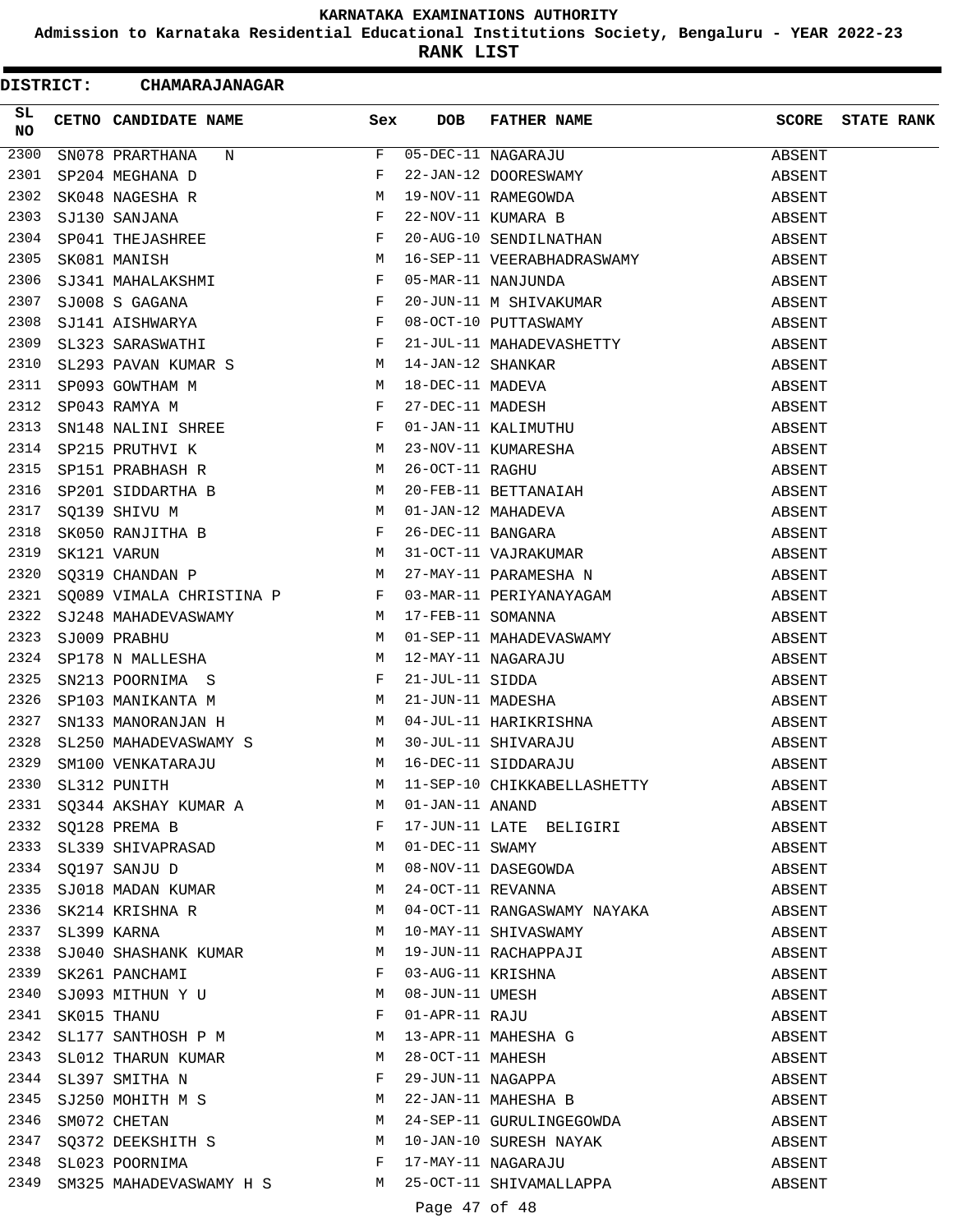# KARNATAKA EXAMINATIONS AUTHORITY

**Admission to Karnataka Residential Educational Institutions Society, Bengaluru - YEAR 2022-23**

**RANK LIST**

**DISTRICT: CHAMARAJANAGAR**

| SL NO | CETNO | CANDIDATE NAME | Sex | DOB | FATHER NAME | SCORE | STATE RANK |
|---|---|---|---|---|---|---|---|
| 2300 | SN078 | PRARTHANA N | F | 05-DEC-11 | NAGARAJU | ABSENT | |
| 2301 | SP204 | MEGHANA D | F | 22-JAN-12 | DOORESWAMY | ABSENT | |
| 2302 | SK048 | NAGESHA R | M | 19-NOV-11 | RAMEGOWDA | ABSENT | |
| 2303 | SJ130 | SANJANA | F | 22-NOV-11 | KUMARA B | ABSENT | |
| 2304 | SP041 | THEJASHREE | F | 20-AUG-10 | SENDILNATHAN | ABSENT | |
| 2305 | SK081 | MANISH | M | 16-SEP-11 | VEERABHADRASWAMY | ABSENT | |
| 2306 | SJ341 | MAHALAKSHMI | F | 05-MAR-11 | NANJUNDA | ABSENT | |
| 2307 | SJ008 | S GAGANA | F | 20-JUN-11 | M SHIVAKUMAR | ABSENT | |
| 2308 | SJ141 | AISHWARYA | F | 08-OCT-10 | PUTTASWAMY | ABSENT | |
| 2309 | SL323 | SARASWATHI | F | 21-JUL-11 | MAHADEVASHETTY | ABSENT | |
| 2310 | SL293 | PAVAN KUMAR S | M | 14-JAN-12 | SHANKAR | ABSENT | |
| 2311 | SP093 | GOWTHAM M | M | 18-DEC-11 | MADEVA | ABSENT | |
| 2312 | SP043 | RAMYA M | F | 27-DEC-11 | MADESH | ABSENT | |
| 2313 | SN148 | NALINI SHREE | F | 01-JAN-11 | KALIMUTHU | ABSENT | |
| 2314 | SP215 | PRUTHVI K | M | 23-NOV-11 | KUMARESHA | ABSENT | |
| 2315 | SP151 | PRABHASH R | M | 26-OCT-11 | RAGHU | ABSENT | |
| 2316 | SP201 | SIDDARTHA B | M | 20-FEB-11 | BETTANAIAH | ABSENT | |
| 2317 | SQ139 | SHIVU M | M | 01-JAN-12 | MAHADEVA | ABSENT | |
| 2318 | SK050 | RANJITHA B | F | 26-DEC-11 | BANGARA | ABSENT | |
| 2319 | SK121 | VARUN | M | 31-OCT-11 | VAJRAKUMAR | ABSENT | |
| 2320 | SQ319 | CHANDAN P | M | 27-MAY-11 | PARAMESHA N | ABSENT | |
| 2321 | SQ089 | VIMALA CHRISTINA P | F | 03-MAR-11 | PERIYANAYAGAM | ABSENT | |
| 2322 | SJ248 | MAHADEVASWAMY | M | 17-FEB-11 | SOMANNA | ABSENT | |
| 2323 | SJ009 | PRABHU | M | 01-SEP-11 | MAHADEVASWAMY | ABSENT | |
| 2324 | SP178 | N MALLESHA | M | 12-MAY-11 | NAGARAJU | ABSENT | |
| 2325 | SN213 | POORNIMA S | F | 21-JUL-11 | SIDDA | ABSENT | |
| 2326 | SP103 | MANIKANTA M | M | 21-JUN-11 | MADESHA | ABSENT | |
| 2327 | SN133 | MANORANJAN H | M | 04-JUL-11 | HARIKRISHNA | ABSENT | |
| 2328 | SL250 | MAHADEVASWAMY S | M | 30-JUL-11 | SHIVARAJU | ABSENT | |
| 2329 | SM100 | VENKATARAJU | M | 16-DEC-11 | SIDDARAJU | ABSENT | |
| 2330 | SL312 | PUNITH | M | 11-SEP-10 | CHIKKABELLASHETTY | ABSENT | |
| 2331 | SQ344 | AKSHAY KUMAR A | M | 01-JAN-11 | ANAND | ABSENT | |
| 2332 | SQ128 | PREMA B | F | 17-JUN-11 | LATE BELIGIRI | ABSENT | |
| 2333 | SL339 | SHIVAPRASAD | M | 01-DEC-11 | SWAMY | ABSENT | |
| 2334 | SQ197 | SANJU D | M | 08-NOV-11 | DASEGOWDA | ABSENT | |
| 2335 | SJ018 | MADAN KUMAR | M | 24-OCT-11 | REVANNA | ABSENT | |
| 2336 | SK214 | KRISHNA R | M | 04-OCT-11 | RANGASWAMY NAYAKA | ABSENT | |
| 2337 | SL399 | KARNA | M | 10-MAY-11 | SHIVASWAMY | ABSENT | |
| 2338 | SJ040 | SHASHANK KUMAR | M | 19-JUN-11 | RACHAPPAJI | ABSENT | |
| 2339 | SK261 | PANCHAMI | F | 03-AUG-11 | KRISHNA | ABSENT | |
| 2340 | SJ093 | MITHUN Y U | M | 08-JUN-11 | UMESH | ABSENT | |
| 2341 | SK015 | THANU | F | 01-APR-11 | RAJU | ABSENT | |
| 2342 | SL177 | SANTHOSH P M | M | 13-APR-11 | MAHESHA G | ABSENT | |
| 2343 | SL012 | THARUN KUMAR | M | 28-OCT-11 | MAHESH | ABSENT | |
| 2344 | SL397 | SMITHA N | F | 29-JUN-11 | NAGAPPA | ABSENT | |
| 2345 | SJ250 | MOHITH M S | M | 22-JAN-11 | MAHESHA B | ABSENT | |
| 2346 | SM072 | CHETAN | M | 24-SEP-11 | GURULINGEGOWDA | ABSENT | |
| 2347 | SQ372 | DEEKSHITH S | M | 10-JAN-10 | SURESH NAYAK | ABSENT | |
| 2348 | SL023 | POORNIMA | F | 17-MAY-11 | NAGARAJU | ABSENT | |
| 2349 | SM325 | MAHADEVASWAMY H S | M | 25-OCT-11 | SHIVAMALLAPPA | ABSENT | |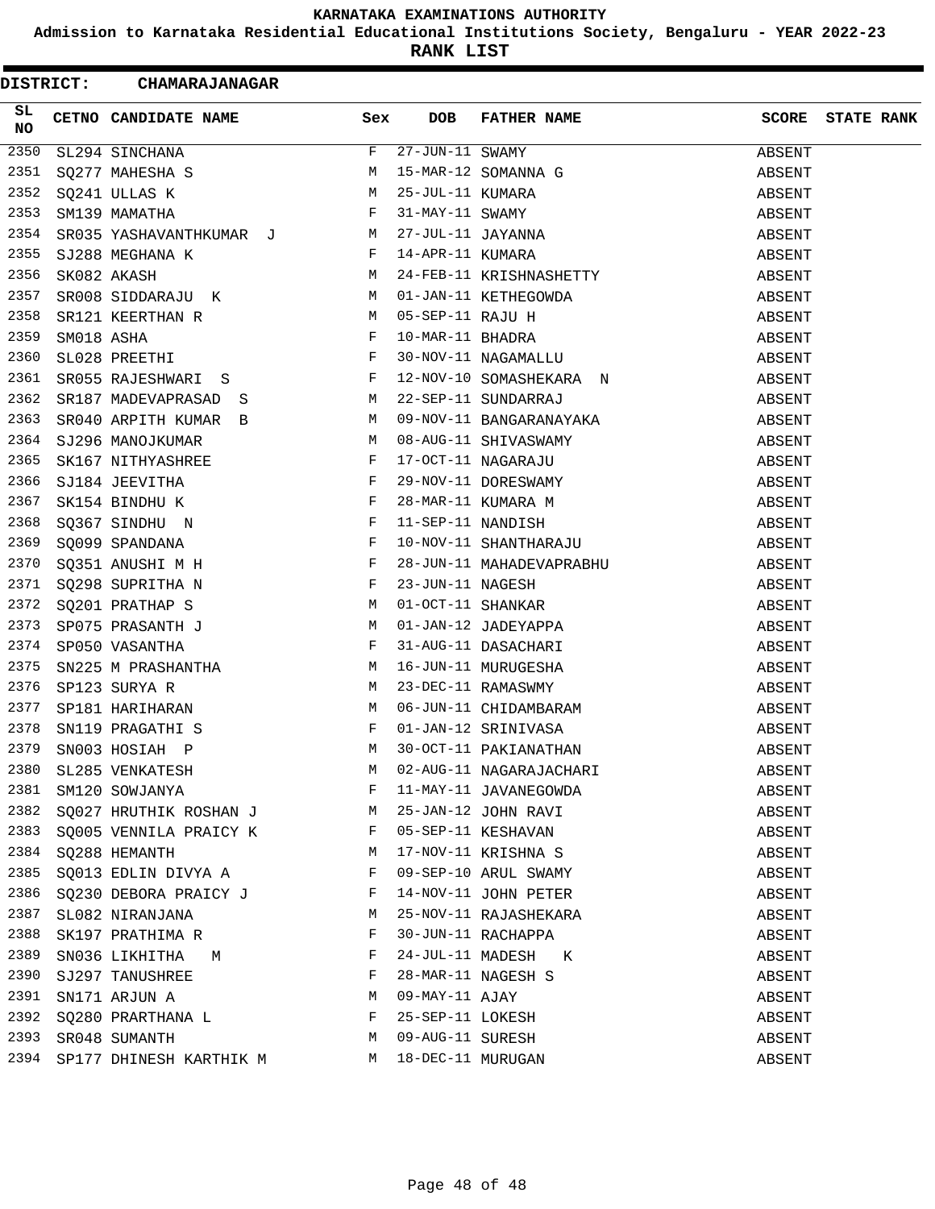KARNATAKA EXAMINATIONS AUTHORITY

Admission to Karnataka Residential Educational Institutions Society, Bengaluru - YEAR 2022-23

**RANK LIST**

**DISTRICT: CHAMARAJANAGAR**

| SL NO | CETNO | CANDIDATE NAME | Sex | DOB | FATHER NAME | SCORE | STATE RANK |
|---|---|---|---|---|---|---|---|
| 2350 | SL294 | SINCHANA | F | 27-JUN-11 | SWAMY | ABSENT | |
| 2351 | SQ277 | MAHESHA S | M | 15-MAR-12 | SOMANNA G | ABSENT | |
| 2352 | SQ241 | ULLAS K | M | 25-JUL-11 | KUMARA | ABSENT | |
| 2353 | SM139 | MAMATHA | F | 31-MAY-11 | SWAMY | ABSENT | |
| 2354 | SR035 | YASHAVANTHKUMAR J | M | 27-JUL-11 | JAYANNA | ABSENT | |
| 2355 | SJ288 | MEGHANA K | F | 14-APR-11 | KUMARA | ABSENT | |
| 2356 | SK082 | AKASH | M | 24-FEB-11 | KRISHNASHETTY | ABSENT | |
| 2357 | SR008 | SIDDARAJU K | M | 01-JAN-11 | KETHEGOWDA | ABSENT | |
| 2358 | SR121 | KEERTHAN R | M | 05-SEP-11 | RAJU H | ABSENT | |
| 2359 | SM018 | ASHA | F | 10-MAR-11 | BHADRA | ABSENT | |
| 2360 | SL028 | PREETHI | F | 30-NOV-11 | NAGAMALLU | ABSENT | |
| 2361 | SR055 | RAJESHWARI S | F | 12-NOV-10 | SOMASHEKARA N | ABSENT | |
| 2362 | SR187 | MADEVAPRASAD S | M | 22-SEP-11 | SUNDARRAJ | ABSENT | |
| 2363 | SR040 | ARPITH KUMAR B | M | 09-NOV-11 | BANGARANAYAKA | ABSENT | |
| 2364 | SJ296 | MANOJKUMAR | M | 08-AUG-11 | SHIVASWAMY | ABSENT | |
| 2365 | SK167 | NITHYASHREE | F | 17-OCT-11 | NAGARAJU | ABSENT | |
| 2366 | SJ184 | JEEVITHA | F | 29-NOV-11 | DORESWAMY | ABSENT | |
| 2367 | SK154 | BINDHU K | F | 28-MAR-11 | KUMARA M | ABSENT | |
| 2368 | SQ367 | SINDHU N | F | 11-SEP-11 | NANDISH | ABSENT | |
| 2369 | SQ099 | SPANDANA | F | 10-NOV-11 | SHANTHARAJU | ABSENT | |
| 2370 | SQ351 | ANUSHI M H | F | 28-JUN-11 | MAHADEVAPRABHU | ABSENT | |
| 2371 | SQ298 | SUPRITHA N | F | 23-JUN-11 | NAGESH | ABSENT | |
| 2372 | SQ201 | PRATHAP S | M | 01-OCT-11 | SHANKAR | ABSENT | |
| 2373 | SP075 | PRASANTH J | M | 01-JAN-12 | JADEYAPPA | ABSENT | |
| 2374 | SP050 | VASANTHA | F | 31-AUG-11 | DASACHARI | ABSENT | |
| 2375 | SN225 | M PRASHANTHA | M | 16-JUN-11 | MURUGESHA | ABSENT | |
| 2376 | SP123 | SURYA R | M | 23-DEC-11 | RAMASWMY | ABSENT | |
| 2377 | SP181 | HARIHARAN | M | 06-JUN-11 | CHIDAMBARAM | ABSENT | |
| 2378 | SN119 | PRAGATHI S | F | 01-JAN-12 | SRINIVASA | ABSENT | |
| 2379 | SN003 | HOSIAH P | M | 30-OCT-11 | PAKIANATHAN | ABSENT | |
| 2380 | SL285 | VENKATESH | M | 02-AUG-11 | NAGARAJACHARI | ABSENT | |
| 2381 | SM120 | SOWJANYA | F | 11-MAY-11 | JAVANEGOWDA | ABSENT | |
| 2382 | SQ027 | HRUTHIK ROSHAN J | M | 25-JAN-12 | JOHN RAVI | ABSENT | |
| 2383 | SQ005 | VENNILA PRAICY K | F | 05-SEP-11 | KESHAVAN | ABSENT | |
| 2384 | SQ288 | HEMANTH | M | 17-NOV-11 | KRISHNA S | ABSENT | |
| 2385 | SQ013 | EDLIN DIVYA A | F | 09-SEP-10 | ARUL SWAMY | ABSENT | |
| 2386 | SQ230 | DEBORA PRAICY J | F | 14-NOV-11 | JOHN PETER | ABSENT | |
| 2387 | SL082 | NIRANJANA | M | 25-NOV-11 | RAJASHEKARA | ABSENT | |
| 2388 | SK197 | PRATHIMA R | F | 30-JUN-11 | RACHAPPA | ABSENT | |
| 2389 | SN036 | LIKHITHA M | F | 24-JUL-11 | MADESH K | ABSENT | |
| 2390 | SJ297 | TANUSHREE | F | 28-MAR-11 | NAGESH S | ABSENT | |
| 2391 | SN171 | ARJUN A | M | 09-MAY-11 | AJAY | ABSENT | |
| 2392 | SQ280 | PRARTHANA L | F | 25-SEP-11 | LOKESH | ABSENT | |
| 2393 | SR048 | SUMANTH | M | 09-AUG-11 | SURESH | ABSENT | |
| 2394 | SP177 | DHINESH KARTHIK M | M | 18-DEC-11 | MURUGAN | ABSENT | |